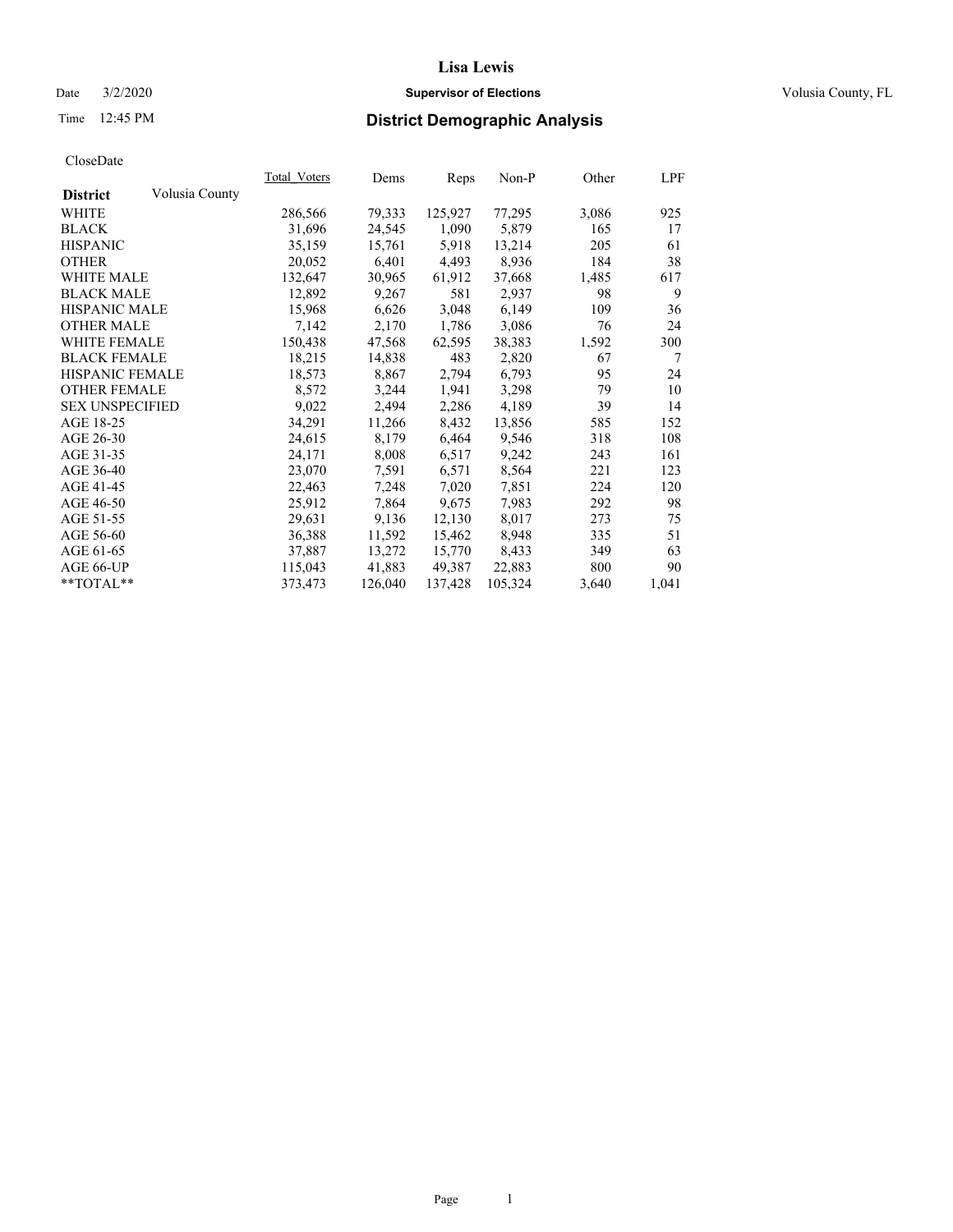# Lisa Lewis

Date 3/2/2020

**Supervisor of Elections**

Volusia County, FL

Time 12:45 PM

## District Demographic Analysis

CloseDate

| District | Volusia County | Total_Voters | Dems | Reps | Non-P | Other | LPF |
|---|---|---|---|---|---|---|---|
| WHITE | | 286,566 | 79,333 | 125,927 | 77,295 | 3,086 | 925 |
| BLACK | | 31,696 | 24,545 | 1,090 | 5,879 | 165 | 17 |
| HISPANIC | | 35,159 | 15,761 | 5,918 | 13,214 | 205 | 61 |
| OTHER | | 20,052 | 6,401 | 4,493 | 8,936 | 184 | 38 |
| WHITE MALE | | 132,647 | 30,965 | 61,912 | 37,668 | 1,485 | 617 |
| BLACK MALE | | 12,892 | 9,267 | 581 | 2,937 | 98 | 9 |
| HISPANIC MALE | | 15,968 | 6,626 | 3,048 | 6,149 | 109 | 36 |
| OTHER MALE | | 7,142 | 2,170 | 1,786 | 3,086 | 76 | 24 |
| WHITE FEMALE | | 150,438 | 47,568 | 62,595 | 38,383 | 1,592 | 300 |
| BLACK FEMALE | | 18,215 | 14,838 | 483 | 2,820 | 67 | 7 |
| HISPANIC FEMALE | | 18,573 | 8,867 | 2,794 | 6,793 | 95 | 24 |
| OTHER FEMALE | | 8,572 | 3,244 | 1,941 | 3,298 | 79 | 10 |
| SEX UNSPECIFIED | | 9,022 | 2,494 | 2,286 | 4,189 | 39 | 14 |
| AGE 18-25 | | 34,291 | 11,266 | 8,432 | 13,856 | 585 | 152 |
| AGE 26-30 | | 24,615 | 8,179 | 6,464 | 9,546 | 318 | 108 |
| AGE 31-35 | | 24,171 | 8,008 | 6,517 | 9,242 | 243 | 161 |
| AGE 36-40 | | 23,070 | 7,591 | 6,571 | 8,564 | 221 | 123 |
| AGE 41-45 | | 22,463 | 7,248 | 7,020 | 7,851 | 224 | 120 |
| AGE 46-50 | | 25,912 | 7,864 | 9,675 | 7,983 | 292 | 98 |
| AGE 51-55 | | 29,631 | 9,136 | 12,130 | 8,017 | 273 | 75 |
| AGE 56-60 | | 36,388 | 11,592 | 15,462 | 8,948 | 335 | 51 |
| AGE 61-65 | | 37,887 | 13,272 | 15,770 | 8,433 | 349 | 63 |
| AGE 66-UP | | 115,043 | 41,883 | 49,387 | 22,883 | 800 | 90 |
| **TOTAL** | | 373,473 | 126,040 | 137,428 | 105,324 | 3,640 | 1,041 |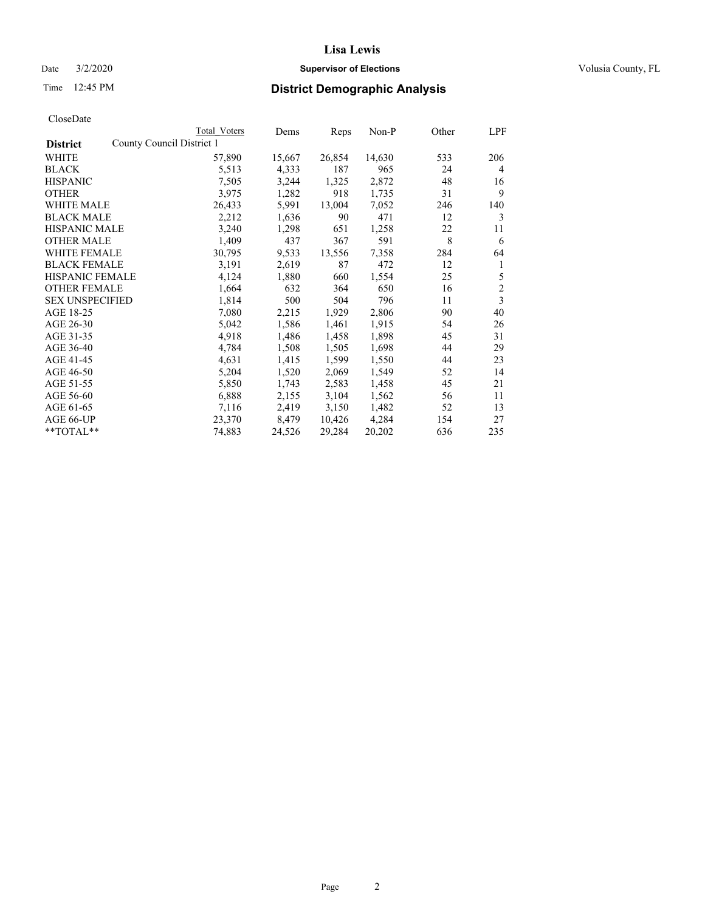# Lisa Lewis

Date 3/2/2020 **Supervisor of Elections** Volusia County, FL

Time 12:45 PM **District Demographic Analysis**

CloseDate

| District | Total Voters | Dems | Reps | Non-P | Other | LPF |
|---|---|---|---|---|---|---|
| County Council District 1 | | | | | | |
| WHITE | 57,890 | 15,667 | 26,854 | 14,630 | 533 | 206 |
| BLACK | 5,513 | 4,333 | 187 | 965 | 24 | 4 |
| HISPANIC | 7,505 | 3,244 | 1,325 | 2,872 | 48 | 16 |
| OTHER | 3,975 | 1,282 | 918 | 1,735 | 31 | 9 |
| WHITE MALE | 26,433 | 5,991 | 13,004 | 7,052 | 246 | 140 |
| BLACK MALE | 2,212 | 1,636 | 90 | 471 | 12 | 3 |
| HISPANIC MALE | 3,240 | 1,298 | 651 | 1,258 | 22 | 11 |
| OTHER MALE | 1,409 | 437 | 367 | 591 | 8 | 6 |
| WHITE FEMALE | 30,795 | 9,533 | 13,556 | 7,358 | 284 | 64 |
| BLACK FEMALE | 3,191 | 2,619 | 87 | 472 | 12 | 1 |
| HISPANIC FEMALE | 4,124 | 1,880 | 660 | 1,554 | 25 | 5 |
| OTHER FEMALE | 1,664 | 632 | 364 | 650 | 16 | 2 |
| SEX UNSPECIFIED | 1,814 | 500 | 504 | 796 | 11 | 3 |
| AGE 18-25 | 7,080 | 2,215 | 1,929 | 2,806 | 90 | 40 |
| AGE 26-30 | 5,042 | 1,586 | 1,461 | 1,915 | 54 | 26 |
| AGE 31-35 | 4,918 | 1,486 | 1,458 | 1,898 | 45 | 31 |
| AGE 36-40 | 4,784 | 1,508 | 1,505 | 1,698 | 44 | 29 |
| AGE 41-45 | 4,631 | 1,415 | 1,599 | 1,550 | 44 | 23 |
| AGE 46-50 | 5,204 | 1,520 | 2,069 | 1,549 | 52 | 14 |
| AGE 51-55 | 5,850 | 1,743 | 2,583 | 1,458 | 45 | 21 |
| AGE 56-60 | 6,888 | 2,155 | 3,104 | 1,562 | 56 | 11 |
| AGE 61-65 | 7,116 | 2,419 | 3,150 | 1,482 | 52 | 13 |
| AGE 66-UP | 23,370 | 8,479 | 10,426 | 4,284 | 154 | 27 |
| **TOTAL** | 74,883 | 24,526 | 29,284 | 20,202 | 636 | 235 |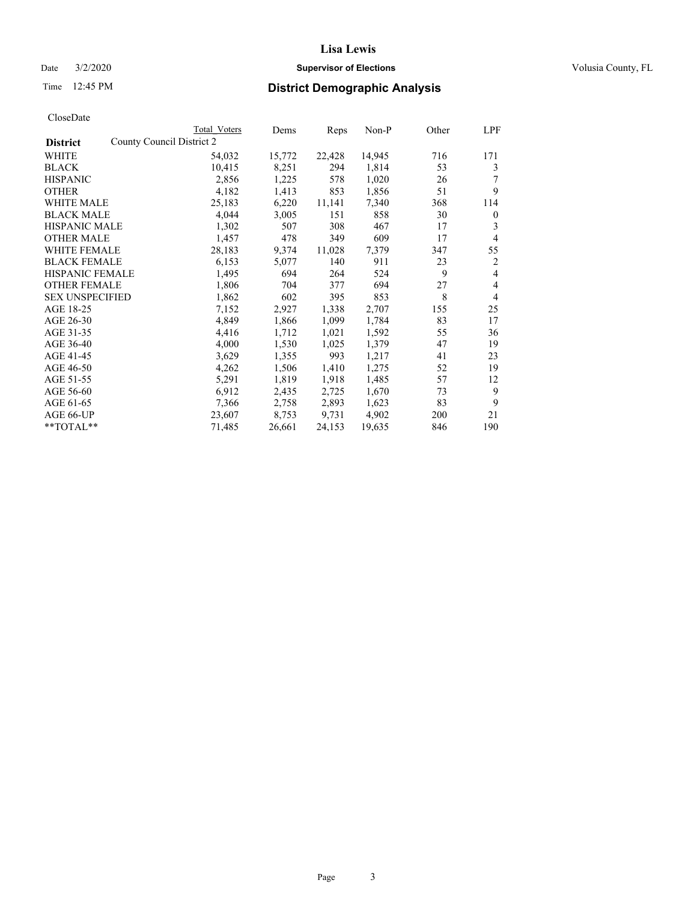CloseDate

| District | County Council District 2 | Total Voters | Dems | Reps | Non-P | Other | LPF |
|---|---|---|---|---|---|---|---|
| WHITE | | 54,032 | 15,772 | 22,428 | 14,945 | 716 | 171 |
| BLACK | | 10,415 | 8,251 | 294 | 1,814 | 53 | 3 |
| HISPANIC | | 2,856 | 1,225 | 578 | 1,020 | 26 | 7 |
| OTHER | | 4,182 | 1,413 | 853 | 1,856 | 51 | 9 |
| WHITE MALE | | 25,183 | 6,220 | 11,141 | 7,340 | 368 | 114 |
| BLACK MALE | | 4,044 | 3,005 | 151 | 858 | 30 | 0 |
| HISPANIC MALE | | 1,302 | 507 | 308 | 467 | 17 | 3 |
| OTHER MALE | | 1,457 | 478 | 349 | 609 | 17 | 4 |
| WHITE FEMALE | | 28,183 | 9,374 | 11,028 | 7,379 | 347 | 55 |
| BLACK FEMALE | | 6,153 | 5,077 | 140 | 911 | 23 | 2 |
| HISPANIC FEMALE | | 1,495 | 694 | 264 | 524 | 9 | 4 |
| OTHER FEMALE | | 1,806 | 704 | 377 | 694 | 27 | 4 |
| SEX UNSPECIFIED | | 1,862 | 602 | 395 | 853 | 8 | 4 |
| AGE 18-25 | | 7,152 | 2,927 | 1,338 | 2,707 | 155 | 25 |
| AGE 26-30 | | 4,849 | 1,866 | 1,099 | 1,784 | 83 | 17 |
| AGE 31-35 | | 4,416 | 1,712 | 1,021 | 1,592 | 55 | 36 |
| AGE 36-40 | | 4,000 | 1,530 | 1,025 | 1,379 | 47 | 19 |
| AGE 41-45 | | 3,629 | 1,355 | 993 | 1,217 | 41 | 23 |
| AGE 46-50 | | 4,262 | 1,506 | 1,410 | 1,275 | 52 | 19 |
| AGE 51-55 | | 5,291 | 1,819 | 1,918 | 1,485 | 57 | 12 |
| AGE 56-60 | | 6,912 | 2,435 | 2,725 | 1,670 | 73 | 9 |
| AGE 61-65 | | 7,366 | 2,758 | 2,893 | 1,623 | 83 | 9 |
| AGE 66-UP | | 23,607 | 8,753 | 9,731 | 4,902 | 200 | 21 |
| **TOTAL** | | 71,485 | 26,661 | 24,153 | 19,635 | 846 | 190 |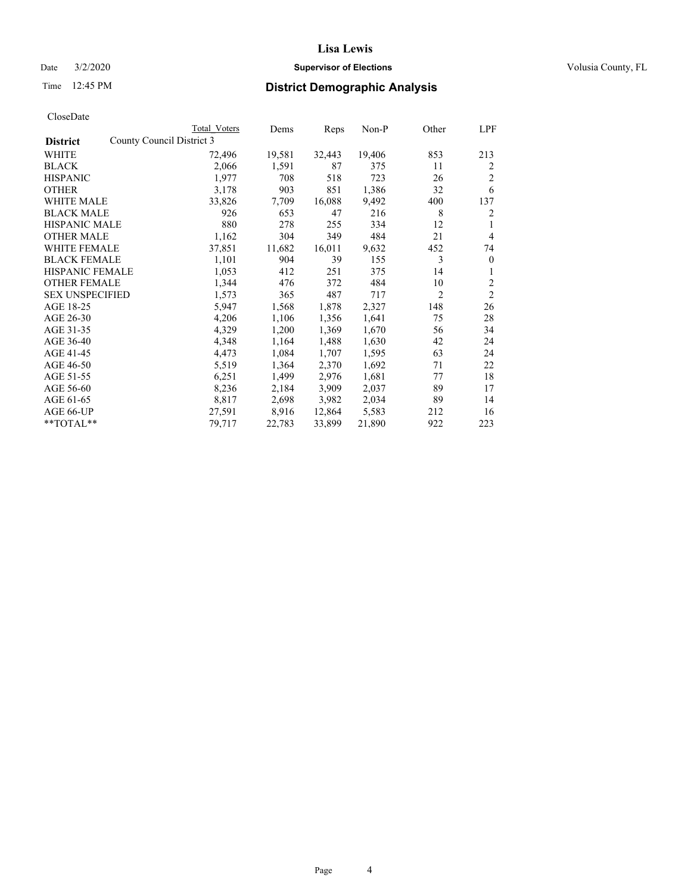# Lisa Lewis

Date 3/2/2020 **Supervisor of Elections** Volusia County, FL

Time 12:45 PM **District Demographic Analysis**

CloseDate

| District | County Council District 3 | Total Voters | Dems | Reps | Non-P | Other | LPF |
|---|---|---|---|---|---|---|---|
| WHITE | | 72,496 | 19,581 | 32,443 | 19,406 | 853 | 213 |
| BLACK | | 2,066 | 1,591 | 87 | 375 | 11 | 2 |
| HISPANIC | | 1,977 | 708 | 518 | 723 | 26 | 2 |
| OTHER | | 3,178 | 903 | 851 | 1,386 | 32 | 6 |
| WHITE MALE | | 33,826 | 7,709 | 16,088 | 9,492 | 400 | 137 |
| BLACK MALE | | 926 | 653 | 47 | 216 | 8 | 2 |
| HISPANIC MALE | | 880 | 278 | 255 | 334 | 12 | 1 |
| OTHER MALE | | 1,162 | 304 | 349 | 484 | 21 | 4 |
| WHITE FEMALE | | 37,851 | 11,682 | 16,011 | 9,632 | 452 | 74 |
| BLACK FEMALE | | 1,101 | 904 | 39 | 155 | 3 | 0 |
| HISPANIC FEMALE | | 1,053 | 412 | 251 | 375 | 14 | 1 |
| OTHER FEMALE | | 1,344 | 476 | 372 | 484 | 10 | 2 |
| SEX UNSPECIFIED | | 1,573 | 365 | 487 | 717 | 2 | 2 |
| AGE 18-25 | | 5,947 | 1,568 | 1,878 | 2,327 | 148 | 26 |
| AGE 26-30 | | 4,206 | 1,106 | 1,356 | 1,641 | 75 | 28 |
| AGE 31-35 | | 4,329 | 1,200 | 1,369 | 1,670 | 56 | 34 |
| AGE 36-40 | | 4,348 | 1,164 | 1,488 | 1,630 | 42 | 24 |
| AGE 41-45 | | 4,473 | 1,084 | 1,707 | 1,595 | 63 | 24 |
| AGE 46-50 | | 5,519 | 1,364 | 2,370 | 1,692 | 71 | 22 |
| AGE 51-55 | | 6,251 | 1,499 | 2,976 | 1,681 | 77 | 18 |
| AGE 56-60 | | 8,236 | 2,184 | 3,909 | 2,037 | 89 | 17 |
| AGE 61-65 | | 8,817 | 2,698 | 3,982 | 2,034 | 89 | 14 |
| AGE 66-UP | | 27,591 | 8,916 | 12,864 | 5,583 | 212 | 16 |
| **TOTAL** | | 79,717 | 22,783 | 33,899 | 21,890 | 922 | 223 |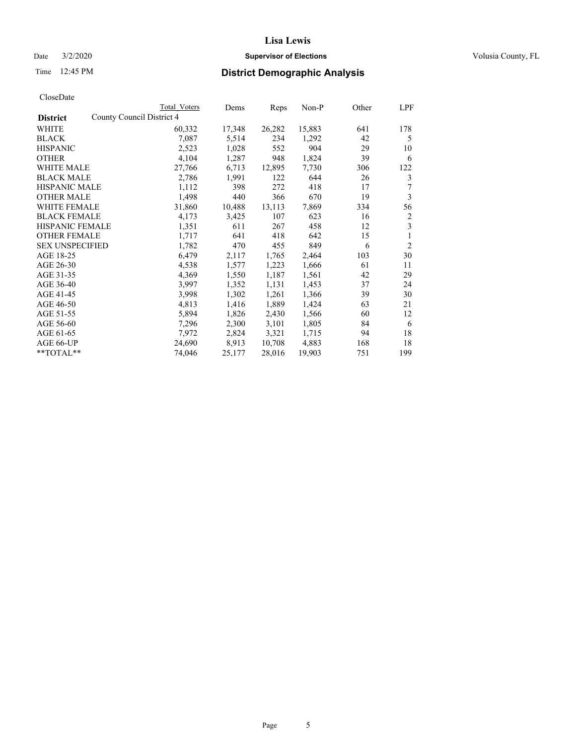# Lisa Lewis

Date 3/2/2020 **Supervisor of Elections** Volusia County, FL

Time 12:45 PM **District Demographic Analysis**

CloseDate

| District | County Council District 4 Total Voters | Dems | Reps | Non-P | Other | LPF |
|---|---|---|---|---|---|---|
| WHITE | 60,332 | 17,348 | 26,282 | 15,883 | 641 | 178 |
| BLACK | 7,087 | 5,514 | 234 | 1,292 | 42 | 5 |
| HISPANIC | 2,523 | 1,028 | 552 | 904 | 29 | 10 |
| OTHER | 4,104 | 1,287 | 948 | 1,824 | 39 | 6 |
| WHITE MALE | 27,766 | 6,713 | 12,895 | 7,730 | 306 | 122 |
| BLACK MALE | 2,786 | 1,991 | 122 | 644 | 26 | 3 |
| HISPANIC MALE | 1,112 | 398 | 272 | 418 | 17 | 7 |
| OTHER MALE | 1,498 | 440 | 366 | 670 | 19 | 3 |
| WHITE FEMALE | 31,860 | 10,488 | 13,113 | 7,869 | 334 | 56 |
| BLACK FEMALE | 4,173 | 3,425 | 107 | 623 | 16 | 2 |
| HISPANIC FEMALE | 1,351 | 611 | 267 | 458 | 12 | 3 |
| OTHER FEMALE | 1,717 | 641 | 418 | 642 | 15 | 1 |
| SEX UNSPECIFIED | 1,782 | 470 | 455 | 849 | 6 | 2 |
| AGE 18-25 | 6,479 | 2,117 | 1,765 | 2,464 | 103 | 30 |
| AGE 26-30 | 4,538 | 1,577 | 1,223 | 1,666 | 61 | 11 |
| AGE 31-35 | 4,369 | 1,550 | 1,187 | 1,561 | 42 | 29 |
| AGE 36-40 | 3,997 | 1,352 | 1,131 | 1,453 | 37 | 24 |
| AGE 41-45 | 3,998 | 1,302 | 1,261 | 1,366 | 39 | 30 |
| AGE 46-50 | 4,813 | 1,416 | 1,889 | 1,424 | 63 | 21 |
| AGE 51-55 | 5,894 | 1,826 | 2,430 | 1,566 | 60 | 12 |
| AGE 56-60 | 7,296 | 2,300 | 3,101 | 1,805 | 84 | 6 |
| AGE 61-65 | 7,972 | 2,824 | 3,321 | 1,715 | 94 | 18 |
| AGE 66-UP | 24,690 | 8,913 | 10,708 | 4,883 | 168 | 18 |
| **TOTAL** | 74,046 | 25,177 | 28,016 | 19,903 | 751 | 199 |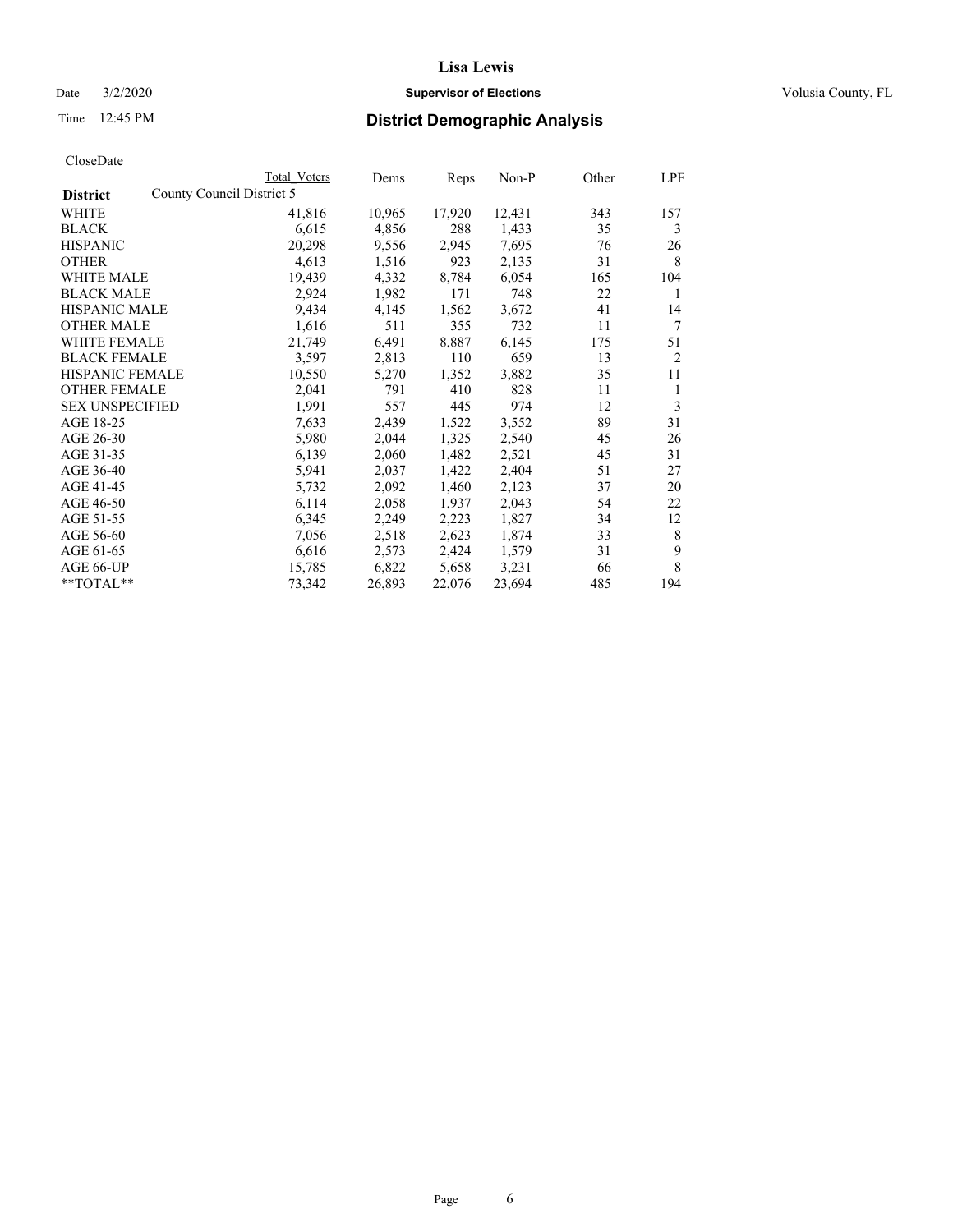# Lisa Lewis

Date 3/2/2020 **Supervisor of Elections** Volusia County, FL

Time 12:45 PM **District Demographic Analysis**

CloseDate

| District | Total Voters | Dems | Reps | Non-P | Other | LPF |
|---|---|---|---|---|---|---|
| County Council District 5 | | | | | | |
| WHITE | 41,816 | 10,965 | 17,920 | 12,431 | 343 | 157 |
| BLACK | 6,615 | 4,856 | 288 | 1,433 | 35 | 3 |
| HISPANIC | 20,298 | 9,556 | 2,945 | 7,695 | 76 | 26 |
| OTHER | 4,613 | 1,516 | 923 | 2,135 | 31 | 8 |
| WHITE MALE | 19,439 | 4,332 | 8,784 | 6,054 | 165 | 104 |
| BLACK MALE | 2,924 | 1,982 | 171 | 748 | 22 | 1 |
| HISPANIC MALE | 9,434 | 4,145 | 1,562 | 3,672 | 41 | 14 |
| OTHER MALE | 1,616 | 511 | 355 | 732 | 11 | 7 |
| WHITE FEMALE | 21,749 | 6,491 | 8,887 | 6,145 | 175 | 51 |
| BLACK FEMALE | 3,597 | 2,813 | 110 | 659 | 13 | 2 |
| HISPANIC FEMALE | 10,550 | 5,270 | 1,352 | 3,882 | 35 | 11 |
| OTHER FEMALE | 2,041 | 791 | 410 | 828 | 11 | 1 |
| SEX UNSPECIFIED | 1,991 | 557 | 445 | 974 | 12 | 3 |
| AGE 18-25 | 7,633 | 2,439 | 1,522 | 3,552 | 89 | 31 |
| AGE 26-30 | 5,980 | 2,044 | 1,325 | 2,540 | 45 | 26 |
| AGE 31-35 | 6,139 | 2,060 | 1,482 | 2,521 | 45 | 31 |
| AGE 36-40 | 5,941 | 2,037 | 1,422 | 2,404 | 51 | 27 |
| AGE 41-45 | 5,732 | 2,092 | 1,460 | 2,123 | 37 | 20 |
| AGE 46-50 | 6,114 | 2,058 | 1,937 | 2,043 | 54 | 22 |
| AGE 51-55 | 6,345 | 2,249 | 2,223 | 1,827 | 34 | 12 |
| AGE 56-60 | 7,056 | 2,518 | 2,623 | 1,874 | 33 | 8 |
| AGE 61-65 | 6,616 | 2,573 | 2,424 | 1,579 | 31 | 9 |
| AGE 66-UP | 15,785 | 6,822 | 5,658 | 3,231 | 66 | 8 |
| **TOTAL** | 73,342 | 26,893 | 22,076 | 23,694 | 485 | 194 |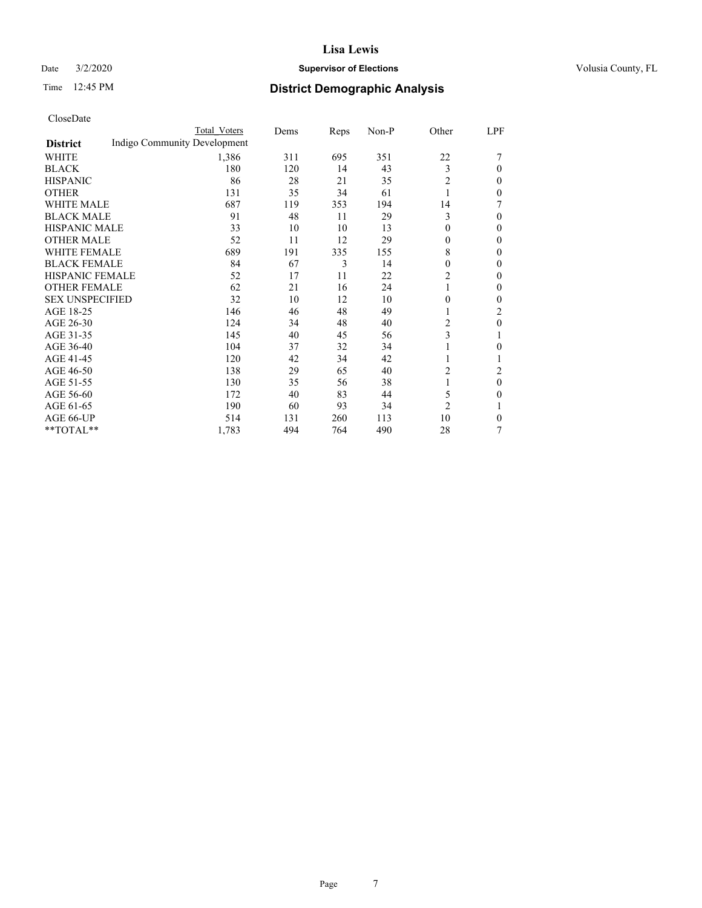# Lisa Lewis

Date 3/2/2020 **Supervisor of Elections** Volusia County, FL

Time 12:45 PM **District Demographic Analysis**

CloseDate

| District | Total Voters | Dems | Reps | Non-P | Other | LPF |
|---|---|---|---|---|---|---|
| Indigo Community Development | | | | | | |
| WHITE | 1,386 | 311 | 695 | 351 | 22 | 7 |
| BLACK | 180 | 120 | 14 | 43 | 3 | 0 |
| HISPANIC | 86 | 28 | 21 | 35 | 2 | 0 |
| OTHER | 131 | 35 | 34 | 61 | 1 | 0 |
| WHITE MALE | 687 | 119 | 353 | 194 | 14 | 7 |
| BLACK MALE | 91 | 48 | 11 | 29 | 3 | 0 |
| HISPANIC MALE | 33 | 10 | 10 | 13 | 0 | 0 |
| OTHER MALE | 52 | 11 | 12 | 29 | 0 | 0 |
| WHITE FEMALE | 689 | 191 | 335 | 155 | 8 | 0 |
| BLACK FEMALE | 84 | 67 | 3 | 14 | 0 | 0 |
| HISPANIC FEMALE | 52 | 17 | 11 | 22 | 2 | 0 |
| OTHER FEMALE | 62 | 21 | 16 | 24 | 1 | 0 |
| SEX UNSPECIFIED | 32 | 10 | 12 | 10 | 0 | 0 |
| AGE 18-25 | 146 | 46 | 48 | 49 | 1 | 2 |
| AGE 26-30 | 124 | 34 | 48 | 40 | 2 | 0 |
| AGE 31-35 | 145 | 40 | 45 | 56 | 3 | 1 |
| AGE 36-40 | 104 | 37 | 32 | 34 | 1 | 0 |
| AGE 41-45 | 120 | 42 | 34 | 42 | 1 | 1 |
| AGE 46-50 | 138 | 29 | 65 | 40 | 2 | 2 |
| AGE 51-55 | 130 | 35 | 56 | 38 | 1 | 0 |
| AGE 56-60 | 172 | 40 | 83 | 44 | 5 | 0 |
| AGE 61-65 | 190 | 60 | 93 | 34 | 2 | 1 |
| AGE 66-UP | 514 | 131 | 260 | 113 | 10 | 0 |
| **TOTAL** | 1,783 | 494 | 764 | 490 | 28 | 7 |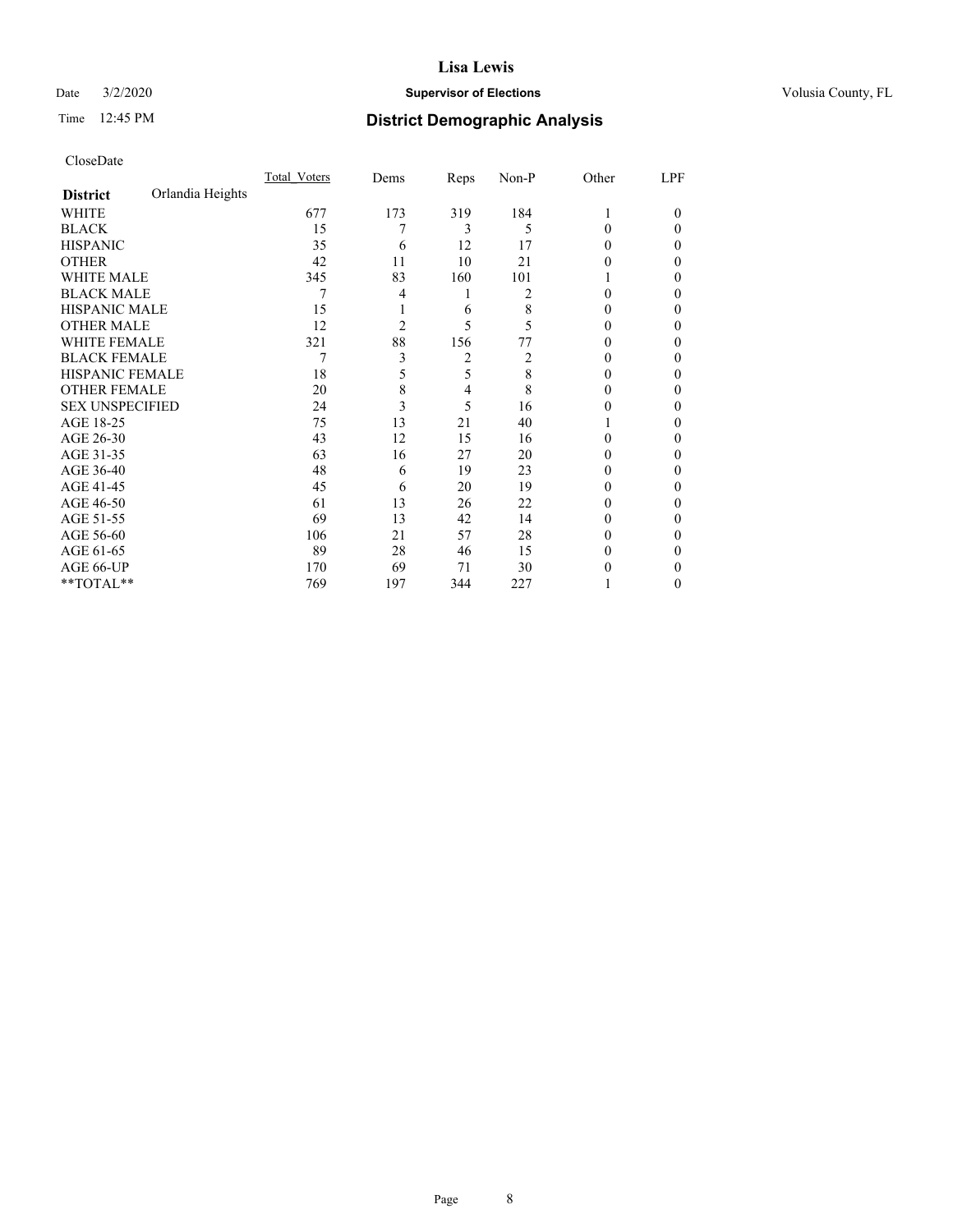# Lisa Lewis

Date 3/2/2020 **Supervisor of Elections** Volusia County, FL

Time 12:45 PM **District Demographic Analysis**

CloseDate

| **District** Orlandia Heights | Total_Voters | Dems | Reps | Non-P | Other | LPF |
|---|---|---|---|---|---|---|
| WHITE | 677 | 173 | 319 | 184 | 1 | 0 |
| BLACK | 15 | 7 | 3 | 5 | 0 | 0 |
| HISPANIC | 35 | 6 | 12 | 17 | 0 | 0 |
| OTHER | 42 | 11 | 10 | 21 | 0 | 0 |
| WHITE MALE | 345 | 83 | 160 | 101 | 1 | 0 |
| BLACK MALE | 7 | 4 | 1 | 2 | 0 | 0 |
| HISPANIC MALE | 15 | 1 | 6 | 8 | 0 | 0 |
| OTHER MALE | 12 | 2 | 5 | 5 | 0 | 0 |
| WHITE FEMALE | 321 | 88 | 156 | 77 | 0 | 0 |
| BLACK FEMALE | 7 | 3 | 2 | 2 | 0 | 0 |
| HISPANIC FEMALE | 18 | 5 | 5 | 8 | 0 | 0 |
| OTHER FEMALE | 20 | 8 | 4 | 8 | 0 | 0 |
| SEX UNSPECIFIED | 24 | 3 | 5 | 16 | 0 | 0 |
| AGE 18-25 | 75 | 13 | 21 | 40 | 1 | 0 |
| AGE 26-30 | 43 | 12 | 15 | 16 | 0 | 0 |
| AGE 31-35 | 63 | 16 | 27 | 20 | 0 | 0 |
| AGE 36-40 | 48 | 6 | 19 | 23 | 0 | 0 |
| AGE 41-45 | 45 | 6 | 20 | 19 | 0 | 0 |
| AGE 46-50 | 61 | 13 | 26 | 22 | 0 | 0 |
| AGE 51-55 | 69 | 13 | 42 | 14 | 0 | 0 |
| AGE 56-60 | 106 | 21 | 57 | 28 | 0 | 0 |
| AGE 61-65 | 89 | 28 | 46 | 15 | 0 | 0 |
| AGE 66-UP | 170 | 69 | 71 | 30 | 0 | 0 |
| **TOTAL** | 769 | 197 | 344 | 227 | 1 | 0 |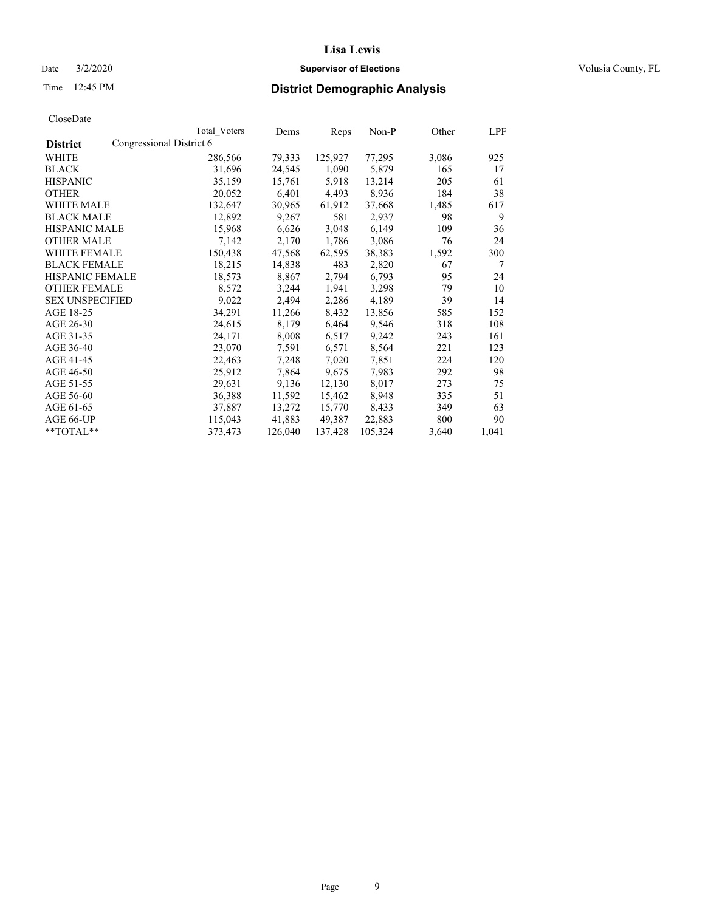Date 3/2/2020 **Supervisor of Elections** Volusia County, FL

Time 12:45 PM **District Demographic Analysis**

CloseDate

| **District** | Congressional District 6 Total Voters | Dems | Reps | Non-P | Other | LPF |
|---|---|---|---|---|---|---|
| WHITE | 286,566 | 79,333 | 125,927 | 77,295 | 3,086 | 925 |
| BLACK | 31,696 | 24,545 | 1,090 | 5,879 | 165 | 17 |
| HISPANIC | 35,159 | 15,761 | 5,918 | 13,214 | 205 | 61 |
| OTHER | 20,052 | 6,401 | 4,493 | 8,936 | 184 | 38 |
| WHITE MALE | 132,647 | 30,965 | 61,912 | 37,668 | 1,485 | 617 |
| BLACK MALE | 12,892 | 9,267 | 581 | 2,937 | 98 | 9 |
| HISPANIC MALE | 15,968 | 6,626 | 3,048 | 6,149 | 109 | 36 |
| OTHER MALE | 7,142 | 2,170 | 1,786 | 3,086 | 76 | 24 |
| WHITE FEMALE | 150,438 | 47,568 | 62,595 | 38,383 | 1,592 | 300 |
| BLACK FEMALE | 18,215 | 14,838 | 483 | 2,820 | 67 | 7 |
| HISPANIC FEMALE | 18,573 | 8,867 | 2,794 | 6,793 | 95 | 24 |
| OTHER FEMALE | 8,572 | 3,244 | 1,941 | 3,298 | 79 | 10 |
| SEX UNSPECIFIED | 9,022 | 2,494 | 2,286 | 4,189 | 39 | 14 |
| AGE 18-25 | 34,291 | 11,266 | 8,432 | 13,856 | 585 | 152 |
| AGE 26-30 | 24,615 | 8,179 | 6,464 | 9,546 | 318 | 108 |
| AGE 31-35 | 24,171 | 8,008 | 6,517 | 9,242 | 243 | 161 |
| AGE 36-40 | 23,070 | 7,591 | 6,571 | 8,564 | 221 | 123 |
| AGE 41-45 | 22,463 | 7,248 | 7,020 | 7,851 | 224 | 120 |
| AGE 46-50 | 25,912 | 7,864 | 9,675 | 7,983 | 292 | 98 |
| AGE 51-55 | 29,631 | 9,136 | 12,130 | 8,017 | 273 | 75 |
| AGE 56-60 | 36,388 | 11,592 | 15,462 | 8,948 | 335 | 51 |
| AGE 61-65 | 37,887 | 13,272 | 15,770 | 8,433 | 349 | 63 |
| AGE 66-UP | 115,043 | 41,883 | 49,387 | 22,883 | 800 | 90 |
| **TOTAL** | 373,473 | 126,040 | 137,428 | 105,324 | 3,640 | 1,041 |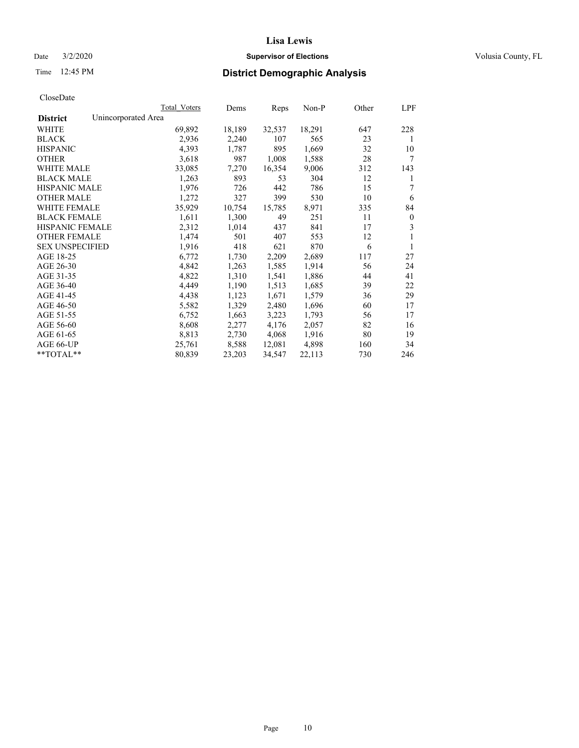CloseDate

| District | Unincorporated Area | Total_Voters | Dems | Reps | Non-P | Other | LPF |
|---|---|---|---|---|---|---|---|
| WHITE | | 69,892 | 18,189 | 32,537 | 18,291 | 647 | 228 |
| BLACK | | 2,936 | 2,240 | 107 | 565 | 23 | 1 |
| HISPANIC | | 4,393 | 1,787 | 895 | 1,669 | 32 | 10 |
| OTHER | | 3,618 | 987 | 1,008 | 1,588 | 28 | 7 |
| WHITE MALE | | 33,085 | 7,270 | 16,354 | 9,006 | 312 | 143 |
| BLACK MALE | | 1,263 | 893 | 53 | 304 | 12 | 1 |
| HISPANIC MALE | | 1,976 | 726 | 442 | 786 | 15 | 7 |
| OTHER MALE | | 1,272 | 327 | 399 | 530 | 10 | 6 |
| WHITE FEMALE | | 35,929 | 10,754 | 15,785 | 8,971 | 335 | 84 |
| BLACK FEMALE | | 1,611 | 1,300 | 49 | 251 | 11 | 0 |
| HISPANIC FEMALE | | 2,312 | 1,014 | 437 | 841 | 17 | 3 |
| OTHER FEMALE | | 1,474 | 501 | 407 | 553 | 12 | 1 |
| SEX UNSPECIFIED | | 1,916 | 418 | 621 | 870 | 6 | 1 |
| AGE 18-25 | | 6,772 | 1,730 | 2,209 | 2,689 | 117 | 27 |
| AGE 26-30 | | 4,842 | 1,263 | 1,585 | 1,914 | 56 | 24 |
| AGE 31-35 | | 4,822 | 1,310 | 1,541 | 1,886 | 44 | 41 |
| AGE 36-40 | | 4,449 | 1,190 | 1,513 | 1,685 | 39 | 22 |
| AGE 41-45 | | 4,438 | 1,123 | 1,671 | 1,579 | 36 | 29 |
| AGE 46-50 | | 5,582 | 1,329 | 2,480 | 1,696 | 60 | 17 |
| AGE 51-55 | | 6,752 | 1,663 | 3,223 | 1,793 | 56 | 17 |
| AGE 56-60 | | 8,608 | 2,277 | 4,176 | 2,057 | 82 | 16 |
| AGE 61-65 | | 8,813 | 2,730 | 4,068 | 1,916 | 80 | 19 |
| AGE 66-UP | | 25,761 | 8,588 | 12,081 | 4,898 | 160 | 34 |
| **TOTAL** | | 80,839 | 23,203 | 34,547 | 22,113 | 730 | 246 |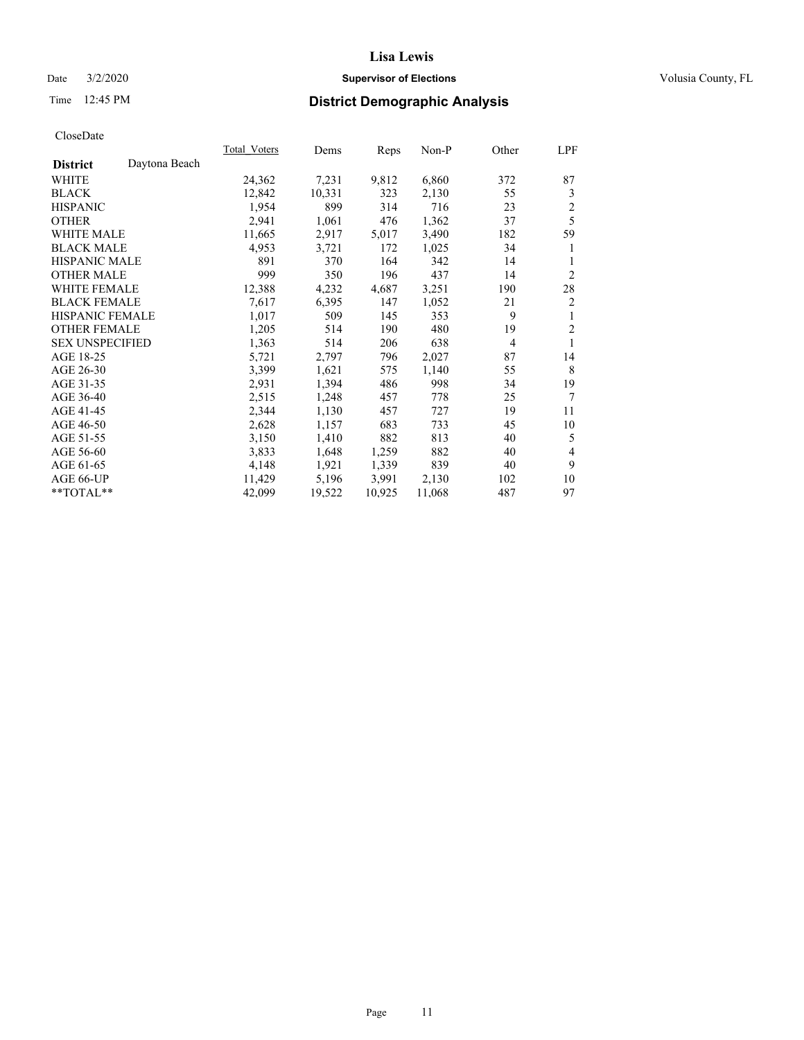# Lisa Lewis

Date 3/2/2020

**Supervisor of Elections**

Volusia County, FL

Time 12:45 PM

## District Demographic Analysis

CloseDate

| **District** Daytona Beach | Total_Voters | Dems | Reps | Non-P | Other | LPF |
|---|---|---|---|---|---|---|
| WHITE | 24,362 | 7,231 | 9,812 | 6,860 | 372 | 87 |
| BLACK | 12,842 | 10,331 | 323 | 2,130 | 55 | 3 |
| HISPANIC | 1,954 | 899 | 314 | 716 | 23 | 2 |
| OTHER | 2,941 | 1,061 | 476 | 1,362 | 37 | 5 |
| WHITE MALE | 11,665 | 2,917 | 5,017 | 3,490 | 182 | 59 |
| BLACK MALE | 4,953 | 3,721 | 172 | 1,025 | 34 | 1 |
| HISPANIC MALE | 891 | 370 | 164 | 342 | 14 | 1 |
| OTHER MALE | 999 | 350 | 196 | 437 | 14 | 2 |
| WHITE FEMALE | 12,388 | 4,232 | 4,687 | 3,251 | 190 | 28 |
| BLACK FEMALE | 7,617 | 6,395 | 147 | 1,052 | 21 | 2 |
| HISPANIC FEMALE | 1,017 | 509 | 145 | 353 | 9 | 1 |
| OTHER FEMALE | 1,205 | 514 | 190 | 480 | 19 | 2 |
| SEX UNSPECIFIED | 1,363 | 514 | 206 | 638 | 4 | 1 |
| AGE 18-25 | 5,721 | 2,797 | 796 | 2,027 | 87 | 14 |
| AGE 26-30 | 3,399 | 1,621 | 575 | 1,140 | 55 | 8 |
| AGE 31-35 | 2,931 | 1,394 | 486 | 998 | 34 | 19 |
| AGE 36-40 | 2,515 | 1,248 | 457 | 778 | 25 | 7 |
| AGE 41-45 | 2,344 | 1,130 | 457 | 727 | 19 | 11 |
| AGE 46-50 | 2,628 | 1,157 | 683 | 733 | 45 | 10 |
| AGE 51-55 | 3,150 | 1,410 | 882 | 813 | 40 | 5 |
| AGE 56-60 | 3,833 | 1,648 | 1,259 | 882 | 40 | 4 |
| AGE 61-65 | 4,148 | 1,921 | 1,339 | 839 | 40 | 9 |
| AGE 66-UP | 11,429 | 5,196 | 3,991 | 2,130 | 102 | 10 |
| **TOTAL** | 42,099 | 19,522 | 10,925 | 11,068 | 487 | 97 |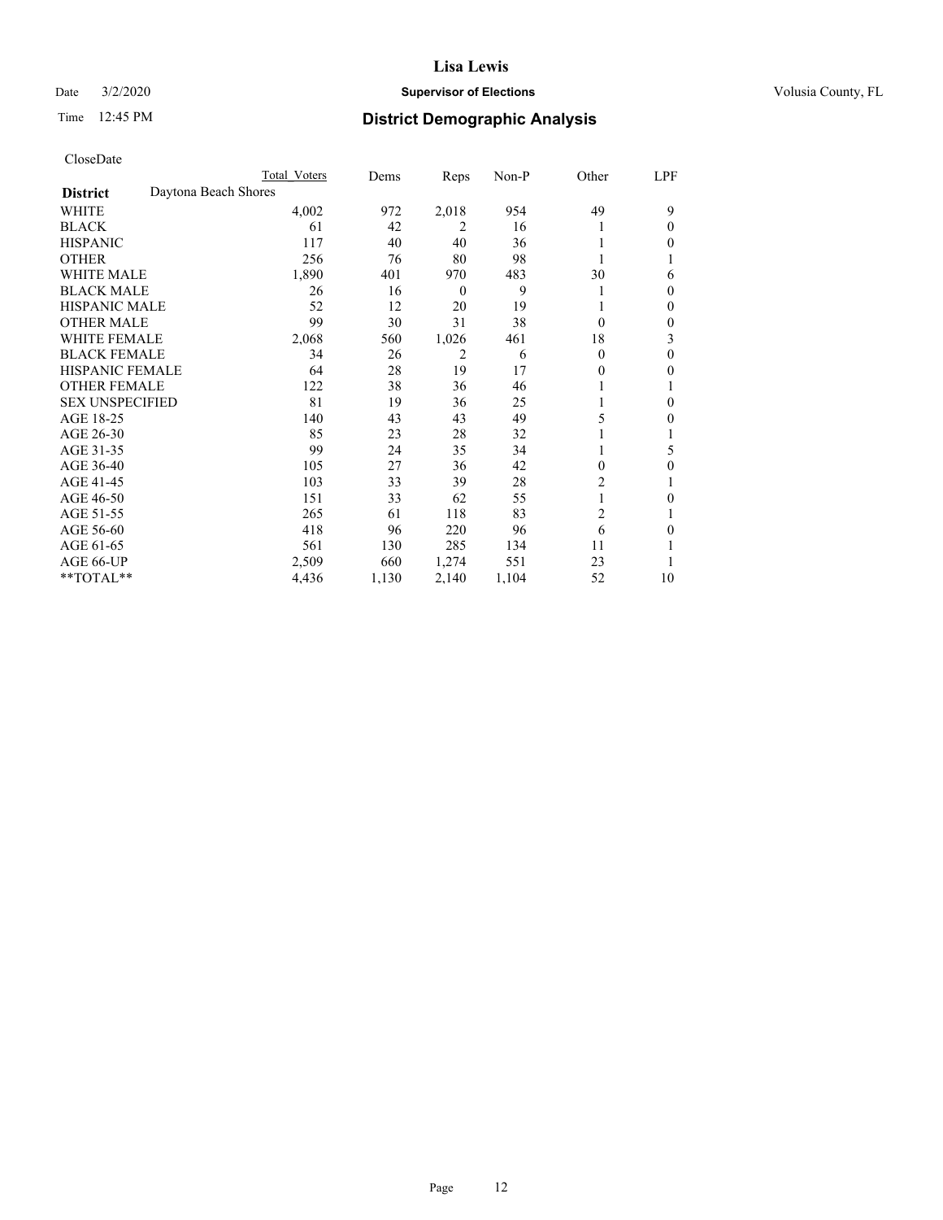# Lisa Lewis

Date 3/2/2020 **Supervisor of Elections** Volusia County, FL

Time 12:45 PM **District Demographic Analysis**

CloseDate

| | Total Voters | Dems | Reps | Non-P | Other | LPF |
|---|---|---|---|---|---|---|
| **District** Daytona Beach Shores | | | | | | |
| WHITE | 4,002 | 972 | 2,018 | 954 | 49 | 9 |
| BLACK | 61 | 42 | 2 | 16 | 1 | 0 |
| HISPANIC | 117 | 40 | 40 | 36 | 1 | 0 |
| OTHER | 256 | 76 | 80 | 98 | 1 | 1 |
| WHITE MALE | 1,890 | 401 | 970 | 483 | 30 | 6 |
| BLACK MALE | 26 | 16 | 0 | 9 | 1 | 0 |
| HISPANIC MALE | 52 | 12 | 20 | 19 | 1 | 0 |
| OTHER MALE | 99 | 30 | 31 | 38 | 0 | 0 |
| WHITE FEMALE | 2,068 | 560 | 1,026 | 461 | 18 | 3 |
| BLACK FEMALE | 34 | 26 | 2 | 6 | 0 | 0 |
| HISPANIC FEMALE | 64 | 28 | 19 | 17 | 0 | 0 |
| OTHER FEMALE | 122 | 38 | 36 | 46 | 1 | 1 |
| SEX UNSPECIFIED | 81 | 19 | 36 | 25 | 1 | 0 |
| AGE 18-25 | 140 | 43 | 43 | 49 | 5 | 0 |
| AGE 26-30 | 85 | 23 | 28 | 32 | 1 | 1 |
| AGE 31-35 | 99 | 24 | 35 | 34 | 1 | 5 |
| AGE 36-40 | 105 | 27 | 36 | 42 | 0 | 0 |
| AGE 41-45 | 103 | 33 | 39 | 28 | 2 | 1 |
| AGE 46-50 | 151 | 33 | 62 | 55 | 1 | 0 |
| AGE 51-55 | 265 | 61 | 118 | 83 | 2 | 1 |
| AGE 56-60 | 418 | 96 | 220 | 96 | 6 | 0 |
| AGE 61-65 | 561 | 130 | 285 | 134 | 11 | 1 |
| AGE 66-UP | 2,509 | 660 | 1,274 | 551 | 23 | 1 |
| **TOTAL** | 4,436 | 1,130 | 2,140 | 1,104 | 52 | 10 |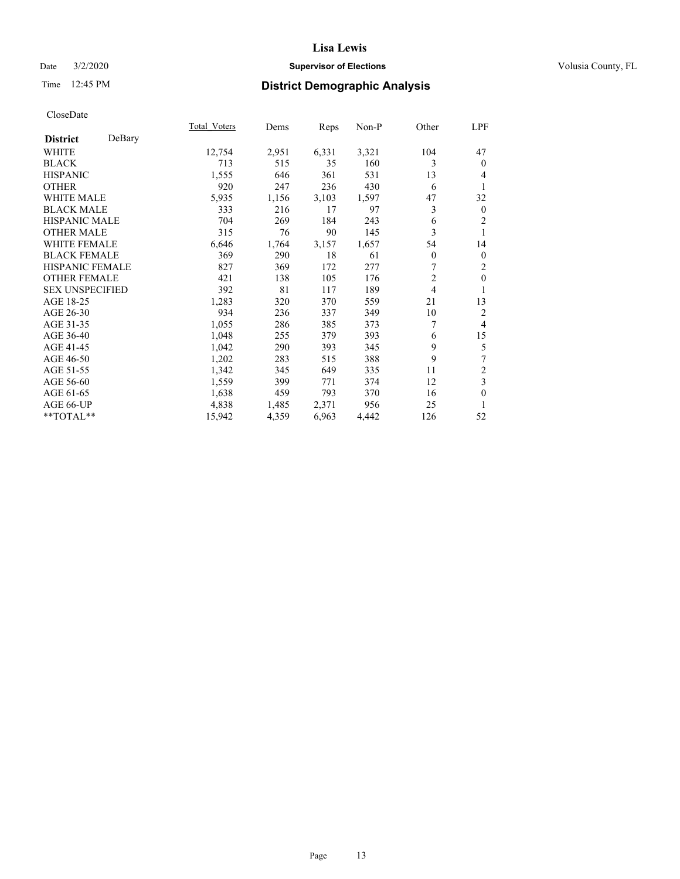# District Demographic Analysis

Lisa Lewis

Supervisor of Elections

Volusia County, FL

Date 3/2/2020

Time 12:45 PM

CloseDate

| District DeBary | Total_Voters | Dems | Reps | Non-P | Other | LPF |
|---|---|---|---|---|---|---|
| WHITE | 12,754 | 2,951 | 6,331 | 3,321 | 104 | 47 |
| BLACK | 713 | 515 | 35 | 160 | 3 | 0 |
| HISPANIC | 1,555 | 646 | 361 | 531 | 13 | 4 |
| OTHER | 920 | 247 | 236 | 430 | 6 | 1 |
| WHITE MALE | 5,935 | 1,156 | 3,103 | 1,597 | 47 | 32 |
| BLACK MALE | 333 | 216 | 17 | 97 | 3 | 0 |
| HISPANIC MALE | 704 | 269 | 184 | 243 | 6 | 2 |
| OTHER MALE | 315 | 76 | 90 | 145 | 3 | 1 |
| WHITE FEMALE | 6,646 | 1,764 | 3,157 | 1,657 | 54 | 14 |
| BLACK FEMALE | 369 | 290 | 18 | 61 | 0 | 0 |
| HISPANIC FEMALE | 827 | 369 | 172 | 277 | 7 | 2 |
| OTHER FEMALE | 421 | 138 | 105 | 176 | 2 | 0 |
| SEX UNSPECIFIED | 392 | 81 | 117 | 189 | 4 | 1 |
| AGE 18-25 | 1,283 | 320 | 370 | 559 | 21 | 13 |
| AGE 26-30 | 934 | 236 | 337 | 349 | 10 | 2 |
| AGE 31-35 | 1,055 | 286 | 385 | 373 | 7 | 4 |
| AGE 36-40 | 1,048 | 255 | 379 | 393 | 6 | 15 |
| AGE 41-45 | 1,042 | 290 | 393 | 345 | 9 | 5 |
| AGE 46-50 | 1,202 | 283 | 515 | 388 | 9 | 7 |
| AGE 51-55 | 1,342 | 345 | 649 | 335 | 11 | 2 |
| AGE 56-60 | 1,559 | 399 | 771 | 374 | 12 | 3 |
| AGE 61-65 | 1,638 | 459 | 793 | 370 | 16 | 0 |
| AGE 66-UP | 4,838 | 1,485 | 2,371 | 956 | 25 | 1 |
| **TOTAL** | 15,942 | 4,359 | 6,963 | 4,442 | 126 | 52 |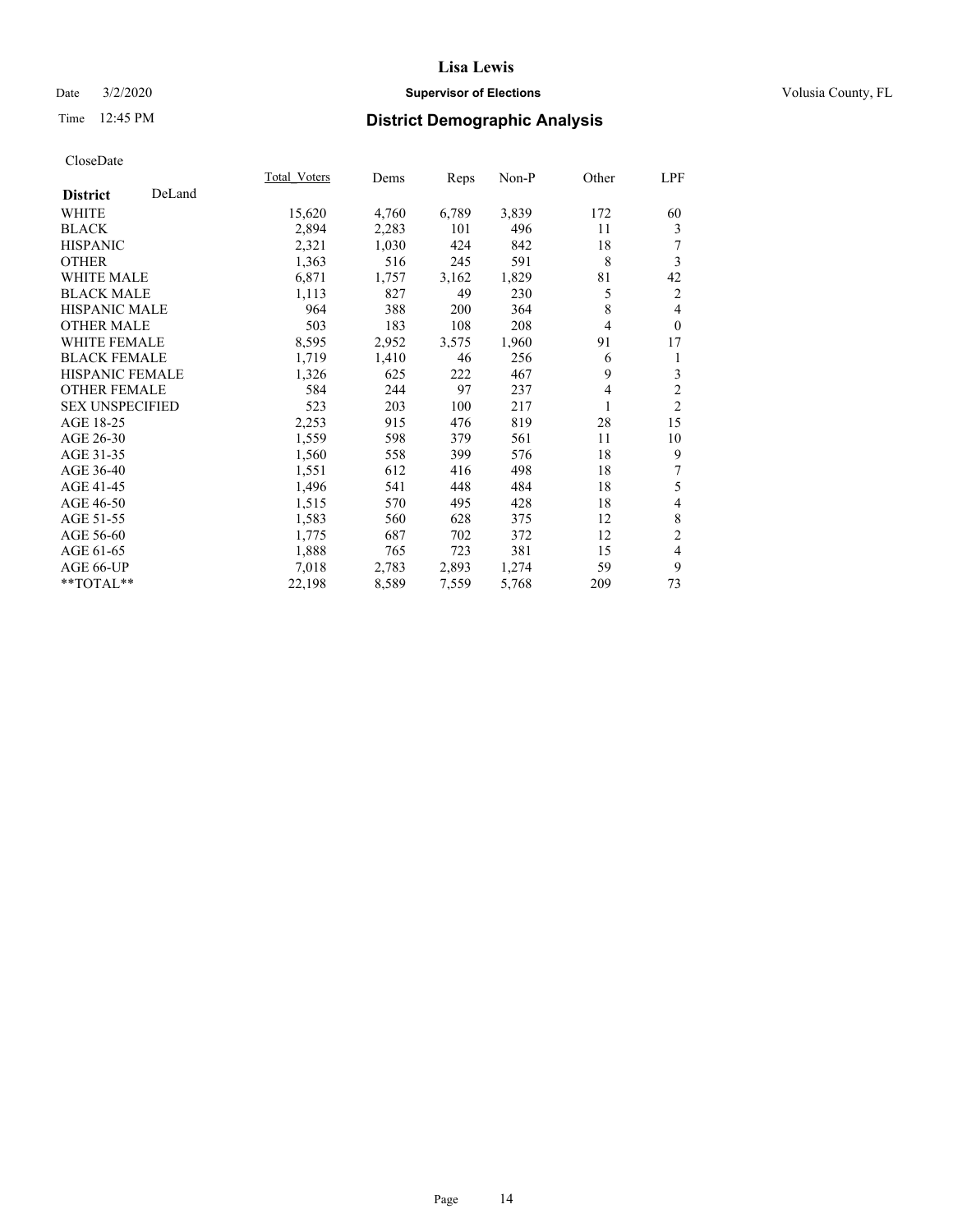# Lisa Lewis

Date 3/2/2020 **Supervisor of Elections** Volusia County, FL

Time 12:45 PM **District Demographic Analysis**

CloseDate

| **District** DeLand | Total_Voters | Dems | Reps | Non-P | Other | LPF |
|---|---|---|---|---|---|---|
| WHITE | 15,620 | 4,760 | 6,789 | 3,839 | 172 | 60 |
| BLACK | 2,894 | 2,283 | 101 | 496 | 11 | 3 |
| HISPANIC | 2,321 | 1,030 | 424 | 842 | 18 | 7 |
| OTHER | 1,363 | 516 | 245 | 591 | 8 | 3 |
| WHITE MALE | 6,871 | 1,757 | 3,162 | 1,829 | 81 | 42 |
| BLACK MALE | 1,113 | 827 | 49 | 230 | 5 | 2 |
| HISPANIC MALE | 964 | 388 | 200 | 364 | 8 | 4 |
| OTHER MALE | 503 | 183 | 108 | 208 | 4 | 0 |
| WHITE FEMALE | 8,595 | 2,952 | 3,575 | 1,960 | 91 | 17 |
| BLACK FEMALE | 1,719 | 1,410 | 46 | 256 | 6 | 1 |
| HISPANIC FEMALE | 1,326 | 625 | 222 | 467 | 9 | 3 |
| OTHER FEMALE | 584 | 244 | 97 | 237 | 4 | 2 |
| SEX UNSPECIFIED | 523 | 203 | 100 | 217 | 1 | 2 |
| AGE 18-25 | 2,253 | 915 | 476 | 819 | 28 | 15 |
| AGE 26-30 | 1,559 | 598 | 379 | 561 | 11 | 10 |
| AGE 31-35 | 1,560 | 558 | 399 | 576 | 18 | 9 |
| AGE 36-40 | 1,551 | 612 | 416 | 498 | 18 | 7 |
| AGE 41-45 | 1,496 | 541 | 448 | 484 | 18 | 5 |
| AGE 46-50 | 1,515 | 570 | 495 | 428 | 18 | 4 |
| AGE 51-55 | 1,583 | 560 | 628 | 375 | 12 | 8 |
| AGE 56-60 | 1,775 | 687 | 702 | 372 | 12 | 2 |
| AGE 61-65 | 1,888 | 765 | 723 | 381 | 15 | 4 |
| AGE 66-UP | 7,018 | 2,783 | 2,893 | 1,274 | 59 | 9 |
| **TOTAL** | 22,198 | 8,589 | 7,559 | 5,768 | 209 | 73 |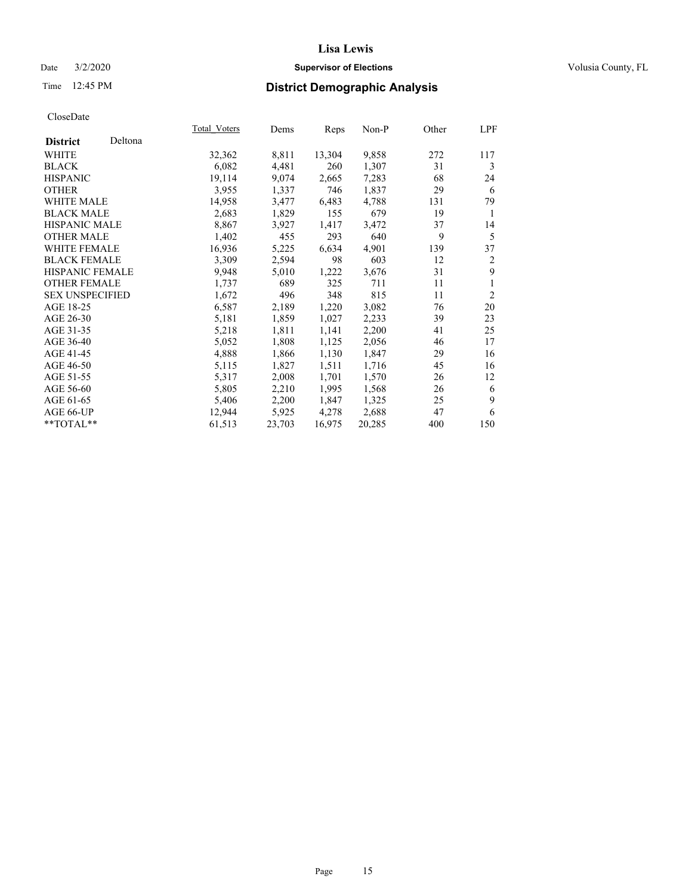# Lisa Lewis

Date 3/2/2020 **Supervisor of Elections** Volusia County, FL

Time 12:45 PM **District Demographic Analysis**

CloseDate

| | Total_Voters | Dems | Reps | Non-P | Other | LPF |
|---|---|---|---|---|---|---|
| **District** Deltona | | | | | | |
| WHITE | 32,362 | 8,811 | 13,304 | 9,858 | 272 | 117 |
| BLACK | 6,082 | 4,481 | 260 | 1,307 | 31 | 3 |
| HISPANIC | 19,114 | 9,074 | 2,665 | 7,283 | 68 | 24 |
| OTHER | 3,955 | 1,337 | 746 | 1,837 | 29 | 6 |
| WHITE MALE | 14,958 | 3,477 | 6,483 | 4,788 | 131 | 79 |
| BLACK MALE | 2,683 | 1,829 | 155 | 679 | 19 | 1 |
| HISPANIC MALE | 8,867 | 3,927 | 1,417 | 3,472 | 37 | 14 |
| OTHER MALE | 1,402 | 455 | 293 | 640 | 9 | 5 |
| WHITE FEMALE | 16,936 | 5,225 | 6,634 | 4,901 | 139 | 37 |
| BLACK FEMALE | 3,309 | 2,594 | 98 | 603 | 12 | 2 |
| HISPANIC FEMALE | 9,948 | 5,010 | 1,222 | 3,676 | 31 | 9 |
| OTHER FEMALE | 1,737 | 689 | 325 | 711 | 11 | 1 |
| SEX UNSPECIFIED | 1,672 | 496 | 348 | 815 | 11 | 2 |
| AGE 18-25 | 6,587 | 2,189 | 1,220 | 3,082 | 76 | 20 |
| AGE 26-30 | 5,181 | 1,859 | 1,027 | 2,233 | 39 | 23 |
| AGE 31-35 | 5,218 | 1,811 | 1,141 | 2,200 | 41 | 25 |
| AGE 36-40 | 5,052 | 1,808 | 1,125 | 2,056 | 46 | 17 |
| AGE 41-45 | 4,888 | 1,866 | 1,130 | 1,847 | 29 | 16 |
| AGE 46-50 | 5,115 | 1,827 | 1,511 | 1,716 | 45 | 16 |
| AGE 51-55 | 5,317 | 2,008 | 1,701 | 1,570 | 26 | 12 |
| AGE 56-60 | 5,805 | 2,210 | 1,995 | 1,568 | 26 | 6 |
| AGE 61-65 | 5,406 | 2,200 | 1,847 | 1,325 | 25 | 9 |
| AGE 66-UP | 12,944 | 5,925 | 4,278 | 2,688 | 47 | 6 |
| **TOTAL** | 61,513 | 23,703 | 16,975 | 20,285 | 400 | 150 |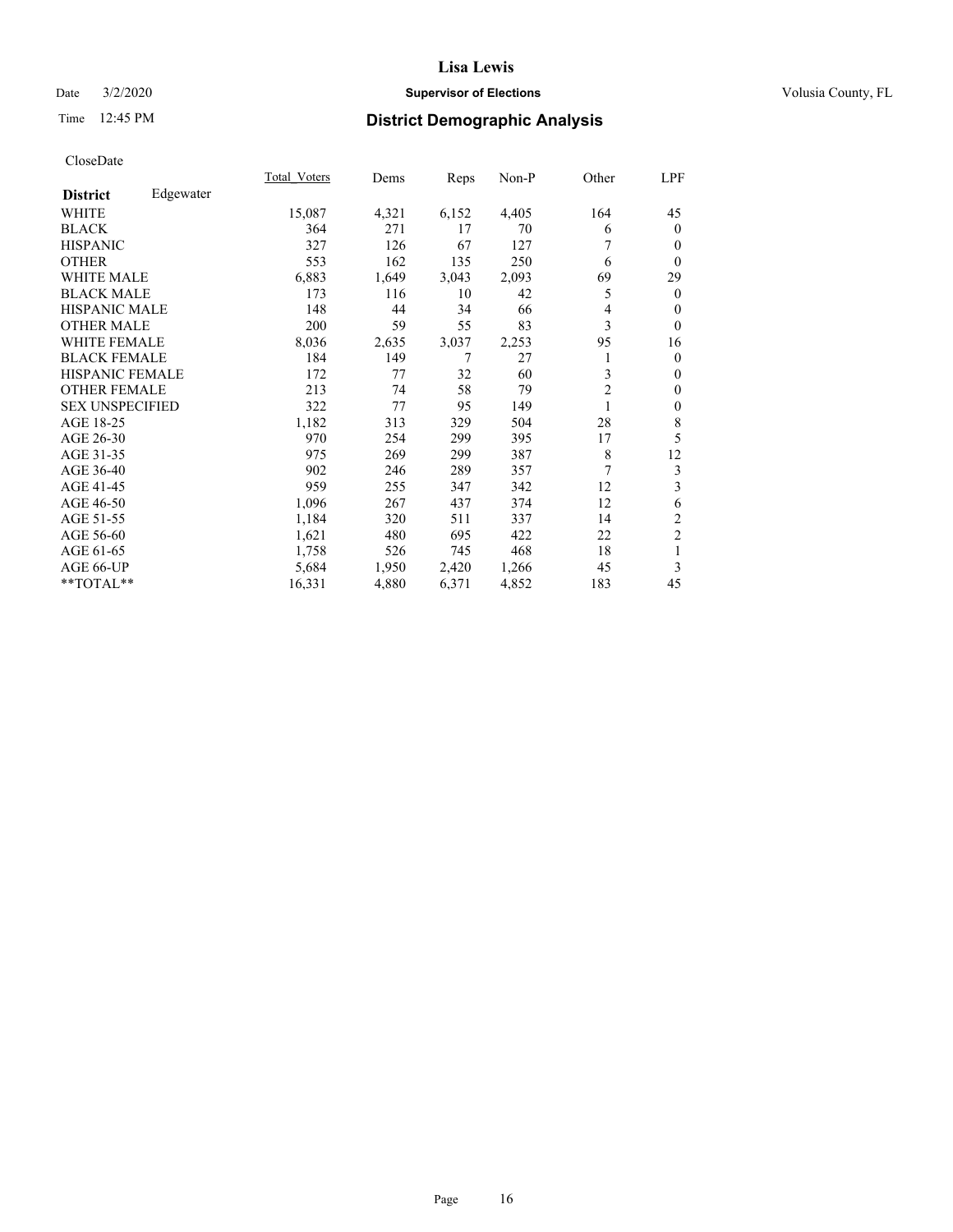# Lisa Lewis

Date 3/2/2020 **Supervisor of Elections** Volusia County, FL

Time 12:45 PM **District Demographic Analysis**

CloseDate

| **District** Edgewater | Total_Voters | Dems | Reps | Non-P | Other | LPF |
|---|---|---|---|---|---|---|
| WHITE | 15,087 | 4,321 | 6,152 | 4,405 | 164 | 45 |
| BLACK | 364 | 271 | 17 | 70 | 6 | 0 |
| HISPANIC | 327 | 126 | 67 | 127 | 7 | 0 |
| OTHER | 553 | 162 | 135 | 250 | 6 | 0 |
| WHITE MALE | 6,883 | 1,649 | 3,043 | 2,093 | 69 | 29 |
| BLACK MALE | 173 | 116 | 10 | 42 | 5 | 0 |
| HISPANIC MALE | 148 | 44 | 34 | 66 | 4 | 0 |
| OTHER MALE | 200 | 59 | 55 | 83 | 3 | 0 |
| WHITE FEMALE | 8,036 | 2,635 | 3,037 | 2,253 | 95 | 16 |
| BLACK FEMALE | 184 | 149 | 7 | 27 | 1 | 0 |
| HISPANIC FEMALE | 172 | 77 | 32 | 60 | 3 | 0 |
| OTHER FEMALE | 213 | 74 | 58 | 79 | 2 | 0 |
| SEX UNSPECIFIED | 322 | 77 | 95 | 149 | 1 | 0 |
| AGE 18-25 | 1,182 | 313 | 329 | 504 | 28 | 8 |
| AGE 26-30 | 970 | 254 | 299 | 395 | 17 | 5 |
| AGE 31-35 | 975 | 269 | 299 | 387 | 8 | 12 |
| AGE 36-40 | 902 | 246 | 289 | 357 | 7 | 3 |
| AGE 41-45 | 959 | 255 | 347 | 342 | 12 | 3 |
| AGE 46-50 | 1,096 | 267 | 437 | 374 | 12 | 6 |
| AGE 51-55 | 1,184 | 320 | 511 | 337 | 14 | 2 |
| AGE 56-60 | 1,621 | 480 | 695 | 422 | 22 | 2 |
| AGE 61-65 | 1,758 | 526 | 745 | 468 | 18 | 1 |
| AGE 66-UP | 5,684 | 1,950 | 2,420 | 1,266 | 45 | 3 |
| **TOTAL** | 16,331 | 4,880 | 6,371 | 4,852 | 183 | 45 |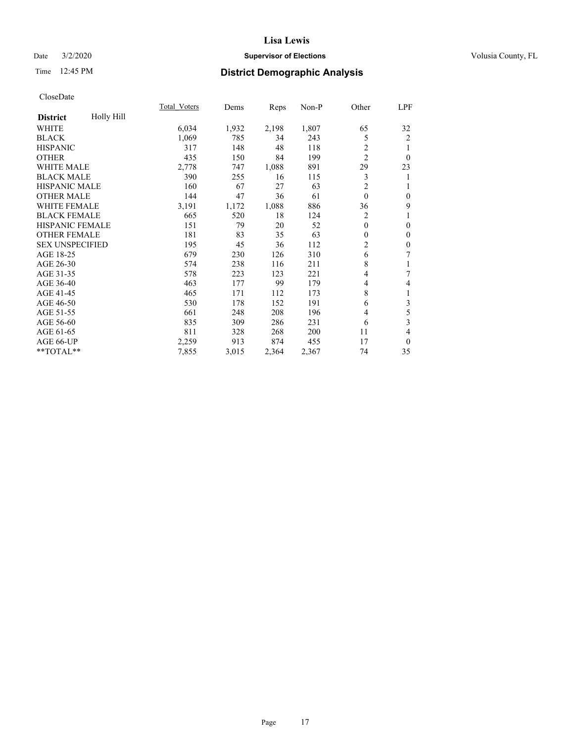# Lisa Lewis

Date 3/2/2020 **Supervisor of Elections** Volusia County, FL

Time 12:45 PM **District Demographic Analysis**

CloseDate

| **District** Holly Hill | Total_Voters | Dems | Reps | Non-P | Other | LPF |
|---|---|---|---|---|---|---|
| WHITE | 6,034 | 1,932 | 2,198 | 1,807 | 65 | 32 |
| BLACK | 1,069 | 785 | 34 | 243 | 5 | 2 |
| HISPANIC | 317 | 148 | 48 | 118 | 2 | 1 |
| OTHER | 435 | 150 | 84 | 199 | 2 | 0 |
| WHITE MALE | 2,778 | 747 | 1,088 | 891 | 29 | 23 |
| BLACK MALE | 390 | 255 | 16 | 115 | 3 | 1 |
| HISPANIC MALE | 160 | 67 | 27 | 63 | 2 | 1 |
| OTHER MALE | 144 | 47 | 36 | 61 | 0 | 0 |
| WHITE FEMALE | 3,191 | 1,172 | 1,088 | 886 | 36 | 9 |
| BLACK FEMALE | 665 | 520 | 18 | 124 | 2 | 1 |
| HISPANIC FEMALE | 151 | 79 | 20 | 52 | 0 | 0 |
| OTHER FEMALE | 181 | 83 | 35 | 63 | 0 | 0 |
| SEX UNSPECIFIED | 195 | 45 | 36 | 112 | 2 | 0 |
| AGE 18-25 | 679 | 230 | 126 | 310 | 6 | 7 |
| AGE 26-30 | 574 | 238 | 116 | 211 | 8 | 1 |
| AGE 31-35 | 578 | 223 | 123 | 221 | 4 | 7 |
| AGE 36-40 | 463 | 177 | 99 | 179 | 4 | 4 |
| AGE 41-45 | 465 | 171 | 112 | 173 | 8 | 1 |
| AGE 46-50 | 530 | 178 | 152 | 191 | 6 | 3 |
| AGE 51-55 | 661 | 248 | 208 | 196 | 4 | 5 |
| AGE 56-60 | 835 | 309 | 286 | 231 | 6 | 3 |
| AGE 61-65 | 811 | 328 | 268 | 200 | 11 | 4 |
| AGE 66-UP | 2,259 | 913 | 874 | 455 | 17 | 0 |
| **TOTAL** | 7,855 | 3,015 | 2,364 | 2,367 | 74 | 35 |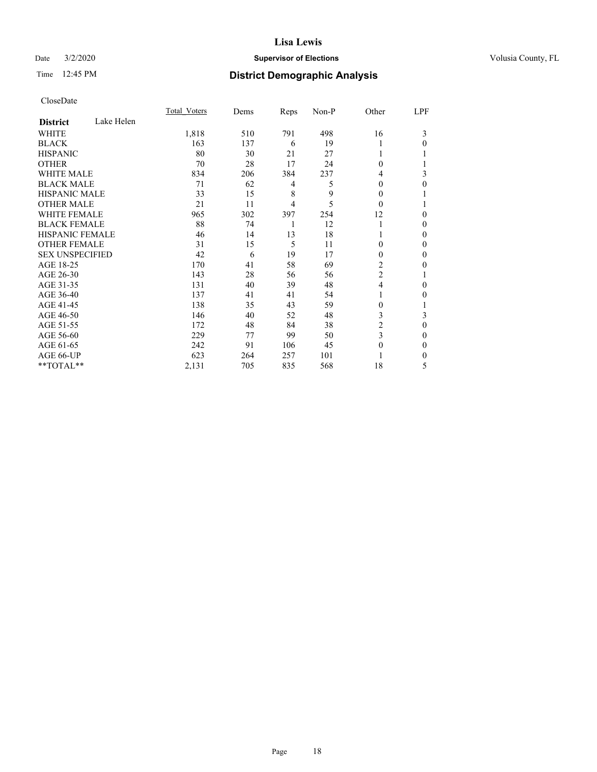# Lisa Lewis

Date 3/2/2020 **Supervisor of Elections** Volusia County, FL

Time 12:45 PM **District Demographic Analysis**

CloseDate

| **District** Lake Helen | Total_Voters | Dems | Reps | Non-P | Other | LPF |
|---|---|---|---|---|---|---|
| WHITE | 1,818 | 510 | 791 | 498 | 16 | 3 |
| BLACK | 163 | 137 | 6 | 19 | 1 | 0 |
| HISPANIC | 80 | 30 | 21 | 27 | 1 | 1 |
| OTHER | 70 | 28 | 17 | 24 | 0 | 1 |
| WHITE MALE | 834 | 206 | 384 | 237 | 4 | 3 |
| BLACK MALE | 71 | 62 | 4 | 5 | 0 | 0 |
| HISPANIC MALE | 33 | 15 | 8 | 9 | 0 | 1 |
| OTHER MALE | 21 | 11 | 4 | 5 | 0 | 1 |
| WHITE FEMALE | 965 | 302 | 397 | 254 | 12 | 0 |
| BLACK FEMALE | 88 | 74 | 1 | 12 | 1 | 0 |
| HISPANIC FEMALE | 46 | 14 | 13 | 18 | 1 | 0 |
| OTHER FEMALE | 31 | 15 | 5 | 11 | 0 | 0 |
| SEX UNSPECIFIED | 42 | 6 | 19 | 17 | 0 | 0 |
| AGE 18-25 | 170 | 41 | 58 | 69 | 2 | 0 |
| AGE 26-30 | 143 | 28 | 56 | 56 | 2 | 1 |
| AGE 31-35 | 131 | 40 | 39 | 48 | 4 | 0 |
| AGE 36-40 | 137 | 41 | 41 | 54 | 1 | 0 |
| AGE 41-45 | 138 | 35 | 43 | 59 | 0 | 1 |
| AGE 46-50 | 146 | 40 | 52 | 48 | 3 | 3 |
| AGE 51-55 | 172 | 48 | 84 | 38 | 2 | 0 |
| AGE 56-60 | 229 | 77 | 99 | 50 | 3 | 0 |
| AGE 61-65 | 242 | 91 | 106 | 45 | 0 | 0 |
| AGE 66-UP | 623 | 264 | 257 | 101 | 1 | 0 |
| **TOTAL** | 2,131 | 705 | 835 | 568 | 18 | 5 |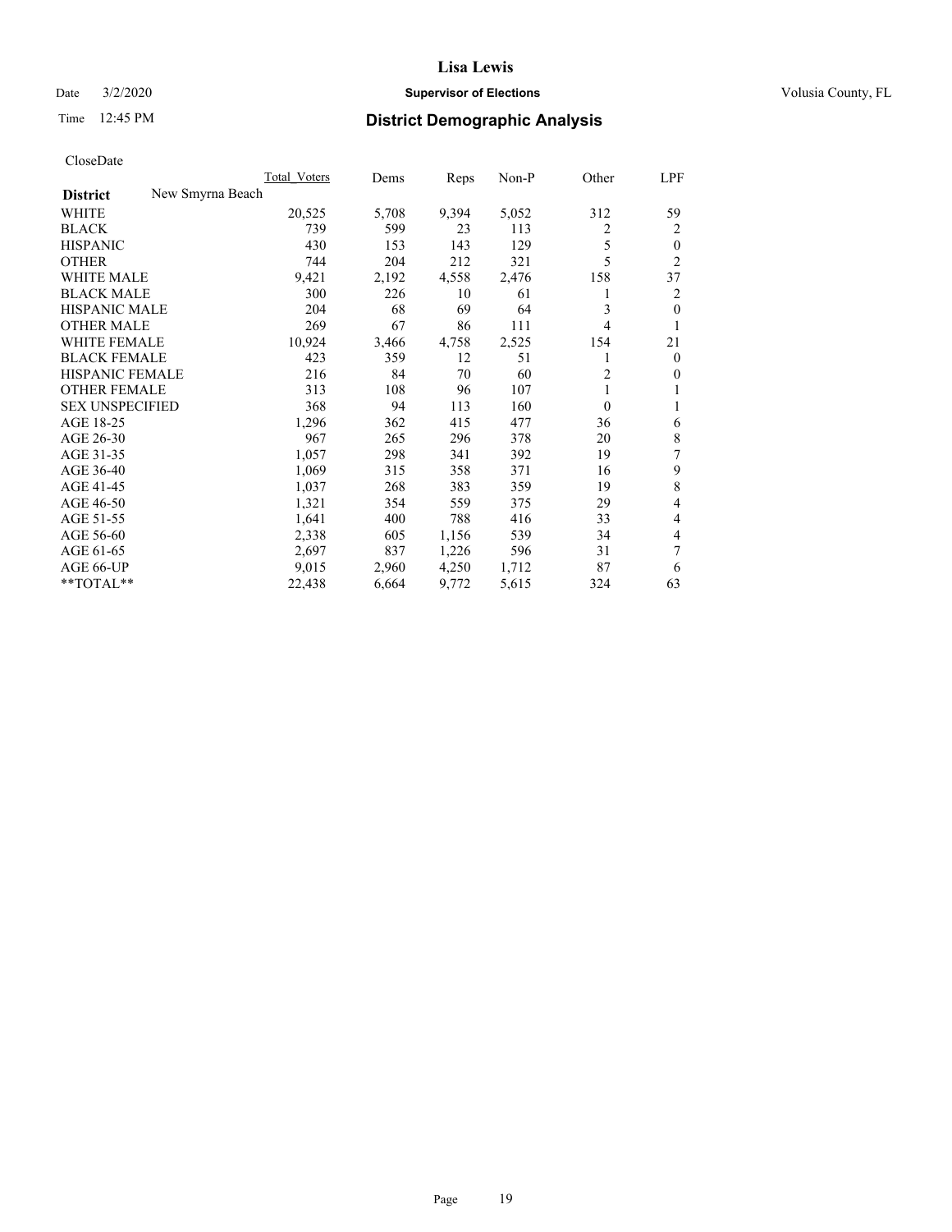CloseDate

| | Total Voters | Dems | Reps | Non-P | Other | LPF |
|---|---|---|---|---|---|---|
| **District** New Smyrna Beach | | | | | | |
| WHITE | 20,525 | 5,708 | 9,394 | 5,052 | 312 | 59 |
| BLACK | 739 | 599 | 23 | 113 | 2 | 2 |
| HISPANIC | 430 | 153 | 143 | 129 | 5 | 0 |
| OTHER | 744 | 204 | 212 | 321 | 5 | 2 |
| WHITE MALE | 9,421 | 2,192 | 4,558 | 2,476 | 158 | 37 |
| BLACK MALE | 300 | 226 | 10 | 61 | 1 | 2 |
| HISPANIC MALE | 204 | 68 | 69 | 64 | 3 | 0 |
| OTHER MALE | 269 | 67 | 86 | 111 | 4 | 1 |
| WHITE FEMALE | 10,924 | 3,466 | 4,758 | 2,525 | 154 | 21 |
| BLACK FEMALE | 423 | 359 | 12 | 51 | 1 | 0 |
| HISPANIC FEMALE | 216 | 84 | 70 | 60 | 2 | 0 |
| OTHER FEMALE | 313 | 108 | 96 | 107 | 1 | 1 |
| SEX UNSPECIFIED | 368 | 94 | 113 | 160 | 0 | 1 |
| AGE 18-25 | 1,296 | 362 | 415 | 477 | 36 | 6 |
| AGE 26-30 | 967 | 265 | 296 | 378 | 20 | 8 |
| AGE 31-35 | 1,057 | 298 | 341 | 392 | 19 | 7 |
| AGE 36-40 | 1,069 | 315 | 358 | 371 | 16 | 9 |
| AGE 41-45 | 1,037 | 268 | 383 | 359 | 19 | 8 |
| AGE 46-50 | 1,321 | 354 | 559 | 375 | 29 | 4 |
| AGE 51-55 | 1,641 | 400 | 788 | 416 | 33 | 4 |
| AGE 56-60 | 2,338 | 605 | 1,156 | 539 | 34 | 4 |
| AGE 61-65 | 2,697 | 837 | 1,226 | 596 | 31 | 7 |
| AGE 66-UP | 9,015 | 2,960 | 4,250 | 1,712 | 87 | 6 |
| **TOTAL** | 22,438 | 6,664 | 9,772 | 5,615 | 324 | 63 |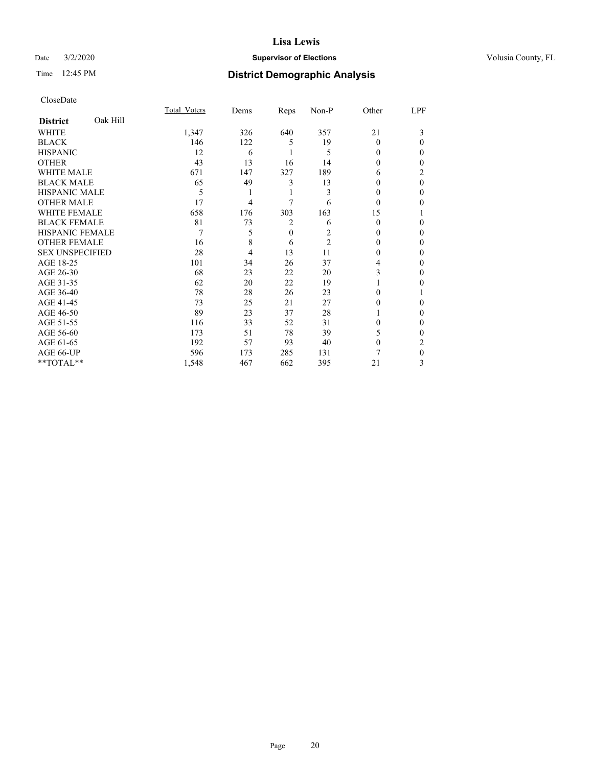# Lisa Lewis

Date 3/2/2020 **Supervisor of Elections** Volusia County, FL

Time 12:45 PM **District Demographic Analysis**

CloseDate

| **District** Oak Hill | Total_Voters | Dems | Reps | Non-P | Other | LPF |
|---|---|---|---|---|---|---|
| WHITE | 1,347 | 326 | 640 | 357 | 21 | 3 |
| BLACK | 146 | 122 | 5 | 19 | 0 | 0 |
| HISPANIC | 12 | 6 | 1 | 5 | 0 | 0 |
| OTHER | 43 | 13 | 16 | 14 | 0 | 0 |
| WHITE MALE | 671 | 147 | 327 | 189 | 6 | 2 |
| BLACK MALE | 65 | 49 | 3 | 13 | 0 | 0 |
| HISPANIC MALE | 5 | 1 | 1 | 3 | 0 | 0 |
| OTHER MALE | 17 | 4 | 7 | 6 | 0 | 0 |
| WHITE FEMALE | 658 | 176 | 303 | 163 | 15 | 1 |
| BLACK FEMALE | 81 | 73 | 2 | 6 | 0 | 0 |
| HISPANIC FEMALE | 7 | 5 | 0 | 2 | 0 | 0 |
| OTHER FEMALE | 16 | 8 | 6 | 2 | 0 | 0 |
| SEX UNSPECIFIED | 28 | 4 | 13 | 11 | 0 | 0 |
| AGE 18-25 | 101 | 34 | 26 | 37 | 4 | 0 |
| AGE 26-30 | 68 | 23 | 22 | 20 | 3 | 0 |
| AGE 31-35 | 62 | 20 | 22 | 19 | 1 | 0 |
| AGE 36-40 | 78 | 28 | 26 | 23 | 0 | 1 |
| AGE 41-45 | 73 | 25 | 21 | 27 | 0 | 0 |
| AGE 46-50 | 89 | 23 | 37 | 28 | 1 | 0 |
| AGE 51-55 | 116 | 33 | 52 | 31 | 0 | 0 |
| AGE 56-60 | 173 | 51 | 78 | 39 | 5 | 0 |
| AGE 61-65 | 192 | 57 | 93 | 40 | 0 | 2 |
| AGE 66-UP | 596 | 173 | 285 | 131 | 7 | 0 |
| **TOTAL** | 1,548 | 467 | 662 | 395 | 21 | 3 |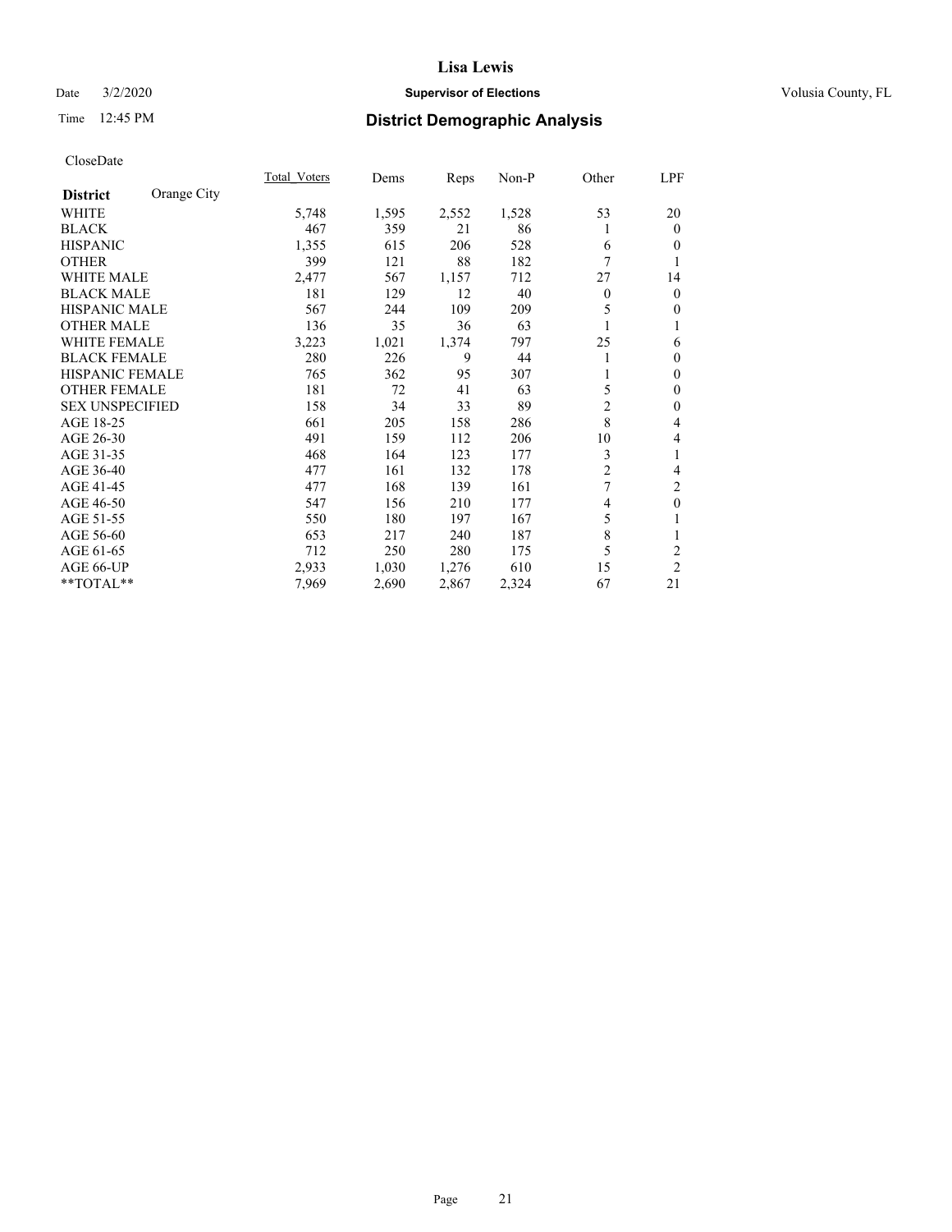# Lisa Lewis

Date 3/2/2020 **Supervisor of Elections** Volusia County, FL

Time 12:45 PM **District Demographic Analysis**

CloseDate

| **District** Orange City | Total_Voters | Dems | Reps | Non-P | Other | LPF |
|---|---|---|---|---|---|---|
| WHITE | 5,748 | 1,595 | 2,552 | 1,528 | 53 | 20 |
| BLACK | 467 | 359 | 21 | 86 | 1 | 0 |
| HISPANIC | 1,355 | 615 | 206 | 528 | 6 | 0 |
| OTHER | 399 | 121 | 88 | 182 | 7 | 1 |
| WHITE MALE | 2,477 | 567 | 1,157 | 712 | 27 | 14 |
| BLACK MALE | 181 | 129 | 12 | 40 | 0 | 0 |
| HISPANIC MALE | 567 | 244 | 109 | 209 | 5 | 0 |
| OTHER MALE | 136 | 35 | 36 | 63 | 1 | 1 |
| WHITE FEMALE | 3,223 | 1,021 | 1,374 | 797 | 25 | 6 |
| BLACK FEMALE | 280 | 226 | 9 | 44 | 1 | 0 |
| HISPANIC FEMALE | 765 | 362 | 95 | 307 | 1 | 0 |
| OTHER FEMALE | 181 | 72 | 41 | 63 | 5 | 0 |
| SEX UNSPECIFIED | 158 | 34 | 33 | 89 | 2 | 0 |
| AGE 18-25 | 661 | 205 | 158 | 286 | 8 | 4 |
| AGE 26-30 | 491 | 159 | 112 | 206 | 10 | 4 |
| AGE 31-35 | 468 | 164 | 123 | 177 | 3 | 1 |
| AGE 36-40 | 477 | 161 | 132 | 178 | 2 | 4 |
| AGE 41-45 | 477 | 168 | 139 | 161 | 7 | 2 |
| AGE 46-50 | 547 | 156 | 210 | 177 | 4 | 0 |
| AGE 51-55 | 550 | 180 | 197 | 167 | 5 | 1 |
| AGE 56-60 | 653 | 217 | 240 | 187 | 8 | 1 |
| AGE 61-65 | 712 | 250 | 280 | 175 | 5 | 2 |
| AGE 66-UP | 2,933 | 1,030 | 1,276 | 610 | 15 | 2 |
| **TOTAL** | 7,969 | 2,690 | 2,867 | 2,324 | 67 | 21 |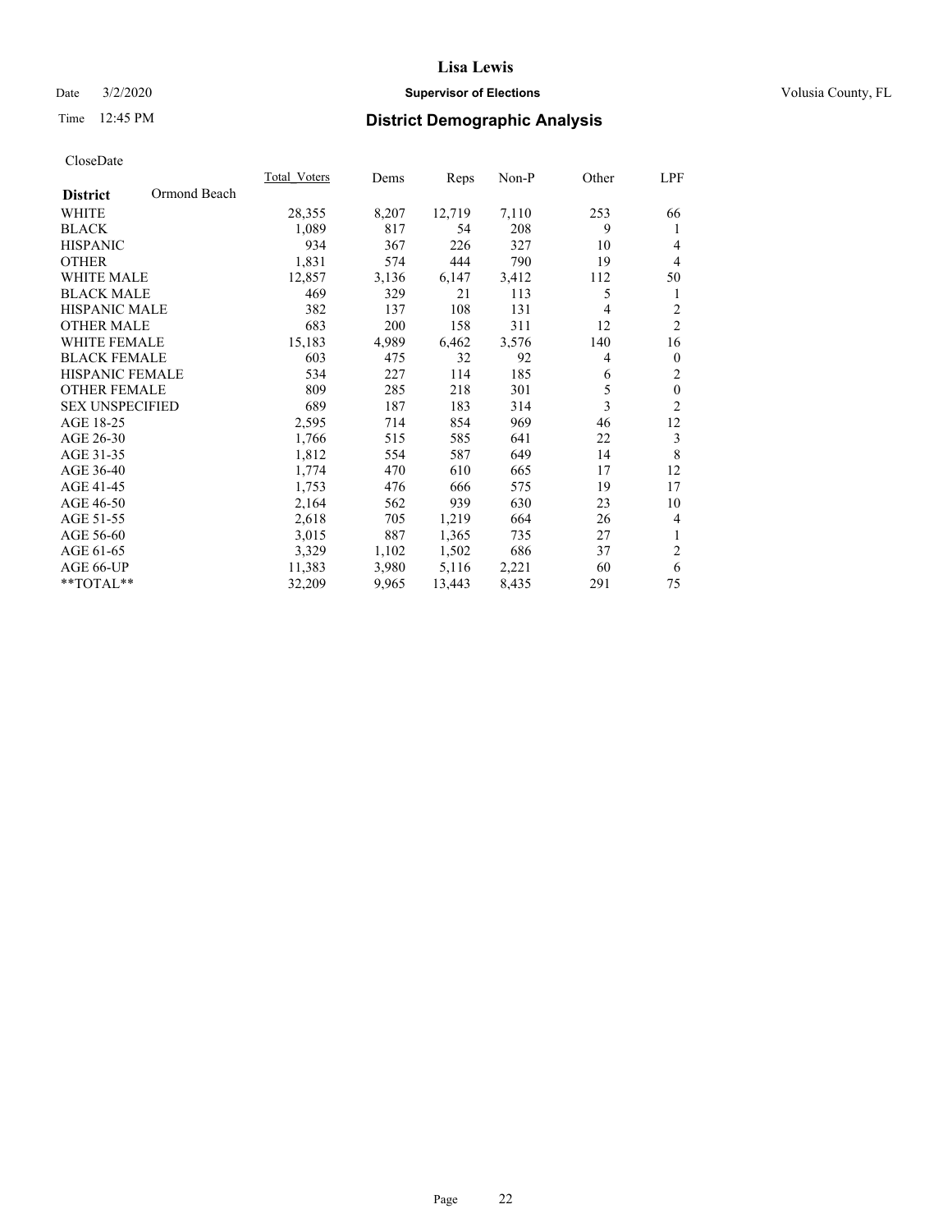# Lisa Lewis

Date 3/2/2020 **Supervisor of Elections** Volusia County, FL

Time 12:45 PM **District Demographic Analysis**

CloseDate

| **District** Ormond Beach | Total_Voters | Dems | Reps | Non-P | Other | LPF |
|---|---|---|---|---|---|---|
| WHITE | 28,355 | 8,207 | 12,719 | 7,110 | 253 | 66 |
| BLACK | 1,089 | 817 | 54 | 208 | 9 | 1 |
| HISPANIC | 934 | 367 | 226 | 327 | 10 | 4 |
| OTHER | 1,831 | 574 | 444 | 790 | 19 | 4 |
| WHITE MALE | 12,857 | 3,136 | 6,147 | 3,412 | 112 | 50 |
| BLACK MALE | 469 | 329 | 21 | 113 | 5 | 1 |
| HISPANIC MALE | 382 | 137 | 108 | 131 | 4 | 2 |
| OTHER MALE | 683 | 200 | 158 | 311 | 12 | 2 |
| WHITE FEMALE | 15,183 | 4,989 | 6,462 | 3,576 | 140 | 16 |
| BLACK FEMALE | 603 | 475 | 32 | 92 | 4 | 0 |
| HISPANIC FEMALE | 534 | 227 | 114 | 185 | 6 | 2 |
| OTHER FEMALE | 809 | 285 | 218 | 301 | 5 | 0 |
| SEX UNSPECIFIED | 689 | 187 | 183 | 314 | 3 | 2 |
| AGE 18-25 | 2,595 | 714 | 854 | 969 | 46 | 12 |
| AGE 26-30 | 1,766 | 515 | 585 | 641 | 22 | 3 |
| AGE 31-35 | 1,812 | 554 | 587 | 649 | 14 | 8 |
| AGE 36-40 | 1,774 | 470 | 610 | 665 | 17 | 12 |
| AGE 41-45 | 1,753 | 476 | 666 | 575 | 19 | 17 |
| AGE 46-50 | 2,164 | 562 | 939 | 630 | 23 | 10 |
| AGE 51-55 | 2,618 | 705 | 1,219 | 664 | 26 | 4 |
| AGE 56-60 | 3,015 | 887 | 1,365 | 735 | 27 | 1 |
| AGE 61-65 | 3,329 | 1,102 | 1,502 | 686 | 37 | 2 |
| AGE 66-UP | 11,383 | 3,980 | 5,116 | 2,221 | 60 | 6 |
| **TOTAL** | 32,209 | 9,965 | 13,443 | 8,435 | 291 | 75 |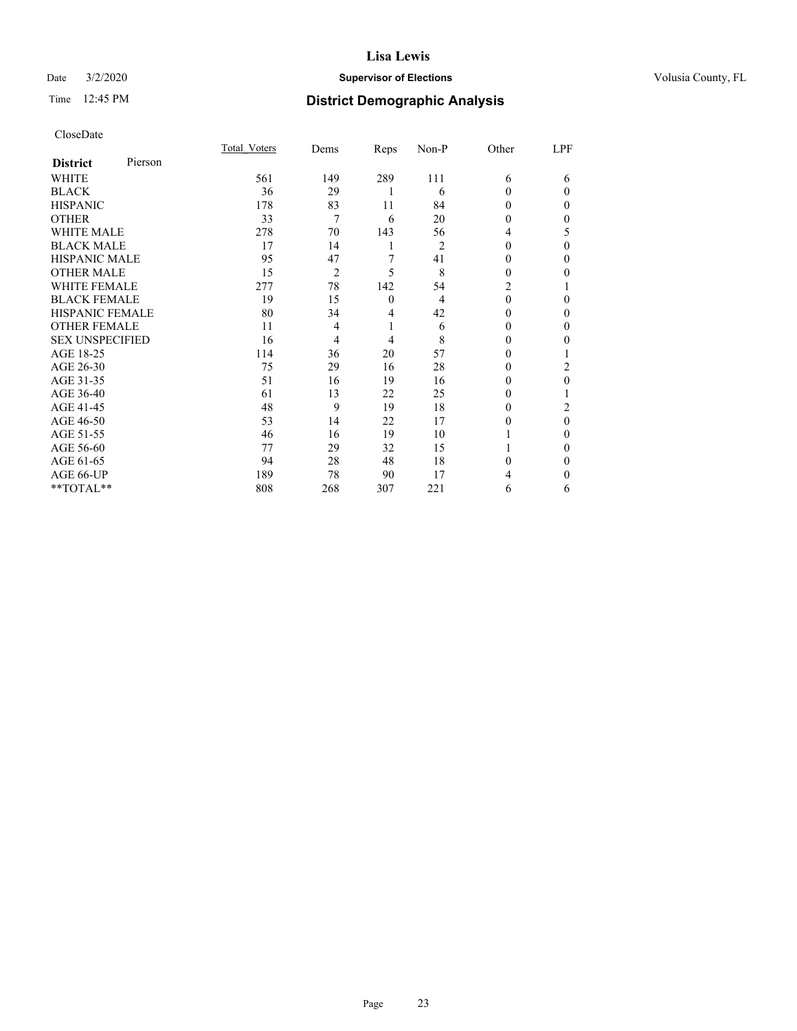# Lisa Lewis

Date 3/2/2020 **Supervisor of Elections** Volusia County, FL

Time 12:45 PM **District Demographic Analysis**

CloseDate

| **District** Pierson | Total_Voters | Dems | Reps | Non-P | Other | LPF |
|---|---|---|---|---|---|---|
| WHITE | 561 | 149 | 289 | 111 | 6 | 6 |
| BLACK | 36 | 29 | 1 | 6 | 0 | 0 |
| HISPANIC | 178 | 83 | 11 | 84 | 0 | 0 |
| OTHER | 33 | 7 | 6 | 20 | 0 | 0 |
| WHITE MALE | 278 | 70 | 143 | 56 | 4 | 5 |
| BLACK MALE | 17 | 14 | 1 | 2 | 0 | 0 |
| HISPANIC MALE | 95 | 47 | 7 | 41 | 0 | 0 |
| OTHER MALE | 15 | 2 | 5 | 8 | 0 | 0 |
| WHITE FEMALE | 277 | 78 | 142 | 54 | 2 | 1 |
| BLACK FEMALE | 19 | 15 | 0 | 4 | 0 | 0 |
| HISPANIC FEMALE | 80 | 34 | 4 | 42 | 0 | 0 |
| OTHER FEMALE | 11 | 4 | 1 | 6 | 0 | 0 |
| SEX UNSPECIFIED | 16 | 4 | 4 | 8 | 0 | 0 |
| AGE 18-25 | 114 | 36 | 20 | 57 | 0 | 1 |
| AGE 26-30 | 75 | 29 | 16 | 28 | 0 | 2 |
| AGE 31-35 | 51 | 16 | 19 | 16 | 0 | 0 |
| AGE 36-40 | 61 | 13 | 22 | 25 | 0 | 1 |
| AGE 41-45 | 48 | 9 | 19 | 18 | 0 | 2 |
| AGE 46-50 | 53 | 14 | 22 | 17 | 0 | 0 |
| AGE 51-55 | 46 | 16 | 19 | 10 | 1 | 0 |
| AGE 56-60 | 77 | 29 | 32 | 15 | 1 | 0 |
| AGE 61-65 | 94 | 28 | 48 | 18 | 0 | 0 |
| AGE 66-UP | 189 | 78 | 90 | 17 | 4 | 0 |
| **TOTAL** | 808 | 268 | 307 | 221 | 6 | 6 |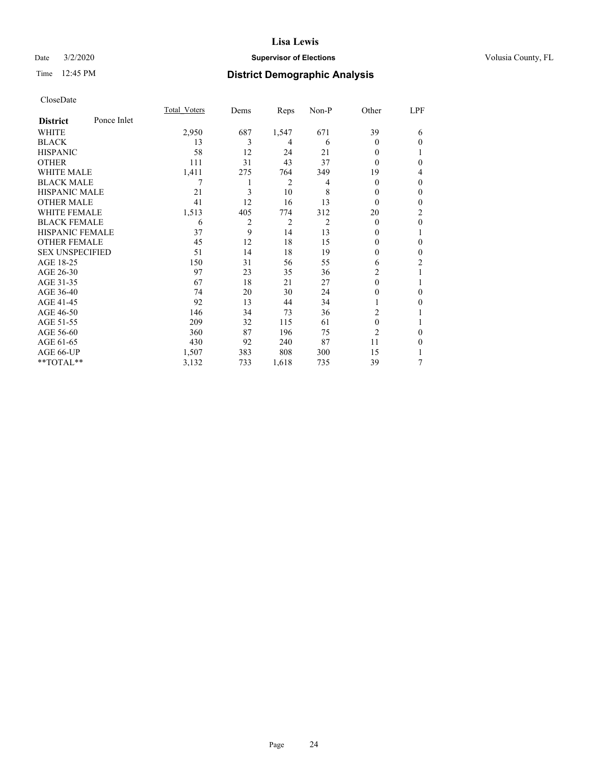# Lisa Lewis

Date 3/2/2020 **Supervisor of Elections** Volusia County, FL

Time 12:45 PM **District Demographic Analysis**

CloseDate

| **District** Ponce Inlet | Total_Voters | Dems | Reps | Non-P | Other | LPF |
|---|---|---|---|---|---|---|
| WHITE | 2,950 | 687 | 1,547 | 671 | 39 | 6 |
| BLACK | 13 | 3 | 4 | 6 | 0 | 0 |
| HISPANIC | 58 | 12 | 24 | 21 | 0 | 1 |
| OTHER | 111 | 31 | 43 | 37 | 0 | 0 |
| WHITE MALE | 1,411 | 275 | 764 | 349 | 19 | 4 |
| BLACK MALE | 7 | 1 | 2 | 4 | 0 | 0 |
| HISPANIC MALE | 21 | 3 | 10 | 8 | 0 | 0 |
| OTHER MALE | 41 | 12 | 16 | 13 | 0 | 0 |
| WHITE FEMALE | 1,513 | 405 | 774 | 312 | 20 | 2 |
| BLACK FEMALE | 6 | 2 | 2 | 2 | 0 | 0 |
| HISPANIC FEMALE | 37 | 9 | 14 | 13 | 0 | 1 |
| OTHER FEMALE | 45 | 12 | 18 | 15 | 0 | 0 |
| SEX UNSPECIFIED | 51 | 14 | 18 | 19 | 0 | 0 |
| AGE 18-25 | 150 | 31 | 56 | 55 | 6 | 2 |
| AGE 26-30 | 97 | 23 | 35 | 36 | 2 | 1 |
| AGE 31-35 | 67 | 18 | 21 | 27 | 0 | 1 |
| AGE 36-40 | 74 | 20 | 30 | 24 | 0 | 0 |
| AGE 41-45 | 92 | 13 | 44 | 34 | 1 | 0 |
| AGE 46-50 | 146 | 34 | 73 | 36 | 2 | 1 |
| AGE 51-55 | 209 | 32 | 115 | 61 | 0 | 1 |
| AGE 56-60 | 360 | 87 | 196 | 75 | 2 | 0 |
| AGE 61-65 | 430 | 92 | 240 | 87 | 11 | 0 |
| AGE 66-UP | 1,507 | 383 | 808 | 300 | 15 | 1 |
| **TOTAL** | 3,132 | 733 | 1,618 | 735 | 39 | 7 |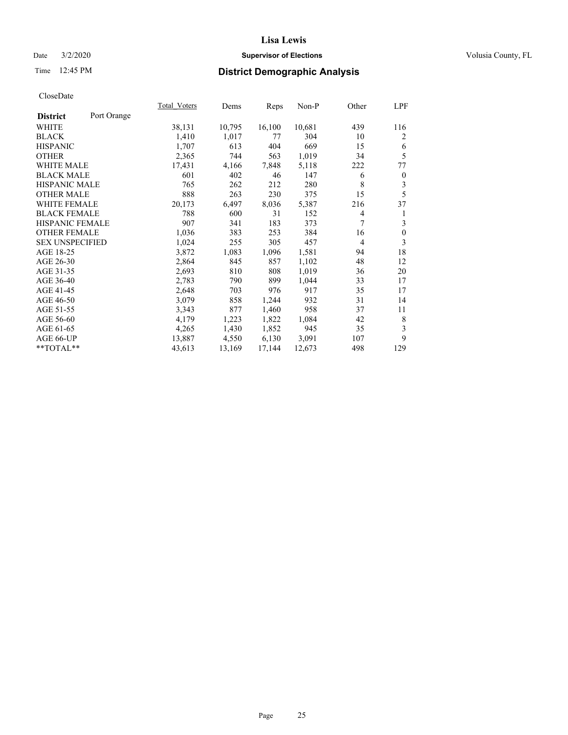CloseDate

| District | Port Orange | Total_Voters | Dems | Reps | Non-P | Other | LPF |
|---|---|---|---|---|---|---|---|
| WHITE | | 38,131 | 10,795 | 16,100 | 10,681 | 439 | 116 |
| BLACK | | 1,410 | 1,017 | 77 | 304 | 10 | 2 |
| HISPANIC | | 1,707 | 613 | 404 | 669 | 15 | 6 |
| OTHER | | 2,365 | 744 | 563 | 1,019 | 34 | 5 |
| WHITE MALE | | 17,431 | 4,166 | 7,848 | 5,118 | 222 | 77 |
| BLACK MALE | | 601 | 402 | 46 | 147 | 6 | 0 |
| HISPANIC MALE | | 765 | 262 | 212 | 280 | 8 | 3 |
| OTHER MALE | | 888 | 263 | 230 | 375 | 15 | 5 |
| WHITE FEMALE | | 20,173 | 6,497 | 8,036 | 5,387 | 216 | 37 |
| BLACK FEMALE | | 788 | 600 | 31 | 152 | 4 | 1 |
| HISPANIC FEMALE | | 907 | 341 | 183 | 373 | 7 | 3 |
| OTHER FEMALE | | 1,036 | 383 | 253 | 384 | 16 | 0 |
| SEX UNSPECIFIED | | 1,024 | 255 | 305 | 457 | 4 | 3 |
| AGE 18-25 | | 3,872 | 1,083 | 1,096 | 1,581 | 94 | 18 |
| AGE 26-30 | | 2,864 | 845 | 857 | 1,102 | 48 | 12 |
| AGE 31-35 | | 2,693 | 810 | 808 | 1,019 | 36 | 20 |
| AGE 36-40 | | 2,783 | 790 | 899 | 1,044 | 33 | 17 |
| AGE 41-45 | | 2,648 | 703 | 976 | 917 | 35 | 17 |
| AGE 46-50 | | 3,079 | 858 | 1,244 | 932 | 31 | 14 |
| AGE 51-55 | | 3,343 | 877 | 1,460 | 958 | 37 | 11 |
| AGE 56-60 | | 4,179 | 1,223 | 1,822 | 1,084 | 42 | 8 |
| AGE 61-65 | | 4,265 | 1,430 | 1,852 | 945 | 35 | 3 |
| AGE 66-UP | | 13,887 | 4,550 | 6,130 | 3,091 | 107 | 9 |
| **TOTAL** | | 43,613 | 13,169 | 17,144 | 12,673 | 498 | 129 |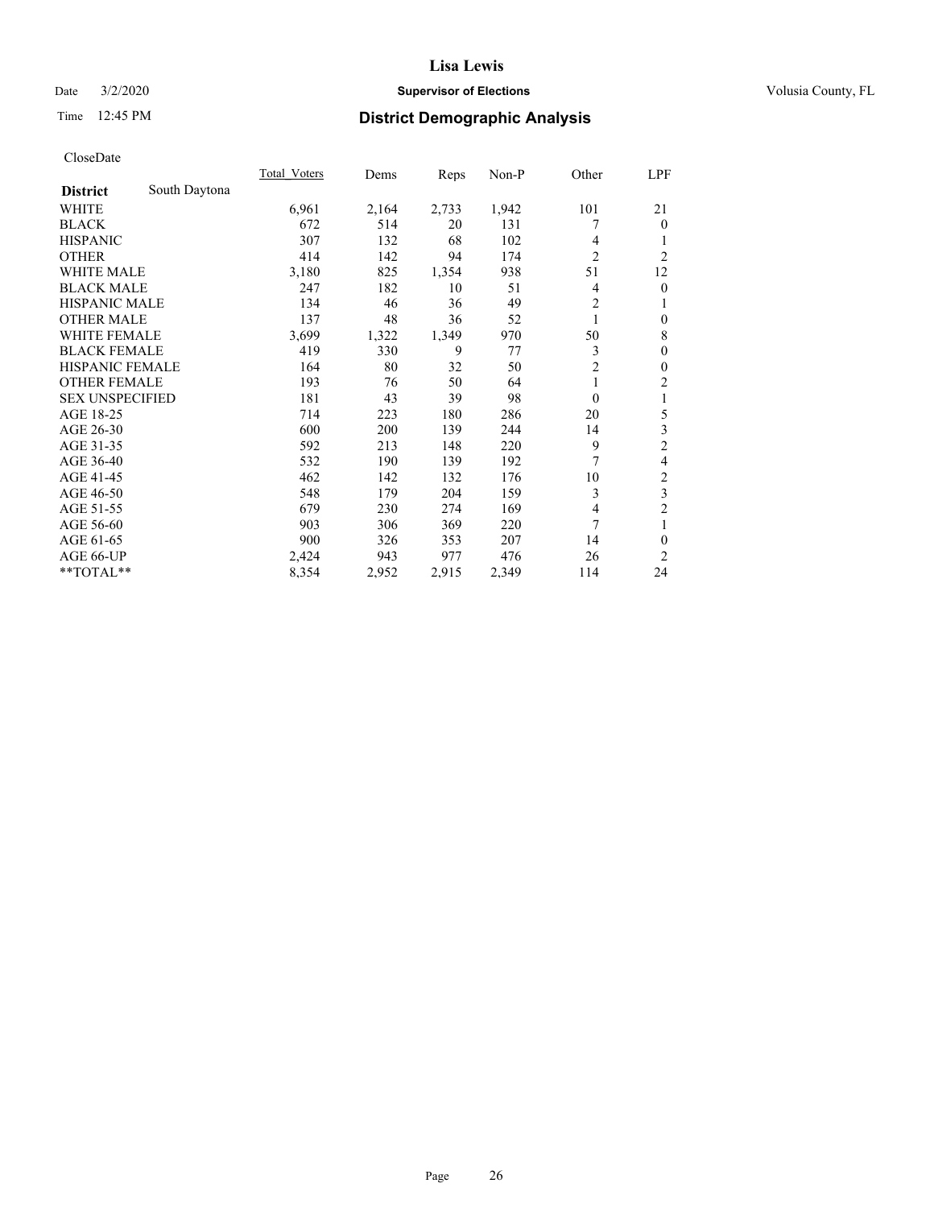# District Demographic Analysis

CloseDate

| District | South Daytona | Total_Voters | Dems | Reps | Non-P | Other | LPF |
|---|---|---|---|---|---|---|---|
| WHITE | | 6,961 | 2,164 | 2,733 | 1,942 | 101 | 21 |
| BLACK | | 672 | 514 | 20 | 131 | 7 | 0 |
| HISPANIC | | 307 | 132 | 68 | 102 | 4 | 1 |
| OTHER | | 414 | 142 | 94 | 174 | 2 | 2 |
| WHITE MALE | | 3,180 | 825 | 1,354 | 938 | 51 | 12 |
| BLACK MALE | | 247 | 182 | 10 | 51 | 4 | 0 |
| HISPANIC MALE | | 134 | 46 | 36 | 49 | 2 | 1 |
| OTHER MALE | | 137 | 48 | 36 | 52 | 1 | 0 |
| WHITE FEMALE | | 3,699 | 1,322 | 1,349 | 970 | 50 | 8 |
| BLACK FEMALE | | 419 | 330 | 9 | 77 | 3 | 0 |
| HISPANIC FEMALE | | 164 | 80 | 32 | 50 | 2 | 0 |
| OTHER FEMALE | | 193 | 76 | 50 | 64 | 1 | 2 |
| SEX UNSPECIFIED | | 181 | 43 | 39 | 98 | 0 | 1 |
| AGE 18-25 | | 714 | 223 | 180 | 286 | 20 | 5 |
| AGE 26-30 | | 600 | 200 | 139 | 244 | 14 | 3 |
| AGE 31-35 | | 592 | 213 | 148 | 220 | 9 | 2 |
| AGE 36-40 | | 532 | 190 | 139 | 192 | 7 | 4 |
| AGE 41-45 | | 462 | 142 | 132 | 176 | 10 | 2 |
| AGE 46-50 | | 548 | 179 | 204 | 159 | 3 | 3 |
| AGE 51-55 | | 679 | 230 | 274 | 169 | 4 | 2 |
| AGE 56-60 | | 903 | 306 | 369 | 220 | 7 | 1 |
| AGE 61-65 | | 900 | 326 | 353 | 207 | 14 | 0 |
| AGE 66-UP | | 2,424 | 943 | 977 | 476 | 26 | 2 |
| **TOTAL** | | 8,354 | 2,952 | 2,915 | 2,349 | 114 | 24 |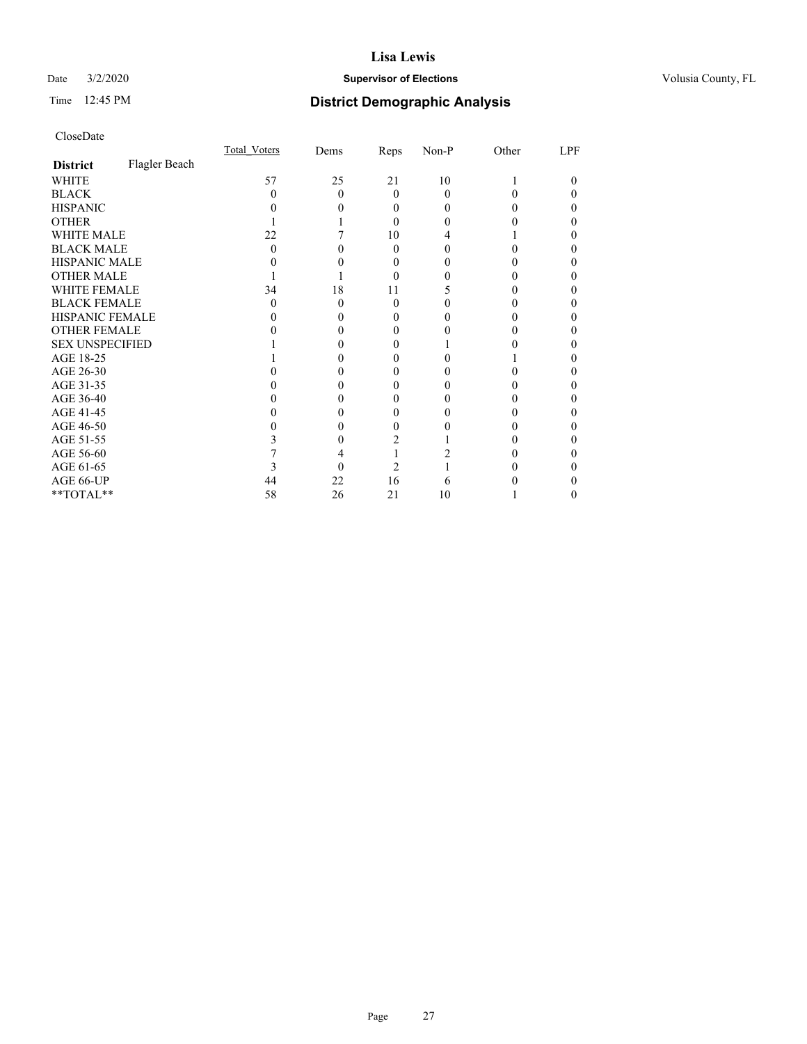# Lisa Lewis

Date 3/2/2020 **Supervisor of Elections** Volusia County, FL

Time 12:45 PM **District Demographic Analysis**

CloseDate

| **District** Flagler Beach | Total_Voters | Dems | Reps | Non-P | Other | LPF |
|---|---|---|---|---|---|---|
| WHITE | 57 | 25 | 21 | 10 | 1 | 0 |
| BLACK | 0 | 0 | 0 | 0 | 0 | 0 |
| HISPANIC | 0 | 0 | 0 | 0 | 0 | 0 |
| OTHER | 1 | 1 | 0 | 0 | 0 | 0 |
| WHITE MALE | 22 | 7 | 10 | 4 | 1 | 0 |
| BLACK MALE | 0 | 0 | 0 | 0 | 0 | 0 |
| HISPANIC MALE | 0 | 0 | 0 | 0 | 0 | 0 |
| OTHER MALE | 1 | 1 | 0 | 0 | 0 | 0 |
| WHITE FEMALE | 34 | 18 | 11 | 5 | 0 | 0 |
| BLACK FEMALE | 0 | 0 | 0 | 0 | 0 | 0 |
| HISPANIC FEMALE | 0 | 0 | 0 | 0 | 0 | 0 |
| OTHER FEMALE | 0 | 0 | 0 | 0 | 0 | 0 |
| SEX UNSPECIFIED | 1 | 0 | 0 | 1 | 0 | 0 |
| AGE 18-25 | 1 | 0 | 0 | 0 | 1 | 0 |
| AGE 26-30 | 0 | 0 | 0 | 0 | 0 | 0 |
| AGE 31-35 | 0 | 0 | 0 | 0 | 0 | 0 |
| AGE 36-40 | 0 | 0 | 0 | 0 | 0 | 0 |
| AGE 41-45 | 0 | 0 | 0 | 0 | 0 | 0 |
| AGE 46-50 | 0 | 0 | 0 | 0 | 0 | 0 |
| AGE 51-55 | 3 | 0 | 2 | 1 | 0 | 0 |
| AGE 56-60 | 7 | 4 | 1 | 2 | 0 | 0 |
| AGE 61-65 | 3 | 0 | 2 | 1 | 0 | 0 |
| AGE 66-UP | 44 | 22 | 16 | 6 | 0 | 0 |
| **TOTAL** | 58 | 26 | 21 | 10 | 1 | 0 |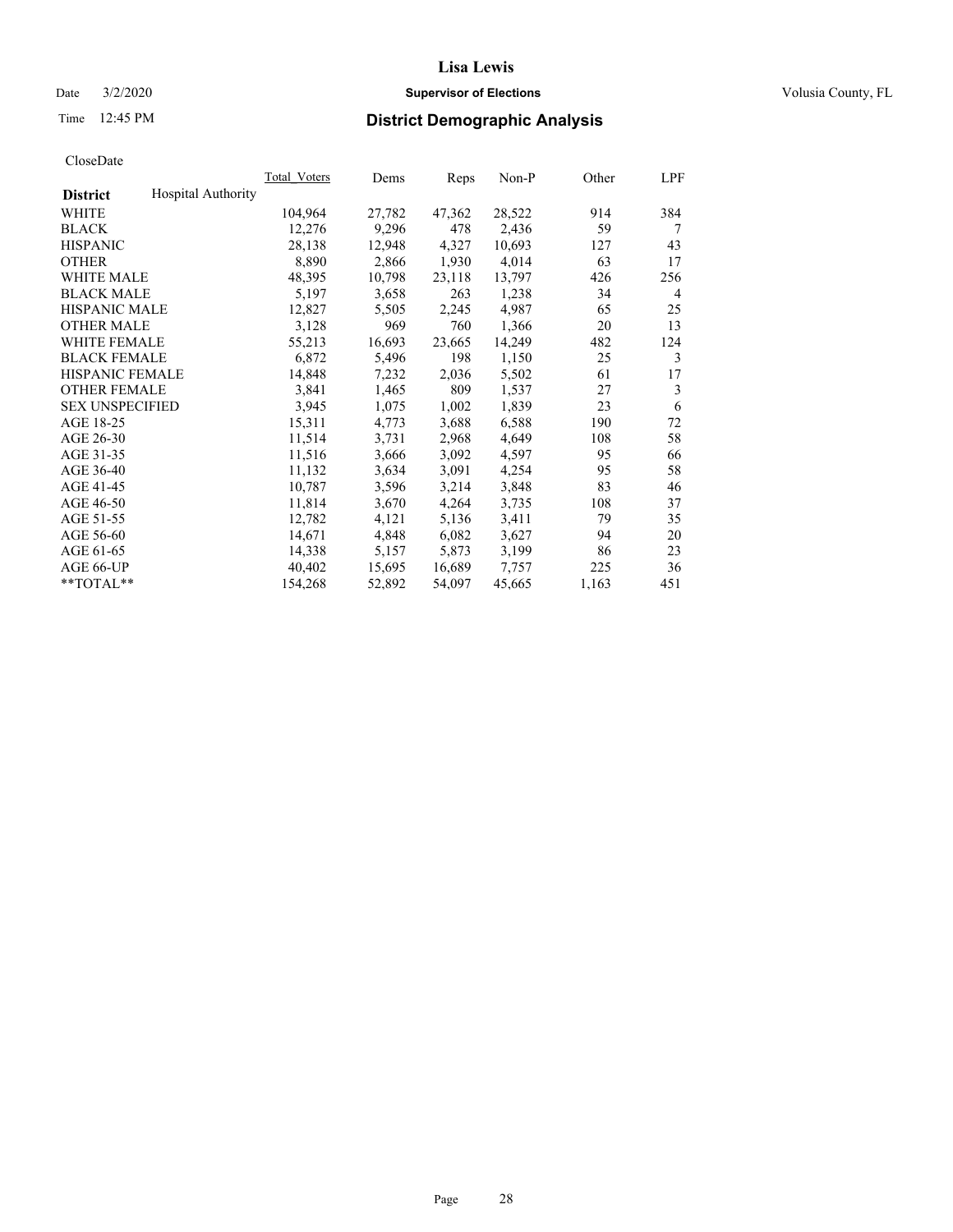# Lisa Lewis

Date 3/2/2020 **Supervisor of Elections** Volusia County, FL

Time 12:45 PM **District Demographic Analysis**

CloseDate

| District | Hospital Authority | Total_Voters | Dems | Reps | Non-P | Other | LPF |
|---|---|---|---|---|---|---|---|
| WHITE | | 104,964 | 27,782 | 47,362 | 28,522 | 914 | 384 |
| BLACK | | 12,276 | 9,296 | 478 | 2,436 | 59 | 7 |
| HISPANIC | | 28,138 | 12,948 | 4,327 | 10,693 | 127 | 43 |
| OTHER | | 8,890 | 2,866 | 1,930 | 4,014 | 63 | 17 |
| WHITE MALE | | 48,395 | 10,798 | 23,118 | 13,797 | 426 | 256 |
| BLACK MALE | | 5,197 | 3,658 | 263 | 1,238 | 34 | 4 |
| HISPANIC MALE | | 12,827 | 5,505 | 2,245 | 4,987 | 65 | 25 |
| OTHER MALE | | 3,128 | 969 | 760 | 1,366 | 20 | 13 |
| WHITE FEMALE | | 55,213 | 16,693 | 23,665 | 14,249 | 482 | 124 |
| BLACK FEMALE | | 6,872 | 5,496 | 198 | 1,150 | 25 | 3 |
| HISPANIC FEMALE | | 14,848 | 7,232 | 2,036 | 5,502 | 61 | 17 |
| OTHER FEMALE | | 3,841 | 1,465 | 809 | 1,537 | 27 | 3 |
| SEX UNSPECIFIED | | 3,945 | 1,075 | 1,002 | 1,839 | 23 | 6 |
| AGE 18-25 | | 15,311 | 4,773 | 3,688 | 6,588 | 190 | 72 |
| AGE 26-30 | | 11,514 | 3,731 | 2,968 | 4,649 | 108 | 58 |
| AGE 31-35 | | 11,516 | 3,666 | 3,092 | 4,597 | 95 | 66 |
| AGE 36-40 | | 11,132 | 3,634 | 3,091 | 4,254 | 95 | 58 |
| AGE 41-45 | | 10,787 | 3,596 | 3,214 | 3,848 | 83 | 46 |
| AGE 46-50 | | 11,814 | 3,670 | 4,264 | 3,735 | 108 | 37 |
| AGE 51-55 | | 12,782 | 4,121 | 5,136 | 3,411 | 79 | 35 |
| AGE 56-60 | | 14,671 | 4,848 | 6,082 | 3,627 | 94 | 20 |
| AGE 61-65 | | 14,338 | 5,157 | 5,873 | 3,199 | 86 | 23 |
| AGE 66-UP | | 40,402 | 15,695 | 16,689 | 7,757 | 225 | 36 |
| **TOTAL** | | 154,268 | 52,892 | 54,097 | 45,665 | 1,163 | 451 |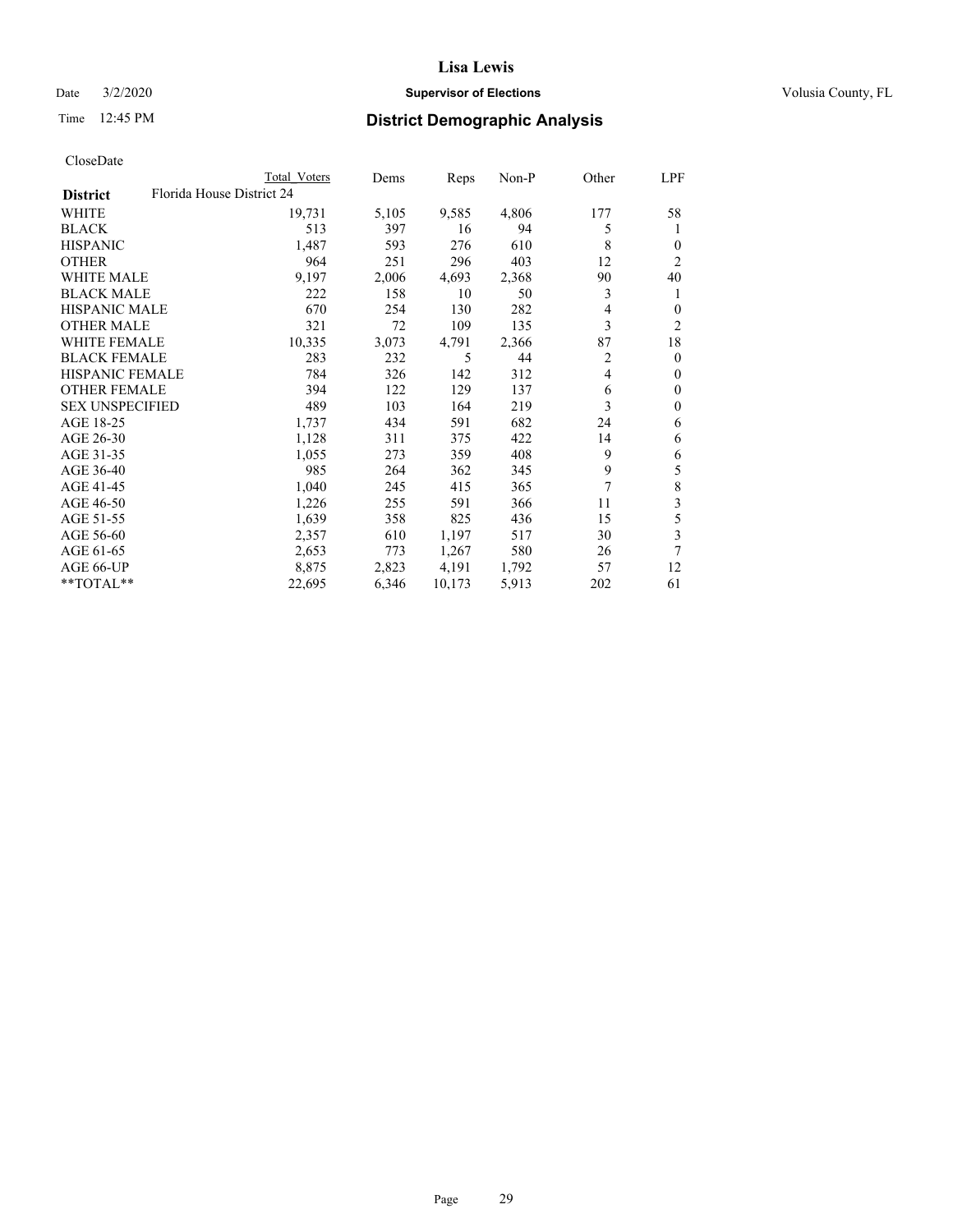# District Demographic Analysis

CloseDate

| District | Total Voters | Dems | Reps | Non-P | Other | LPF |
|---|---|---|---|---|---|---|
| **Florida House District 24** | | | | | | |
| WHITE | 19,731 | 5,105 | 9,585 | 4,806 | 177 | 58 |
| BLACK | 513 | 397 | 16 | 94 | 5 | 1 |
| HISPANIC | 1,487 | 593 | 276 | 610 | 8 | 0 |
| OTHER | 964 | 251 | 296 | 403 | 12 | 2 |
| WHITE MALE | 9,197 | 2,006 | 4,693 | 2,368 | 90 | 40 |
| BLACK MALE | 222 | 158 | 10 | 50 | 3 | 1 |
| HISPANIC MALE | 670 | 254 | 130 | 282 | 4 | 0 |
| OTHER MALE | 321 | 72 | 109 | 135 | 3 | 2 |
| WHITE FEMALE | 10,335 | 3,073 | 4,791 | 2,366 | 87 | 18 |
| BLACK FEMALE | 283 | 232 | 5 | 44 | 2 | 0 |
| HISPANIC FEMALE | 784 | 326 | 142 | 312 | 4 | 0 |
| OTHER FEMALE | 394 | 122 | 129 | 137 | 6 | 0 |
| SEX UNSPECIFIED | 489 | 103 | 164 | 219 | 3 | 0 |
| AGE 18-25 | 1,737 | 434 | 591 | 682 | 24 | 6 |
| AGE 26-30 | 1,128 | 311 | 375 | 422 | 14 | 6 |
| AGE 31-35 | 1,055 | 273 | 359 | 408 | 9 | 6 |
| AGE 36-40 | 985 | 264 | 362 | 345 | 9 | 5 |
| AGE 41-45 | 1,040 | 245 | 415 | 365 | 7 | 8 |
| AGE 46-50 | 1,226 | 255 | 591 | 366 | 11 | 3 |
| AGE 51-55 | 1,639 | 358 | 825 | 436 | 15 | 5 |
| AGE 56-60 | 2,357 | 610 | 1,197 | 517 | 30 | 3 |
| AGE 61-65 | 2,653 | 773 | 1,267 | 580 | 26 | 7 |
| AGE 66-UP | 8,875 | 2,823 | 4,191 | 1,792 | 57 | 12 |
| **TOTAL** | 22,695 | 6,346 | 10,173 | 5,913 | 202 | 61 |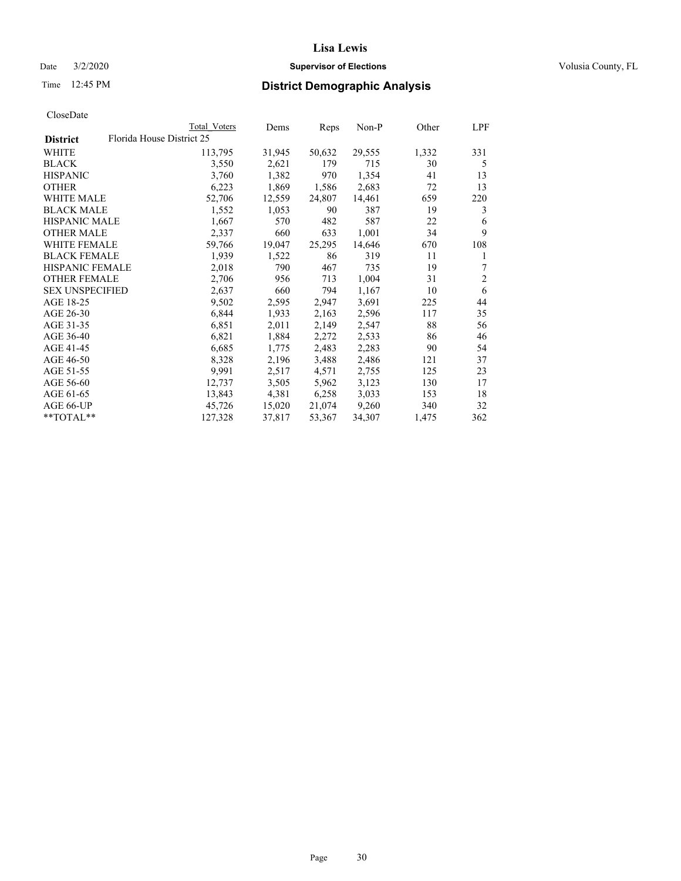CloseDate

| District | Total Voters | Dems | Reps | Non-P | Other | LPF |
|---|---|---|---|---|---|---|
| Florida House District 25 | | | | | | |
| WHITE | 113,795 | 31,945 | 50,632 | 29,555 | 1,332 | 331 |
| BLACK | 3,550 | 2,621 | 179 | 715 | 30 | 5 |
| HISPANIC | 3,760 | 1,382 | 970 | 1,354 | 41 | 13 |
| OTHER | 6,223 | 1,869 | 1,586 | 2,683 | 72 | 13 |
| WHITE MALE | 52,706 | 12,559 | 24,807 | 14,461 | 659 | 220 |
| BLACK MALE | 1,552 | 1,053 | 90 | 387 | 19 | 3 |
| HISPANIC MALE | 1,667 | 570 | 482 | 587 | 22 | 6 |
| OTHER MALE | 2,337 | 660 | 633 | 1,001 | 34 | 9 |
| WHITE FEMALE | 59,766 | 19,047 | 25,295 | 14,646 | 670 | 108 |
| BLACK FEMALE | 1,939 | 1,522 | 86 | 319 | 11 | 1 |
| HISPANIC FEMALE | 2,018 | 790 | 467 | 735 | 19 | 7 |
| OTHER FEMALE | 2,706 | 956 | 713 | 1,004 | 31 | 2 |
| SEX UNSPECIFIED | 2,637 | 660 | 794 | 1,167 | 10 | 6 |
| AGE 18-25 | 9,502 | 2,595 | 2,947 | 3,691 | 225 | 44 |
| AGE 26-30 | 6,844 | 1,933 | 2,163 | 2,596 | 117 | 35 |
| AGE 31-35 | 6,851 | 2,011 | 2,149 | 2,547 | 88 | 56 |
| AGE 36-40 | 6,821 | 1,884 | 2,272 | 2,533 | 86 | 46 |
| AGE 41-45 | 6,685 | 1,775 | 2,483 | 2,283 | 90 | 54 |
| AGE 46-50 | 8,328 | 2,196 | 3,488 | 2,486 | 121 | 37 |
| AGE 51-55 | 9,991 | 2,517 | 4,571 | 2,755 | 125 | 23 |
| AGE 56-60 | 12,737 | 3,505 | 5,962 | 3,123 | 130 | 17 |
| AGE 61-65 | 13,843 | 4,381 | 6,258 | 3,033 | 153 | 18 |
| AGE 66-UP | 45,726 | 15,020 | 21,074 | 9,260 | 340 | 32 |
| **TOTAL** | 127,328 | 37,817 | 53,367 | 34,307 | 1,475 | 362 |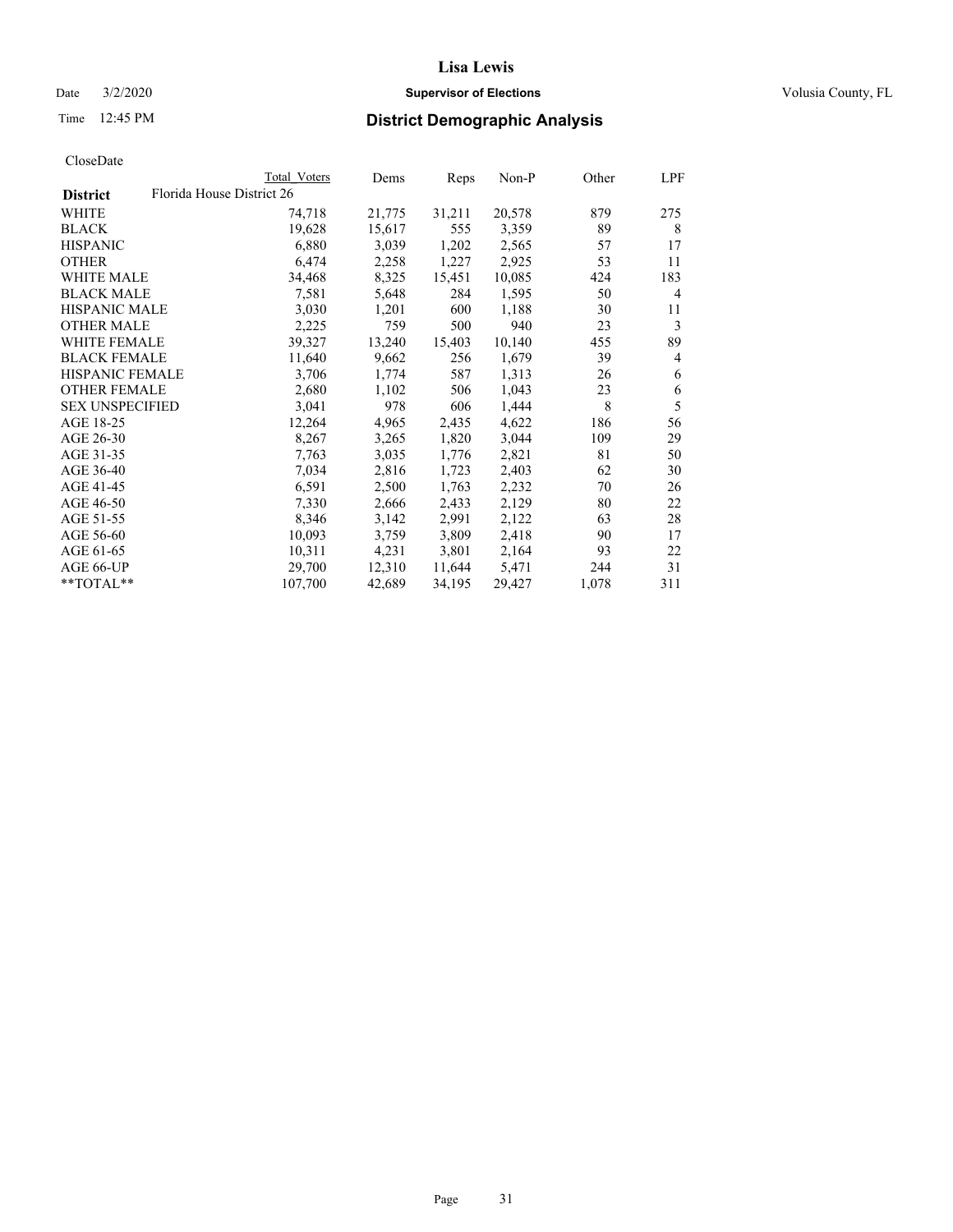# Lisa Lewis

Date 3/2/2020 **Supervisor of Elections** Volusia County, FL

Time 12:45 PM **District Demographic Analysis**

CloseDate

| District | Total Voters | Dems | Reps | Non-P | Other | LPF |
|---|---|---|---|---|---|---|
| **Florida House District 26** | | | | | | |
| WHITE | 74,718 | 21,775 | 31,211 | 20,578 | 879 | 275 |
| BLACK | 19,628 | 15,617 | 555 | 3,359 | 89 | 8 |
| HISPANIC | 6,880 | 3,039 | 1,202 | 2,565 | 57 | 17 |
| OTHER | 6,474 | 2,258 | 1,227 | 2,925 | 53 | 11 |
| WHITE MALE | 34,468 | 8,325 | 15,451 | 10,085 | 424 | 183 |
| BLACK MALE | 7,581 | 5,648 | 284 | 1,595 | 50 | 4 |
| HISPANIC MALE | 3,030 | 1,201 | 600 | 1,188 | 30 | 11 |
| OTHER MALE | 2,225 | 759 | 500 | 940 | 23 | 3 |
| WHITE FEMALE | 39,327 | 13,240 | 15,403 | 10,140 | 455 | 89 |
| BLACK FEMALE | 11,640 | 9,662 | 256 | 1,679 | 39 | 4 |
| HISPANIC FEMALE | 3,706 | 1,774 | 587 | 1,313 | 26 | 6 |
| OTHER FEMALE | 2,680 | 1,102 | 506 | 1,043 | 23 | 6 |
| SEX UNSPECIFIED | 3,041 | 978 | 606 | 1,444 | 8 | 5 |
| AGE 18-25 | 12,264 | 4,965 | 2,435 | 4,622 | 186 | 56 |
| AGE 26-30 | 8,267 | 3,265 | 1,820 | 3,044 | 109 | 29 |
| AGE 31-35 | 7,763 | 3,035 | 1,776 | 2,821 | 81 | 50 |
| AGE 36-40 | 7,034 | 2,816 | 1,723 | 2,403 | 62 | 30 |
| AGE 41-45 | 6,591 | 2,500 | 1,763 | 2,232 | 70 | 26 |
| AGE 46-50 | 7,330 | 2,666 | 2,433 | 2,129 | 80 | 22 |
| AGE 51-55 | 8,346 | 3,142 | 2,991 | 2,122 | 63 | 28 |
| AGE 56-60 | 10,093 | 3,759 | 3,809 | 2,418 | 90 | 17 |
| AGE 61-65 | 10,311 | 4,231 | 3,801 | 2,164 | 93 | 22 |
| AGE 66-UP | 29,700 | 12,310 | 11,644 | 5,471 | 244 | 31 |
| **TOTAL** | 107,700 | 42,689 | 34,195 | 29,427 | 1,078 | 311 |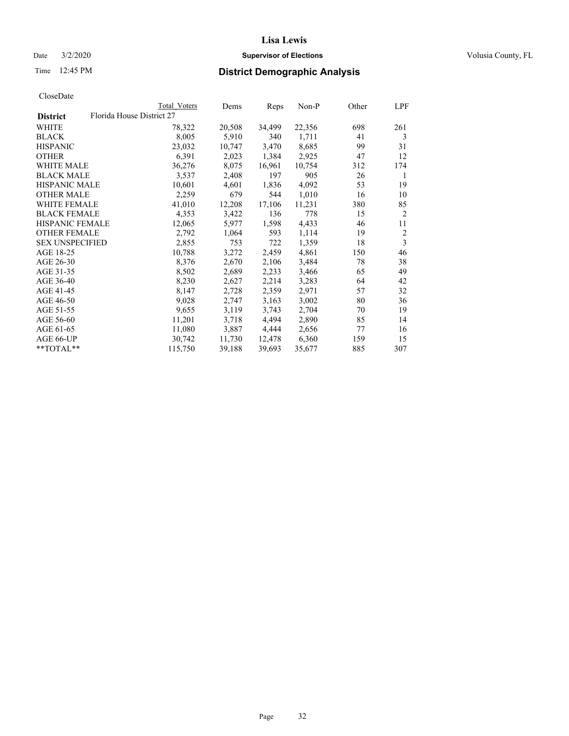CloseDate

| District | Florida House District 27 | Total Voters | Dems | Reps | Non-P | Other | LPF |
|---|---|---|---|---|---|---|---|
| WHITE | | 78,322 | 20,508 | 34,499 | 22,356 | 698 | 261 |
| BLACK | | 8,005 | 5,910 | 340 | 1,711 | 41 | 3 |
| HISPANIC | | 23,032 | 10,747 | 3,470 | 8,685 | 99 | 31 |
| OTHER | | 6,391 | 2,023 | 1,384 | 2,925 | 47 | 12 |
| WHITE MALE | | 36,276 | 8,075 | 16,961 | 10,754 | 312 | 174 |
| BLACK MALE | | 3,537 | 2,408 | 197 | 905 | 26 | 1 |
| HISPANIC MALE | | 10,601 | 4,601 | 1,836 | 4,092 | 53 | 19 |
| OTHER MALE | | 2,259 | 679 | 544 | 1,010 | 16 | 10 |
| WHITE FEMALE | | 41,010 | 12,208 | 17,106 | 11,231 | 380 | 85 |
| BLACK FEMALE | | 4,353 | 3,422 | 136 | 778 | 15 | 2 |
| HISPANIC FEMALE | | 12,065 | 5,977 | 1,598 | 4,433 | 46 | 11 |
| OTHER FEMALE | | 2,792 | 1,064 | 593 | 1,114 | 19 | 2 |
| SEX UNSPECIFIED | | 2,855 | 753 | 722 | 1,359 | 18 | 3 |
| AGE 18-25 | | 10,788 | 3,272 | 2,459 | 4,861 | 150 | 46 |
| AGE 26-30 | | 8,376 | 2,670 | 2,106 | 3,484 | 78 | 38 |
| AGE 31-35 | | 8,502 | 2,689 | 2,233 | 3,466 | 65 | 49 |
| AGE 36-40 | | 8,230 | 2,627 | 2,214 | 3,283 | 64 | 42 |
| AGE 41-45 | | 8,147 | 2,728 | 2,359 | 2,971 | 57 | 32 |
| AGE 46-50 | | 9,028 | 2,747 | 3,163 | 3,002 | 80 | 36 |
| AGE 51-55 | | 9,655 | 3,119 | 3,743 | 2,704 | 70 | 19 |
| AGE 56-60 | | 11,201 | 3,718 | 4,494 | 2,890 | 85 | 14 |
| AGE 61-65 | | 11,080 | 3,887 | 4,444 | 2,656 | 77 | 16 |
| AGE 66-UP | | 30,742 | 11,730 | 12,478 | 6,360 | 159 | 15 |
| **TOTAL** | | 115,750 | 39,188 | 39,693 | 35,677 | 885 | 307 |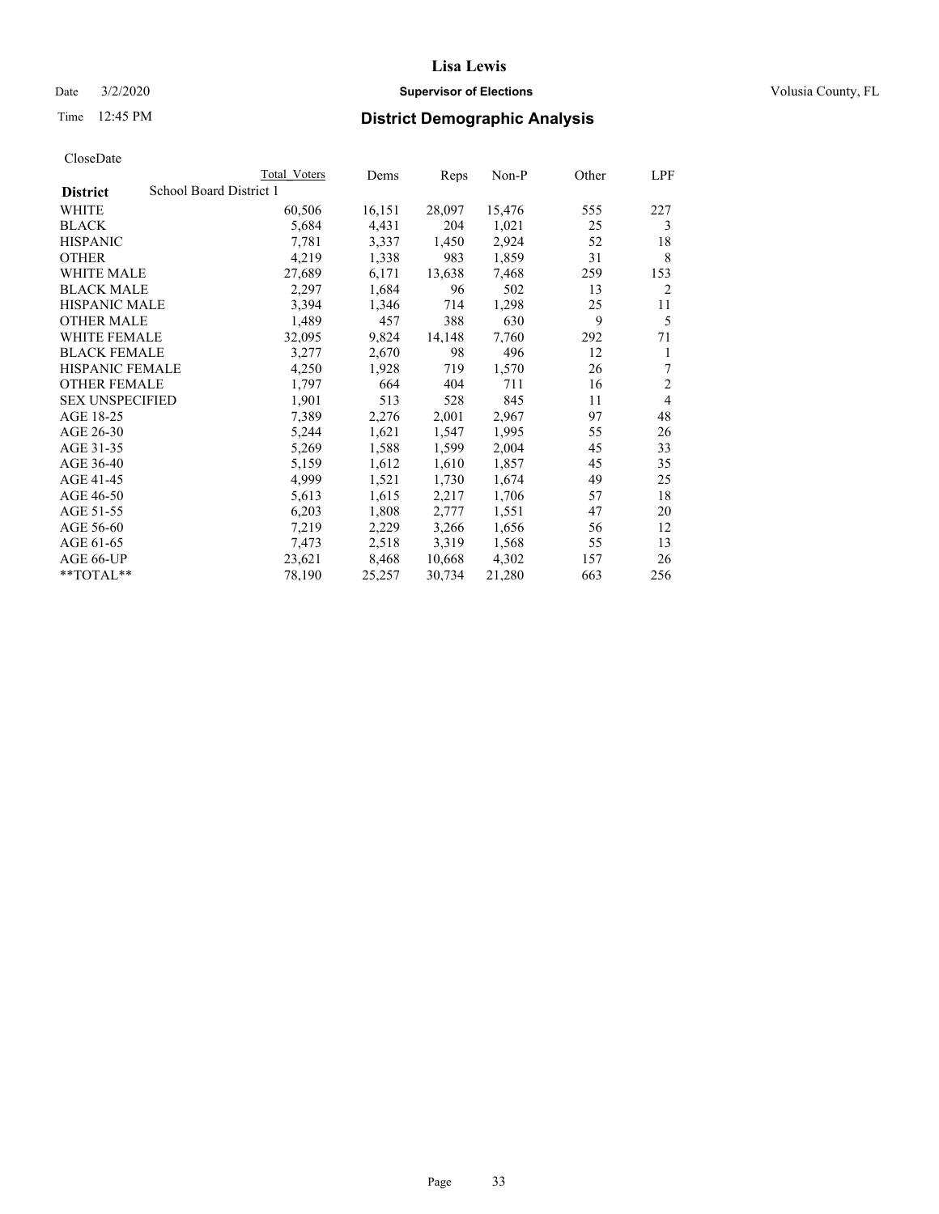# Lisa Lewis

Date 3/2/2020 **Supervisor of Elections** Volusia County, FL

Time 12:45 PM **District Demographic Analysis**

CloseDate

| **District** | School Board District 1 | Total Voters | Dems | Reps | Non-P | Other | LPF |
|---|---|---|---|---|---|---|---|
| WHITE | | 60,506 | 16,151 | 28,097 | 15,476 | 555 | 227 |
| BLACK | | 5,684 | 4,431 | 204 | 1,021 | 25 | 3 |
| HISPANIC | | 7,781 | 3,337 | 1,450 | 2,924 | 52 | 18 |
| OTHER | | 4,219 | 1,338 | 983 | 1,859 | 31 | 8 |
| WHITE MALE | | 27,689 | 6,171 | 13,638 | 7,468 | 259 | 153 |
| BLACK MALE | | 2,297 | 1,684 | 96 | 502 | 13 | 2 |
| HISPANIC MALE | | 3,394 | 1,346 | 714 | 1,298 | 25 | 11 |
| OTHER MALE | | 1,489 | 457 | 388 | 630 | 9 | 5 |
| WHITE FEMALE | | 32,095 | 9,824 | 14,148 | 7,760 | 292 | 71 |
| BLACK FEMALE | | 3,277 | 2,670 | 98 | 496 | 12 | 1 |
| HISPANIC FEMALE | | 4,250 | 1,928 | 719 | 1,570 | 26 | 7 |
| OTHER FEMALE | | 1,797 | 664 | 404 | 711 | 16 | 2 |
| SEX UNSPECIFIED | | 1,901 | 513 | 528 | 845 | 11 | 4 |
| AGE 18-25 | | 7,389 | 2,276 | 2,001 | 2,967 | 97 | 48 |
| AGE 26-30 | | 5,244 | 1,621 | 1,547 | 1,995 | 55 | 26 |
| AGE 31-35 | | 5,269 | 1,588 | 1,599 | 2,004 | 45 | 33 |
| AGE 36-40 | | 5,159 | 1,612 | 1,610 | 1,857 | 45 | 35 |
| AGE 41-45 | | 4,999 | 1,521 | 1,730 | 1,674 | 49 | 25 |
| AGE 46-50 | | 5,613 | 1,615 | 2,217 | 1,706 | 57 | 18 |
| AGE 51-55 | | 6,203 | 1,808 | 2,777 | 1,551 | 47 | 20 |
| AGE 56-60 | | 7,219 | 2,229 | 3,266 | 1,656 | 56 | 12 |
| AGE 61-65 | | 7,473 | 2,518 | 3,319 | 1,568 | 55 | 13 |
| AGE 66-UP | | 23,621 | 8,468 | 10,668 | 4,302 | 157 | 26 |
| **TOTAL** | | 78,190 | 25,257 | 30,734 | 21,280 | 663 | 256 |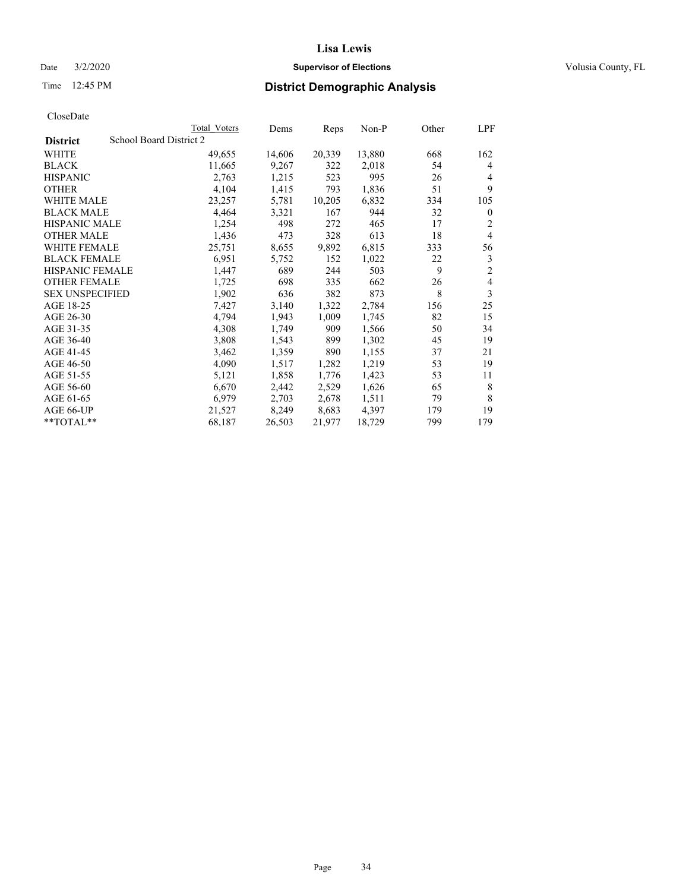CloseDate

| District | School Board District 2 | Total Voters | Dems | Reps | Non-P | Other | LPF |
|---|---|---|---|---|---|---|---|
| WHITE | | 49,655 | 14,606 | 20,339 | 13,880 | 668 | 162 |
| BLACK | | 11,665 | 9,267 | 322 | 2,018 | 54 | 4 |
| HISPANIC | | 2,763 | 1,215 | 523 | 995 | 26 | 4 |
| OTHER | | 4,104 | 1,415 | 793 | 1,836 | 51 | 9 |
| WHITE MALE | | 23,257 | 5,781 | 10,205 | 6,832 | 334 | 105 |
| BLACK MALE | | 4,464 | 3,321 | 167 | 944 | 32 | 0 |
| HISPANIC MALE | | 1,254 | 498 | 272 | 465 | 17 | 2 |
| OTHER MALE | | 1,436 | 473 | 328 | 613 | 18 | 4 |
| WHITE FEMALE | | 25,751 | 8,655 | 9,892 | 6,815 | 333 | 56 |
| BLACK FEMALE | | 6,951 | 5,752 | 152 | 1,022 | 22 | 3 |
| HISPANIC FEMALE | | 1,447 | 689 | 244 | 503 | 9 | 2 |
| OTHER FEMALE | | 1,725 | 698 | 335 | 662 | 26 | 4 |
| SEX UNSPECIFIED | | 1,902 | 636 | 382 | 873 | 8 | 3 |
| AGE 18-25 | | 7,427 | 3,140 | 1,322 | 2,784 | 156 | 25 |
| AGE 26-30 | | 4,794 | 1,943 | 1,009 | 1,745 | 82 | 15 |
| AGE 31-35 | | 4,308 | 1,749 | 909 | 1,566 | 50 | 34 |
| AGE 36-40 | | 3,808 | 1,543 | 899 | 1,302 | 45 | 19 |
| AGE 41-45 | | 3,462 | 1,359 | 890 | 1,155 | 37 | 21 |
| AGE 46-50 | | 4,090 | 1,517 | 1,282 | 1,219 | 53 | 19 |
| AGE 51-55 | | 5,121 | 1,858 | 1,776 | 1,423 | 53 | 11 |
| AGE 56-60 | | 6,670 | 2,442 | 2,529 | 1,626 | 65 | 8 |
| AGE 61-65 | | 6,979 | 2,703 | 2,678 | 1,511 | 79 | 8 |
| AGE 66-UP | | 21,527 | 8,249 | 8,683 | 4,397 | 179 | 19 |
| **TOTAL** | | 68,187 | 26,503 | 21,977 | 18,729 | 799 | 179 |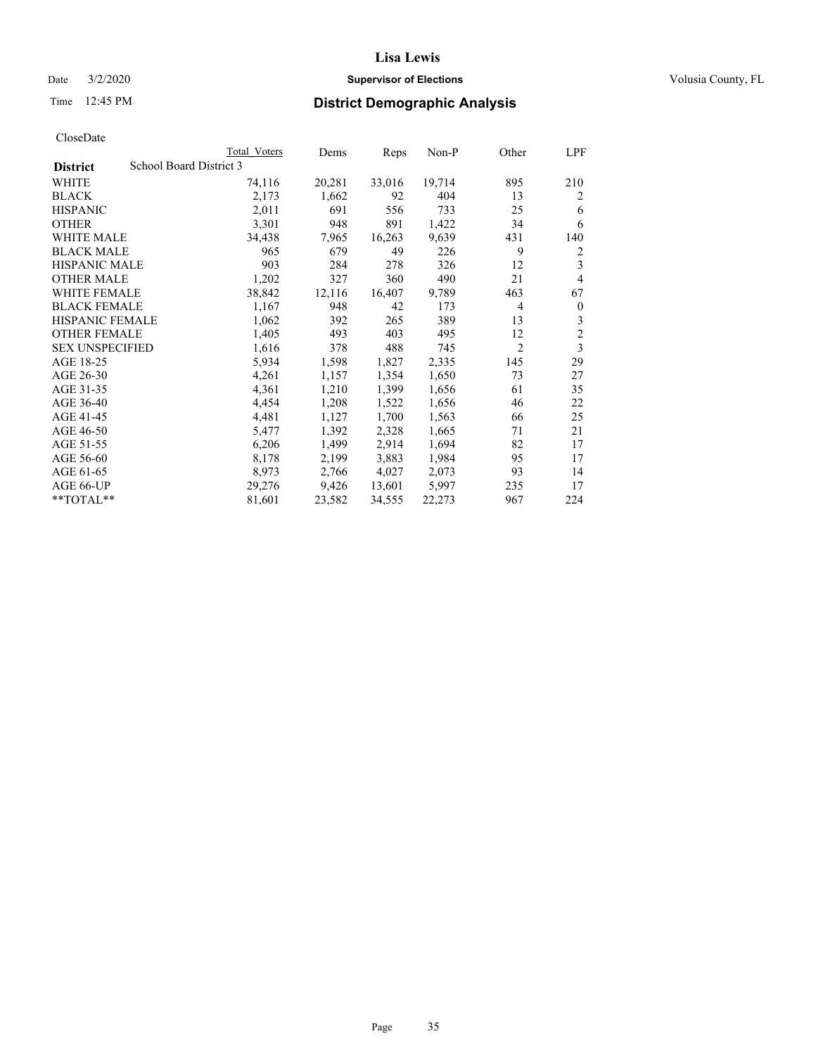# Lisa Lewis

Date 3/2/2020 **Supervisor of Elections** Volusia County, FL

Time 12:45 PM **District Demographic Analysis**

CloseDate

| | Total Voters | Dems | Reps | Non-P | Other | LPF |
|---|---|---|---|---|---|---|
| **District** School Board District 3 | | | | | | |
| WHITE | 74,116 | 20,281 | 33,016 | 19,714 | 895 | 210 |
| BLACK | 2,173 | 1,662 | 92 | 404 | 13 | 2 |
| HISPANIC | 2,011 | 691 | 556 | 733 | 25 | 6 |
| OTHER | 3,301 | 948 | 891 | 1,422 | 34 | 6 |
| WHITE MALE | 34,438 | 7,965 | 16,263 | 9,639 | 431 | 140 |
| BLACK MALE | 965 | 679 | 49 | 226 | 9 | 2 |
| HISPANIC MALE | 903 | 284 | 278 | 326 | 12 | 3 |
| OTHER MALE | 1,202 | 327 | 360 | 490 | 21 | 4 |
| WHITE FEMALE | 38,842 | 12,116 | 16,407 | 9,789 | 463 | 67 |
| BLACK FEMALE | 1,167 | 948 | 42 | 173 | 4 | 0 |
| HISPANIC FEMALE | 1,062 | 392 | 265 | 389 | 13 | 3 |
| OTHER FEMALE | 1,405 | 493 | 403 | 495 | 12 | 2 |
| SEX UNSPECIFIED | 1,616 | 378 | 488 | 745 | 2 | 3 |
| AGE 18-25 | 5,934 | 1,598 | 1,827 | 2,335 | 145 | 29 |
| AGE 26-30 | 4,261 | 1,157 | 1,354 | 1,650 | 73 | 27 |
| AGE 31-35 | 4,361 | 1,210 | 1,399 | 1,656 | 61 | 35 |
| AGE 36-40 | 4,454 | 1,208 | 1,522 | 1,656 | 46 | 22 |
| AGE 41-45 | 4,481 | 1,127 | 1,700 | 1,563 | 66 | 25 |
| AGE 46-50 | 5,477 | 1,392 | 2,328 | 1,665 | 71 | 21 |
| AGE 51-55 | 6,206 | 1,499 | 2,914 | 1,694 | 82 | 17 |
| AGE 56-60 | 8,178 | 2,199 | 3,883 | 1,984 | 95 | 17 |
| AGE 61-65 | 8,973 | 2,766 | 4,027 | 2,073 | 93 | 14 |
| AGE 66-UP | 29,276 | 9,426 | 13,601 | 5,997 | 235 | 17 |
| **TOTAL** | 81,601 | 23,582 | 34,555 | 22,273 | 967 | 224 |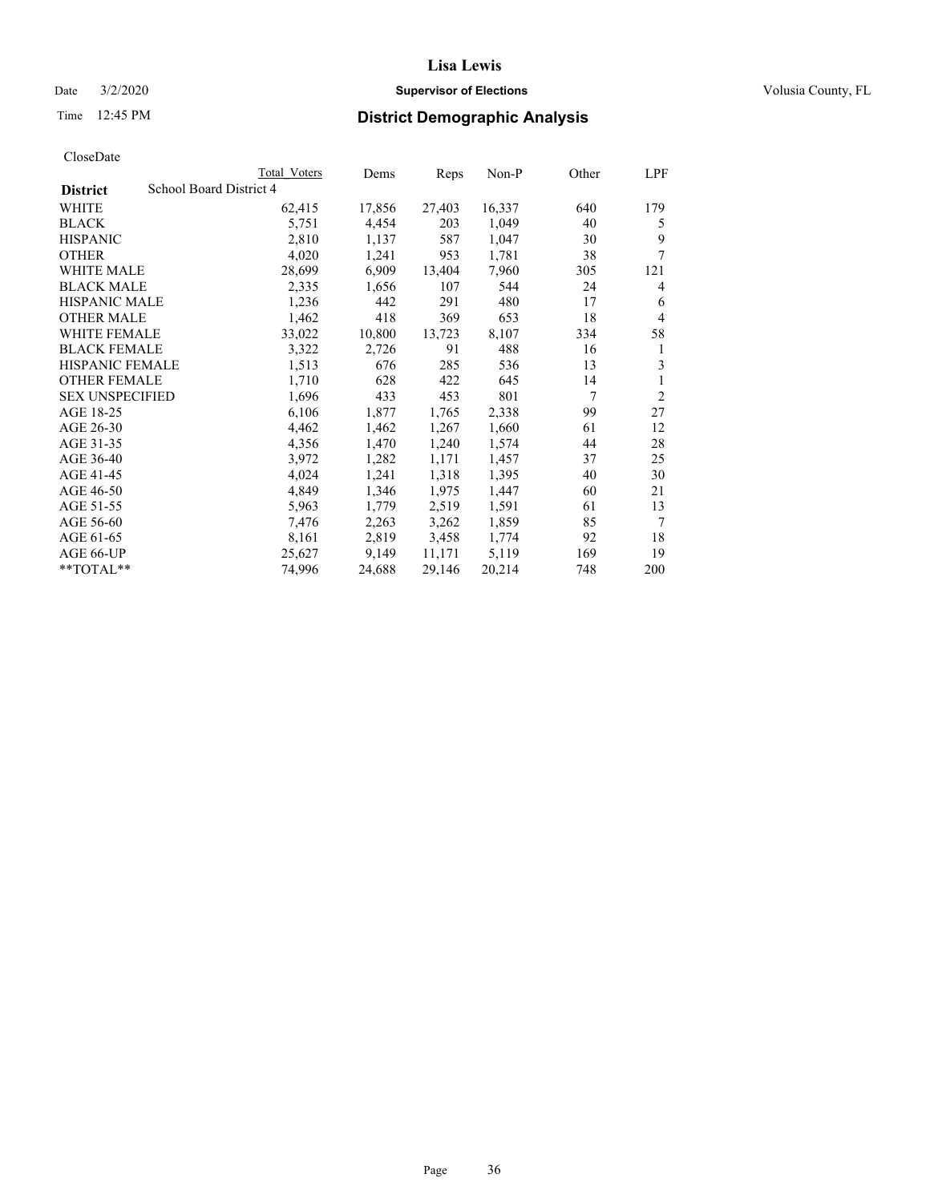CloseDate

| District | School Board District 4 | Total Voters | Dems | Reps | Non-P | Other | LPF |
|---|---|---|---|---|---|---|---|
| WHITE | | 62,415 | 17,856 | 27,403 | 16,337 | 640 | 179 |
| BLACK | | 5,751 | 4,454 | 203 | 1,049 | 40 | 5 |
| HISPANIC | | 2,810 | 1,137 | 587 | 1,047 | 30 | 9 |
| OTHER | | 4,020 | 1,241 | 953 | 1,781 | 38 | 7 |
| WHITE MALE | | 28,699 | 6,909 | 13,404 | 7,960 | 305 | 121 |
| BLACK MALE | | 2,335 | 1,656 | 107 | 544 | 24 | 4 |
| HISPANIC MALE | | 1,236 | 442 | 291 | 480 | 17 | 6 |
| OTHER MALE | | 1,462 | 418 | 369 | 653 | 18 | 4 |
| WHITE FEMALE | | 33,022 | 10,800 | 13,723 | 8,107 | 334 | 58 |
| BLACK FEMALE | | 3,322 | 2,726 | 91 | 488 | 16 | 1 |
| HISPANIC FEMALE | | 1,513 | 676 | 285 | 536 | 13 | 3 |
| OTHER FEMALE | | 1,710 | 628 | 422 | 645 | 14 | 1 |
| SEX UNSPECIFIED | | 1,696 | 433 | 453 | 801 | 7 | 2 |
| AGE 18-25 | | 6,106 | 1,877 | 1,765 | 2,338 | 99 | 27 |
| AGE 26-30 | | 4,462 | 1,462 | 1,267 | 1,660 | 61 | 12 |
| AGE 31-35 | | 4,356 | 1,470 | 1,240 | 1,574 | 44 | 28 |
| AGE 36-40 | | 3,972 | 1,282 | 1,171 | 1,457 | 37 | 25 |
| AGE 41-45 | | 4,024 | 1,241 | 1,318 | 1,395 | 40 | 30 |
| AGE 46-50 | | 4,849 | 1,346 | 1,975 | 1,447 | 60 | 21 |
| AGE 51-55 | | 5,963 | 1,779 | 2,519 | 1,591 | 61 | 13 |
| AGE 56-60 | | 7,476 | 2,263 | 3,262 | 1,859 | 85 | 7 |
| AGE 61-65 | | 8,161 | 2,819 | 3,458 | 1,774 | 92 | 18 |
| AGE 66-UP | | 25,627 | 9,149 | 11,171 | 5,119 | 169 | 19 |
| **TOTAL** | | 74,996 | 24,688 | 29,146 | 20,214 | 748 | 200 |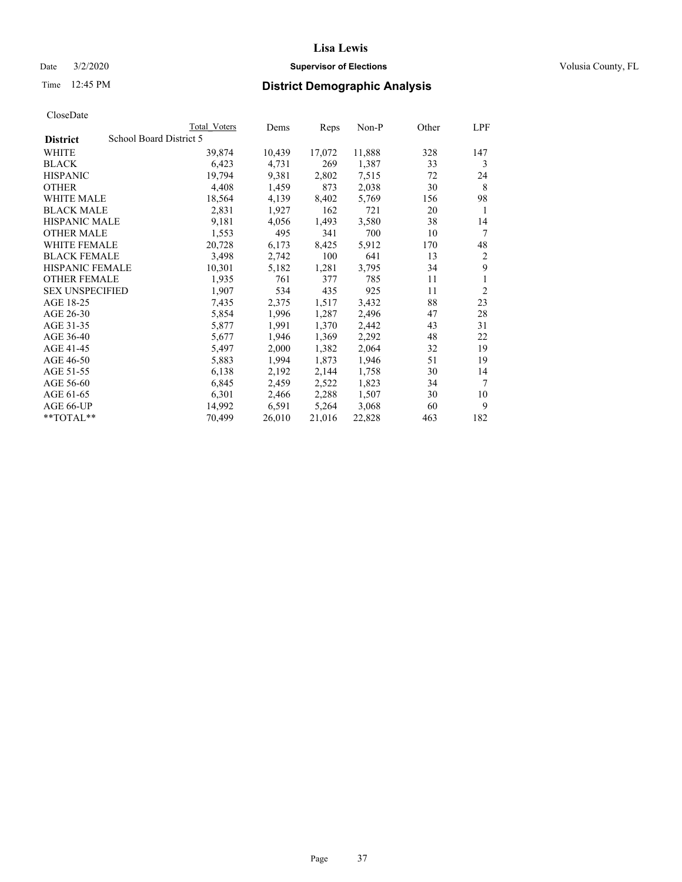# District Demographic Analysis

CloseDate

| District: School Board District 5 | Total Voters | Dems | Reps | Non-P | Other | LPF |
|---|---|---|---|---|---|---|
| WHITE | 39,874 | 10,439 | 17,072 | 11,888 | 328 | 147 |
| BLACK | 6,423 | 4,731 | 269 | 1,387 | 33 | 3 |
| HISPANIC | 19,794 | 9,381 | 2,802 | 7,515 | 72 | 24 |
| OTHER | 4,408 | 1,459 | 873 | 2,038 | 30 | 8 |
| WHITE MALE | 18,564 | 4,139 | 8,402 | 5,769 | 156 | 98 |
| BLACK MALE | 2,831 | 1,927 | 162 | 721 | 20 | 1 |
| HISPANIC MALE | 9,181 | 4,056 | 1,493 | 3,580 | 38 | 14 |
| OTHER MALE | 1,553 | 495 | 341 | 700 | 10 | 7 |
| WHITE FEMALE | 20,728 | 6,173 | 8,425 | 5,912 | 170 | 48 |
| BLACK FEMALE | 3,498 | 2,742 | 100 | 641 | 13 | 2 |
| HISPANIC FEMALE | 10,301 | 5,182 | 1,281 | 3,795 | 34 | 9 |
| OTHER FEMALE | 1,935 | 761 | 377 | 785 | 11 | 1 |
| SEX UNSPECIFIED | 1,907 | 534 | 435 | 925 | 11 | 2 |
| AGE 18-25 | 7,435 | 2,375 | 1,517 | 3,432 | 88 | 23 |
| AGE 26-30 | 5,854 | 1,996 | 1,287 | 2,496 | 47 | 28 |
| AGE 31-35 | 5,877 | 1,991 | 1,370 | 2,442 | 43 | 31 |
| AGE 36-40 | 5,677 | 1,946 | 1,369 | 2,292 | 48 | 22 |
| AGE 41-45 | 5,497 | 2,000 | 1,382 | 2,064 | 32 | 19 |
| AGE 46-50 | 5,883 | 1,994 | 1,873 | 1,946 | 51 | 19 |
| AGE 51-55 | 6,138 | 2,192 | 2,144 | 1,758 | 30 | 14 |
| AGE 56-60 | 6,845 | 2,459 | 2,522 | 1,823 | 34 | 7 |
| AGE 61-65 | 6,301 | 2,466 | 2,288 | 1,507 | 30 | 10 |
| AGE 66-UP | 14,992 | 6,591 | 5,264 | 3,068 | 60 | 9 |
| **TOTAL** | 70,499 | 26,010 | 21,016 | 22,828 | 463 | 182 |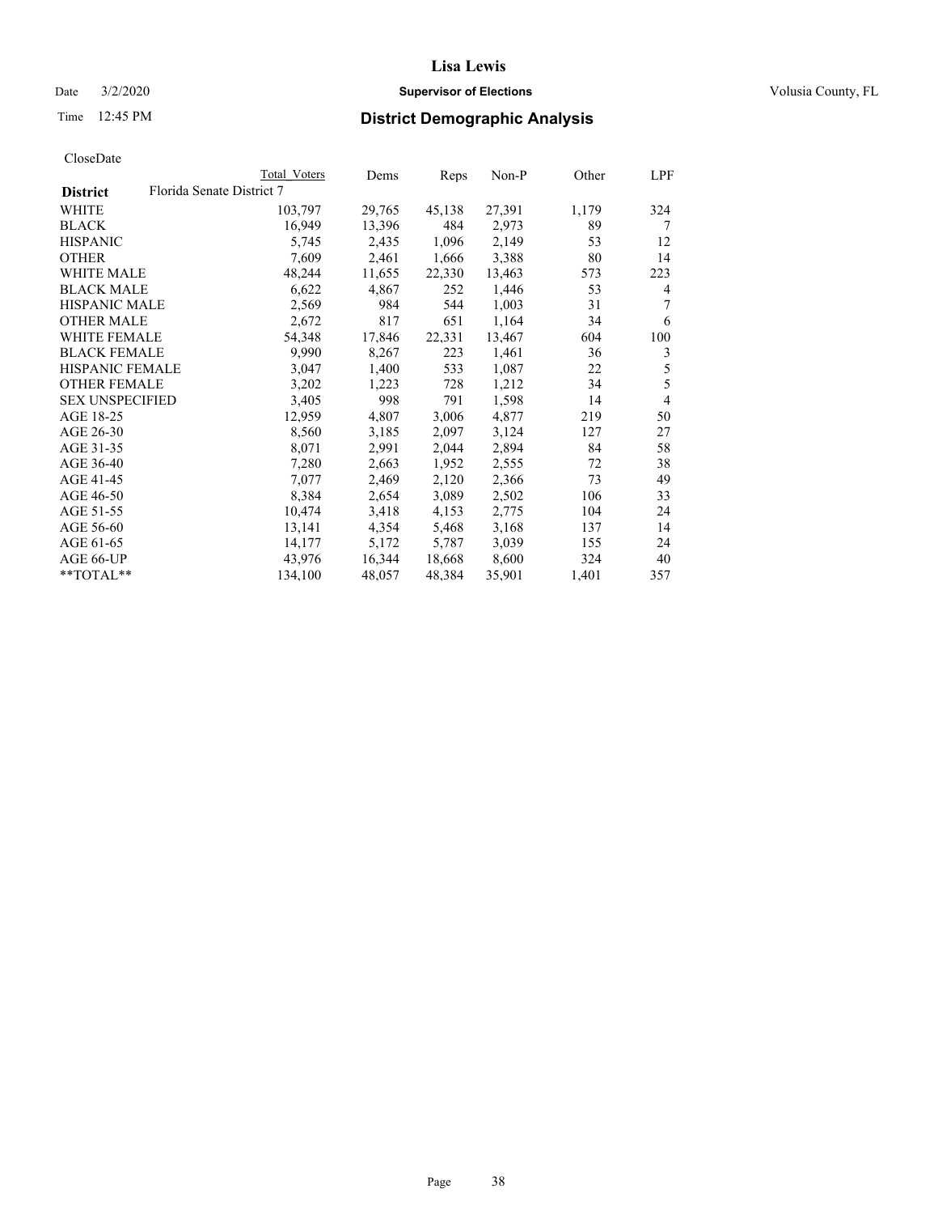CloseDate

| District | Florida Senate District 7 | Total Voters | Dems | Reps | Non-P | Other | LPF |
|---|---|---|---|---|---|---|---|
| WHITE | | 103,797 | 29,765 | 45,138 | 27,391 | 1,179 | 324 |
| BLACK | | 16,949 | 13,396 | 484 | 2,973 | 89 | 7 |
| HISPANIC | | 5,745 | 2,435 | 1,096 | 2,149 | 53 | 12 |
| OTHER | | 7,609 | 2,461 | 1,666 | 3,388 | 80 | 14 |
| WHITE MALE | | 48,244 | 11,655 | 22,330 | 13,463 | 573 | 223 |
| BLACK MALE | | 6,622 | 4,867 | 252 | 1,446 | 53 | 4 |
| HISPANIC MALE | | 2,569 | 984 | 544 | 1,003 | 31 | 7 |
| OTHER MALE | | 2,672 | 817 | 651 | 1,164 | 34 | 6 |
| WHITE FEMALE | | 54,348 | 17,846 | 22,331 | 13,467 | 604 | 100 |
| BLACK FEMALE | | 9,990 | 8,267 | 223 | 1,461 | 36 | 3 |
| HISPANIC FEMALE | | 3,047 | 1,400 | 533 | 1,087 | 22 | 5 |
| OTHER FEMALE | | 3,202 | 1,223 | 728 | 1,212 | 34 | 5 |
| SEX UNSPECIFIED | | 3,405 | 998 | 791 | 1,598 | 14 | 4 |
| AGE 18-25 | | 12,959 | 4,807 | 3,006 | 4,877 | 219 | 50 |
| AGE 26-30 | | 8,560 | 3,185 | 2,097 | 3,124 | 127 | 27 |
| AGE 31-35 | | 8,071 | 2,991 | 2,044 | 2,894 | 84 | 58 |
| AGE 36-40 | | 7,280 | 2,663 | 1,952 | 2,555 | 72 | 38 |
| AGE 41-45 | | 7,077 | 2,469 | 2,120 | 2,366 | 73 | 49 |
| AGE 46-50 | | 8,384 | 2,654 | 3,089 | 2,502 | 106 | 33 |
| AGE 51-55 | | 10,474 | 3,418 | 4,153 | 2,775 | 104 | 24 |
| AGE 56-60 | | 13,141 | 4,354 | 5,468 | 3,168 | 137 | 14 |
| AGE 61-65 | | 14,177 | 5,172 | 5,787 | 3,039 | 155 | 24 |
| AGE 66-UP | | 43,976 | 16,344 | 18,668 | 8,600 | 324 | 40 |
| **TOTAL** | | 134,100 | 48,057 | 48,384 | 35,901 | 1,401 | 357 |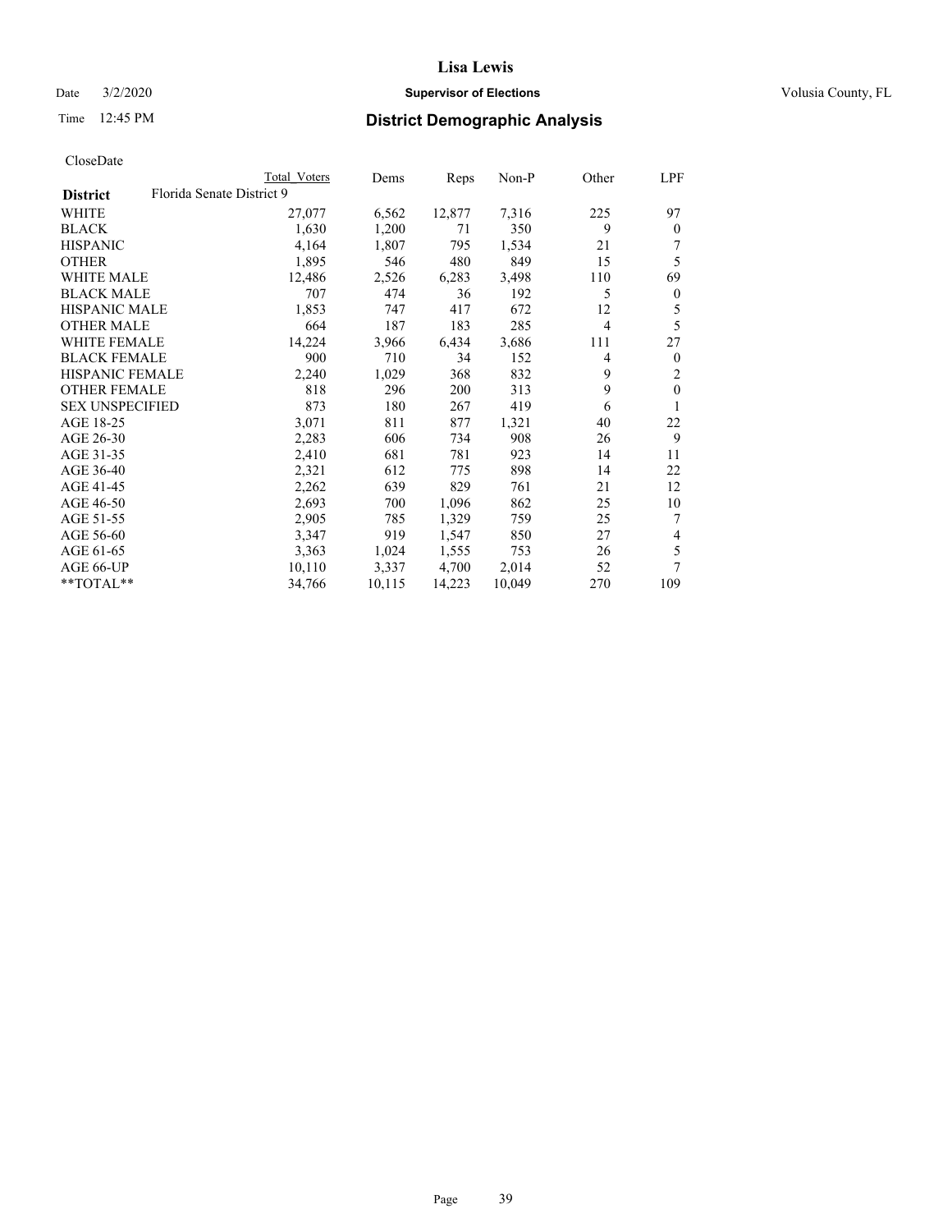# Lisa Lewis

Date 3/2/2020 **Supervisor of Elections** Volusia County, FL

Time 12:45 PM **District Demographic Analysis**

CloseDate

| | Total Voters | Dems | Reps | Non-P | Other | LPF |
|---|---|---|---|---|---|---|
| **District** Florida Senate District 9 | | | | | | |
| WHITE | 27,077 | 6,562 | 12,877 | 7,316 | 225 | 97 |
| BLACK | 1,630 | 1,200 | 71 | 350 | 9 | 0 |
| HISPANIC | 4,164 | 1,807 | 795 | 1,534 | 21 | 7 |
| OTHER | 1,895 | 546 | 480 | 849 | 15 | 5 |
| WHITE MALE | 12,486 | 2,526 | 6,283 | 3,498 | 110 | 69 |
| BLACK MALE | 707 | 474 | 36 | 192 | 5 | 0 |
| HISPANIC MALE | 1,853 | 747 | 417 | 672 | 12 | 5 |
| OTHER MALE | 664 | 187 | 183 | 285 | 4 | 5 |
| WHITE FEMALE | 14,224 | 3,966 | 6,434 | 3,686 | 111 | 27 |
| BLACK FEMALE | 900 | 710 | 34 | 152 | 4 | 0 |
| HISPANIC FEMALE | 2,240 | 1,029 | 368 | 832 | 9 | 2 |
| OTHER FEMALE | 818 | 296 | 200 | 313 | 9 | 0 |
| SEX UNSPECIFIED | 873 | 180 | 267 | 419 | 6 | 1 |
| AGE 18-25 | 3,071 | 811 | 877 | 1,321 | 40 | 22 |
| AGE 26-30 | 2,283 | 606 | 734 | 908 | 26 | 9 |
| AGE 31-35 | 2,410 | 681 | 781 | 923 | 14 | 11 |
| AGE 36-40 | 2,321 | 612 | 775 | 898 | 14 | 22 |
| AGE 41-45 | 2,262 | 639 | 829 | 761 | 21 | 12 |
| AGE 46-50 | 2,693 | 700 | 1,096 | 862 | 25 | 10 |
| AGE 51-55 | 2,905 | 785 | 1,329 | 759 | 25 | 7 |
| AGE 56-60 | 3,347 | 919 | 1,547 | 850 | 27 | 4 |
| AGE 61-65 | 3,363 | 1,024 | 1,555 | 753 | 26 | 5 |
| AGE 66-UP | 10,110 | 3,337 | 4,700 | 2,014 | 52 | 7 |
| **TOTAL** | 34,766 | 10,115 | 14,223 | 10,049 | 270 | 109 |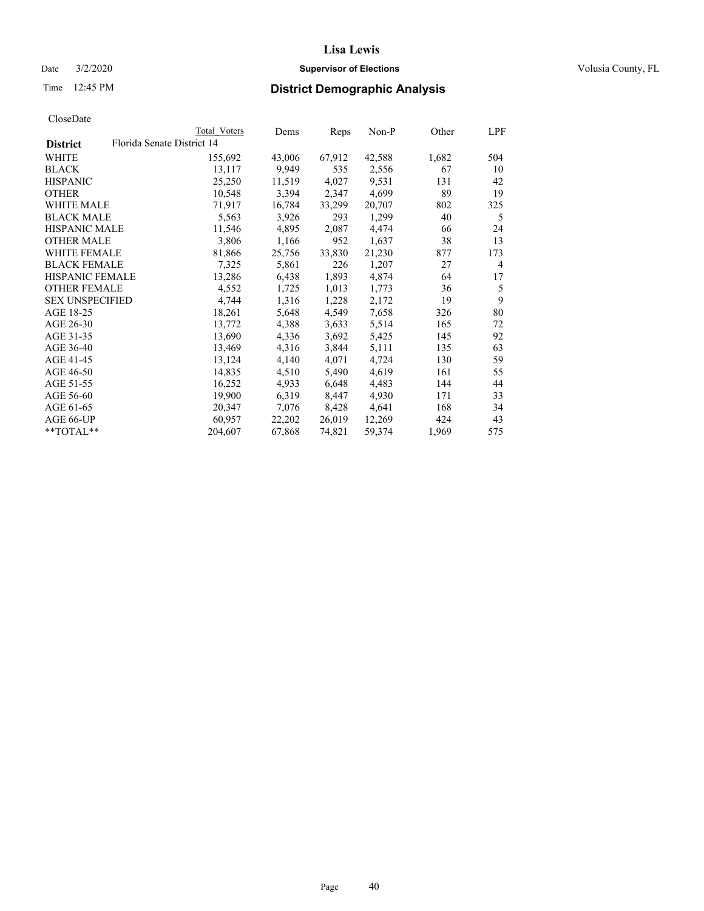# District Demographic Analysis

CloseDate

| District | Total Voters | Dems | Reps | Non-P | Other | LPF |
|---|---|---|---|---|---|---|
| **Florida Senate District 14** | | | | | | |
| WHITE | 155,692 | 43,006 | 67,912 | 42,588 | 1,682 | 504 |
| BLACK | 13,117 | 9,949 | 535 | 2,556 | 67 | 10 |
| HISPANIC | 25,250 | 11,519 | 4,027 | 9,531 | 131 | 42 |
| OTHER | 10,548 | 3,394 | 2,347 | 4,699 | 89 | 19 |
| WHITE MALE | 71,917 | 16,784 | 33,299 | 20,707 | 802 | 325 |
| BLACK MALE | 5,563 | 3,926 | 293 | 1,299 | 40 | 5 |
| HISPANIC MALE | 11,546 | 4,895 | 2,087 | 4,474 | 66 | 24 |
| OTHER MALE | 3,806 | 1,166 | 952 | 1,637 | 38 | 13 |
| WHITE FEMALE | 81,866 | 25,756 | 33,830 | 21,230 | 877 | 173 |
| BLACK FEMALE | 7,325 | 5,861 | 226 | 1,207 | 27 | 4 |
| HISPANIC FEMALE | 13,286 | 6,438 | 1,893 | 4,874 | 64 | 17 |
| OTHER FEMALE | 4,552 | 1,725 | 1,013 | 1,773 | 36 | 5 |
| SEX UNSPECIFIED | 4,744 | 1,316 | 1,228 | 2,172 | 19 | 9 |
| AGE 18-25 | 18,261 | 5,648 | 4,549 | 7,658 | 326 | 80 |
| AGE 26-30 | 13,772 | 4,388 | 3,633 | 5,514 | 165 | 72 |
| AGE 31-35 | 13,690 | 4,336 | 3,692 | 5,425 | 145 | 92 |
| AGE 36-40 | 13,469 | 4,316 | 3,844 | 5,111 | 135 | 63 |
| AGE 41-45 | 13,124 | 4,140 | 4,071 | 4,724 | 130 | 59 |
| AGE 46-50 | 14,835 | 4,510 | 5,490 | 4,619 | 161 | 55 |
| AGE 51-55 | 16,252 | 4,933 | 6,648 | 4,483 | 144 | 44 |
| AGE 56-60 | 19,900 | 6,319 | 8,447 | 4,930 | 171 | 33 |
| AGE 61-65 | 20,347 | 7,076 | 8,428 | 4,641 | 168 | 34 |
| AGE 66-UP | 60,957 | 22,202 | 26,019 | 12,269 | 424 | 43 |
| **TOTAL** | 204,607 | 67,868 | 74,821 | 59,374 | 1,969 | 575 |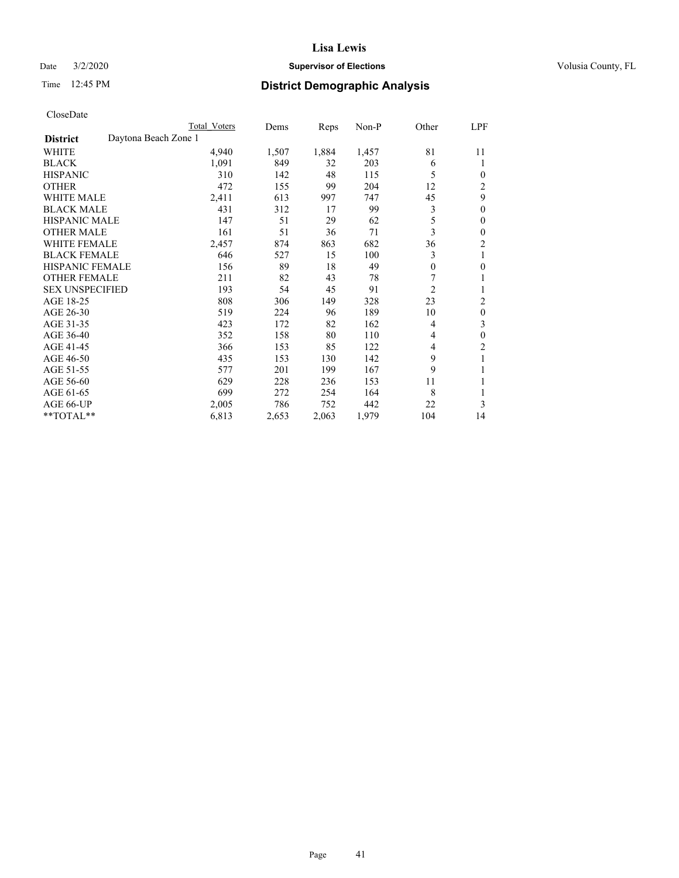Lisa Lewis

Date 3/2/2020 **Supervisor of Elections** Volusia County, FL

Time 12:45 PM **District Demographic Analysis**

CloseDate

| **District** Daytona Beach Zone 1 | Total Voters | Dems | Reps | Non-P | Other | LPF |
|---|---|---|---|---|---|---|
| WHITE | 4,940 | 1,507 | 1,884 | 1,457 | 81 | 11 |
| BLACK | 1,091 | 849 | 32 | 203 | 6 | 1 |
| HISPANIC | 310 | 142 | 48 | 115 | 5 | 0 |
| OTHER | 472 | 155 | 99 | 204 | 12 | 2 |
| WHITE MALE | 2,411 | 613 | 997 | 747 | 45 | 9 |
| BLACK MALE | 431 | 312 | 17 | 99 | 3 | 0 |
| HISPANIC MALE | 147 | 51 | 29 | 62 | 5 | 0 |
| OTHER MALE | 161 | 51 | 36 | 71 | 3 | 0 |
| WHITE FEMALE | 2,457 | 874 | 863 | 682 | 36 | 2 |
| BLACK FEMALE | 646 | 527 | 15 | 100 | 3 | 1 |
| HISPANIC FEMALE | 156 | 89 | 18 | 49 | 0 | 0 |
| OTHER FEMALE | 211 | 82 | 43 | 78 | 7 | 1 |
| SEX UNSPECIFIED | 193 | 54 | 45 | 91 | 2 | 1 |
| AGE 18-25 | 808 | 306 | 149 | 328 | 23 | 2 |
| AGE 26-30 | 519 | 224 | 96 | 189 | 10 | 0 |
| AGE 31-35 | 423 | 172 | 82 | 162 | 4 | 3 |
| AGE 36-40 | 352 | 158 | 80 | 110 | 4 | 0 |
| AGE 41-45 | 366 | 153 | 85 | 122 | 4 | 2 |
| AGE 46-50 | 435 | 153 | 130 | 142 | 9 | 1 |
| AGE 51-55 | 577 | 201 | 199 | 167 | 9 | 1 |
| AGE 56-60 | 629 | 228 | 236 | 153 | 11 | 1 |
| AGE 61-65 | 699 | 272 | 254 | 164 | 8 | 1 |
| AGE 66-UP | 2,005 | 786 | 752 | 442 | 22 | 3 |
| **TOTAL** | 6,813 | 2,653 | 2,063 | 1,979 | 104 | 14 |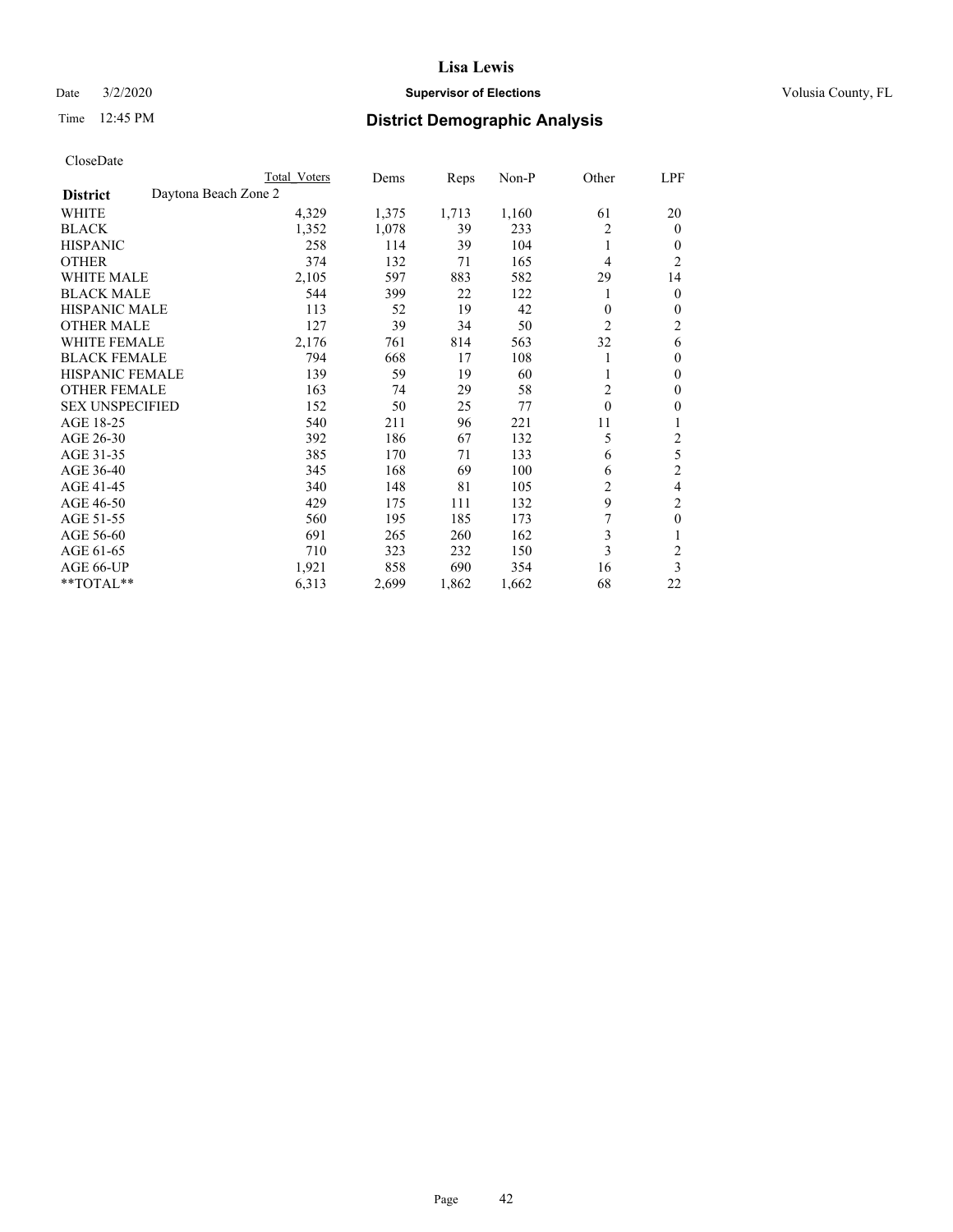# Lisa Lewis

Date 3/2/2020 **Supervisor of Elections** Volusia County, FL

Time 12:45 PM **District Demographic Analysis**

CloseDate

| | Total Voters | Dems | Reps | Non-P | Other | LPF |
|---|---|---|---|---|---|---|
| **District** Daytona Beach Zone 2 | | | | | | |
| WHITE | 4,329 | 1,375 | 1,713 | 1,160 | 61 | 20 |
| BLACK | 1,352 | 1,078 | 39 | 233 | 2 | 0 |
| HISPANIC | 258 | 114 | 39 | 104 | 1 | 0 |
| OTHER | 374 | 132 | 71 | 165 | 4 | 2 |
| WHITE MALE | 2,105 | 597 | 883 | 582 | 29 | 14 |
| BLACK MALE | 544 | 399 | 22 | 122 | 1 | 0 |
| HISPANIC MALE | 113 | 52 | 19 | 42 | 0 | 0 |
| OTHER MALE | 127 | 39 | 34 | 50 | 2 | 2 |
| WHITE FEMALE | 2,176 | 761 | 814 | 563 | 32 | 6 |
| BLACK FEMALE | 794 | 668 | 17 | 108 | 1 | 0 |
| HISPANIC FEMALE | 139 | 59 | 19 | 60 | 1 | 0 |
| OTHER FEMALE | 163 | 74 | 29 | 58 | 2 | 0 |
| SEX UNSPECIFIED | 152 | 50 | 25 | 77 | 0 | 0 |
| AGE 18-25 | 540 | 211 | 96 | 221 | 11 | 1 |
| AGE 26-30 | 392 | 186 | 67 | 132 | 5 | 2 |
| AGE 31-35 | 385 | 170 | 71 | 133 | 6 | 5 |
| AGE 36-40 | 345 | 168 | 69 | 100 | 6 | 2 |
| AGE 41-45 | 340 | 148 | 81 | 105 | 2 | 4 |
| AGE 46-50 | 429 | 175 | 111 | 132 | 9 | 2 |
| AGE 51-55 | 560 | 195 | 185 | 173 | 7 | 0 |
| AGE 56-60 | 691 | 265 | 260 | 162 | 3 | 1 |
| AGE 61-65 | 710 | 323 | 232 | 150 | 3 | 2 |
| AGE 66-UP | 1,921 | 858 | 690 | 354 | 16 | 3 |
| **TOTAL** | 6,313 | 2,699 | 1,862 | 1,662 | 68 | 22 |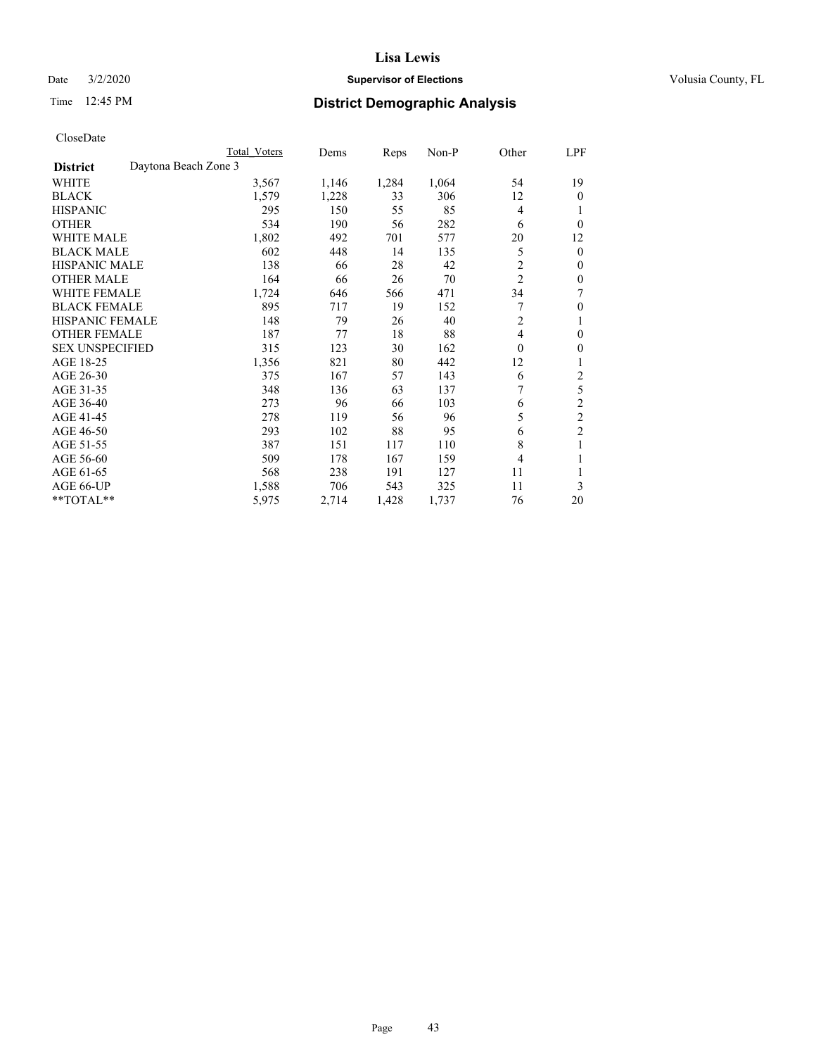# Lisa Lewis

Date 3/2/2020 **Supervisor of Elections** Volusia County, FL

Time 12:45 PM **District Demographic Analysis**

CloseDate

| **District** | Daytona Beach Zone 3 | Total Voters | Dems | Reps | Non-P | Other | LPF |
|---|---|---|---|---|---|---|---|
| WHITE | | 3,567 | 1,146 | 1,284 | 1,064 | 54 | 19 |
| BLACK | | 1,579 | 1,228 | 33 | 306 | 12 | 0 |
| HISPANIC | | 295 | 150 | 55 | 85 | 4 | 1 |
| OTHER | | 534 | 190 | 56 | 282 | 6 | 0 |
| WHITE MALE | | 1,802 | 492 | 701 | 577 | 20 | 12 |
| BLACK MALE | | 602 | 448 | 14 | 135 | 5 | 0 |
| HISPANIC MALE | | 138 | 66 | 28 | 42 | 2 | 0 |
| OTHER MALE | | 164 | 66 | 26 | 70 | 2 | 0 |
| WHITE FEMALE | | 1,724 | 646 | 566 | 471 | 34 | 7 |
| BLACK FEMALE | | 895 | 717 | 19 | 152 | 7 | 0 |
| HISPANIC FEMALE | | 148 | 79 | 26 | 40 | 2 | 1 |
| OTHER FEMALE | | 187 | 77 | 18 | 88 | 4 | 0 |
| SEX UNSPECIFIED | | 315 | 123 | 30 | 162 | 0 | 0 |
| AGE 18-25 | | 1,356 | 821 | 80 | 442 | 12 | 1 |
| AGE 26-30 | | 375 | 167 | 57 | 143 | 6 | 2 |
| AGE 31-35 | | 348 | 136 | 63 | 137 | 7 | 5 |
| AGE 36-40 | | 273 | 96 | 66 | 103 | 6 | 2 |
| AGE 41-45 | | 278 | 119 | 56 | 96 | 5 | 2 |
| AGE 46-50 | | 293 | 102 | 88 | 95 | 6 | 2 |
| AGE 51-55 | | 387 | 151 | 117 | 110 | 8 | 1 |
| AGE 56-60 | | 509 | 178 | 167 | 159 | 4 | 1 |
| AGE 61-65 | | 568 | 238 | 191 | 127 | 11 | 1 |
| AGE 66-UP | | 1,588 | 706 | 543 | 325 | 11 | 3 |
| **TOTAL** | | 5,975 | 2,714 | 1,428 | 1,737 | 76 | 20 |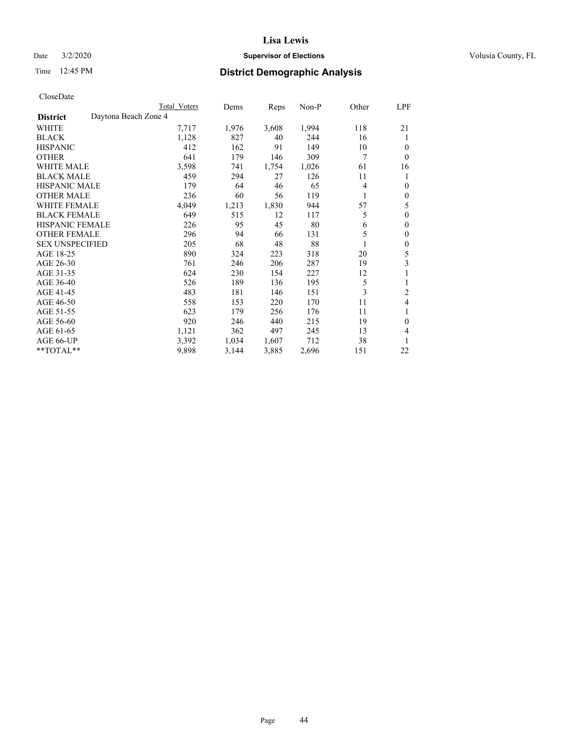CloseDate

| | Total Voters | Dems | Reps | Non-P | Other | LPF |
|---|---|---|---|---|---|---|
| **District** Daytona Beach Zone 4 | | | | | | |
| WHITE | 7,717 | 1,976 | 3,608 | 1,994 | 118 | 21 |
| BLACK | 1,128 | 827 | 40 | 244 | 16 | 1 |
| HISPANIC | 412 | 162 | 91 | 149 | 10 | 0 |
| OTHER | 641 | 179 | 146 | 309 | 7 | 0 |
| WHITE MALE | 3,598 | 741 | 1,754 | 1,026 | 61 | 16 |
| BLACK MALE | 459 | 294 | 27 | 126 | 11 | 1 |
| HISPANIC MALE | 179 | 64 | 46 | 65 | 4 | 0 |
| OTHER MALE | 236 | 60 | 56 | 119 | 1 | 0 |
| WHITE FEMALE | 4,049 | 1,213 | 1,830 | 944 | 57 | 5 |
| BLACK FEMALE | 649 | 515 | 12 | 117 | 5 | 0 |
| HISPANIC FEMALE | 226 | 95 | 45 | 80 | 6 | 0 |
| OTHER FEMALE | 296 | 94 | 66 | 131 | 5 | 0 |
| SEX UNSPECIFIED | 205 | 68 | 48 | 88 | 1 | 0 |
| AGE 18-25 | 890 | 324 | 223 | 318 | 20 | 5 |
| AGE 26-30 | 761 | 246 | 206 | 287 | 19 | 3 |
| AGE 31-35 | 624 | 230 | 154 | 227 | 12 | 1 |
| AGE 36-40 | 526 | 189 | 136 | 195 | 5 | 1 |
| AGE 41-45 | 483 | 181 | 146 | 151 | 3 | 2 |
| AGE 46-50 | 558 | 153 | 220 | 170 | 11 | 4 |
| AGE 51-55 | 623 | 179 | 256 | 176 | 11 | 1 |
| AGE 56-60 | 920 | 246 | 440 | 215 | 19 | 0 |
| AGE 61-65 | 1,121 | 362 | 497 | 245 | 13 | 4 |
| AGE 66-UP | 3,392 | 1,034 | 1,607 | 712 | 38 | 1 |
| **TOTAL** | 9,898 | 3,144 | 3,885 | 2,696 | 151 | 22 |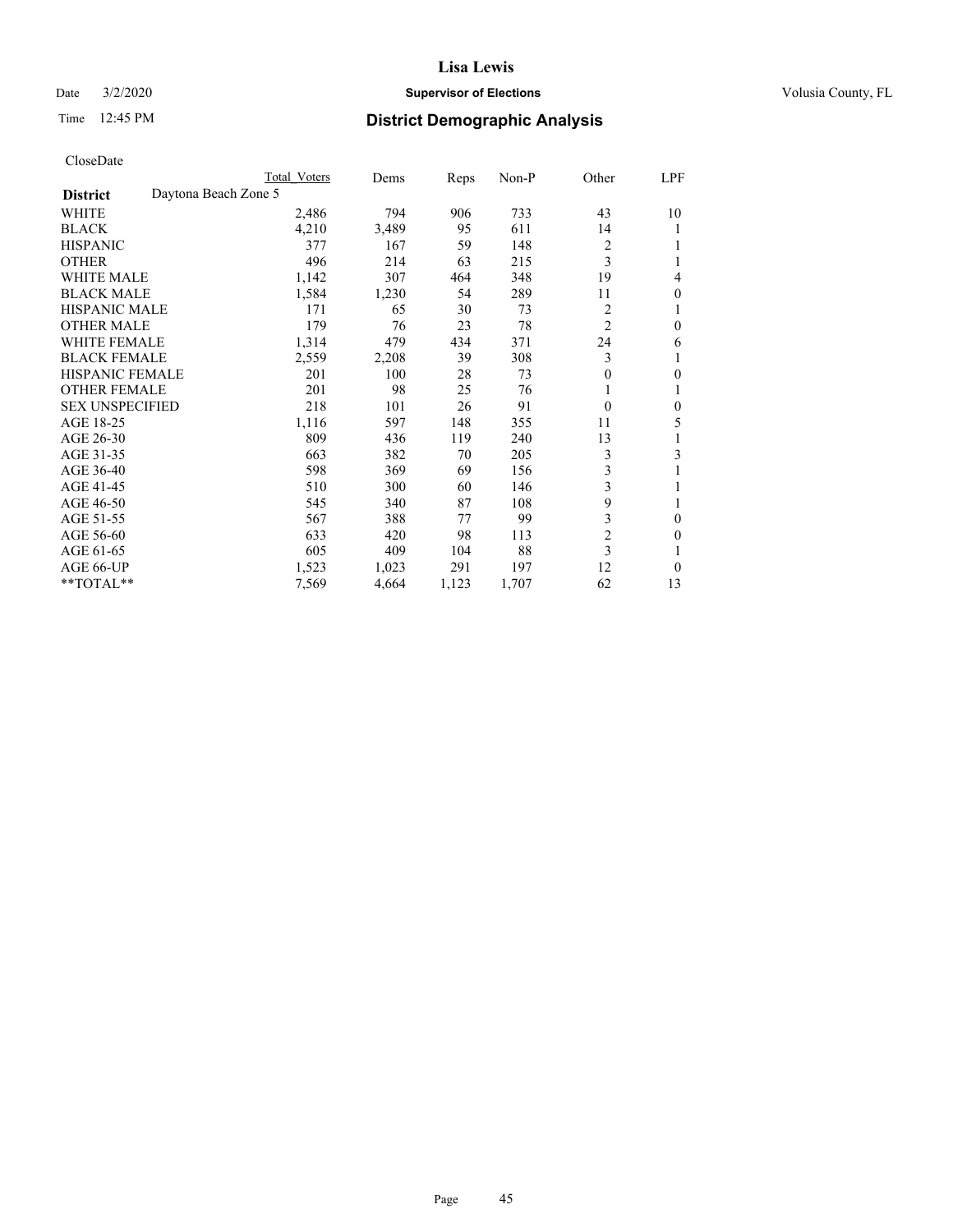# Lisa Lewis

Date 3/2/2020 **Supervisor of Elections** Volusia County, FL

Time 12:45 PM **District Demographic Analysis**

CloseDate

| District | Daytona Beach Zone 5 | Total Voters | Dems | Reps | Non-P | Other | LPF |
|---|---|---|---|---|---|---|---|
| WHITE | | 2,486 | 794 | 906 | 733 | 43 | 10 |
| BLACK | | 4,210 | 3,489 | 95 | 611 | 14 | 1 |
| HISPANIC | | 377 | 167 | 59 | 148 | 2 | 1 |
| OTHER | | 496 | 214 | 63 | 215 | 3 | 1 |
| WHITE MALE | | 1,142 | 307 | 464 | 348 | 19 | 4 |
| BLACK MALE | | 1,584 | 1,230 | 54 | 289 | 11 | 0 |
| HISPANIC MALE | | 171 | 65 | 30 | 73 | 2 | 1 |
| OTHER MALE | | 179 | 76 | 23 | 78 | 2 | 0 |
| WHITE FEMALE | | 1,314 | 479 | 434 | 371 | 24 | 6 |
| BLACK FEMALE | | 2,559 | 2,208 | 39 | 308 | 3 | 1 |
| HISPANIC FEMALE | | 201 | 100 | 28 | 73 | 0 | 0 |
| OTHER FEMALE | | 201 | 98 | 25 | 76 | 1 | 1 |
| SEX UNSPECIFIED | | 218 | 101 | 26 | 91 | 0 | 0 |
| AGE 18-25 | | 1,116 | 597 | 148 | 355 | 11 | 5 |
| AGE 26-30 | | 809 | 436 | 119 | 240 | 13 | 1 |
| AGE 31-35 | | 663 | 382 | 70 | 205 | 3 | 3 |
| AGE 36-40 | | 598 | 369 | 69 | 156 | 3 | 1 |
| AGE 41-45 | | 510 | 300 | 60 | 146 | 3 | 1 |
| AGE 46-50 | | 545 | 340 | 87 | 108 | 9 | 1 |
| AGE 51-55 | | 567 | 388 | 77 | 99 | 3 | 0 |
| AGE 56-60 | | 633 | 420 | 98 | 113 | 2 | 0 |
| AGE 61-65 | | 605 | 409 | 104 | 88 | 3 | 1 |
| AGE 66-UP | | 1,523 | 1,023 | 291 | 197 | 12 | 0 |
| **TOTAL** | | 7,569 | 4,664 | 1,123 | 1,707 | 62 | 13 |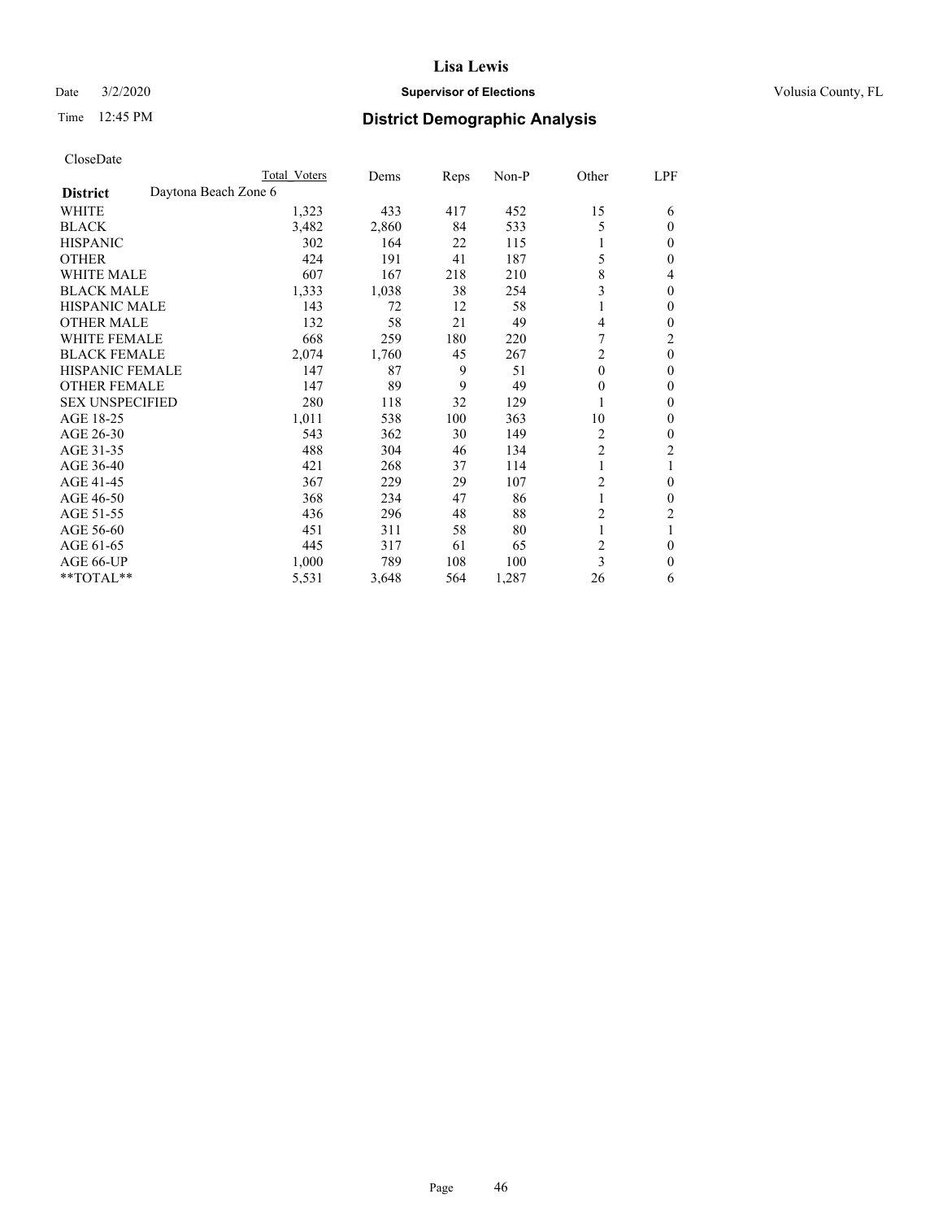# Lisa Lewis

Date 3/2/2020 **Supervisor of Elections** Volusia County, FL

Time 12:45 PM **District Demographic Analysis**

CloseDate

| District | Daytona Beach Zone 6 | Total Voters | Dems | Reps | Non-P | Other | LPF |
|---|---|---|---|---|---|---|---|
| WHITE | | 1,323 | 433 | 417 | 452 | 15 | 6 |
| BLACK | | 3,482 | 2,860 | 84 | 533 | 5 | 0 |
| HISPANIC | | 302 | 164 | 22 | 115 | 1 | 0 |
| OTHER | | 424 | 191 | 41 | 187 | 5 | 0 |
| WHITE MALE | | 607 | 167 | 218 | 210 | 8 | 4 |
| BLACK MALE | | 1,333 | 1,038 | 38 | 254 | 3 | 0 |
| HISPANIC MALE | | 143 | 72 | 12 | 58 | 1 | 0 |
| OTHER MALE | | 132 | 58 | 21 | 49 | 4 | 0 |
| WHITE FEMALE | | 668 | 259 | 180 | 220 | 7 | 2 |
| BLACK FEMALE | | 2,074 | 1,760 | 45 | 267 | 2 | 0 |
| HISPANIC FEMALE | | 147 | 87 | 9 | 51 | 0 | 0 |
| OTHER FEMALE | | 147 | 89 | 9 | 49 | 0 | 0 |
| SEX UNSPECIFIED | | 280 | 118 | 32 | 129 | 1 | 0 |
| AGE 18-25 | | 1,011 | 538 | 100 | 363 | 10 | 0 |
| AGE 26-30 | | 543 | 362 | 30 | 149 | 2 | 0 |
| AGE 31-35 | | 488 | 304 | 46 | 134 | 2 | 2 |
| AGE 36-40 | | 421 | 268 | 37 | 114 | 1 | 1 |
| AGE 41-45 | | 367 | 229 | 29 | 107 | 2 | 0 |
| AGE 46-50 | | 368 | 234 | 47 | 86 | 1 | 0 |
| AGE 51-55 | | 436 | 296 | 48 | 88 | 2 | 2 |
| AGE 56-60 | | 451 | 311 | 58 | 80 | 1 | 1 |
| AGE 61-65 | | 445 | 317 | 61 | 65 | 2 | 0 |
| AGE 66-UP | | 1,000 | 789 | 108 | 100 | 3 | 0 |
| **TOTAL** | | 5,531 | 3,648 | 564 | 1,287 | 26 | 6 |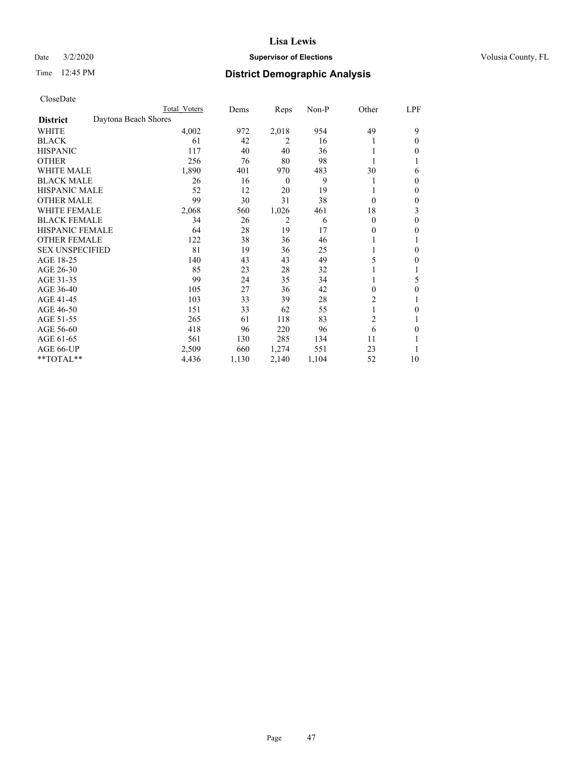CloseDate

| District | Daytona Beach Shores | Total Voters | Dems | Reps | Non-P | Other | LPF |
|---|---|---|---|---|---|---|---|
| WHITE | | 4,002 | 972 | 2,018 | 954 | 49 | 9 |
| BLACK | | 61 | 42 | 2 | 16 | 1 | 0 |
| HISPANIC | | 117 | 40 | 40 | 36 | 1 | 0 |
| OTHER | | 256 | 76 | 80 | 98 | 1 | 1 |
| WHITE MALE | | 1,890 | 401 | 970 | 483 | 30 | 6 |
| BLACK MALE | | 26 | 16 | 0 | 9 | 1 | 0 |
| HISPANIC MALE | | 52 | 12 | 20 | 19 | 1 | 0 |
| OTHER MALE | | 99 | 30 | 31 | 38 | 0 | 0 |
| WHITE FEMALE | | 2,068 | 560 | 1,026 | 461 | 18 | 3 |
| BLACK FEMALE | | 34 | 26 | 2 | 6 | 0 | 0 |
| HISPANIC FEMALE | | 64 | 28 | 19 | 17 | 0 | 0 |
| OTHER FEMALE | | 122 | 38 | 36 | 46 | 1 | 1 |
| SEX UNSPECIFIED | | 81 | 19 | 36 | 25 | 1 | 0 |
| AGE 18-25 | | 140 | 43 | 43 | 49 | 5 | 0 |
| AGE 26-30 | | 85 | 23 | 28 | 32 | 1 | 1 |
| AGE 31-35 | | 99 | 24 | 35 | 34 | 1 | 5 |
| AGE 36-40 | | 105 | 27 | 36 | 42 | 0 | 0 |
| AGE 41-45 | | 103 | 33 | 39 | 28 | 2 | 1 |
| AGE 46-50 | | 151 | 33 | 62 | 55 | 1 | 0 |
| AGE 51-55 | | 265 | 61 | 118 | 83 | 2 | 1 |
| AGE 56-60 | | 418 | 96 | 220 | 96 | 6 | 0 |
| AGE 61-65 | | 561 | 130 | 285 | 134 | 11 | 1 |
| AGE 66-UP | | 2,509 | 660 | 1,274 | 551 | 23 | 1 |
| **TOTAL** | | 4,436 | 1,130 | 2,140 | 1,104 | 52 | 10 |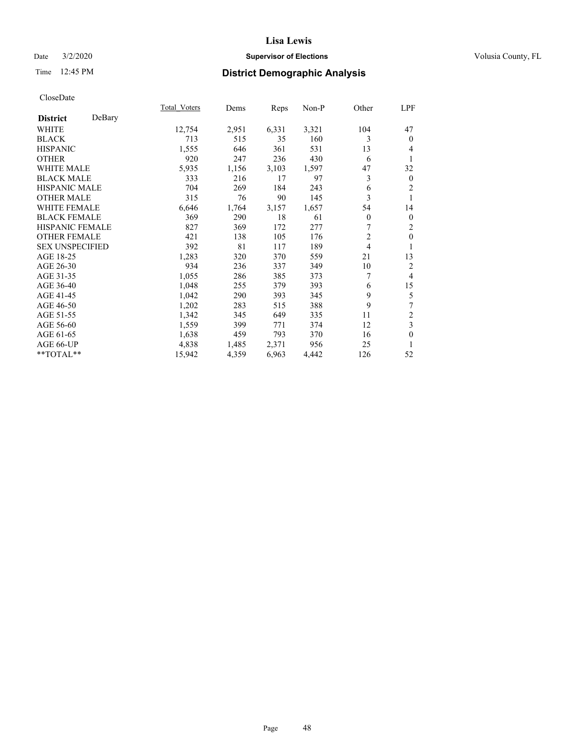# District Demographic Analysis

CloseDate

| District DeBary | Total_Voters | Dems | Reps | Non-P | Other | LPF |
|---|---|---|---|---|---|---|
| WHITE | 12,754 | 2,951 | 6,331 | 3,321 | 104 | 47 |
| BLACK | 713 | 515 | 35 | 160 | 3 | 0 |
| HISPANIC | 1,555 | 646 | 361 | 531 | 13 | 4 |
| OTHER | 920 | 247 | 236 | 430 | 6 | 1 |
| WHITE MALE | 5,935 | 1,156 | 3,103 | 1,597 | 47 | 32 |
| BLACK MALE | 333 | 216 | 17 | 97 | 3 | 0 |
| HISPANIC MALE | 704 | 269 | 184 | 243 | 6 | 2 |
| OTHER MALE | 315 | 76 | 90 | 145 | 3 | 1 |
| WHITE FEMALE | 6,646 | 1,764 | 3,157 | 1,657 | 54 | 14 |
| BLACK FEMALE | 369 | 290 | 18 | 61 | 0 | 0 |
| HISPANIC FEMALE | 827 | 369 | 172 | 277 | 7 | 2 |
| OTHER FEMALE | 421 | 138 | 105 | 176 | 2 | 0 |
| SEX UNSPECIFIED | 392 | 81 | 117 | 189 | 4 | 1 |
| AGE 18-25 | 1,283 | 320 | 370 | 559 | 21 | 13 |
| AGE 26-30 | 934 | 236 | 337 | 349 | 10 | 2 |
| AGE 31-35 | 1,055 | 286 | 385 | 373 | 7 | 4 |
| AGE 36-40 | 1,048 | 255 | 379 | 393 | 6 | 15 |
| AGE 41-45 | 1,042 | 290 | 393 | 345 | 9 | 5 |
| AGE 46-50 | 1,202 | 283 | 515 | 388 | 9 | 7 |
| AGE 51-55 | 1,342 | 345 | 649 | 335 | 11 | 2 |
| AGE 56-60 | 1,559 | 399 | 771 | 374 | 12 | 3 |
| AGE 61-65 | 1,638 | 459 | 793 | 370 | 16 | 0 |
| AGE 66-UP | 4,838 | 1,485 | 2,371 | 956 | 25 | 1 |
| **TOTAL** | 15,942 | 4,359 | 6,963 | 4,442 | 126 | 52 |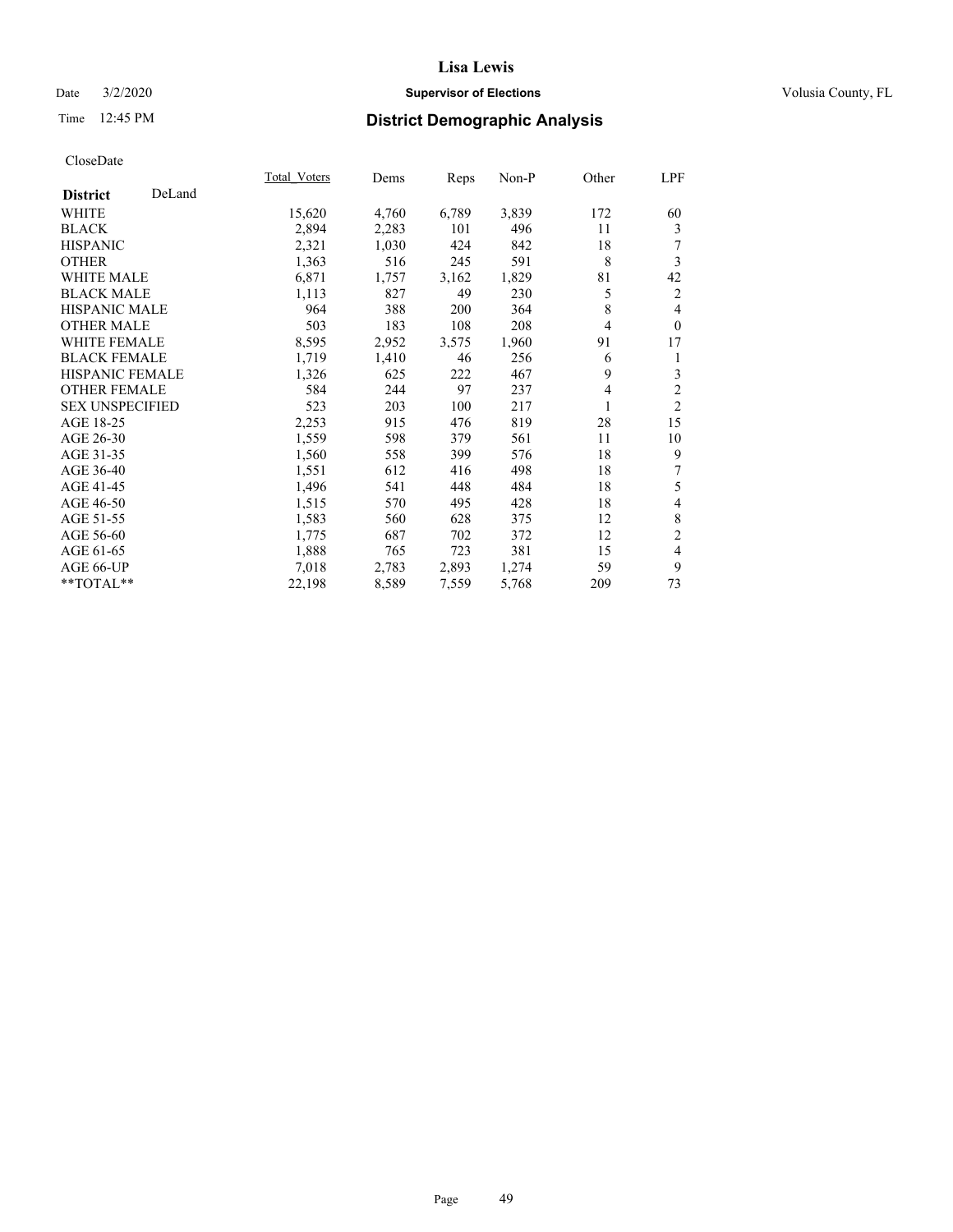# Lisa Lewis

Date 3/2/2020 **Supervisor of Elections** Volusia County, FL

Time 12:45 PM **District Demographic Analysis**

CloseDate

| **District** DeLand | Total_Voters | Dems | Reps | Non-P | Other | LPF |
|---|---|---|---|---|---|---|
| WHITE | 15,620 | 4,760 | 6,789 | 3,839 | 172 | 60 |
| BLACK | 2,894 | 2,283 | 101 | 496 | 11 | 3 |
| HISPANIC | 2,321 | 1,030 | 424 | 842 | 18 | 7 |
| OTHER | 1,363 | 516 | 245 | 591 | 8 | 3 |
| WHITE MALE | 6,871 | 1,757 | 3,162 | 1,829 | 81 | 42 |
| BLACK MALE | 1,113 | 827 | 49 | 230 | 5 | 2 |
| HISPANIC MALE | 964 | 388 | 200 | 364 | 8 | 4 |
| OTHER MALE | 503 | 183 | 108 | 208 | 4 | 0 |
| WHITE FEMALE | 8,595 | 2,952 | 3,575 | 1,960 | 91 | 17 |
| BLACK FEMALE | 1,719 | 1,410 | 46 | 256 | 6 | 1 |
| HISPANIC FEMALE | 1,326 | 625 | 222 | 467 | 9 | 3 |
| OTHER FEMALE | 584 | 244 | 97 | 237 | 4 | 2 |
| SEX UNSPECIFIED | 523 | 203 | 100 | 217 | 1 | 2 |
| AGE 18-25 | 2,253 | 915 | 476 | 819 | 28 | 15 |
| AGE 26-30 | 1,559 | 598 | 379 | 561 | 11 | 10 |
| AGE 31-35 | 1,560 | 558 | 399 | 576 | 18 | 9 |
| AGE 36-40 | 1,551 | 612 | 416 | 498 | 18 | 7 |
| AGE 41-45 | 1,496 | 541 | 448 | 484 | 18 | 5 |
| AGE 46-50 | 1,515 | 570 | 495 | 428 | 18 | 4 |
| AGE 51-55 | 1,583 | 560 | 628 | 375 | 12 | 8 |
| AGE 56-60 | 1,775 | 687 | 702 | 372 | 12 | 2 |
| AGE 61-65 | 1,888 | 765 | 723 | 381 | 15 | 4 |
| AGE 66-UP | 7,018 | 2,783 | 2,893 | 1,274 | 59 | 9 |
| **TOTAL** | 22,198 | 8,589 | 7,559 | 5,768 | 209 | 73 |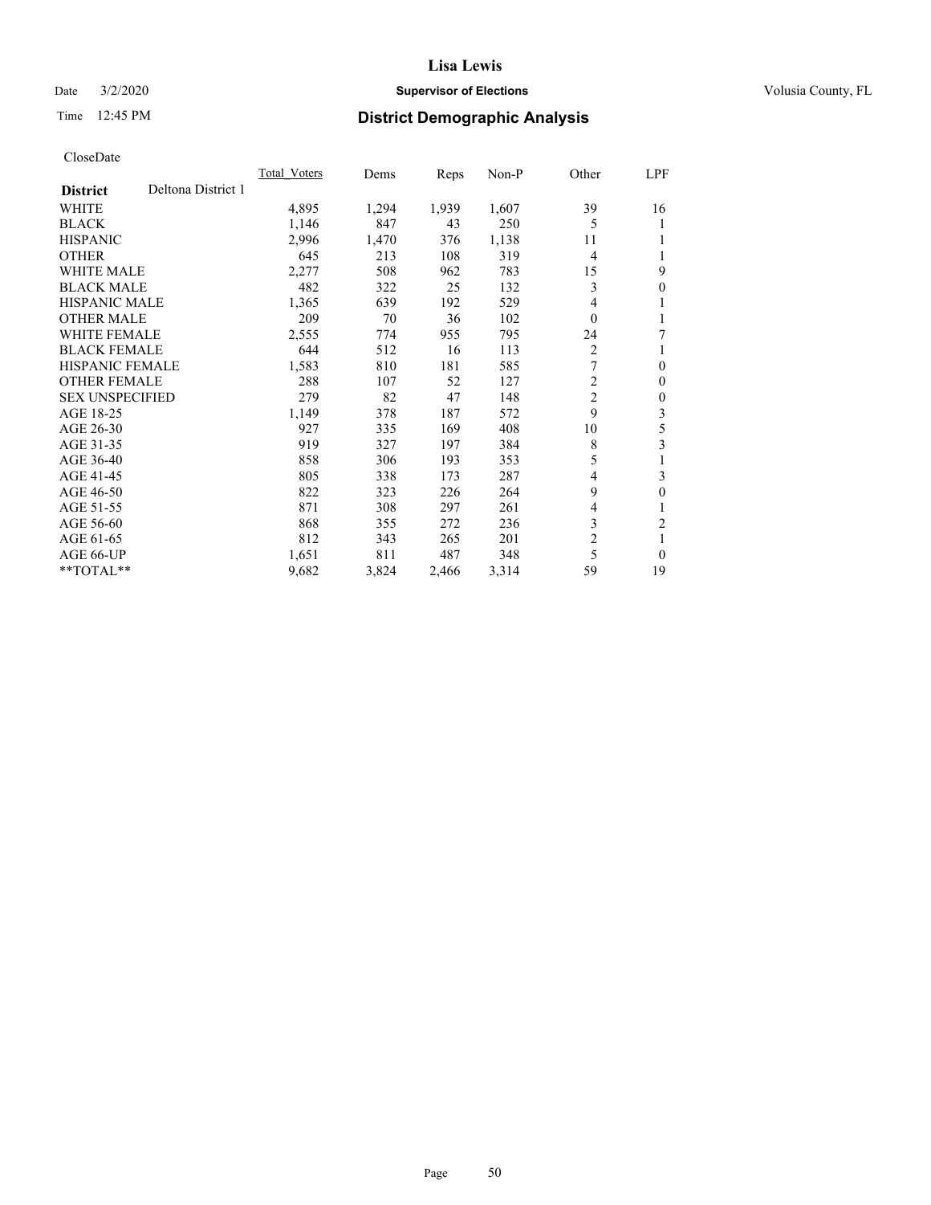# Lisa Lewis

Date 3/2/2020 **Supervisor of Elections** Volusia County, FL

Time 12:45 PM **District Demographic Analysis**

CloseDate

| **District** Deltona District 1 | Total_Voters | Dems | Reps | Non-P | Other | LPF |
|---|---|---|---|---|---|---|
| WHITE | 4,895 | 1,294 | 1,939 | 1,607 | 39 | 16 |
| BLACK | 1,146 | 847 | 43 | 250 | 5 | 1 |
| HISPANIC | 2,996 | 1,470 | 376 | 1,138 | 11 | 1 |
| OTHER | 645 | 213 | 108 | 319 | 4 | 1 |
| WHITE MALE | 2,277 | 508 | 962 | 783 | 15 | 9 |
| BLACK MALE | 482 | 322 | 25 | 132 | 3 | 0 |
| HISPANIC MALE | 1,365 | 639 | 192 | 529 | 4 | 1 |
| OTHER MALE | 209 | 70 | 36 | 102 | 0 | 1 |
| WHITE FEMALE | 2,555 | 774 | 955 | 795 | 24 | 7 |
| BLACK FEMALE | 644 | 512 | 16 | 113 | 2 | 1 |
| HISPANIC FEMALE | 1,583 | 810 | 181 | 585 | 7 | 0 |
| OTHER FEMALE | 288 | 107 | 52 | 127 | 2 | 0 |
| SEX UNSPECIFIED | 279 | 82 | 47 | 148 | 2 | 0 |
| AGE 18-25 | 1,149 | 378 | 187 | 572 | 9 | 3 |
| AGE 26-30 | 927 | 335 | 169 | 408 | 10 | 5 |
| AGE 31-35 | 919 | 327 | 197 | 384 | 8 | 3 |
| AGE 36-40 | 858 | 306 | 193 | 353 | 5 | 1 |
| AGE 41-45 | 805 | 338 | 173 | 287 | 4 | 3 |
| AGE 46-50 | 822 | 323 | 226 | 264 | 9 | 0 |
| AGE 51-55 | 871 | 308 | 297 | 261 | 4 | 1 |
| AGE 56-60 | 868 | 355 | 272 | 236 | 3 | 2 |
| AGE 61-65 | 812 | 343 | 265 | 201 | 2 | 1 |
| AGE 66-UP | 1,651 | 811 | 487 | 348 | 5 | 0 |
| **TOTAL** | 9,682 | 3,824 | 2,466 | 3,314 | 59 | 19 |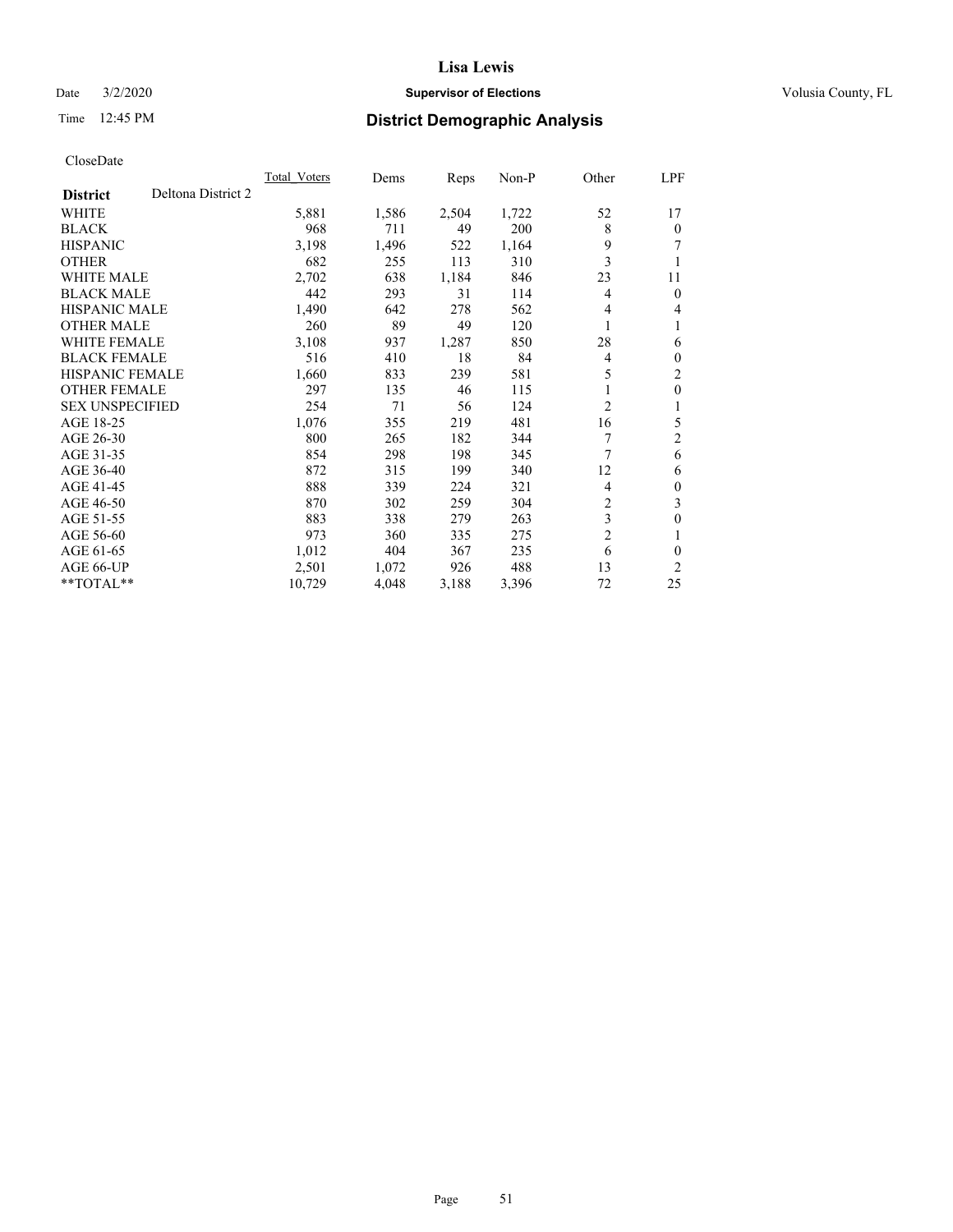CloseDate

| District | Deltona District 2 | Total_Voters | Dems | Reps | Non-P | Other | LPF |
|---|---|---|---|---|---|---|---|
| WHITE | | 5,881 | 1,586 | 2,504 | 1,722 | 52 | 17 |
| BLACK | | 968 | 711 | 49 | 200 | 8 | 0 |
| HISPANIC | | 3,198 | 1,496 | 522 | 1,164 | 9 | 7 |
| OTHER | | 682 | 255 | 113 | 310 | 3 | 1 |
| WHITE MALE | | 2,702 | 638 | 1,184 | 846 | 23 | 11 |
| BLACK MALE | | 442 | 293 | 31 | 114 | 4 | 0 |
| HISPANIC MALE | | 1,490 | 642 | 278 | 562 | 4 | 4 |
| OTHER MALE | | 260 | 89 | 49 | 120 | 1 | 1 |
| WHITE FEMALE | | 3,108 | 937 | 1,287 | 850 | 28 | 6 |
| BLACK FEMALE | | 516 | 410 | 18 | 84 | 4 | 0 |
| HISPANIC FEMALE | | 1,660 | 833 | 239 | 581 | 5 | 2 |
| OTHER FEMALE | | 297 | 135 | 46 | 115 | 1 | 0 |
| SEX UNSPECIFIED | | 254 | 71 | 56 | 124 | 2 | 1 |
| AGE 18-25 | | 1,076 | 355 | 219 | 481 | 16 | 5 |
| AGE 26-30 | | 800 | 265 | 182 | 344 | 7 | 2 |
| AGE 31-35 | | 854 | 298 | 198 | 345 | 7 | 6 |
| AGE 36-40 | | 872 | 315 | 199 | 340 | 12 | 6 |
| AGE 41-45 | | 888 | 339 | 224 | 321 | 4 | 0 |
| AGE 46-50 | | 870 | 302 | 259 | 304 | 2 | 3 |
| AGE 51-55 | | 883 | 338 | 279 | 263 | 3 | 0 |
| AGE 56-60 | | 973 | 360 | 335 | 275 | 2 | 1 |
| AGE 61-65 | | 1,012 | 404 | 367 | 235 | 6 | 0 |
| AGE 66-UP | | 2,501 | 1,072 | 926 | 488 | 13 | 2 |
| **TOTAL** | | 10,729 | 4,048 | 3,188 | 3,396 | 72 | 25 |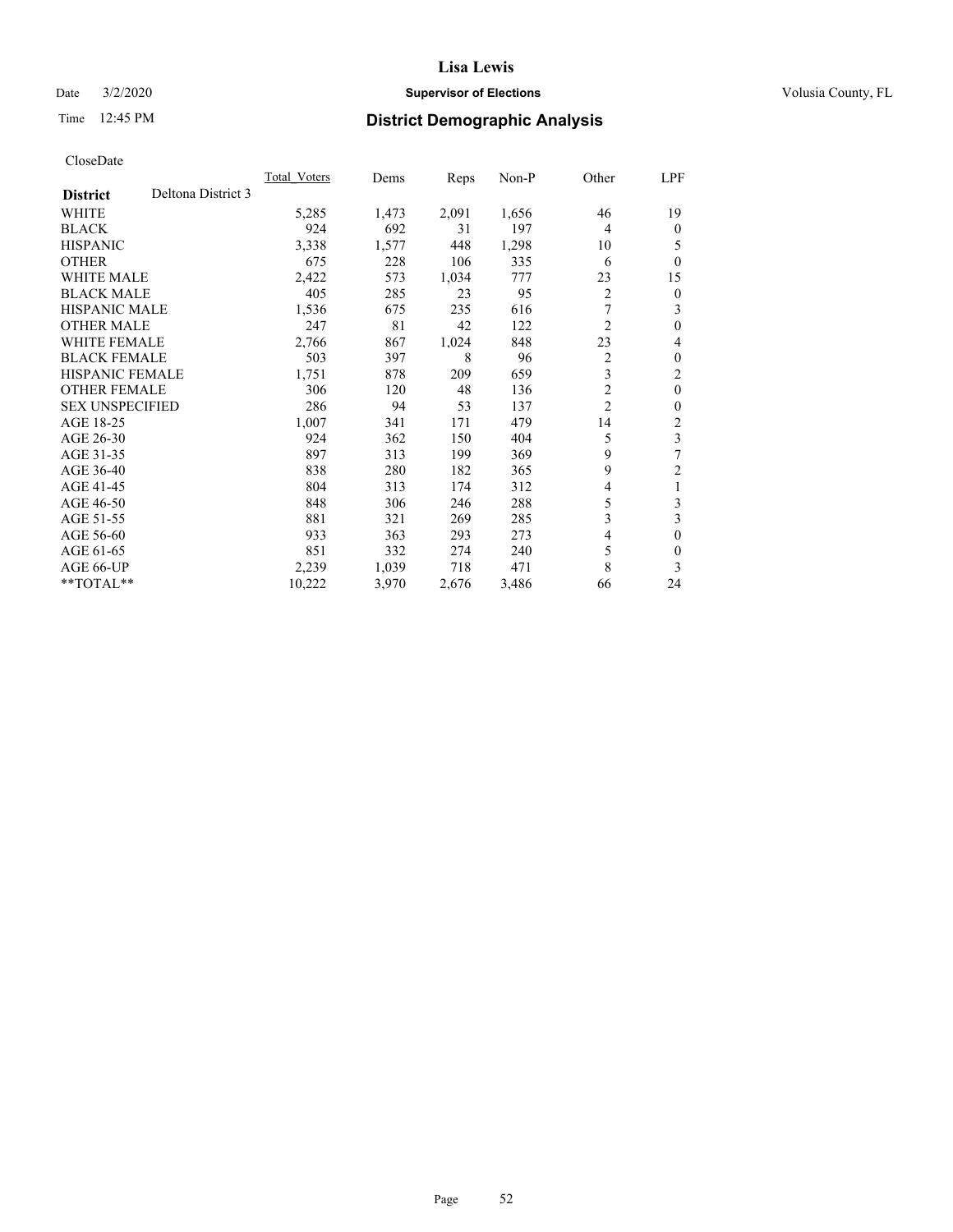Lisa Lewis

Date 3/2/2020 **Supervisor of Elections** Volusia County, FL

Time 12:45 PM **District Demographic Analysis**

CloseDate

| **District** Deltona District 3 | Total_Voters | Dems | Reps | Non-P | Other | LPF |
|---|---|---|---|---|---|---|
| WHITE | 5,285 | 1,473 | 2,091 | 1,656 | 46 | 19 |
| BLACK | 924 | 692 | 31 | 197 | 4 | 0 |
| HISPANIC | 3,338 | 1,577 | 448 | 1,298 | 10 | 5 |
| OTHER | 675 | 228 | 106 | 335 | 6 | 0 |
| WHITE MALE | 2,422 | 573 | 1,034 | 777 | 23 | 15 |
| BLACK MALE | 405 | 285 | 23 | 95 | 2 | 0 |
| HISPANIC MALE | 1,536 | 675 | 235 | 616 | 7 | 3 |
| OTHER MALE | 247 | 81 | 42 | 122 | 2 | 0 |
| WHITE FEMALE | 2,766 | 867 | 1,024 | 848 | 23 | 4 |
| BLACK FEMALE | 503 | 397 | 8 | 96 | 2 | 0 |
| HISPANIC FEMALE | 1,751 | 878 | 209 | 659 | 3 | 2 |
| OTHER FEMALE | 306 | 120 | 48 | 136 | 2 | 0 |
| SEX UNSPECIFIED | 286 | 94 | 53 | 137 | 2 | 0 |
| AGE 18-25 | 1,007 | 341 | 171 | 479 | 14 | 2 |
| AGE 26-30 | 924 | 362 | 150 | 404 | 5 | 3 |
| AGE 31-35 | 897 | 313 | 199 | 369 | 9 | 7 |
| AGE 36-40 | 838 | 280 | 182 | 365 | 9 | 2 |
| AGE 41-45 | 804 | 313 | 174 | 312 | 4 | 1 |
| AGE 46-50 | 848 | 306 | 246 | 288 | 5 | 3 |
| AGE 51-55 | 881 | 321 | 269 | 285 | 3 | 3 |
| AGE 56-60 | 933 | 363 | 293 | 273 | 4 | 0 |
| AGE 61-65 | 851 | 332 | 274 | 240 | 5 | 0 |
| AGE 66-UP | 2,239 | 1,039 | 718 | 471 | 8 | 3 |
| **TOTAL** | 10,222 | 3,970 | 2,676 | 3,486 | 66 | 24 |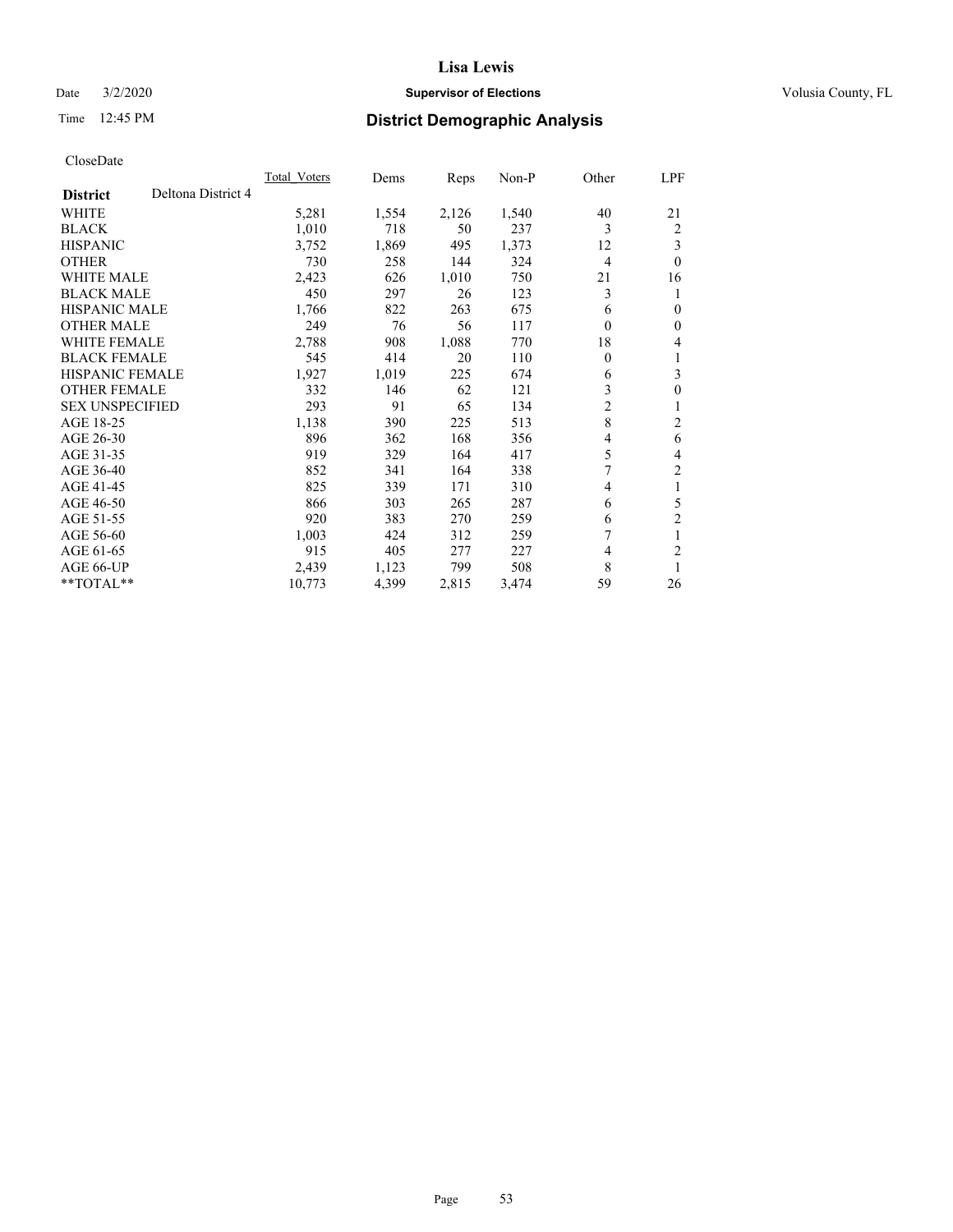# Lisa Lewis

Date 3/2/2020 **Supervisor of Elections** Volusia County, FL

Time 12:45 PM **District Demographic Analysis**

CloseDate

| **District** | Deltona District 4 | Total_Voters | Dems | Reps | Non-P | Other | LPF |
|---|---|---|---|---|---|---|---|
| WHITE | | 5,281 | 1,554 | 2,126 | 1,540 | 40 | 21 |
| BLACK | | 1,010 | 718 | 50 | 237 | 3 | 2 |
| HISPANIC | | 3,752 | 1,869 | 495 | 1,373 | 12 | 3 |
| OTHER | | 730 | 258 | 144 | 324 | 4 | 0 |
| WHITE MALE | | 2,423 | 626 | 1,010 | 750 | 21 | 16 |
| BLACK MALE | | 450 | 297 | 26 | 123 | 3 | 1 |
| HISPANIC MALE | | 1,766 | 822 | 263 | 675 | 6 | 0 |
| OTHER MALE | | 249 | 76 | 56 | 117 | 0 | 0 |
| WHITE FEMALE | | 2,788 | 908 | 1,088 | 770 | 18 | 4 |
| BLACK FEMALE | | 545 | 414 | 20 | 110 | 0 | 1 |
| HISPANIC FEMALE | | 1,927 | 1,019 | 225 | 674 | 6 | 3 |
| OTHER FEMALE | | 332 | 146 | 62 | 121 | 3 | 0 |
| SEX UNSPECIFIED | | 293 | 91 | 65 | 134 | 2 | 1 |
| AGE 18-25 | | 1,138 | 390 | 225 | 513 | 8 | 2 |
| AGE 26-30 | | 896 | 362 | 168 | 356 | 4 | 6 |
| AGE 31-35 | | 919 | 329 | 164 | 417 | 5 | 4 |
| AGE 36-40 | | 852 | 341 | 164 | 338 | 7 | 2 |
| AGE 41-45 | | 825 | 339 | 171 | 310 | 4 | 1 |
| AGE 46-50 | | 866 | 303 | 265 | 287 | 6 | 5 |
| AGE 51-55 | | 920 | 383 | 270 | 259 | 6 | 2 |
| AGE 56-60 | | 1,003 | 424 | 312 | 259 | 7 | 1 |
| AGE 61-65 | | 915 | 405 | 277 | 227 | 4 | 2 |
| AGE 66-UP | | 2,439 | 1,123 | 799 | 508 | 8 | 1 |
| **TOTAL** | | 10,773 | 4,399 | 2,815 | 3,474 | 59 | 26 |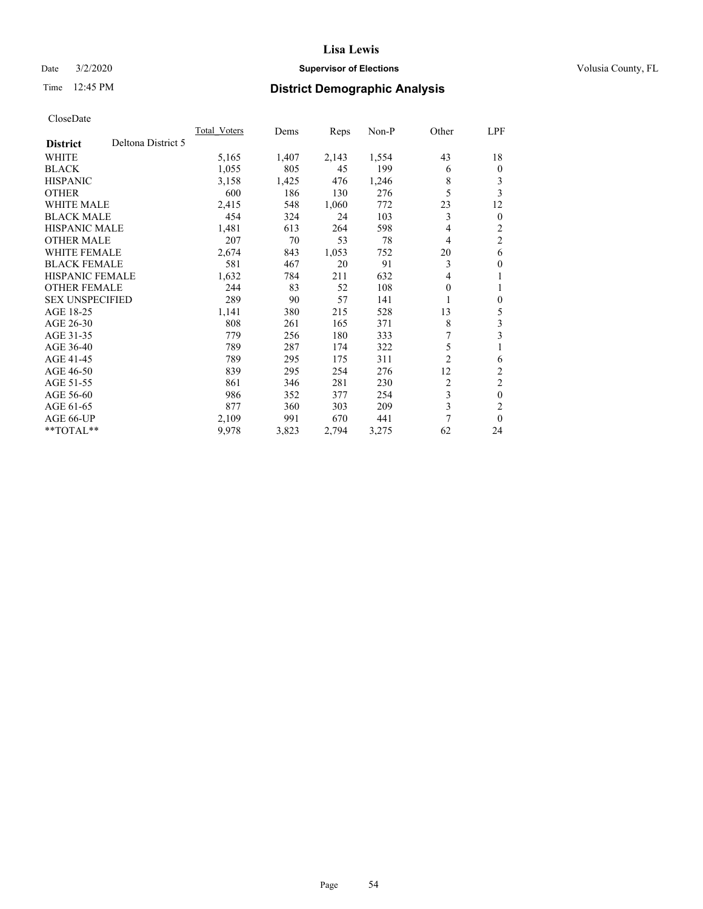# Lisa Lewis

Date 3/2/2020 **Supervisor of Elections** Volusia County, FL

Time 12:45 PM **District Demographic Analysis**

CloseDate

| **District** | Deltona District 5 | Total_Voters | Dems | Reps | Non-P | Other | LPF |
|---|---|---|---|---|---|---|---|
| WHITE | | 5,165 | 1,407 | 2,143 | 1,554 | 43 | 18 |
| BLACK | | 1,055 | 805 | 45 | 199 | 6 | 0 |
| HISPANIC | | 3,158 | 1,425 | 476 | 1,246 | 8 | 3 |
| OTHER | | 600 | 186 | 130 | 276 | 5 | 3 |
| WHITE MALE | | 2,415 | 548 | 1,060 | 772 | 23 | 12 |
| BLACK MALE | | 454 | 324 | 24 | 103 | 3 | 0 |
| HISPANIC MALE | | 1,481 | 613 | 264 | 598 | 4 | 2 |
| OTHER MALE | | 207 | 70 | 53 | 78 | 4 | 2 |
| WHITE FEMALE | | 2,674 | 843 | 1,053 | 752 | 20 | 6 |
| BLACK FEMALE | | 581 | 467 | 20 | 91 | 3 | 0 |
| HISPANIC FEMALE | | 1,632 | 784 | 211 | 632 | 4 | 1 |
| OTHER FEMALE | | 244 | 83 | 52 | 108 | 0 | 1 |
| SEX UNSPECIFIED | | 289 | 90 | 57 | 141 | 1 | 0 |
| AGE 18-25 | | 1,141 | 380 | 215 | 528 | 13 | 5 |
| AGE 26-30 | | 808 | 261 | 165 | 371 | 8 | 3 |
| AGE 31-35 | | 779 | 256 | 180 | 333 | 7 | 3 |
| AGE 36-40 | | 789 | 287 | 174 | 322 | 5 | 1 |
| AGE 41-45 | | 789 | 295 | 175 | 311 | 2 | 6 |
| AGE 46-50 | | 839 | 295 | 254 | 276 | 12 | 2 |
| AGE 51-55 | | 861 | 346 | 281 | 230 | 2 | 2 |
| AGE 56-60 | | 986 | 352 | 377 | 254 | 3 | 0 |
| AGE 61-65 | | 877 | 360 | 303 | 209 | 3 | 2 |
| AGE 66-UP | | 2,109 | 991 | 670 | 441 | 7 | 0 |
| **TOTAL** | | 9,978 | 3,823 | 2,794 | 3,275 | 62 | 24 |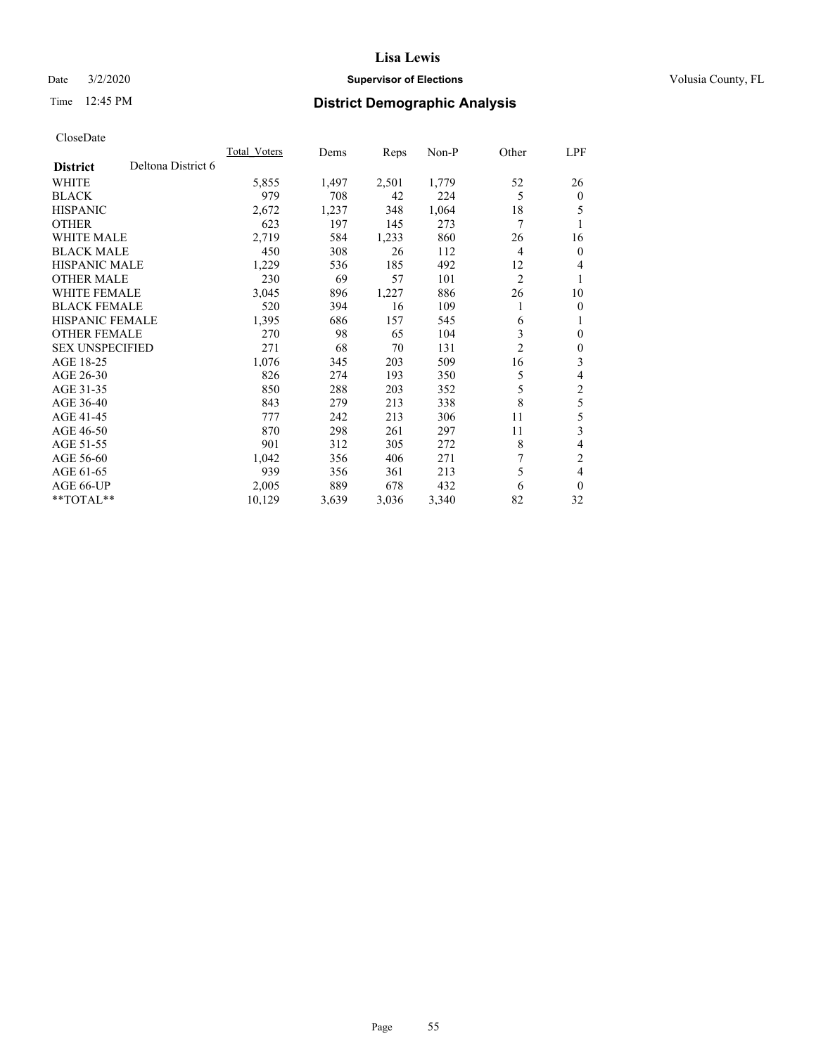# Lisa Lewis

Date 3/2/2020 **Supervisor of Elections** Volusia County, FL

Time 12:45 PM **District Demographic Analysis**

CloseDate

| **District** Deltona District 6 | Total_Voters | Dems | Reps | Non-P | Other | LPF |
|---|---|---|---|---|---|---|
| WHITE | 5,855 | 1,497 | 2,501 | 1,779 | 52 | 26 |
| BLACK | 979 | 708 | 42 | 224 | 5 | 0 |
| HISPANIC | 2,672 | 1,237 | 348 | 1,064 | 18 | 5 |
| OTHER | 623 | 197 | 145 | 273 | 7 | 1 |
| WHITE MALE | 2,719 | 584 | 1,233 | 860 | 26 | 16 |
| BLACK MALE | 450 | 308 | 26 | 112 | 4 | 0 |
| HISPANIC MALE | 1,229 | 536 | 185 | 492 | 12 | 4 |
| OTHER MALE | 230 | 69 | 57 | 101 | 2 | 1 |
| WHITE FEMALE | 3,045 | 896 | 1,227 | 886 | 26 | 10 |
| BLACK FEMALE | 520 | 394 | 16 | 109 | 1 | 0 |
| HISPANIC FEMALE | 1,395 | 686 | 157 | 545 | 6 | 1 |
| OTHER FEMALE | 270 | 98 | 65 | 104 | 3 | 0 |
| SEX UNSPECIFIED | 271 | 68 | 70 | 131 | 2 | 0 |
| AGE 18-25 | 1,076 | 345 | 203 | 509 | 16 | 3 |
| AGE 26-30 | 826 | 274 | 193 | 350 | 5 | 4 |
| AGE 31-35 | 850 | 288 | 203 | 352 | 5 | 2 |
| AGE 36-40 | 843 | 279 | 213 | 338 | 8 | 5 |
| AGE 41-45 | 777 | 242 | 213 | 306 | 11 | 5 |
| AGE 46-50 | 870 | 298 | 261 | 297 | 11 | 3 |
| AGE 51-55 | 901 | 312 | 305 | 272 | 8 | 4 |
| AGE 56-60 | 1,042 | 356 | 406 | 271 | 7 | 2 |
| AGE 61-65 | 939 | 356 | 361 | 213 | 5 | 4 |
| AGE 66-UP | 2,005 | 889 | 678 | 432 | 6 | 0 |
| **TOTAL** | 10,129 | 3,639 | 3,036 | 3,340 | 82 | 32 |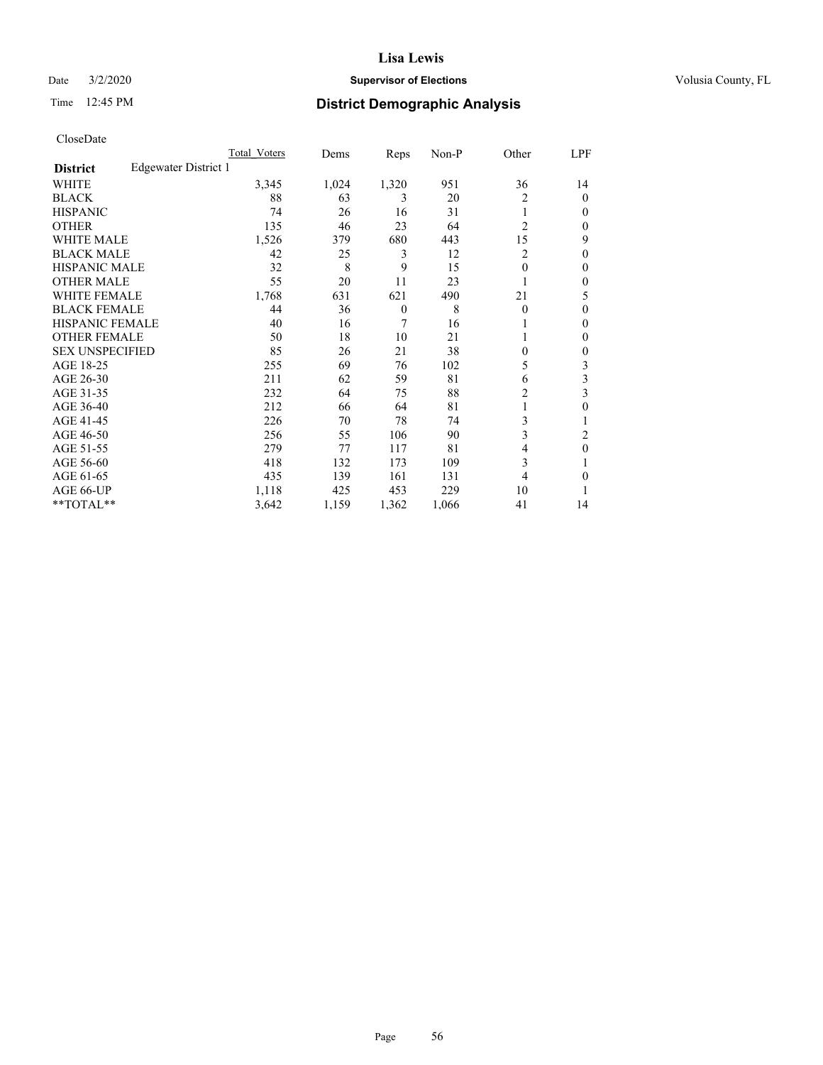Lisa Lewis

Date 3/2/2020 **Supervisor of Elections** Volusia County, FL

Time 12:45 PM **District Demographic Analysis**

CloseDate

| | Total_Voters | Dems | Reps | Non-P | Other | LPF |
|---|---|---|---|---|---|---|
| **District** Edgewater District 1 | | | | | | |
| WHITE | 3,345 | 1,024 | 1,320 | 951 | 36 | 14 |
| BLACK | 88 | 63 | 3 | 20 | 2 | 0 |
| HISPANIC | 74 | 26 | 16 | 31 | 1 | 0 |
| OTHER | 135 | 46 | 23 | 64 | 2 | 0 |
| WHITE MALE | 1,526 | 379 | 680 | 443 | 15 | 9 |
| BLACK MALE | 42 | 25 | 3 | 12 | 2 | 0 |
| HISPANIC MALE | 32 | 8 | 9 | 15 | 0 | 0 |
| OTHER MALE | 55 | 20 | 11 | 23 | 1 | 0 |
| WHITE FEMALE | 1,768 | 631 | 621 | 490 | 21 | 5 |
| BLACK FEMALE | 44 | 36 | 0 | 8 | 0 | 0 |
| HISPANIC FEMALE | 40 | 16 | 7 | 16 | 1 | 0 |
| OTHER FEMALE | 50 | 18 | 10 | 21 | 1 | 0 |
| SEX UNSPECIFIED | 85 | 26 | 21 | 38 | 0 | 0 |
| AGE 18-25 | 255 | 69 | 76 | 102 | 5 | 3 |
| AGE 26-30 | 211 | 62 | 59 | 81 | 6 | 3 |
| AGE 31-35 | 232 | 64 | 75 | 88 | 2 | 3 |
| AGE 36-40 | 212 | 66 | 64 | 81 | 1 | 0 |
| AGE 41-45 | 226 | 70 | 78 | 74 | 3 | 1 |
| AGE 46-50 | 256 | 55 | 106 | 90 | 3 | 2 |
| AGE 51-55 | 279 | 77 | 117 | 81 | 4 | 0 |
| AGE 56-60 | 418 | 132 | 173 | 109 | 3 | 1 |
| AGE 61-65 | 435 | 139 | 161 | 131 | 4 | 0 |
| AGE 66-UP | 1,118 | 425 | 453 | 229 | 10 | 1 |
| **TOTAL** | 3,642 | 1,159 | 1,362 | 1,066 | 41 | 14 |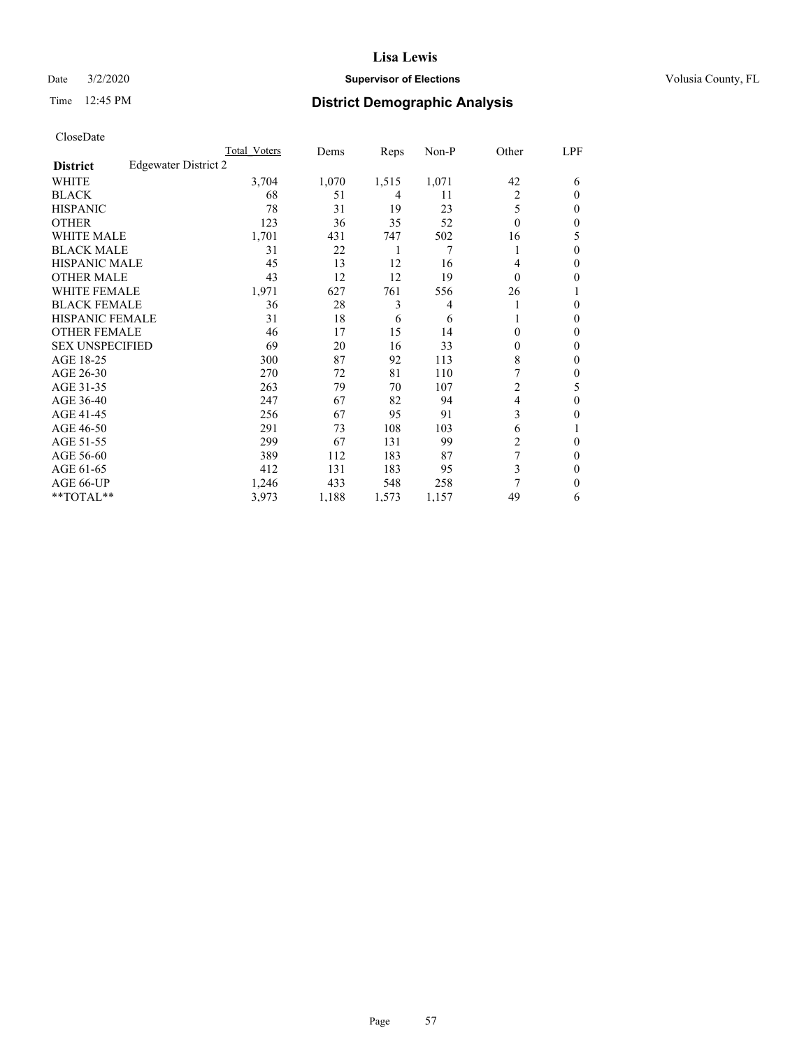# Lisa Lewis

Date 3/2/2020 **Supervisor of Elections** Volusia County, FL

Time 12:45 PM **District Demographic Analysis**

CloseDate

| **District** | Edgewater District 2 | Total Voters | Dems | Reps | Non-P | Other | LPF |
|---|---|---|---|---|---|---|---|
| WHITE | | 3,704 | 1,070 | 1,515 | 1,071 | 42 | 6 |
| BLACK | | 68 | 51 | 4 | 11 | 2 | 0 |
| HISPANIC | | 78 | 31 | 19 | 23 | 5 | 0 |
| OTHER | | 123 | 36 | 35 | 52 | 0 | 0 |
| WHITE MALE | | 1,701 | 431 | 747 | 502 | 16 | 5 |
| BLACK MALE | | 31 | 22 | 1 | 7 | 1 | 0 |
| HISPANIC MALE | | 45 | 13 | 12 | 16 | 4 | 0 |
| OTHER MALE | | 43 | 12 | 12 | 19 | 0 | 0 |
| WHITE FEMALE | | 1,971 | 627 | 761 | 556 | 26 | 1 |
| BLACK FEMALE | | 36 | 28 | 3 | 4 | 1 | 0 |
| HISPANIC FEMALE | | 31 | 18 | 6 | 6 | 1 | 0 |
| OTHER FEMALE | | 46 | 17 | 15 | 14 | 0 | 0 |
| SEX UNSPECIFIED | | 69 | 20 | 16 | 33 | 0 | 0 |
| AGE 18-25 | | 300 | 87 | 92 | 113 | 8 | 0 |
| AGE 26-30 | | 270 | 72 | 81 | 110 | 7 | 0 |
| AGE 31-35 | | 263 | 79 | 70 | 107 | 2 | 5 |
| AGE 36-40 | | 247 | 67 | 82 | 94 | 4 | 0 |
| AGE 41-45 | | 256 | 67 | 95 | 91 | 3 | 0 |
| AGE 46-50 | | 291 | 73 | 108 | 103 | 6 | 1 |
| AGE 51-55 | | 299 | 67 | 131 | 99 | 2 | 0 |
| AGE 56-60 | | 389 | 112 | 183 | 87 | 7 | 0 |
| AGE 61-65 | | 412 | 131 | 183 | 95 | 3 | 0 |
| AGE 66-UP | | 1,246 | 433 | 548 | 258 | 7 | 0 |
| **TOTAL** | | 3,973 | 1,188 | 1,573 | 1,157 | 49 | 6 |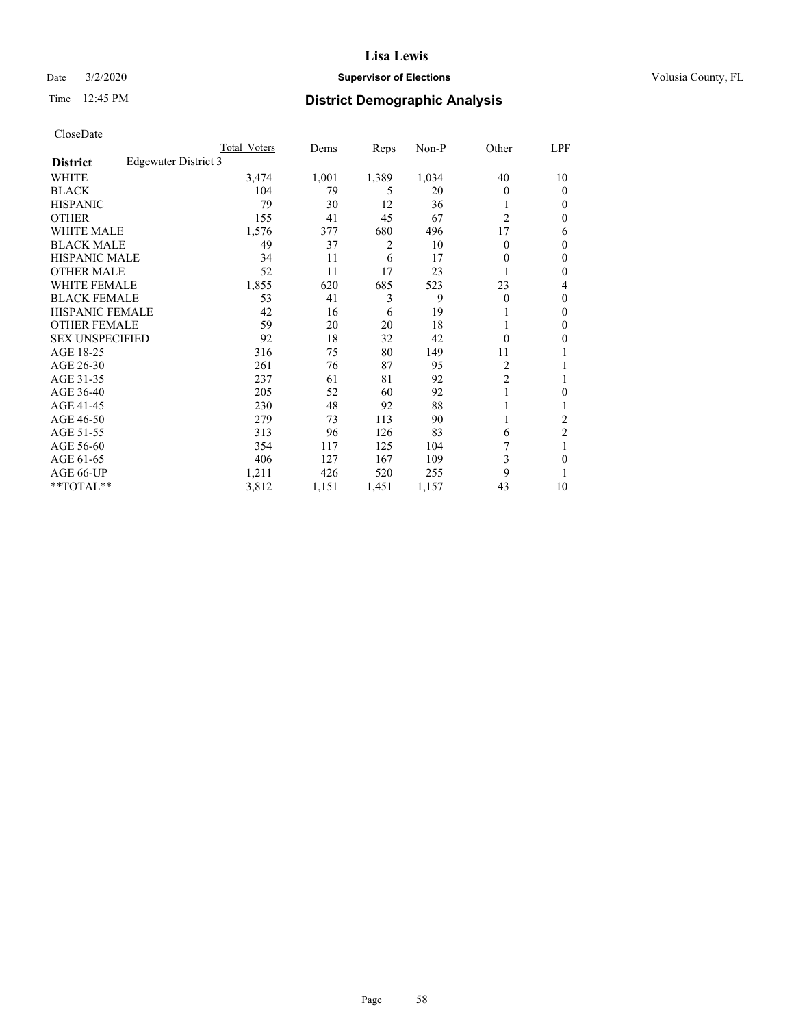Lisa Lewis

Date 3/2/2020 **Supervisor of Elections** Volusia County, FL

Time 12:45 PM **District Demographic Analysis**

CloseDate

| | Total Voters | Dems | Reps | Non-P | Other | LPF |
|---|---|---|---|---|---|---|
| **District** Edgewater District 3 | | | | | | |
| WHITE | 3,474 | 1,001 | 1,389 | 1,034 | 40 | 10 |
| BLACK | 104 | 79 | 5 | 20 | 0 | 0 |
| HISPANIC | 79 | 30 | 12 | 36 | 1 | 0 |
| OTHER | 155 | 41 | 45 | 67 | 2 | 0 |
| WHITE MALE | 1,576 | 377 | 680 | 496 | 17 | 6 |
| BLACK MALE | 49 | 37 | 2 | 10 | 0 | 0 |
| HISPANIC MALE | 34 | 11 | 6 | 17 | 0 | 0 |
| OTHER MALE | 52 | 11 | 17 | 23 | 1 | 0 |
| WHITE FEMALE | 1,855 | 620 | 685 | 523 | 23 | 4 |
| BLACK FEMALE | 53 | 41 | 3 | 9 | 0 | 0 |
| HISPANIC FEMALE | 42 | 16 | 6 | 19 | 1 | 0 |
| OTHER FEMALE | 59 | 20 | 20 | 18 | 1 | 0 |
| SEX UNSPECIFIED | 92 | 18 | 32 | 42 | 0 | 0 |
| AGE 18-25 | 316 | 75 | 80 | 149 | 11 | 1 |
| AGE 26-30 | 261 | 76 | 87 | 95 | 2 | 1 |
| AGE 31-35 | 237 | 61 | 81 | 92 | 2 | 1 |
| AGE 36-40 | 205 | 52 | 60 | 92 | 1 | 0 |
| AGE 41-45 | 230 | 48 | 92 | 88 | 1 | 1 |
| AGE 46-50 | 279 | 73 | 113 | 90 | 1 | 2 |
| AGE 51-55 | 313 | 96 | 126 | 83 | 6 | 2 |
| AGE 56-60 | 354 | 117 | 125 | 104 | 7 | 1 |
| AGE 61-65 | 406 | 127 | 167 | 109 | 3 | 0 |
| AGE 66-UP | 1,211 | 426 | 520 | 255 | 9 | 1 |
| **TOTAL** | 3,812 | 1,151 | 1,451 | 1,157 | 43 | 10 |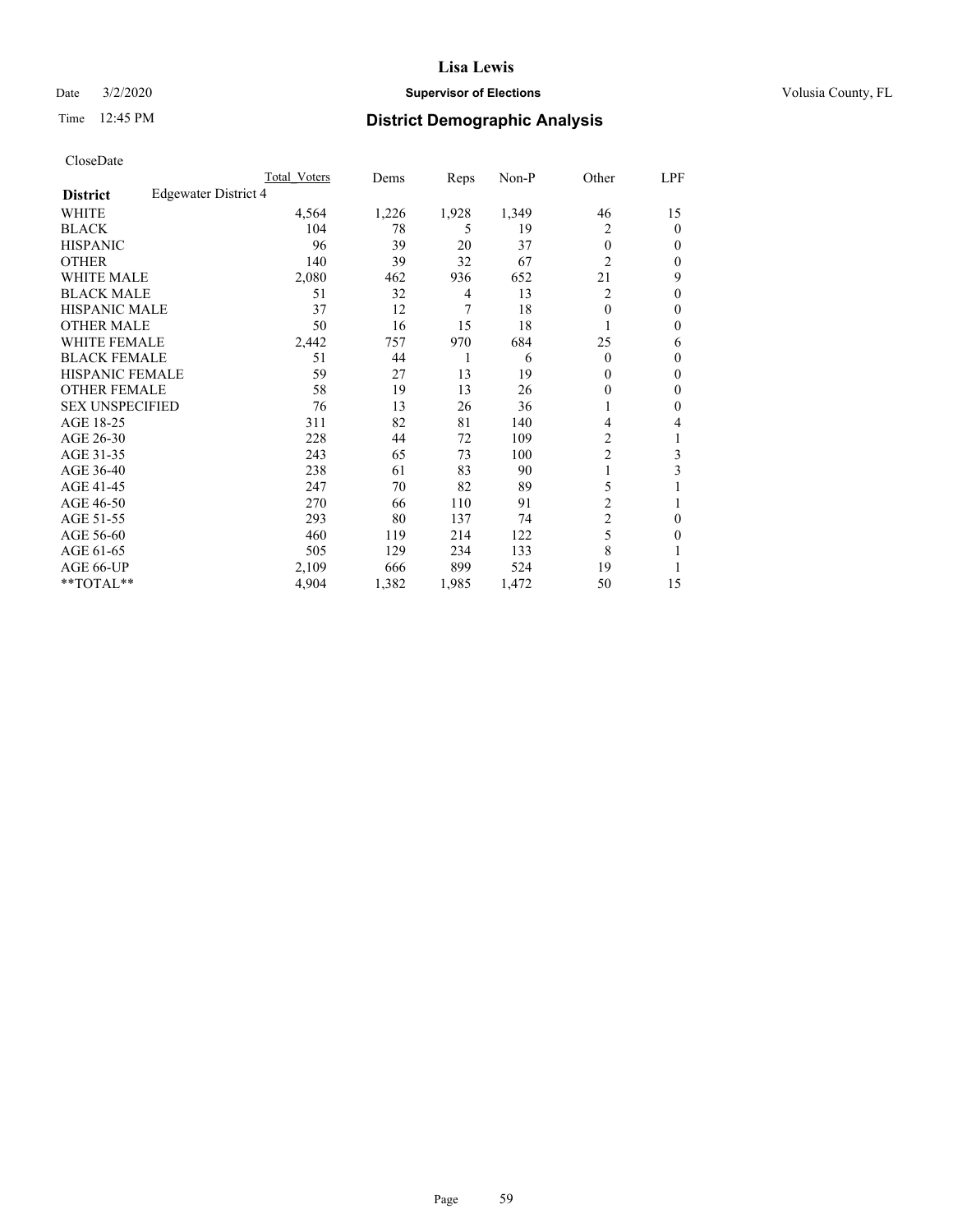CloseDate

| District | Edgewater District 4 | Total Voters | Dems | Reps | Non-P | Other | LPF |
|---|---|---|---|---|---|---|---|
| WHITE | | 4,564 | 1,226 | 1,928 | 1,349 | 46 | 15 |
| BLACK | | 104 | 78 | 5 | 19 | 2 | 0 |
| HISPANIC | | 96 | 39 | 20 | 37 | 0 | 0 |
| OTHER | | 140 | 39 | 32 | 67 | 2 | 0 |
| WHITE MALE | | 2,080 | 462 | 936 | 652 | 21 | 9 |
| BLACK MALE | | 51 | 32 | 4 | 13 | 2 | 0 |
| HISPANIC MALE | | 37 | 12 | 7 | 18 | 0 | 0 |
| OTHER MALE | | 50 | 16 | 15 | 18 | 1 | 0 |
| WHITE FEMALE | | 2,442 | 757 | 970 | 684 | 25 | 6 |
| BLACK FEMALE | | 51 | 44 | 1 | 6 | 0 | 0 |
| HISPANIC FEMALE | | 59 | 27 | 13 | 19 | 0 | 0 |
| OTHER FEMALE | | 58 | 19 | 13 | 26 | 0 | 0 |
| SEX UNSPECIFIED | | 76 | 13 | 26 | 36 | 1 | 0 |
| AGE 18-25 | | 311 | 82 | 81 | 140 | 4 | 4 |
| AGE 26-30 | | 228 | 44 | 72 | 109 | 2 | 1 |
| AGE 31-35 | | 243 | 65 | 73 | 100 | 2 | 3 |
| AGE 36-40 | | 238 | 61 | 83 | 90 | 1 | 3 |
| AGE 41-45 | | 247 | 70 | 82 | 89 | 5 | 1 |
| AGE 46-50 | | 270 | 66 | 110 | 91 | 2 | 1 |
| AGE 51-55 | | 293 | 80 | 137 | 74 | 2 | 0 |
| AGE 56-60 | | 460 | 119 | 214 | 122 | 5 | 0 |
| AGE 61-65 | | 505 | 129 | 234 | 133 | 8 | 1 |
| AGE 66-UP | | 2,109 | 666 | 899 | 524 | 19 | 1 |
| **TOTAL** | | 4,904 | 1,382 | 1,985 | 1,472 | 50 | 15 |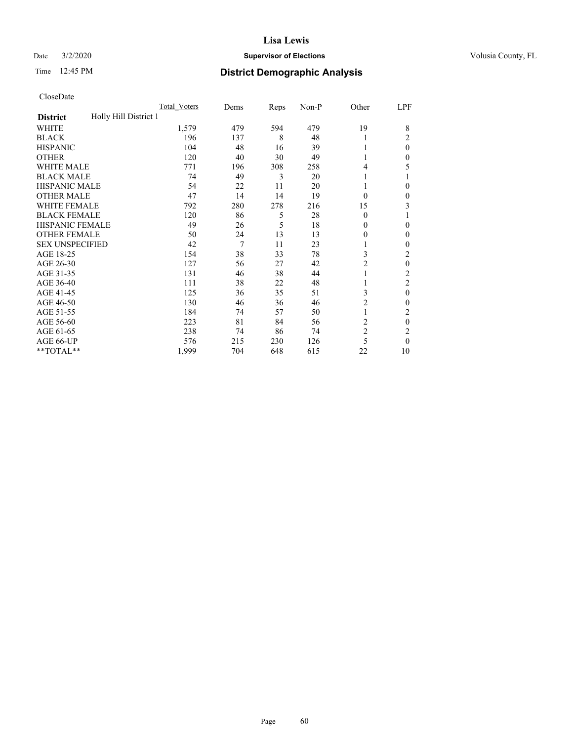CloseDate

| District | Holly Hill District 1 | Total_Voters | Dems | Reps | Non-P | Other | LPF |
|---|---|---|---|---|---|---|---|
| WHITE | | 1,579 | 479 | 594 | 479 | 19 | 8 |
| BLACK | | 196 | 137 | 8 | 48 | 1 | 2 |
| HISPANIC | | 104 | 48 | 16 | 39 | 1 | 0 |
| OTHER | | 120 | 40 | 30 | 49 | 1 | 0 |
| WHITE MALE | | 771 | 196 | 308 | 258 | 4 | 5 |
| BLACK MALE | | 74 | 49 | 3 | 20 | 1 | 1 |
| HISPANIC MALE | | 54 | 22 | 11 | 20 | 1 | 0 |
| OTHER MALE | | 47 | 14 | 14 | 19 | 0 | 0 |
| WHITE FEMALE | | 792 | 280 | 278 | 216 | 15 | 3 |
| BLACK FEMALE | | 120 | 86 | 5 | 28 | 0 | 1 |
| HISPANIC FEMALE | | 49 | 26 | 5 | 18 | 0 | 0 |
| OTHER FEMALE | | 50 | 24 | 13 | 13 | 0 | 0 |
| SEX UNSPECIFIED | | 42 | 7 | 11 | 23 | 1 | 0 |
| AGE 18-25 | | 154 | 38 | 33 | 78 | 3 | 2 |
| AGE 26-30 | | 127 | 56 | 27 | 42 | 2 | 0 |
| AGE 31-35 | | 131 | 46 | 38 | 44 | 1 | 2 |
| AGE 36-40 | | 111 | 38 | 22 | 48 | 1 | 2 |
| AGE 41-45 | | 125 | 36 | 35 | 51 | 3 | 0 |
| AGE 46-50 | | 130 | 46 | 36 | 46 | 2 | 0 |
| AGE 51-55 | | 184 | 74 | 57 | 50 | 1 | 2 |
| AGE 56-60 | | 223 | 81 | 84 | 56 | 2 | 0 |
| AGE 61-65 | | 238 | 74 | 86 | 74 | 2 | 2 |
| AGE 66-UP | | 576 | 215 | 230 | 126 | 5 | 0 |
| **TOTAL** | | 1,999 | 704 | 648 | 615 | 22 | 10 |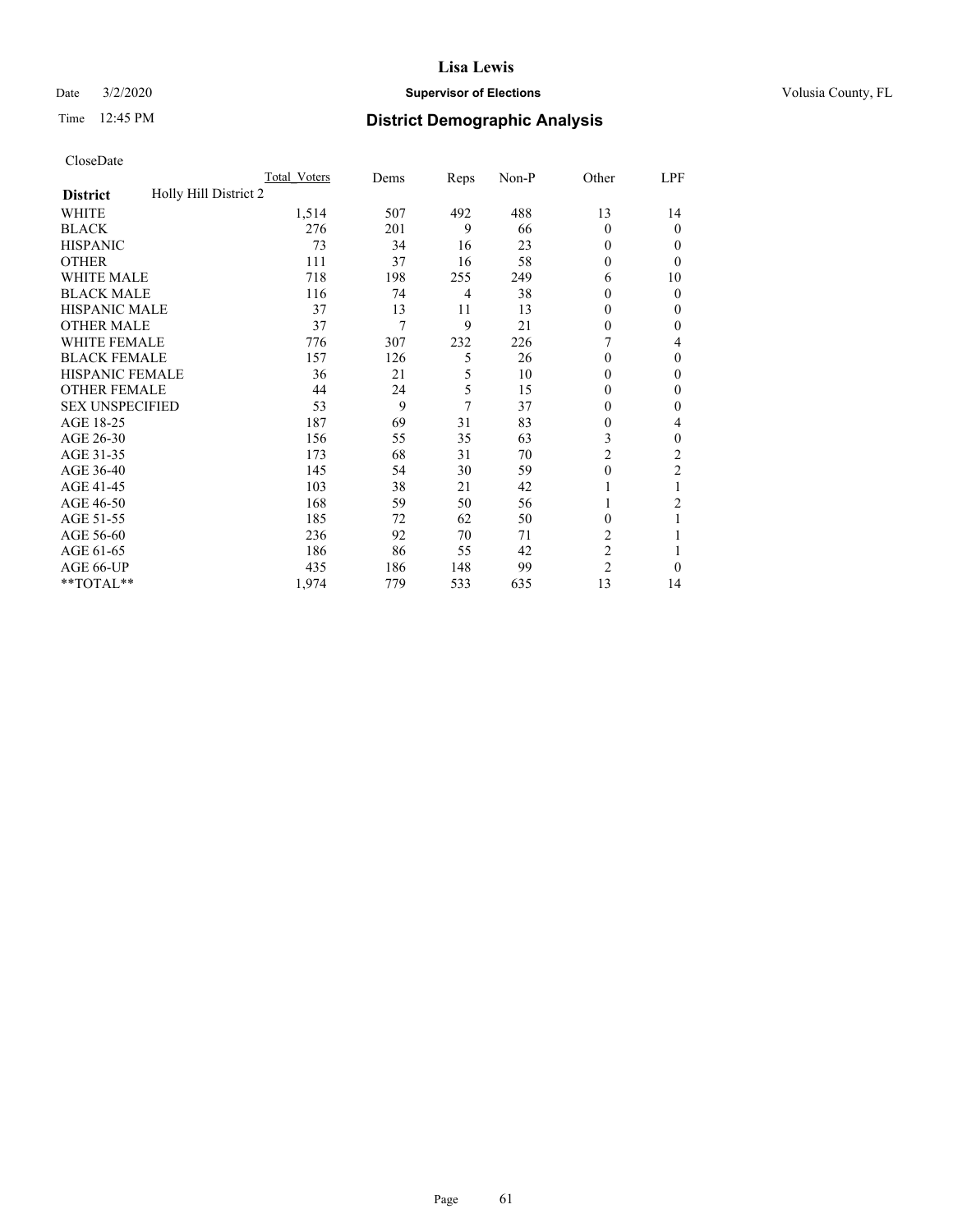# Lisa Lewis

Date 3/2/2020 **Supervisor of Elections** Volusia County, FL

Time 12:45 PM **District Demographic Analysis**

CloseDate

| | Total_Voters | Dems | Reps | Non-P | Other | LPF |
|---|---|---|---|---|---|---|
| **District** Holly Hill District 2 | | | | | | |
| WHITE | 1,514 | 507 | 492 | 488 | 13 | 14 |
| BLACK | 276 | 201 | 9 | 66 | 0 | 0 |
| HISPANIC | 73 | 34 | 16 | 23 | 0 | 0 |
| OTHER | 111 | 37 | 16 | 58 | 0 | 0 |
| WHITE MALE | 718 | 198 | 255 | 249 | 6 | 10 |
| BLACK MALE | 116 | 74 | 4 | 38 | 0 | 0 |
| HISPANIC MALE | 37 | 13 | 11 | 13 | 0 | 0 |
| OTHER MALE | 37 | 7 | 9 | 21 | 0 | 0 |
| WHITE FEMALE | 776 | 307 | 232 | 226 | 7 | 4 |
| BLACK FEMALE | 157 | 126 | 5 | 26 | 0 | 0 |
| HISPANIC FEMALE | 36 | 21 | 5 | 10 | 0 | 0 |
| OTHER FEMALE | 44 | 24 | 5 | 15 | 0 | 0 |
| SEX UNSPECIFIED | 53 | 9 | 7 | 37 | 0 | 0 |
| AGE 18-25 | 187 | 69 | 31 | 83 | 0 | 4 |
| AGE 26-30 | 156 | 55 | 35 | 63 | 3 | 0 |
| AGE 31-35 | 173 | 68 | 31 | 70 | 2 | 2 |
| AGE 36-40 | 145 | 54 | 30 | 59 | 0 | 2 |
| AGE 41-45 | 103 | 38 | 21 | 42 | 1 | 1 |
| AGE 46-50 | 168 | 59 | 50 | 56 | 1 | 2 |
| AGE 51-55 | 185 | 72 | 62 | 50 | 0 | 1 |
| AGE 56-60 | 236 | 92 | 70 | 71 | 2 | 1 |
| AGE 61-65 | 186 | 86 | 55 | 42 | 2 | 1 |
| AGE 66-UP | 435 | 186 | 148 | 99 | 2 | 0 |
| **TOTAL** | 1,974 | 779 | 533 | 635 | 13 | 14 |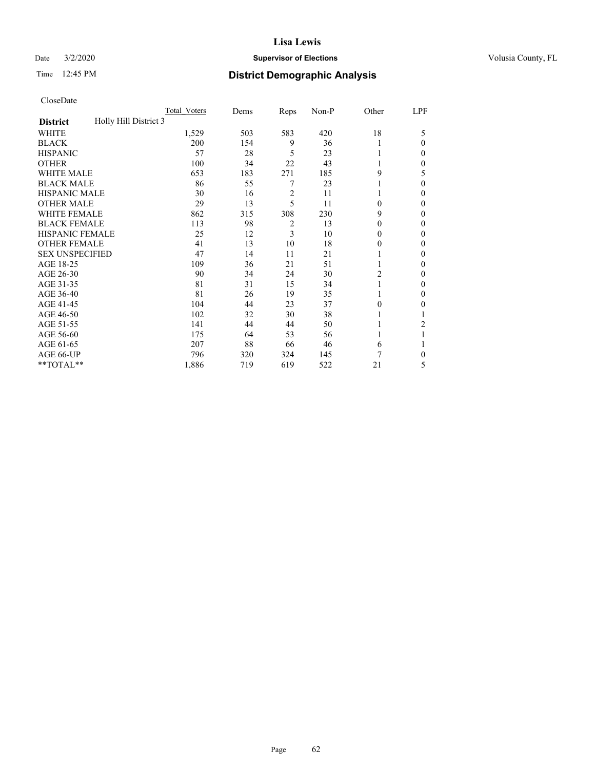# Lisa Lewis

Date 3/2/2020 **Supervisor of Elections** Volusia County, FL

Time 12:45 PM **District Demographic Analysis**

CloseDate

| | Total_Voters | Dems | Reps | Non-P | Other | LPF |
|---|---|---|---|---|---|---|
| **District** Holly Hill District 3 | | | | | | |
| WHITE | 1,529 | 503 | 583 | 420 | 18 | 5 |
| BLACK | 200 | 154 | 9 | 36 | 1 | 0 |
| HISPANIC | 57 | 28 | 5 | 23 | 1 | 0 |
| OTHER | 100 | 34 | 22 | 43 | 1 | 0 |
| WHITE MALE | 653 | 183 | 271 | 185 | 9 | 5 |
| BLACK MALE | 86 | 55 | 7 | 23 | 1 | 0 |
| HISPANIC MALE | 30 | 16 | 2 | 11 | 1 | 0 |
| OTHER MALE | 29 | 13 | 5 | 11 | 0 | 0 |
| WHITE FEMALE | 862 | 315 | 308 | 230 | 9 | 0 |
| BLACK FEMALE | 113 | 98 | 2 | 13 | 0 | 0 |
| HISPANIC FEMALE | 25 | 12 | 3 | 10 | 0 | 0 |
| OTHER FEMALE | 41 | 13 | 10 | 18 | 0 | 0 |
| SEX UNSPECIFIED | 47 | 14 | 11 | 21 | 1 | 0 |
| AGE 18-25 | 109 | 36 | 21 | 51 | 1 | 0 |
| AGE 26-30 | 90 | 34 | 24 | 30 | 2 | 0 |
| AGE 31-35 | 81 | 31 | 15 | 34 | 1 | 0 |
| AGE 36-40 | 81 | 26 | 19 | 35 | 1 | 0 |
| AGE 41-45 | 104 | 44 | 23 | 37 | 0 | 0 |
| AGE 46-50 | 102 | 32 | 30 | 38 | 1 | 1 |
| AGE 51-55 | 141 | 44 | 44 | 50 | 1 | 2 |
| AGE 56-60 | 175 | 64 | 53 | 56 | 1 | 1 |
| AGE 61-65 | 207 | 88 | 66 | 46 | 6 | 1 |
| AGE 66-UP | 796 | 320 | 324 | 145 | 7 | 0 |
| **TOTAL** | 1,886 | 719 | 619 | 522 | 21 | 5 |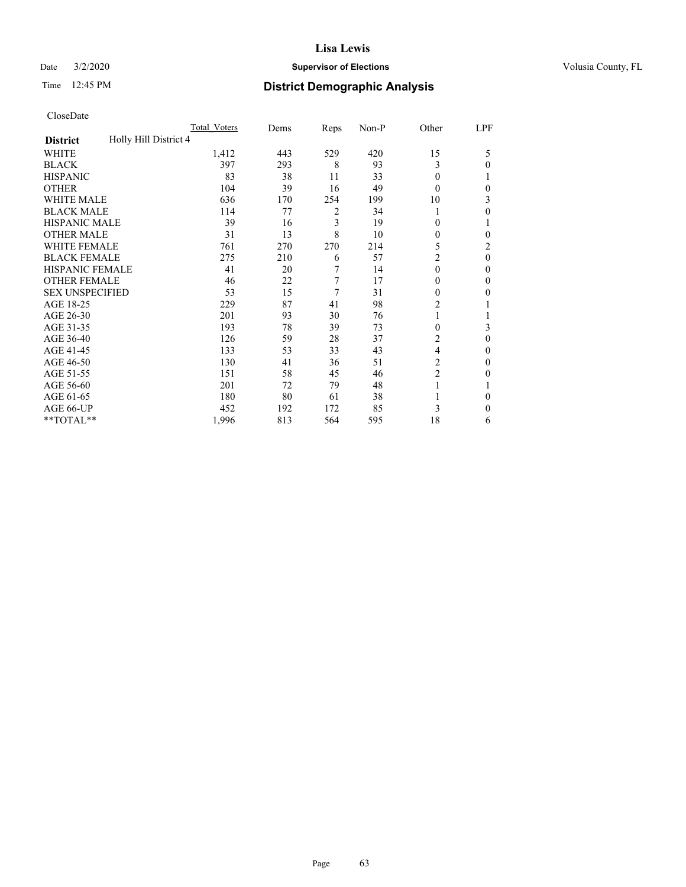# Lisa Lewis

Date 3/2/2020 **Supervisor of Elections** Volusia County, FL

Time 12:45 PM **District Demographic Analysis**

CloseDate

| | Total Voters | Dems | Reps | Non-P | Other | LPF |
|---|---|---|---|---|---|---|
| **District** Holly Hill District 4 | | | | | | |
| WHITE | 1,412 | 443 | 529 | 420 | 15 | 5 |
| BLACK | 397 | 293 | 8 | 93 | 3 | 0 |
| HISPANIC | 83 | 38 | 11 | 33 | 0 | 1 |
| OTHER | 104 | 39 | 16 | 49 | 0 | 0 |
| WHITE MALE | 636 | 170 | 254 | 199 | 10 | 3 |
| BLACK MALE | 114 | 77 | 2 | 34 | 1 | 0 |
| HISPANIC MALE | 39 | 16 | 3 | 19 | 0 | 1 |
| OTHER MALE | 31 | 13 | 8 | 10 | 0 | 0 |
| WHITE FEMALE | 761 | 270 | 270 | 214 | 5 | 2 |
| BLACK FEMALE | 275 | 210 | 6 | 57 | 2 | 0 |
| HISPANIC FEMALE | 41 | 20 | 7 | 14 | 0 | 0 |
| OTHER FEMALE | 46 | 22 | 7 | 17 | 0 | 0 |
| SEX UNSPECIFIED | 53 | 15 | 7 | 31 | 0 | 0 |
| AGE 18-25 | 229 | 87 | 41 | 98 | 2 | 1 |
| AGE 26-30 | 201 | 93 | 30 | 76 | 1 | 1 |
| AGE 31-35 | 193 | 78 | 39 | 73 | 0 | 3 |
| AGE 36-40 | 126 | 59 | 28 | 37 | 2 | 0 |
| AGE 41-45 | 133 | 53 | 33 | 43 | 4 | 0 |
| AGE 46-50 | 130 | 41 | 36 | 51 | 2 | 0 |
| AGE 51-55 | 151 | 58 | 45 | 46 | 2 | 0 |
| AGE 56-60 | 201 | 72 | 79 | 48 | 1 | 1 |
| AGE 61-65 | 180 | 80 | 61 | 38 | 1 | 0 |
| AGE 66-UP | 452 | 192 | 172 | 85 | 3 | 0 |
| **TOTAL** | 1,996 | 813 | 564 | 595 | 18 | 6 |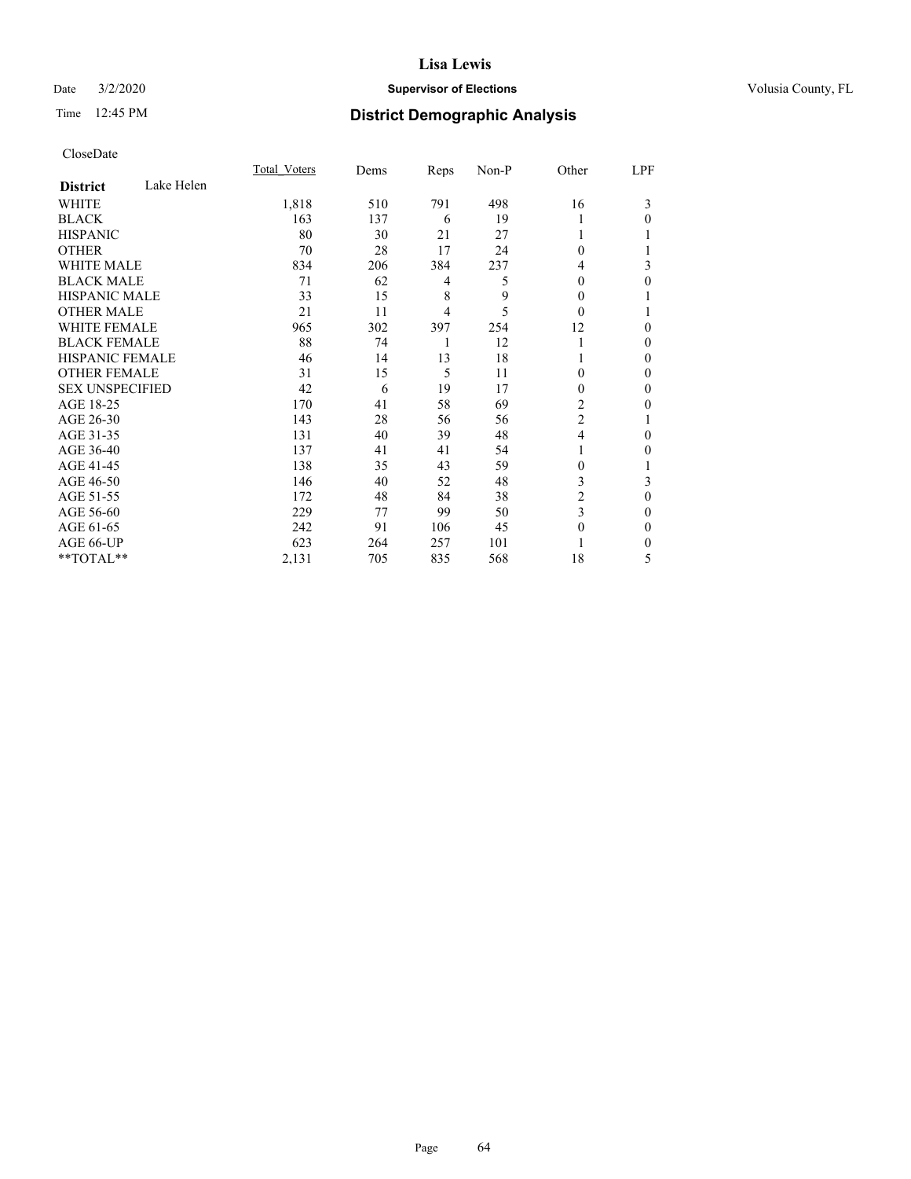# Lisa Lewis

Date 3/2/2020 **Supervisor of Elections** Volusia County, FL

Time 12:45 PM **District Demographic Analysis**

CloseDate

| **District** Lake Helen | Total_Voters | Dems | Reps | Non-P | Other | LPF |
|---|---|---|---|---|---|---|
| WHITE | 1,818 | 510 | 791 | 498 | 16 | 3 |
| BLACK | 163 | 137 | 6 | 19 | 1 | 0 |
| HISPANIC | 80 | 30 | 21 | 27 | 1 | 1 |
| OTHER | 70 | 28 | 17 | 24 | 0 | 1 |
| WHITE MALE | 834 | 206 | 384 | 237 | 4 | 3 |
| BLACK MALE | 71 | 62 | 4 | 5 | 0 | 0 |
| HISPANIC MALE | 33 | 15 | 8 | 9 | 0 | 1 |
| OTHER MALE | 21 | 11 | 4 | 5 | 0 | 1 |
| WHITE FEMALE | 965 | 302 | 397 | 254 | 12 | 0 |
| BLACK FEMALE | 88 | 74 | 1 | 12 | 1 | 0 |
| HISPANIC FEMALE | 46 | 14 | 13 | 18 | 1 | 0 |
| OTHER FEMALE | 31 | 15 | 5 | 11 | 0 | 0 |
| SEX UNSPECIFIED | 42 | 6 | 19 | 17 | 0 | 0 |
| AGE 18-25 | 170 | 41 | 58 | 69 | 2 | 0 |
| AGE 26-30 | 143 | 28 | 56 | 56 | 2 | 1 |
| AGE 31-35 | 131 | 40 | 39 | 48 | 4 | 0 |
| AGE 36-40 | 137 | 41 | 41 | 54 | 1 | 0 |
| AGE 41-45 | 138 | 35 | 43 | 59 | 0 | 1 |
| AGE 46-50 | 146 | 40 | 52 | 48 | 3 | 3 |
| AGE 51-55 | 172 | 48 | 84 | 38 | 2 | 0 |
| AGE 56-60 | 229 | 77 | 99 | 50 | 3 | 0 |
| AGE 61-65 | 242 | 91 | 106 | 45 | 0 | 0 |
| AGE 66-UP | 623 | 264 | 257 | 101 | 1 | 0 |
| **TOTAL** | 2,131 | 705 | 835 | 568 | 18 | 5 |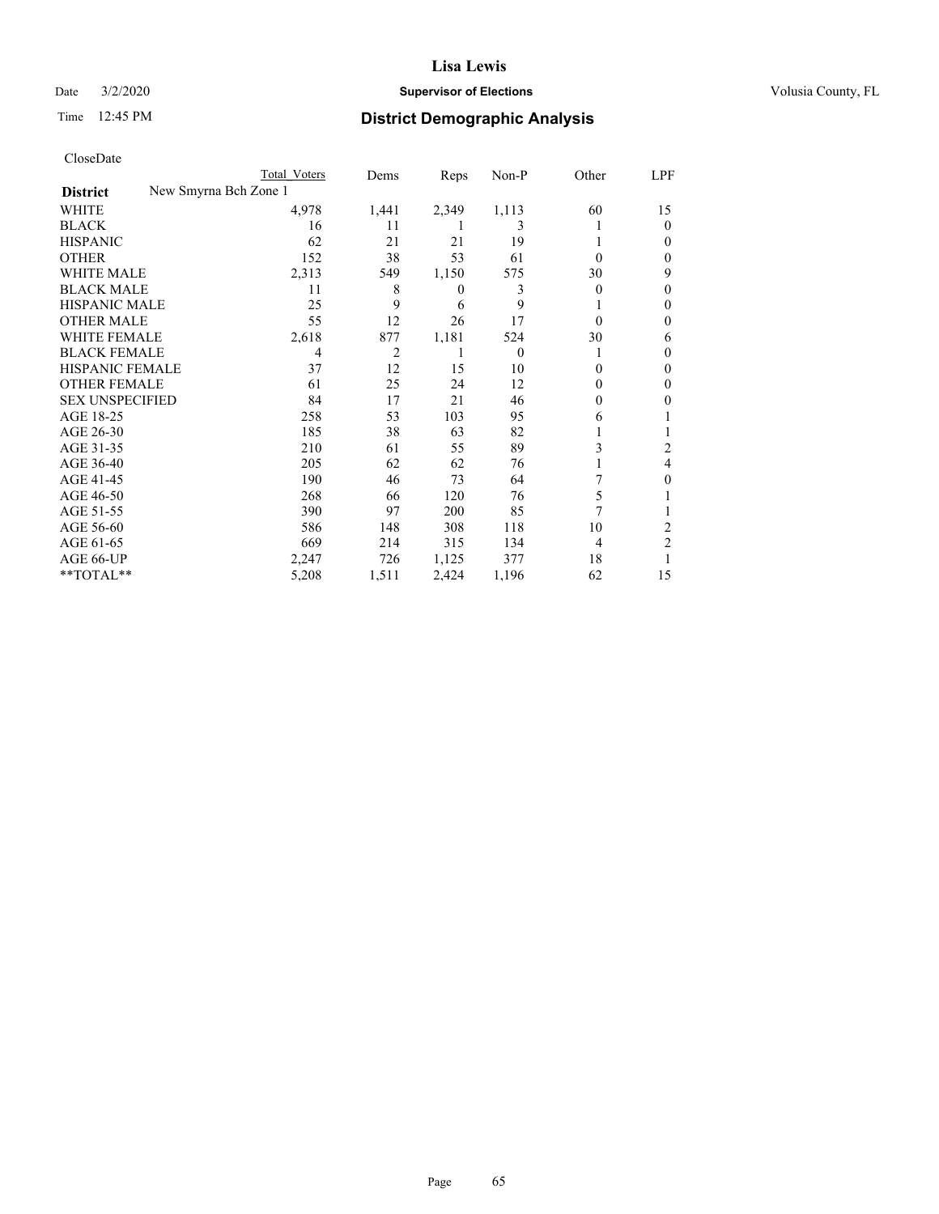# Lisa Lewis

Date 3/2/2020 **Supervisor of Elections** Volusia County, FL

Time 12:45 PM **District Demographic Analysis**

CloseDate

| | Total Voters | Dems | Reps | Non-P | Other | LPF |
|---|---|---|---|---|---|---|
| **District** New Smyrna Bch Zone 1 | | | | | | |
| WHITE | 4,978 | 1,441 | 2,349 | 1,113 | 60 | 15 |
| BLACK | 16 | 11 | 1 | 3 | 1 | 0 |
| HISPANIC | 62 | 21 | 21 | 19 | 1 | 0 |
| OTHER | 152 | 38 | 53 | 61 | 0 | 0 |
| WHITE MALE | 2,313 | 549 | 1,150 | 575 | 30 | 9 |
| BLACK MALE | 11 | 8 | 0 | 3 | 0 | 0 |
| HISPANIC MALE | 25 | 9 | 6 | 9 | 1 | 0 |
| OTHER MALE | 55 | 12 | 26 | 17 | 0 | 0 |
| WHITE FEMALE | 2,618 | 877 | 1,181 | 524 | 30 | 6 |
| BLACK FEMALE | 4 | 2 | 1 | 0 | 1 | 0 |
| HISPANIC FEMALE | 37 | 12 | 15 | 10 | 0 | 0 |
| OTHER FEMALE | 61 | 25 | 24 | 12 | 0 | 0 |
| SEX UNSPECIFIED | 84 | 17 | 21 | 46 | 0 | 0 |
| AGE 18-25 | 258 | 53 | 103 | 95 | 6 | 1 |
| AGE 26-30 | 185 | 38 | 63 | 82 | 1 | 1 |
| AGE 31-35 | 210 | 61 | 55 | 89 | 3 | 2 |
| AGE 36-40 | 205 | 62 | 62 | 76 | 1 | 4 |
| AGE 41-45 | 190 | 46 | 73 | 64 | 7 | 0 |
| AGE 46-50 | 268 | 66 | 120 | 76 | 5 | 1 |
| AGE 51-55 | 390 | 97 | 200 | 85 | 7 | 1 |
| AGE 56-60 | 586 | 148 | 308 | 118 | 10 | 2 |
| AGE 61-65 | 669 | 214 | 315 | 134 | 4 | 2 |
| AGE 66-UP | 2,247 | 726 | 1,125 | 377 | 18 | 1 |
| **TOTAL** | 5,208 | 1,511 | 2,424 | 1,196 | 62 | 15 |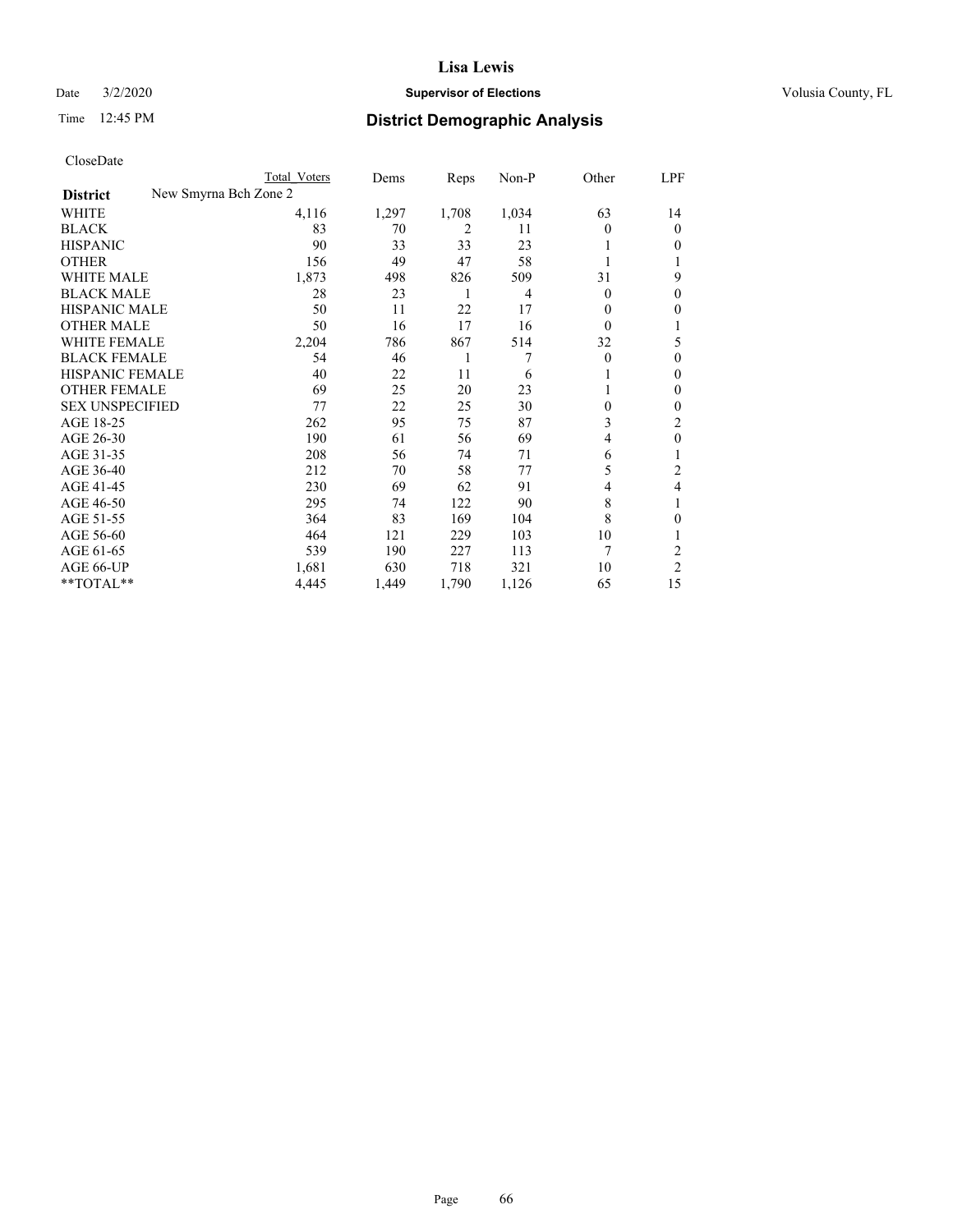CloseDate

| | Total Voters | Dems | Reps | Non-P | Other | LPF |
|---|---|---|---|---|---|---|
| **District** New Smyrna Bch Zone 2 | | | | | | |
| WHITE | 4,116 | 1,297 | 1,708 | 1,034 | 63 | 14 |
| BLACK | 83 | 70 | 2 | 11 | 0 | 0 |
| HISPANIC | 90 | 33 | 33 | 23 | 1 | 0 |
| OTHER | 156 | 49 | 47 | 58 | 1 | 1 |
| WHITE MALE | 1,873 | 498 | 826 | 509 | 31 | 9 |
| BLACK MALE | 28 | 23 | 1 | 4 | 0 | 0 |
| HISPANIC MALE | 50 | 11 | 22 | 17 | 0 | 0 |
| OTHER MALE | 50 | 16 | 17 | 16 | 0 | 1 |
| WHITE FEMALE | 2,204 | 786 | 867 | 514 | 32 | 5 |
| BLACK FEMALE | 54 | 46 | 1 | 7 | 0 | 0 |
| HISPANIC FEMALE | 40 | 22 | 11 | 6 | 1 | 0 |
| OTHER FEMALE | 69 | 25 | 20 | 23 | 1 | 0 |
| SEX UNSPECIFIED | 77 | 22 | 25 | 30 | 0 | 0 |
| AGE 18-25 | 262 | 95 | 75 | 87 | 3 | 2 |
| AGE 26-30 | 190 | 61 | 56 | 69 | 4 | 0 |
| AGE 31-35 | 208 | 56 | 74 | 71 | 6 | 1 |
| AGE 36-40 | 212 | 70 | 58 | 77 | 5 | 2 |
| AGE 41-45 | 230 | 69 | 62 | 91 | 4 | 4 |
| AGE 46-50 | 295 | 74 | 122 | 90 | 8 | 1 |
| AGE 51-55 | 364 | 83 | 169 | 104 | 8 | 0 |
| AGE 56-60 | 464 | 121 | 229 | 103 | 10 | 1 |
| AGE 61-65 | 539 | 190 | 227 | 113 | 7 | 2 |
| AGE 66-UP | 1,681 | 630 | 718 | 321 | 10 | 2 |
| **TOTAL** | 4,445 | 1,449 | 1,790 | 1,126 | 65 | 15 |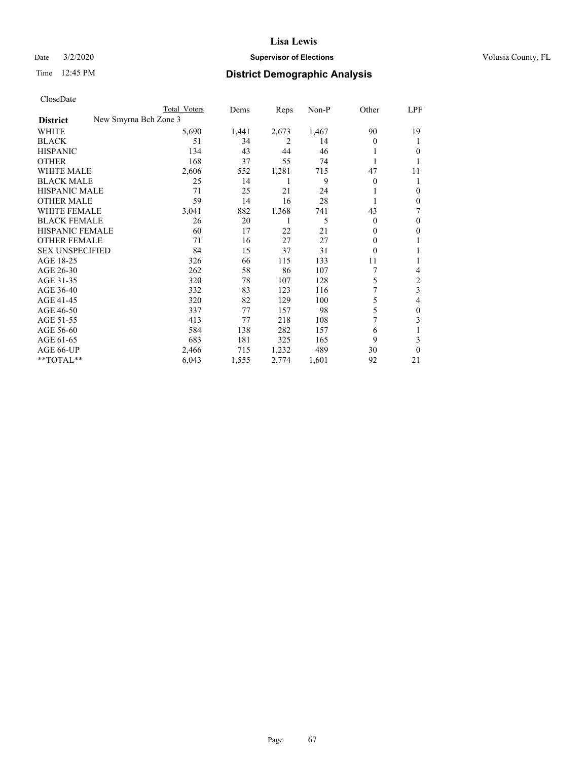**Lisa Lewis**

Date 3/2/2020 **Supervisor of Elections** Volusia County, FL

Time 12:45 PM **District Demographic Analysis**

CloseDate

| **District** New Smyrna Bch Zone 3 | Total Voters | Dems | Reps | Non-P | Other | LPF |
|---|---|---|---|---|---|---|
| WHITE | 5,690 | 1,441 | 2,673 | 1,467 | 90 | 19 |
| BLACK | 51 | 34 | 2 | 14 | 0 | 1 |
| HISPANIC | 134 | 43 | 44 | 46 | 1 | 0 |
| OTHER | 168 | 37 | 55 | 74 | 1 | 1 |
| WHITE MALE | 2,606 | 552 | 1,281 | 715 | 47 | 11 |
| BLACK MALE | 25 | 14 | 1 | 9 | 0 | 1 |
| HISPANIC MALE | 71 | 25 | 21 | 24 | 1 | 0 |
| OTHER MALE | 59 | 14 | 16 | 28 | 1 | 0 |
| WHITE FEMALE | 3,041 | 882 | 1,368 | 741 | 43 | 7 |
| BLACK FEMALE | 26 | 20 | 1 | 5 | 0 | 0 |
| HISPANIC FEMALE | 60 | 17 | 22 | 21 | 0 | 0 |
| OTHER FEMALE | 71 | 16 | 27 | 27 | 0 | 1 |
| SEX UNSPECIFIED | 84 | 15 | 37 | 31 | 0 | 1 |
| AGE 18-25 | 326 | 66 | 115 | 133 | 11 | 1 |
| AGE 26-30 | 262 | 58 | 86 | 107 | 7 | 4 |
| AGE 31-35 | 320 | 78 | 107 | 128 | 5 | 2 |
| AGE 36-40 | 332 | 83 | 123 | 116 | 7 | 3 |
| AGE 41-45 | 320 | 82 | 129 | 100 | 5 | 4 |
| AGE 46-50 | 337 | 77 | 157 | 98 | 5 | 0 |
| AGE 51-55 | 413 | 77 | 218 | 108 | 7 | 3 |
| AGE 56-60 | 584 | 138 | 282 | 157 | 6 | 1 |
| AGE 61-65 | 683 | 181 | 325 | 165 | 9 | 3 |
| AGE 66-UP | 2,466 | 715 | 1,232 | 489 | 30 | 0 |
| **TOTAL** | 6,043 | 1,555 | 2,774 | 1,601 | 92 | 21 |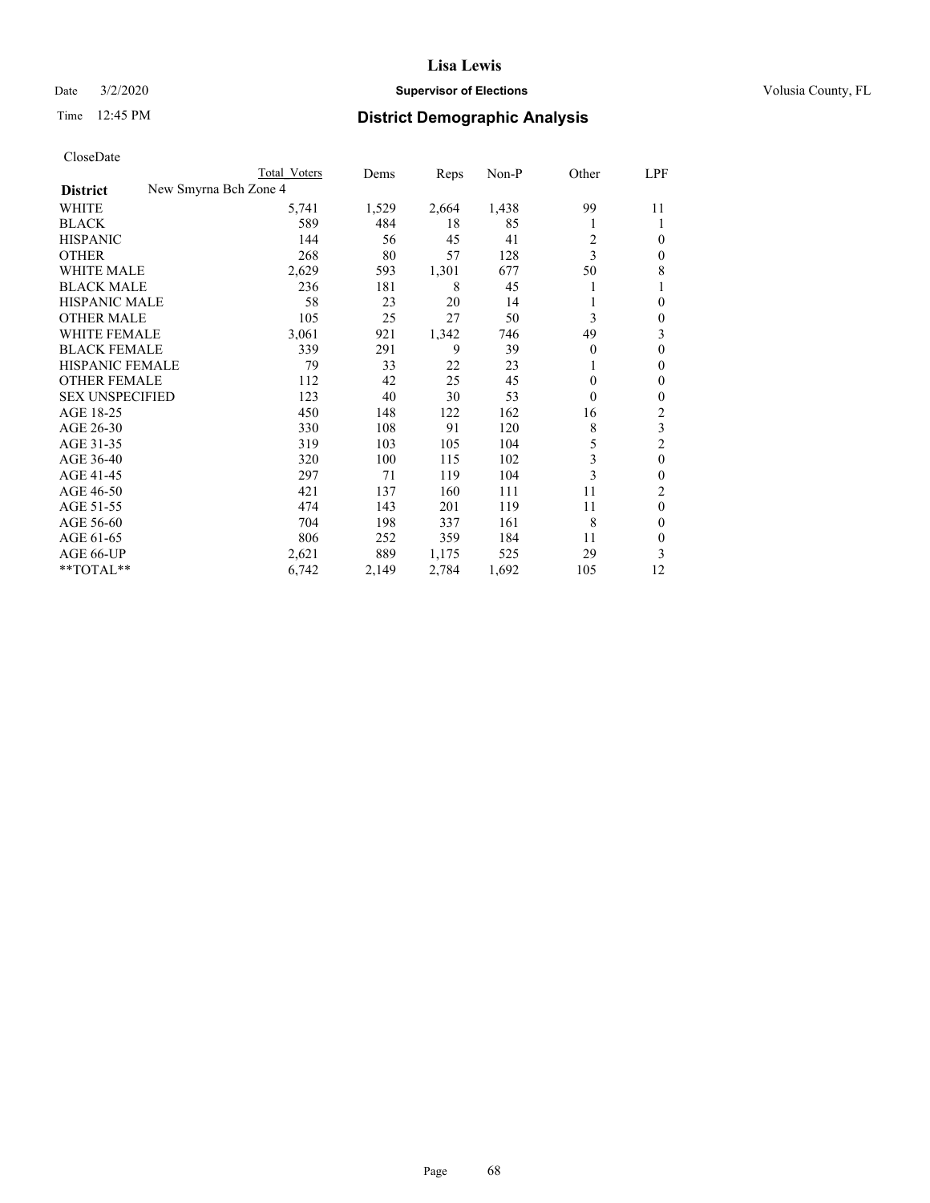# Lisa Lewis

Date 3/2/2020 **Supervisor of Elections** Volusia County, FL

Time 12:45 PM **District Demographic Analysis**

CloseDate

| | Total Voters | Dems | Reps | Non-P | Other | LPF |
|---|---|---|---|---|---|---|
| **District** New Smyrna Bch Zone 4 | | | | | | |
| WHITE | 5,741 | 1,529 | 2,664 | 1,438 | 99 | 11 |
| BLACK | 589 | 484 | 18 | 85 | 1 | 1 |
| HISPANIC | 144 | 56 | 45 | 41 | 2 | 0 |
| OTHER | 268 | 80 | 57 | 128 | 3 | 0 |
| WHITE MALE | 2,629 | 593 | 1,301 | 677 | 50 | 8 |
| BLACK MALE | 236 | 181 | 8 | 45 | 1 | 1 |
| HISPANIC MALE | 58 | 23 | 20 | 14 | 1 | 0 |
| OTHER MALE | 105 | 25 | 27 | 50 | 3 | 0 |
| WHITE FEMALE | 3,061 | 921 | 1,342 | 746 | 49 | 3 |
| BLACK FEMALE | 339 | 291 | 9 | 39 | 0 | 0 |
| HISPANIC FEMALE | 79 | 33 | 22 | 23 | 1 | 0 |
| OTHER FEMALE | 112 | 42 | 25 | 45 | 0 | 0 |
| SEX UNSPECIFIED | 123 | 40 | 30 | 53 | 0 | 0 |
| AGE 18-25 | 450 | 148 | 122 | 162 | 16 | 2 |
| AGE 26-30 | 330 | 108 | 91 | 120 | 8 | 3 |
| AGE 31-35 | 319 | 103 | 105 | 104 | 5 | 2 |
| AGE 36-40 | 320 | 100 | 115 | 102 | 3 | 0 |
| AGE 41-45 | 297 | 71 | 119 | 104 | 3 | 0 |
| AGE 46-50 | 421 | 137 | 160 | 111 | 11 | 2 |
| AGE 51-55 | 474 | 143 | 201 | 119 | 11 | 0 |
| AGE 56-60 | 704 | 198 | 337 | 161 | 8 | 0 |
| AGE 61-65 | 806 | 252 | 359 | 184 | 11 | 0 |
| AGE 66-UP | 2,621 | 889 | 1,175 | 525 | 29 | 3 |
| **TOTAL** | 6,742 | 2,149 | 2,784 | 1,692 | 105 | 12 |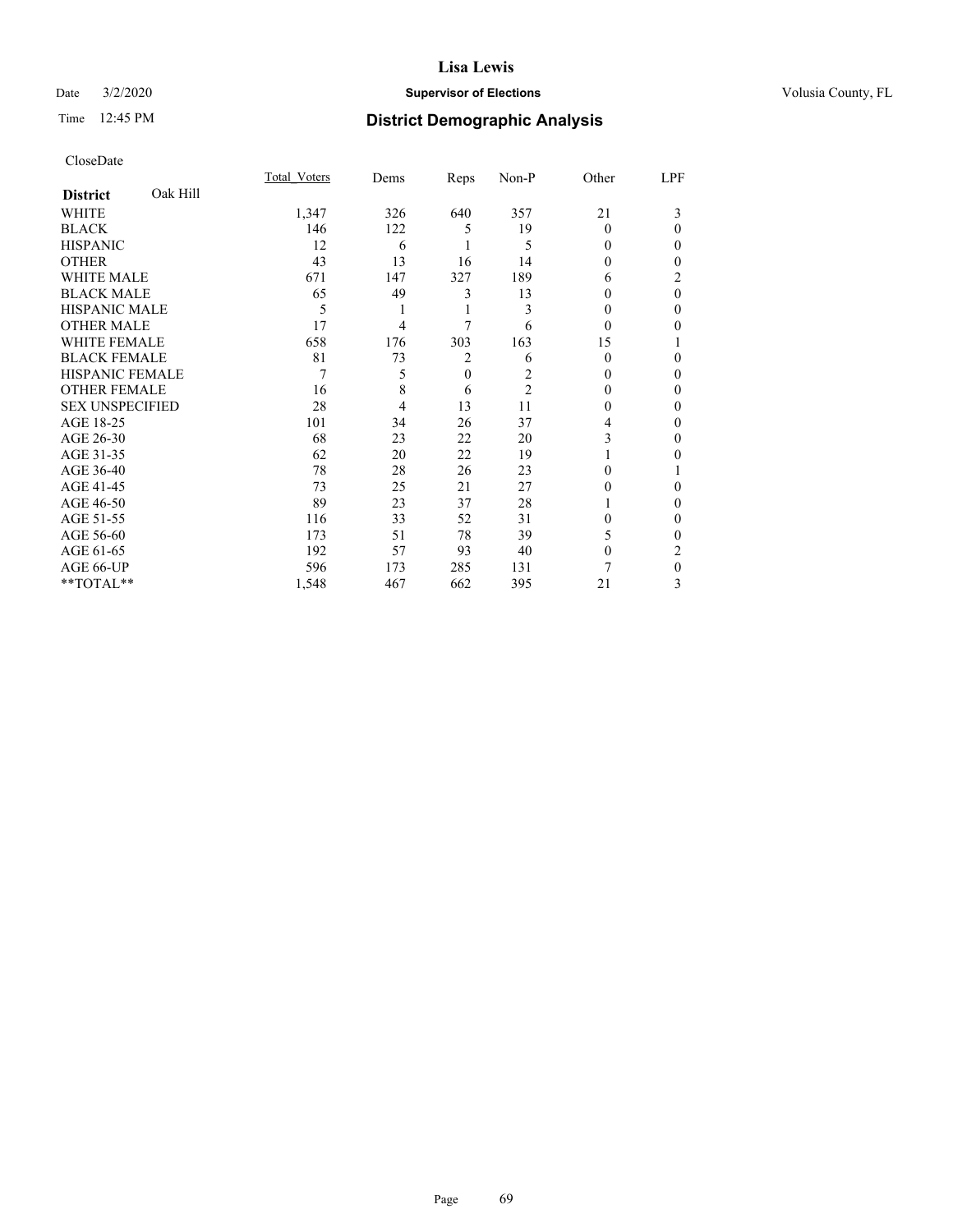CloseDate

| District | Oak Hill | Total_Voters | Dems | Reps | Non-P | Other | LPF |
|---|---|---|---|---|---|---|---|
| WHITE | | 1,347 | 326 | 640 | 357 | 21 | 3 |
| BLACK | | 146 | 122 | 5 | 19 | 0 | 0 |
| HISPANIC | | 12 | 6 | 1 | 5 | 0 | 0 |
| OTHER | | 43 | 13 | 16 | 14 | 0 | 0 |
| WHITE MALE | | 671 | 147 | 327 | 189 | 6 | 2 |
| BLACK MALE | | 65 | 49 | 3 | 13 | 0 | 0 |
| HISPANIC MALE | | 5 | 1 | 1 | 3 | 0 | 0 |
| OTHER MALE | | 17 | 4 | 7 | 6 | 0 | 0 |
| WHITE FEMALE | | 658 | 176 | 303 | 163 | 15 | 1 |
| BLACK FEMALE | | 81 | 73 | 2 | 6 | 0 | 0 |
| HISPANIC FEMALE | | 7 | 5 | 0 | 2 | 0 | 0 |
| OTHER FEMALE | | 16 | 8 | 6 | 2 | 0 | 0 |
| SEX UNSPECIFIED | | 28 | 4 | 13 | 11 | 0 | 0 |
| AGE 18-25 | | 101 | 34 | 26 | 37 | 4 | 0 |
| AGE 26-30 | | 68 | 23 | 22 | 20 | 3 | 0 |
| AGE 31-35 | | 62 | 20 | 22 | 19 | 1 | 0 |
| AGE 36-40 | | 78 | 28 | 26 | 23 | 0 | 1 |
| AGE 41-45 | | 73 | 25 | 21 | 27 | 0 | 0 |
| AGE 46-50 | | 89 | 23 | 37 | 28 | 1 | 0 |
| AGE 51-55 | | 116 | 33 | 52 | 31 | 0 | 0 |
| AGE 56-60 | | 173 | 51 | 78 | 39 | 5 | 0 |
| AGE 61-65 | | 192 | 57 | 93 | 40 | 0 | 2 |
| AGE 66-UP | | 596 | 173 | 285 | 131 | 7 | 0 |
| **TOTAL** | | 1,548 | 467 | 662 | 395 | 21 | 3 |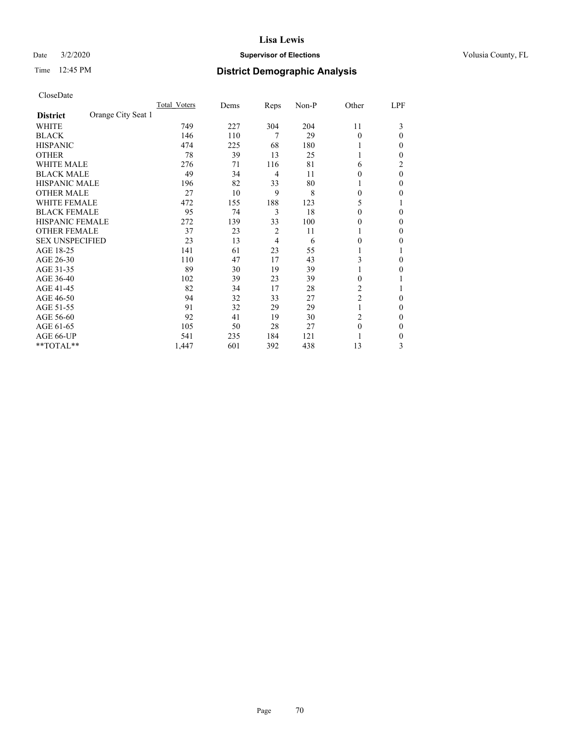**Lisa Lewis**

Date 3/2/2020 **Supervisor of Elections** Volusia County, FL

Time 12:45 PM **District Demographic Analysis**

CloseDate

| **District** Orange City Seat 1 | Total_Voters | Dems | Reps | Non-P | Other | LPF |
|---|---|---|---|---|---|---|
| WHITE | 749 | 227 | 304 | 204 | 11 | 3 |
| BLACK | 146 | 110 | 7 | 29 | 0 | 0 |
| HISPANIC | 474 | 225 | 68 | 180 | 1 | 0 |
| OTHER | 78 | 39 | 13 | 25 | 1 | 0 |
| WHITE MALE | 276 | 71 | 116 | 81 | 6 | 2 |
| BLACK MALE | 49 | 34 | 4 | 11 | 0 | 0 |
| HISPANIC MALE | 196 | 82 | 33 | 80 | 1 | 0 |
| OTHER MALE | 27 | 10 | 9 | 8 | 0 | 0 |
| WHITE FEMALE | 472 | 155 | 188 | 123 | 5 | 1 |
| BLACK FEMALE | 95 | 74 | 3 | 18 | 0 | 0 |
| HISPANIC FEMALE | 272 | 139 | 33 | 100 | 0 | 0 |
| OTHER FEMALE | 37 | 23 | 2 | 11 | 1 | 0 |
| SEX UNSPECIFIED | 23 | 13 | 4 | 6 | 0 | 0 |
| AGE 18-25 | 141 | 61 | 23 | 55 | 1 | 1 |
| AGE 26-30 | 110 | 47 | 17 | 43 | 3 | 0 |
| AGE 31-35 | 89 | 30 | 19 | 39 | 1 | 0 |
| AGE 36-40 | 102 | 39 | 23 | 39 | 0 | 1 |
| AGE 41-45 | 82 | 34 | 17 | 28 | 2 | 1 |
| AGE 46-50 | 94 | 32 | 33 | 27 | 2 | 0 |
| AGE 51-55 | 91 | 32 | 29 | 29 | 1 | 0 |
| AGE 56-60 | 92 | 41 | 19 | 30 | 2 | 0 |
| AGE 61-65 | 105 | 50 | 28 | 27 | 0 | 0 |
| AGE 66-UP | 541 | 235 | 184 | 121 | 1 | 0 |
| **TOTAL** | 1,447 | 601 | 392 | 438 | 13 | 3 |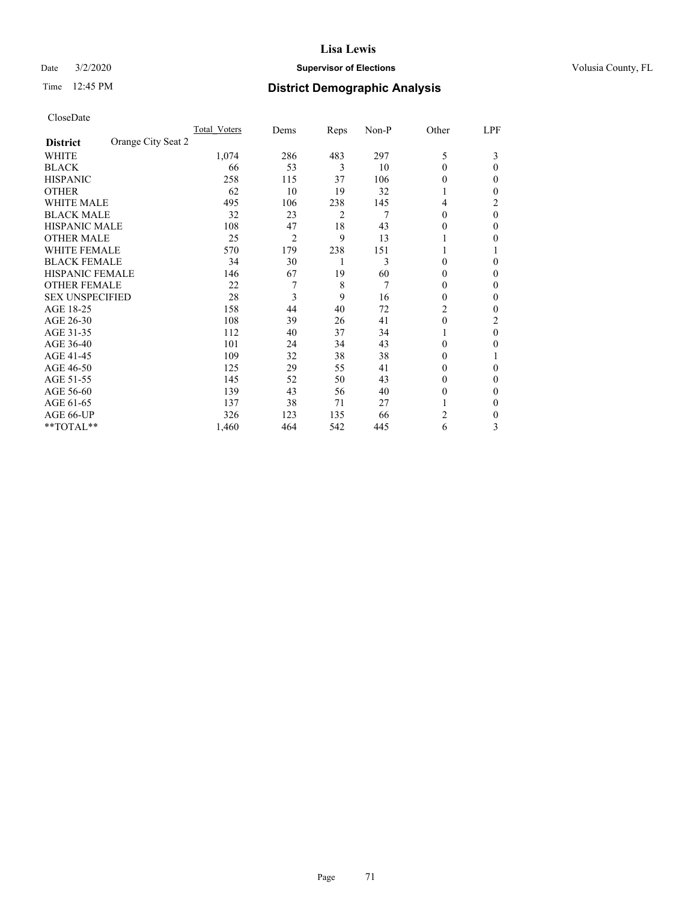**Lisa Lewis**

Date 3/2/2020 **Supervisor of Elections** Volusia County, FL

Time 12:45 PM **District Demographic Analysis**

CloseDate

| **District** Orange City Seat 2 | Total_Voters | Dems | Reps | Non-P | Other | LPF |
|---|---|---|---|---|---|---|
| WHITE | 1,074 | 286 | 483 | 297 | 5 | 3 |
| BLACK | 66 | 53 | 3 | 10 | 0 | 0 |
| HISPANIC | 258 | 115 | 37 | 106 | 0 | 0 |
| OTHER | 62 | 10 | 19 | 32 | 1 | 0 |
| WHITE MALE | 495 | 106 | 238 | 145 | 4 | 2 |
| BLACK MALE | 32 | 23 | 2 | 7 | 0 | 0 |
| HISPANIC MALE | 108 | 47 | 18 | 43 | 0 | 0 |
| OTHER MALE | 25 | 2 | 9 | 13 | 1 | 0 |
| WHITE FEMALE | 570 | 179 | 238 | 151 | 1 | 1 |
| BLACK FEMALE | 34 | 30 | 1 | 3 | 0 | 0 |
| HISPANIC FEMALE | 146 | 67 | 19 | 60 | 0 | 0 |
| OTHER FEMALE | 22 | 7 | 8 | 7 | 0 | 0 |
| SEX UNSPECIFIED | 28 | 3 | 9 | 16 | 0 | 0 |
| AGE 18-25 | 158 | 44 | 40 | 72 | 2 | 0 |
| AGE 26-30 | 108 | 39 | 26 | 41 | 0 | 2 |
| AGE 31-35 | 112 | 40 | 37 | 34 | 1 | 0 |
| AGE 36-40 | 101 | 24 | 34 | 43 | 0 | 0 |
| AGE 41-45 | 109 | 32 | 38 | 38 | 0 | 1 |
| AGE 46-50 | 125 | 29 | 55 | 41 | 0 | 0 |
| AGE 51-55 | 145 | 52 | 50 | 43 | 0 | 0 |
| AGE 56-60 | 139 | 43 | 56 | 40 | 0 | 0 |
| AGE 61-65 | 137 | 38 | 71 | 27 | 1 | 0 |
| AGE 66-UP | 326 | 123 | 135 | 66 | 2 | 0 |
| **TOTAL** | 1,460 | 464 | 542 | 445 | 6 | 3 |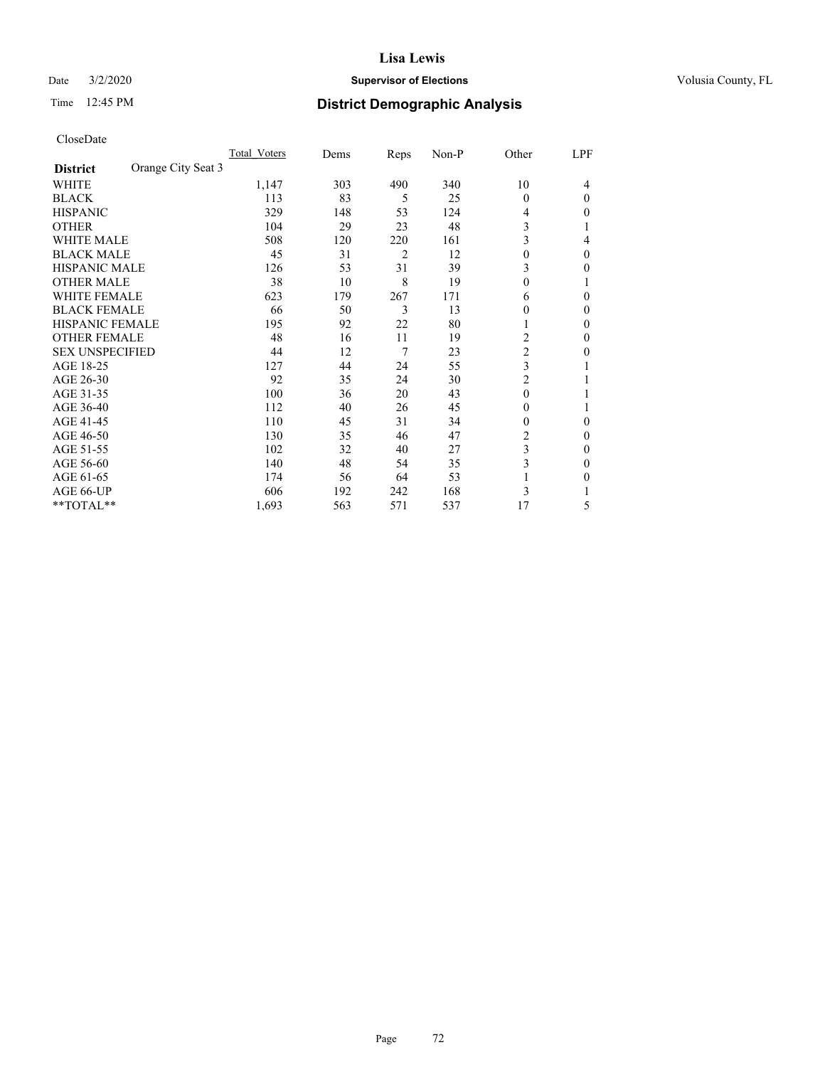# Lisa Lewis

Date 3/2/2020 **Supervisor of Elections** Volusia County, FL

Time 12:45 PM **District Demographic Analysis**

CloseDate

| **District** Orange City Seat 3 | Total Voters | Dems | Reps | Non-P | Other | LPF |
|---|---|---|---|---|---|---|
| WHITE | 1,147 | 303 | 490 | 340 | 10 | 4 |
| BLACK | 113 | 83 | 5 | 25 | 0 | 0 |
| HISPANIC | 329 | 148 | 53 | 124 | 4 | 0 |
| OTHER | 104 | 29 | 23 | 48 | 3 | 1 |
| WHITE MALE | 508 | 120 | 220 | 161 | 3 | 4 |
| BLACK MALE | 45 | 31 | 2 | 12 | 0 | 0 |
| HISPANIC MALE | 126 | 53 | 31 | 39 | 3 | 0 |
| OTHER MALE | 38 | 10 | 8 | 19 | 0 | 1 |
| WHITE FEMALE | 623 | 179 | 267 | 171 | 6 | 0 |
| BLACK FEMALE | 66 | 50 | 3 | 13 | 0 | 0 |
| HISPANIC FEMALE | 195 | 92 | 22 | 80 | 1 | 0 |
| OTHER FEMALE | 48 | 16 | 11 | 19 | 2 | 0 |
| SEX UNSPECIFIED | 44 | 12 | 7 | 23 | 2 | 0 |
| AGE 18-25 | 127 | 44 | 24 | 55 | 3 | 1 |
| AGE 26-30 | 92 | 35 | 24 | 30 | 2 | 1 |
| AGE 31-35 | 100 | 36 | 20 | 43 | 0 | 1 |
| AGE 36-40 | 112 | 40 | 26 | 45 | 0 | 1 |
| AGE 41-45 | 110 | 45 | 31 | 34 | 0 | 0 |
| AGE 46-50 | 130 | 35 | 46 | 47 | 2 | 0 |
| AGE 51-55 | 102 | 32 | 40 | 27 | 3 | 0 |
| AGE 56-60 | 140 | 48 | 54 | 35 | 3 | 0 |
| AGE 61-65 | 174 | 56 | 64 | 53 | 1 | 0 |
| AGE 66-UP | 606 | 192 | 242 | 168 | 3 | 1 |
| **TOTAL** | 1,693 | 563 | 571 | 537 | 17 | 5 |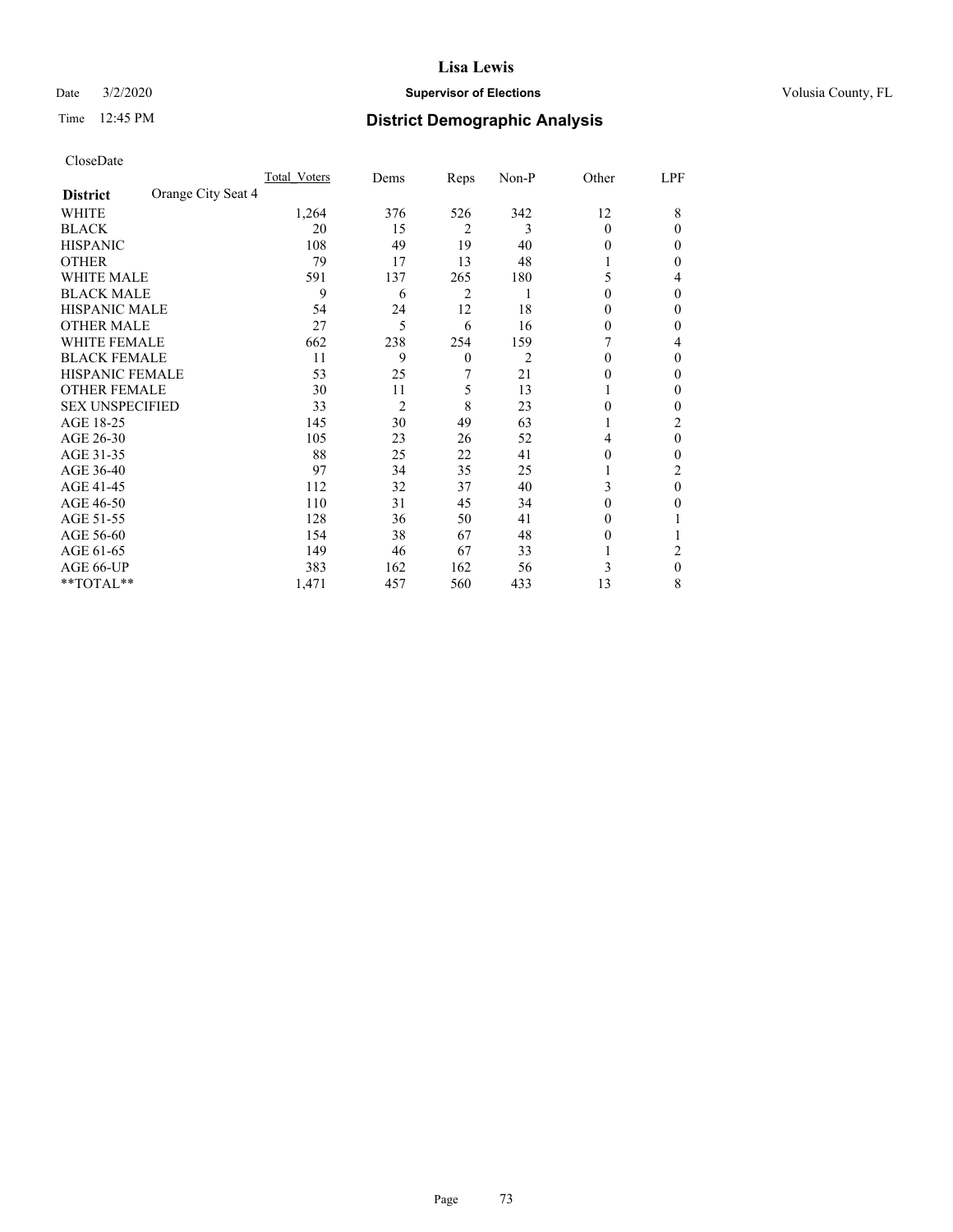# Lisa Lewis

Date 3/2/2020 **Supervisor of Elections** Volusia County, FL

Time 12:45 PM **District Demographic Analysis**

CloseDate

| **District** Orange City Seat 4 | Total_Voters | Dems | Reps | Non-P | Other | LPF |
|---|---|---|---|---|---|---|
| WHITE | 1,264 | 376 | 526 | 342 | 12 | 8 |
| BLACK | 20 | 15 | 2 | 3 | 0 | 0 |
| HISPANIC | 108 | 49 | 19 | 40 | 0 | 0 |
| OTHER | 79 | 17 | 13 | 48 | 1 | 0 |
| WHITE MALE | 591 | 137 | 265 | 180 | 5 | 4 |
| BLACK MALE | 9 | 6 | 2 | 1 | 0 | 0 |
| HISPANIC MALE | 54 | 24 | 12 | 18 | 0 | 0 |
| OTHER MALE | 27 | 5 | 6 | 16 | 0 | 0 |
| WHITE FEMALE | 662 | 238 | 254 | 159 | 7 | 4 |
| BLACK FEMALE | 11 | 9 | 0 | 2 | 0 | 0 |
| HISPANIC FEMALE | 53 | 25 | 7 | 21 | 0 | 0 |
| OTHER FEMALE | 30 | 11 | 5 | 13 | 1 | 0 |
| SEX UNSPECIFIED | 33 | 2 | 8 | 23 | 0 | 0 |
| AGE 18-25 | 145 | 30 | 49 | 63 | 1 | 2 |
| AGE 26-30 | 105 | 23 | 26 | 52 | 4 | 0 |
| AGE 31-35 | 88 | 25 | 22 | 41 | 0 | 0 |
| AGE 36-40 | 97 | 34 | 35 | 25 | 1 | 2 |
| AGE 41-45 | 112 | 32 | 37 | 40 | 3 | 0 |
| AGE 46-50 | 110 | 31 | 45 | 34 | 0 | 0 |
| AGE 51-55 | 128 | 36 | 50 | 41 | 0 | 1 |
| AGE 56-60 | 154 | 38 | 67 | 48 | 0 | 1 |
| AGE 61-65 | 149 | 46 | 67 | 33 | 1 | 2 |
| AGE 66-UP | 383 | 162 | 162 | 56 | 3 | 0 |
| **TOTAL** | 1,471 | 457 | 560 | 433 | 13 | 8 |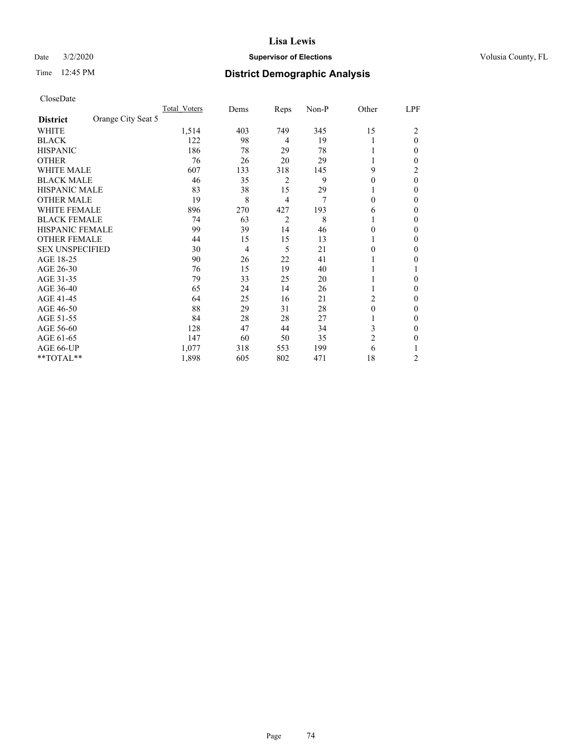# Lisa Lewis

Date 3/2/2020 **Supervisor of Elections** Volusia County, FL

Time 12:45 PM **District Demographic Analysis**

CloseDate

| **District** Orange City Seat 5 | Total Voters | Dems | Reps | Non-P | Other | LPF |
|---|---|---|---|---|---|---|
| WHITE | 1,514 | 403 | 749 | 345 | 15 | 2 |
| BLACK | 122 | 98 | 4 | 19 | 1 | 0 |
| HISPANIC | 186 | 78 | 29 | 78 | 1 | 0 |
| OTHER | 76 | 26 | 20 | 29 | 1 | 0 |
| WHITE MALE | 607 | 133 | 318 | 145 | 9 | 2 |
| BLACK MALE | 46 | 35 | 2 | 9 | 0 | 0 |
| HISPANIC MALE | 83 | 38 | 15 | 29 | 1 | 0 |
| OTHER MALE | 19 | 8 | 4 | 7 | 0 | 0 |
| WHITE FEMALE | 896 | 270 | 427 | 193 | 6 | 0 |
| BLACK FEMALE | 74 | 63 | 2 | 8 | 1 | 0 |
| HISPANIC FEMALE | 99 | 39 | 14 | 46 | 0 | 0 |
| OTHER FEMALE | 44 | 15 | 15 | 13 | 1 | 0 |
| SEX UNSPECIFIED | 30 | 4 | 5 | 21 | 0 | 0 |
| AGE 18-25 | 90 | 26 | 22 | 41 | 1 | 0 |
| AGE 26-30 | 76 | 15 | 19 | 40 | 1 | 1 |
| AGE 31-35 | 79 | 33 | 25 | 20 | 1 | 0 |
| AGE 36-40 | 65 | 24 | 14 | 26 | 1 | 0 |
| AGE 41-45 | 64 | 25 | 16 | 21 | 2 | 0 |
| AGE 46-50 | 88 | 29 | 31 | 28 | 0 | 0 |
| AGE 51-55 | 84 | 28 | 28 | 27 | 1 | 0 |
| AGE 56-60 | 128 | 47 | 44 | 34 | 3 | 0 |
| AGE 61-65 | 147 | 60 | 50 | 35 | 2 | 0 |
| AGE 66-UP | 1,077 | 318 | 553 | 199 | 6 | 1 |
| **TOTAL** | 1,898 | 605 | 802 | 471 | 18 | 2 |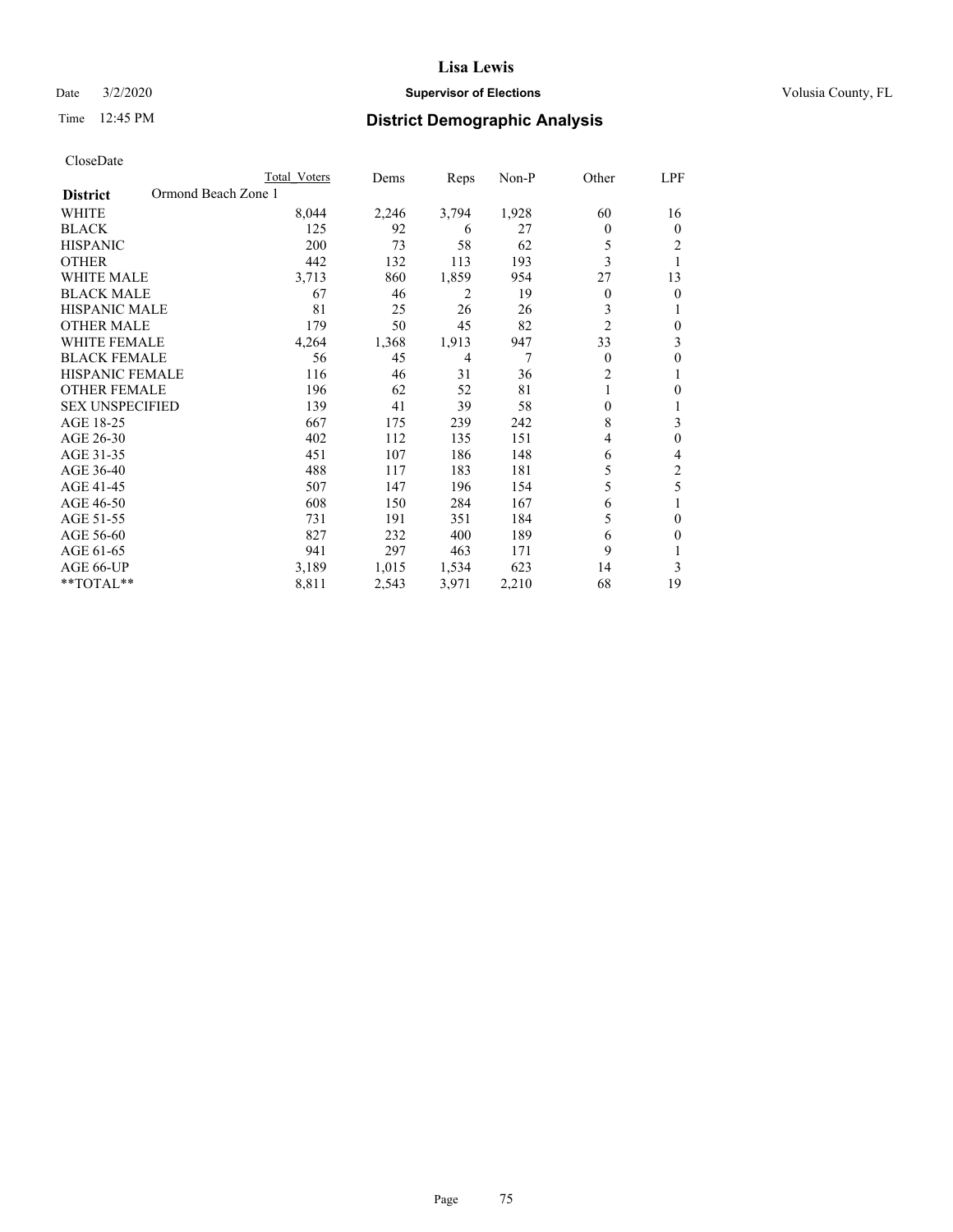# District Demographic Analysis

CloseDate

| | Total Voters | Dems | Reps | Non-P | Other | LPF |
|---|---|---|---|---|---|---|
| **District** Ormond Beach Zone 1 | | | | | | |
| WHITE | 8,044 | 2,246 | 3,794 | 1,928 | 60 | 16 |
| BLACK | 125 | 92 | 6 | 27 | 0 | 0 |
| HISPANIC | 200 | 73 | 58 | 62 | 5 | 2 |
| OTHER | 442 | 132 | 113 | 193 | 3 | 1 |
| WHITE MALE | 3,713 | 860 | 1,859 | 954 | 27 | 13 |
| BLACK MALE | 67 | 46 | 2 | 19 | 0 | 0 |
| HISPANIC MALE | 81 | 25 | 26 | 26 | 3 | 1 |
| OTHER MALE | 179 | 50 | 45 | 82 | 2 | 0 |
| WHITE FEMALE | 4,264 | 1,368 | 1,913 | 947 | 33 | 3 |
| BLACK FEMALE | 56 | 45 | 4 | 7 | 0 | 0 |
| HISPANIC FEMALE | 116 | 46 | 31 | 36 | 2 | 1 |
| OTHER FEMALE | 196 | 62 | 52 | 81 | 1 | 0 |
| SEX UNSPECIFIED | 139 | 41 | 39 | 58 | 0 | 1 |
| AGE 18-25 | 667 | 175 | 239 | 242 | 8 | 3 |
| AGE 26-30 | 402 | 112 | 135 | 151 | 4 | 0 |
| AGE 31-35 | 451 | 107 | 186 | 148 | 6 | 4 |
| AGE 36-40 | 488 | 117 | 183 | 181 | 5 | 2 |
| AGE 41-45 | 507 | 147 | 196 | 154 | 5 | 5 |
| AGE 46-50 | 608 | 150 | 284 | 167 | 6 | 1 |
| AGE 51-55 | 731 | 191 | 351 | 184 | 5 | 0 |
| AGE 56-60 | 827 | 232 | 400 | 189 | 6 | 0 |
| AGE 61-65 | 941 | 297 | 463 | 171 | 9 | 1 |
| AGE 66-UP | 3,189 | 1,015 | 1,534 | 623 | 14 | 3 |
| **TOTAL** | 8,811 | 2,543 | 3,971 | 2,210 | 68 | 19 |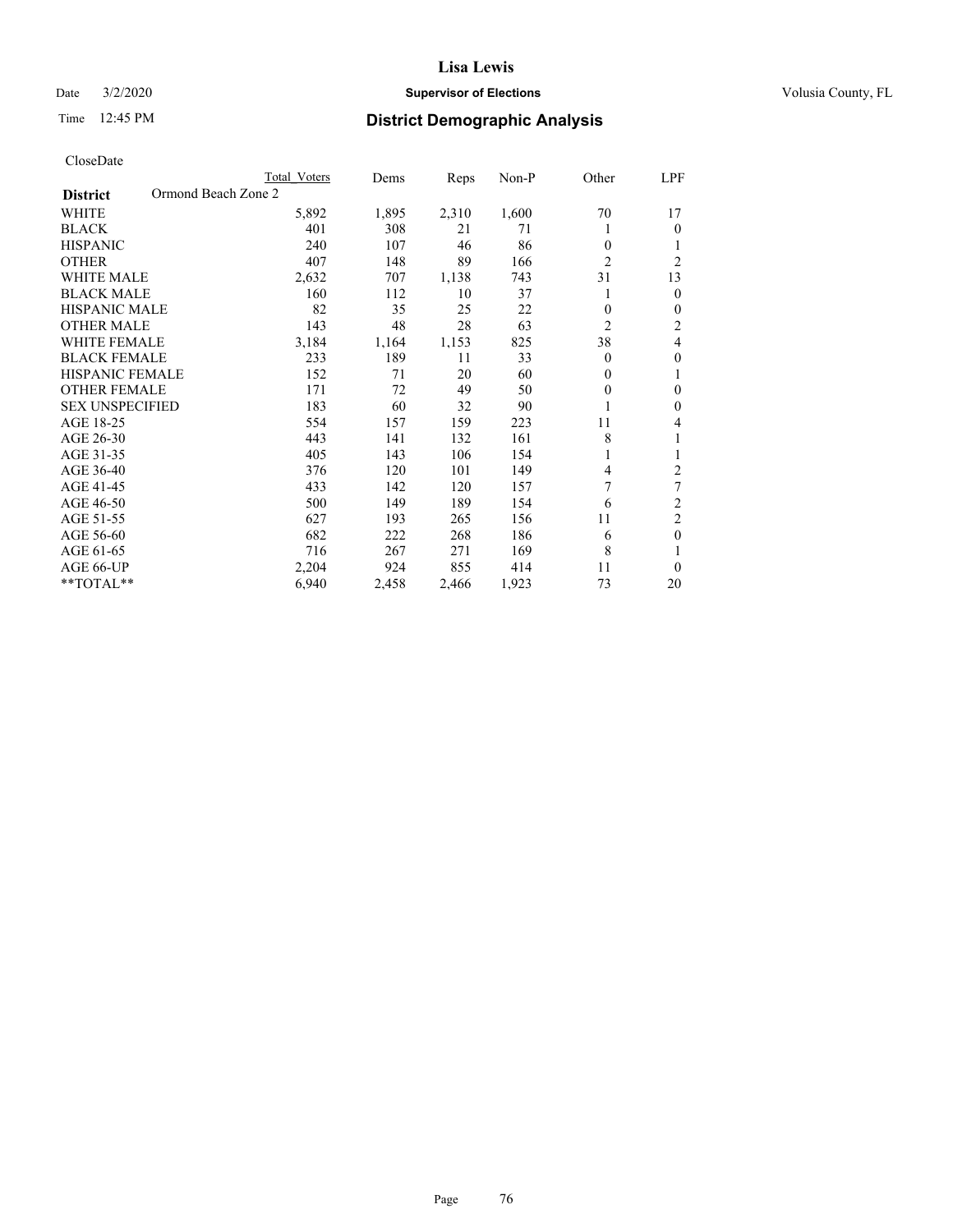CloseDate

| District | Ormond Beach Zone 2 Total Voters | Dems | Reps | Non-P | Other | LPF |
|---|---|---|---|---|---|---|
| WHITE | 5,892 | 1,895 | 2,310 | 1,600 | 70 | 17 |
| BLACK | 401 | 308 | 21 | 71 | 1 | 0 |
| HISPANIC | 240 | 107 | 46 | 86 | 0 | 1 |
| OTHER | 407 | 148 | 89 | 166 | 2 | 2 |
| WHITE MALE | 2,632 | 707 | 1,138 | 743 | 31 | 13 |
| BLACK MALE | 160 | 112 | 10 | 37 | 1 | 0 |
| HISPANIC MALE | 82 | 35 | 25 | 22 | 0 | 0 |
| OTHER MALE | 143 | 48 | 28 | 63 | 2 | 2 |
| WHITE FEMALE | 3,184 | 1,164 | 1,153 | 825 | 38 | 4 |
| BLACK FEMALE | 233 | 189 | 11 | 33 | 0 | 0 |
| HISPANIC FEMALE | 152 | 71 | 20 | 60 | 0 | 1 |
| OTHER FEMALE | 171 | 72 | 49 | 50 | 0 | 0 |
| SEX UNSPECIFIED | 183 | 60 | 32 | 90 | 1 | 0 |
| AGE 18-25 | 554 | 157 | 159 | 223 | 11 | 4 |
| AGE 26-30 | 443 | 141 | 132 | 161 | 8 | 1 |
| AGE 31-35 | 405 | 143 | 106 | 154 | 1 | 1 |
| AGE 36-40 | 376 | 120 | 101 | 149 | 4 | 2 |
| AGE 41-45 | 433 | 142 | 120 | 157 | 7 | 7 |
| AGE 46-50 | 500 | 149 | 189 | 154 | 6 | 2 |
| AGE 51-55 | 627 | 193 | 265 | 156 | 11 | 2 |
| AGE 56-60 | 682 | 222 | 268 | 186 | 6 | 0 |
| AGE 61-65 | 716 | 267 | 271 | 169 | 8 | 1 |
| AGE 66-UP | 2,204 | 924 | 855 | 414 | 11 | 0 |
| **TOTAL** | 6,940 | 2,458 | 2,466 | 1,923 | 73 | 20 |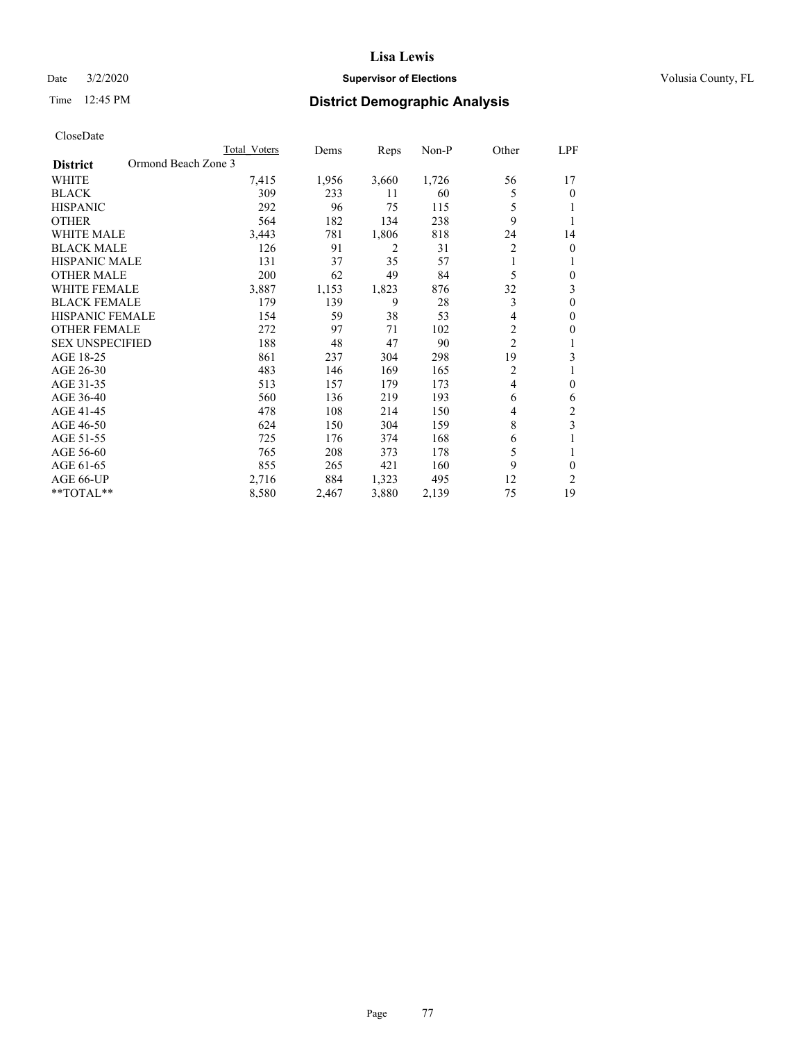# Lisa Lewis

Date 3/2/2020 **Supervisor of Elections** Volusia County, FL

Time 12:45 PM **District Demographic Analysis**

CloseDate

| **District** Ormond Beach Zone 3 | Total Voters | Dems | Reps | Non-P | Other | LPF |
|---|---|---|---|---|---|---|
| WHITE | 7,415 | 1,956 | 3,660 | 1,726 | 56 | 17 |
| BLACK | 309 | 233 | 11 | 60 | 5 | 0 |
| HISPANIC | 292 | 96 | 75 | 115 | 5 | 1 |
| OTHER | 564 | 182 | 134 | 238 | 9 | 1 |
| WHITE MALE | 3,443 | 781 | 1,806 | 818 | 24 | 14 |
| BLACK MALE | 126 | 91 | 2 | 31 | 2 | 0 |
| HISPANIC MALE | 131 | 37 | 35 | 57 | 1 | 1 |
| OTHER MALE | 200 | 62 | 49 | 84 | 5 | 0 |
| WHITE FEMALE | 3,887 | 1,153 | 1,823 | 876 | 32 | 3 |
| BLACK FEMALE | 179 | 139 | 9 | 28 | 3 | 0 |
| HISPANIC FEMALE | 154 | 59 | 38 | 53 | 4 | 0 |
| OTHER FEMALE | 272 | 97 | 71 | 102 | 2 | 0 |
| SEX UNSPECIFIED | 188 | 48 | 47 | 90 | 2 | 1 |
| AGE 18-25 | 861 | 237 | 304 | 298 | 19 | 3 |
| AGE 26-30 | 483 | 146 | 169 | 165 | 2 | 1 |
| AGE 31-35 | 513 | 157 | 179 | 173 | 4 | 0 |
| AGE 36-40 | 560 | 136 | 219 | 193 | 6 | 6 |
| AGE 41-45 | 478 | 108 | 214 | 150 | 4 | 2 |
| AGE 46-50 | 624 | 150 | 304 | 159 | 8 | 3 |
| AGE 51-55 | 725 | 176 | 374 | 168 | 6 | 1 |
| AGE 56-60 | 765 | 208 | 373 | 178 | 5 | 1 |
| AGE 61-65 | 855 | 265 | 421 | 160 | 9 | 0 |
| AGE 66-UP | 2,716 | 884 | 1,323 | 495 | 12 | 2 |
| **TOTAL** | 8,580 | 2,467 | 3,880 | 2,139 | 75 | 19 |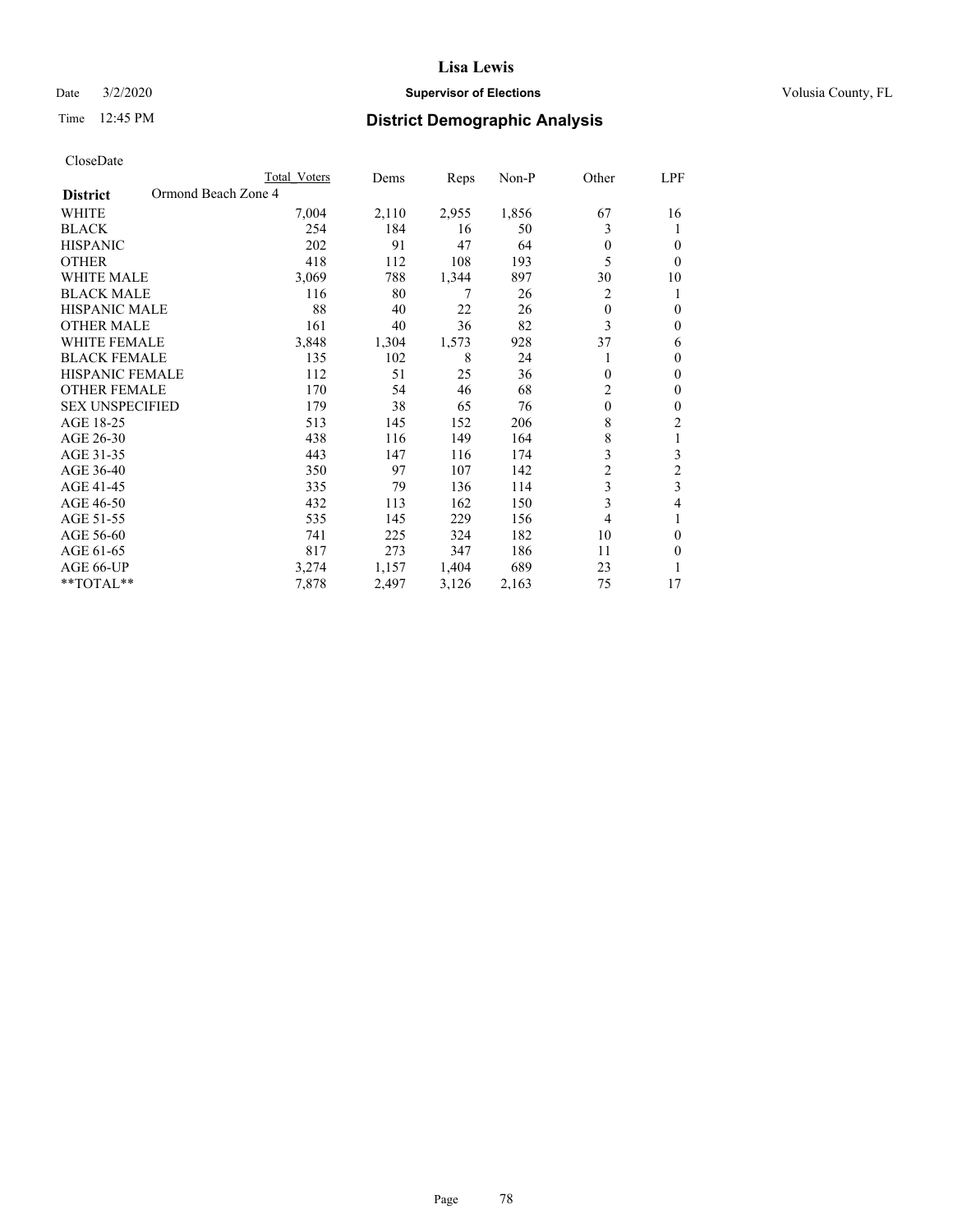# Lisa Lewis

Date 3/2/2020 **Supervisor of Elections** Volusia County, FL

Time 12:45 PM **District Demographic Analysis**

CloseDate

| **District** Ormond Beach Zone 4 | Total Voters | Dems | Reps | Non-P | Other | LPF |
|---|---|---|---|---|---|---|
| WHITE | 7,004 | 2,110 | 2,955 | 1,856 | 67 | 16 |
| BLACK | 254 | 184 | 16 | 50 | 3 | 1 |
| HISPANIC | 202 | 91 | 47 | 64 | 0 | 0 |
| OTHER | 418 | 112 | 108 | 193 | 5 | 0 |
| WHITE MALE | 3,069 | 788 | 1,344 | 897 | 30 | 10 |
| BLACK MALE | 116 | 80 | 7 | 26 | 2 | 1 |
| HISPANIC MALE | 88 | 40 | 22 | 26 | 0 | 0 |
| OTHER MALE | 161 | 40 | 36 | 82 | 3 | 0 |
| WHITE FEMALE | 3,848 | 1,304 | 1,573 | 928 | 37 | 6 |
| BLACK FEMALE | 135 | 102 | 8 | 24 | 1 | 0 |
| HISPANIC FEMALE | 112 | 51 | 25 | 36 | 0 | 0 |
| OTHER FEMALE | 170 | 54 | 46 | 68 | 2 | 0 |
| SEX UNSPECIFIED | 179 | 38 | 65 | 76 | 0 | 0 |
| AGE 18-25 | 513 | 145 | 152 | 206 | 8 | 2 |
| AGE 26-30 | 438 | 116 | 149 | 164 | 8 | 1 |
| AGE 31-35 | 443 | 147 | 116 | 174 | 3 | 3 |
| AGE 36-40 | 350 | 97 | 107 | 142 | 2 | 2 |
| AGE 41-45 | 335 | 79 | 136 | 114 | 3 | 3 |
| AGE 46-50 | 432 | 113 | 162 | 150 | 3 | 4 |
| AGE 51-55 | 535 | 145 | 229 | 156 | 4 | 1 |
| AGE 56-60 | 741 | 225 | 324 | 182 | 10 | 0 |
| AGE 61-65 | 817 | 273 | 347 | 186 | 11 | 0 |
| AGE 66-UP | 3,274 | 1,157 | 1,404 | 689 | 23 | 1 |
| **TOTAL** | 7,878 | 2,497 | 3,126 | 2,163 | 75 | 17 |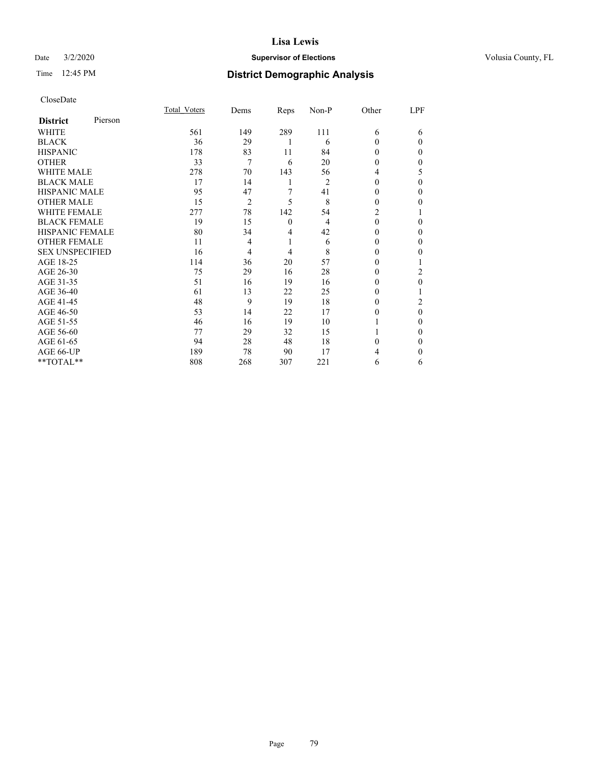# Lisa Lewis

Date 3/2/2020 **Supervisor of Elections** Volusia County, FL

Time 12:45 PM **District Demographic Analysis**

CloseDate

| **District** Pierson | Total_Voters | Dems | Reps | Non-P | Other | LPF |
|---|---|---|---|---|---|---|
| WHITE | 561 | 149 | 289 | 111 | 6 | 6 |
| BLACK | 36 | 29 | 1 | 6 | 0 | 0 |
| HISPANIC | 178 | 83 | 11 | 84 | 0 | 0 |
| OTHER | 33 | 7 | 6 | 20 | 0 | 0 |
| WHITE MALE | 278 | 70 | 143 | 56 | 4 | 5 |
| BLACK MALE | 17 | 14 | 1 | 2 | 0 | 0 |
| HISPANIC MALE | 95 | 47 | 7 | 41 | 0 | 0 |
| OTHER MALE | 15 | 2 | 5 | 8 | 0 | 0 |
| WHITE FEMALE | 277 | 78 | 142 | 54 | 2 | 1 |
| BLACK FEMALE | 19 | 15 | 0 | 4 | 0 | 0 |
| HISPANIC FEMALE | 80 | 34 | 4 | 42 | 0 | 0 |
| OTHER FEMALE | 11 | 4 | 1 | 6 | 0 | 0 |
| SEX UNSPECIFIED | 16 | 4 | 4 | 8 | 0 | 0 |
| AGE 18-25 | 114 | 36 | 20 | 57 | 0 | 1 |
| AGE 26-30 | 75 | 29 | 16 | 28 | 0 | 2 |
| AGE 31-35 | 51 | 16 | 19 | 16 | 0 | 0 |
| AGE 36-40 | 61 | 13 | 22 | 25 | 0 | 1 |
| AGE 41-45 | 48 | 9 | 19 | 18 | 0 | 2 |
| AGE 46-50 | 53 | 14 | 22 | 17 | 0 | 0 |
| AGE 51-55 | 46 | 16 | 19 | 10 | 1 | 0 |
| AGE 56-60 | 77 | 29 | 32 | 15 | 1 | 0 |
| AGE 61-65 | 94 | 28 | 48 | 18 | 0 | 0 |
| AGE 66-UP | 189 | 78 | 90 | 17 | 4 | 0 |
| **TOTAL** | 808 | 268 | 307 | 221 | 6 | 6 |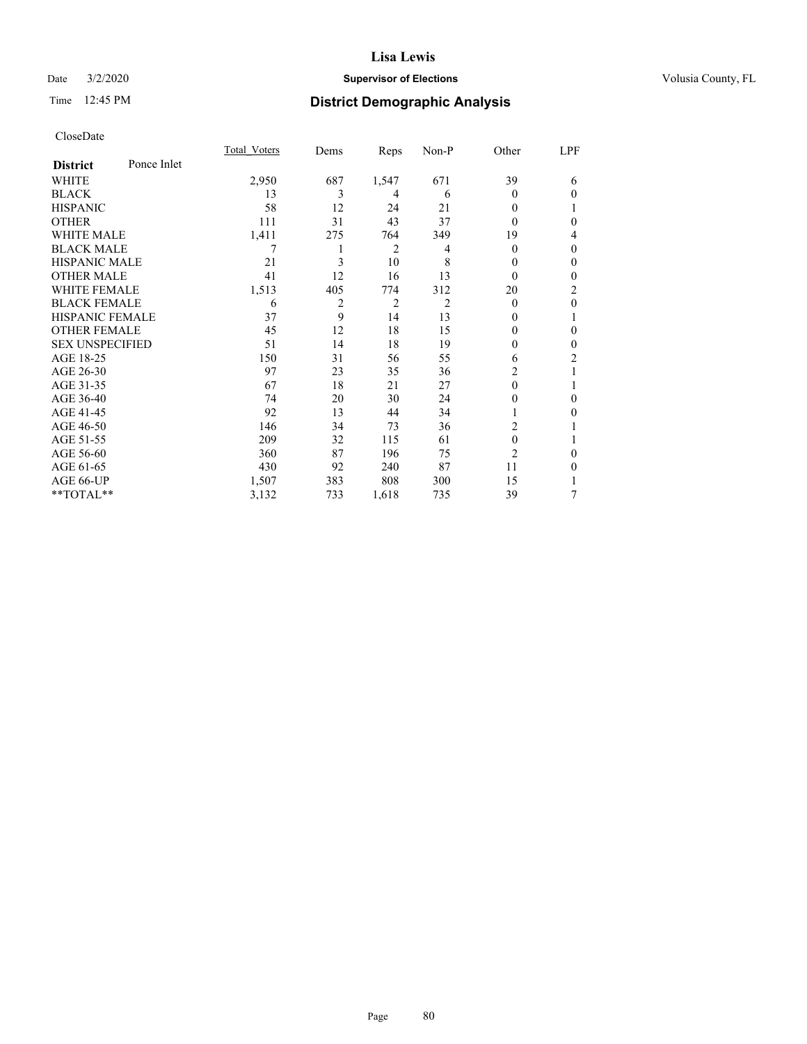**Lisa Lewis**

Date 3/2/2020 **Supervisor of Elections** Volusia County, FL

Time 12:45 PM **District Demographic Analysis**

CloseDate

| **District** Ponce Inlet | Total_Voters | Dems | Reps | Non-P | Other | LPF |
|---|---|---|---|---|---|---|
| WHITE | 2,950 | 687 | 1,547 | 671 | 39 | 6 |
| BLACK | 13 | 3 | 4 | 6 | 0 | 0 |
| HISPANIC | 58 | 12 | 24 | 21 | 0 | 1 |
| OTHER | 111 | 31 | 43 | 37 | 0 | 0 |
| WHITE MALE | 1,411 | 275 | 764 | 349 | 19 | 4 |
| BLACK MALE | 7 | 1 | 2 | 4 | 0 | 0 |
| HISPANIC MALE | 21 | 3 | 10 | 8 | 0 | 0 |
| OTHER MALE | 41 | 12 | 16 | 13 | 0 | 0 |
| WHITE FEMALE | 1,513 | 405 | 774 | 312 | 20 | 2 |
| BLACK FEMALE | 6 | 2 | 2 | 2 | 0 | 0 |
| HISPANIC FEMALE | 37 | 9 | 14 | 13 | 0 | 1 |
| OTHER FEMALE | 45 | 12 | 18 | 15 | 0 | 0 |
| SEX UNSPECIFIED | 51 | 14 | 18 | 19 | 0 | 0 |
| AGE 18-25 | 150 | 31 | 56 | 55 | 6 | 2 |
| AGE 26-30 | 97 | 23 | 35 | 36 | 2 | 1 |
| AGE 31-35 | 67 | 18 | 21 | 27 | 0 | 1 |
| AGE 36-40 | 74 | 20 | 30 | 24 | 0 | 0 |
| AGE 41-45 | 92 | 13 | 44 | 34 | 1 | 0 |
| AGE 46-50 | 146 | 34 | 73 | 36 | 2 | 1 |
| AGE 51-55 | 209 | 32 | 115 | 61 | 0 | 1 |
| AGE 56-60 | 360 | 87 | 196 | 75 | 2 | 0 |
| AGE 61-65 | 430 | 92 | 240 | 87 | 11 | 0 |
| AGE 66-UP | 1,507 | 383 | 808 | 300 | 15 | 1 |
| **TOTAL** | 3,132 | 733 | 1,618 | 735 | 39 | 7 |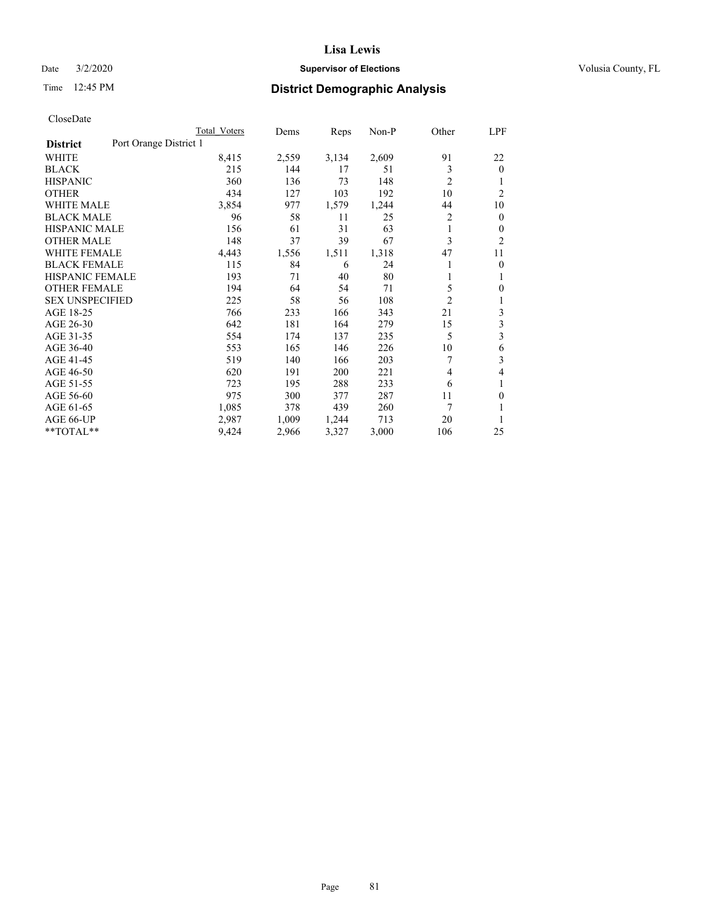# Lisa Lewis

Date 3/2/2020 **Supervisor of Elections** Volusia County, FL

Time 12:45 PM **District Demographic Analysis**

CloseDate

| District | Port Orange District 1 | Total Voters | Dems | Reps | Non-P | Other | LPF |
|---|---|---|---|---|---|---|---|
| WHITE | | 8,415 | 2,559 | 3,134 | 2,609 | 91 | 22 |
| BLACK | | 215 | 144 | 17 | 51 | 3 | 0 |
| HISPANIC | | 360 | 136 | 73 | 148 | 2 | 1 |
| OTHER | | 434 | 127 | 103 | 192 | 10 | 2 |
| WHITE MALE | | 3,854 | 977 | 1,579 | 1,244 | 44 | 10 |
| BLACK MALE | | 96 | 58 | 11 | 25 | 2 | 0 |
| HISPANIC MALE | | 156 | 61 | 31 | 63 | 1 | 0 |
| OTHER MALE | | 148 | 37 | 39 | 67 | 3 | 2 |
| WHITE FEMALE | | 4,443 | 1,556 | 1,511 | 1,318 | 47 | 11 |
| BLACK FEMALE | | 115 | 84 | 6 | 24 | 1 | 0 |
| HISPANIC FEMALE | | 193 | 71 | 40 | 80 | 1 | 1 |
| OTHER FEMALE | | 194 | 64 | 54 | 71 | 5 | 0 |
| SEX UNSPECIFIED | | 225 | 58 | 56 | 108 | 2 | 1 |
| AGE 18-25 | | 766 | 233 | 166 | 343 | 21 | 3 |
| AGE 26-30 | | 642 | 181 | 164 | 279 | 15 | 3 |
| AGE 31-35 | | 554 | 174 | 137 | 235 | 5 | 3 |
| AGE 36-40 | | 553 | 165 | 146 | 226 | 10 | 6 |
| AGE 41-45 | | 519 | 140 | 166 | 203 | 7 | 3 |
| AGE 46-50 | | 620 | 191 | 200 | 221 | 4 | 4 |
| AGE 51-55 | | 723 | 195 | 288 | 233 | 6 | 1 |
| AGE 56-60 | | 975 | 300 | 377 | 287 | 11 | 0 |
| AGE 61-65 | | 1,085 | 378 | 439 | 260 | 7 | 1 |
| AGE 66-UP | | 2,987 | 1,009 | 1,244 | 713 | 20 | 1 |
| **TOTAL** | | 9,424 | 2,966 | 3,327 | 3,000 | 106 | 25 |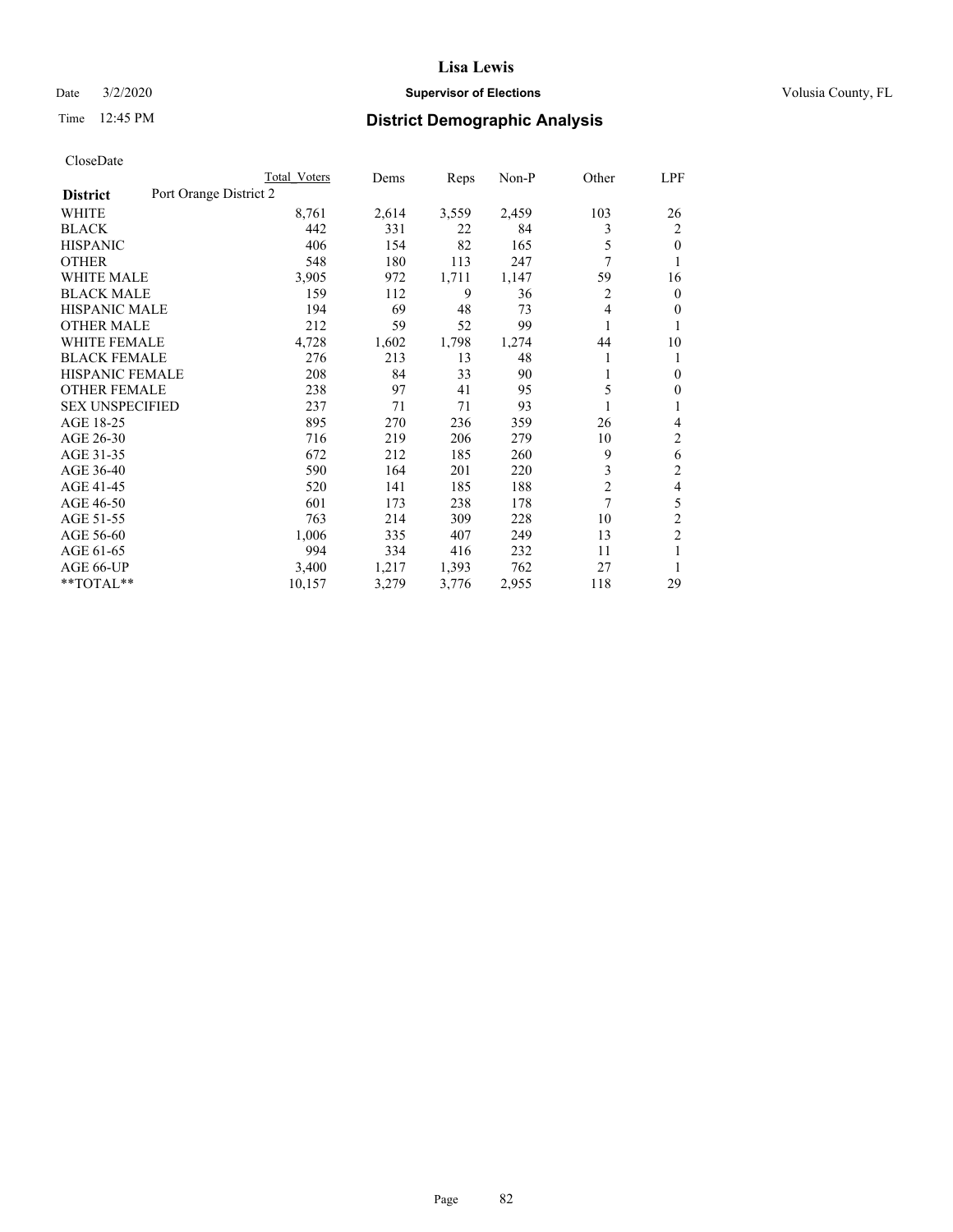CloseDate

| District | Port Orange District 2 | Total Voters | Dems | Reps | Non-P | Other | LPF |
|---|---|---|---|---|---|---|---|
| WHITE | | 8,761 | 2,614 | 3,559 | 2,459 | 103 | 26 |
| BLACK | | 442 | 331 | 22 | 84 | 3 | 2 |
| HISPANIC | | 406 | 154 | 82 | 165 | 5 | 0 |
| OTHER | | 548 | 180 | 113 | 247 | 7 | 1 |
| WHITE MALE | | 3,905 | 972 | 1,711 | 1,147 | 59 | 16 |
| BLACK MALE | | 159 | 112 | 9 | 36 | 2 | 0 |
| HISPANIC MALE | | 194 | 69 | 48 | 73 | 4 | 0 |
| OTHER MALE | | 212 | 59 | 52 | 99 | 1 | 1 |
| WHITE FEMALE | | 4,728 | 1,602 | 1,798 | 1,274 | 44 | 10 |
| BLACK FEMALE | | 276 | 213 | 13 | 48 | 1 | 1 |
| HISPANIC FEMALE | | 208 | 84 | 33 | 90 | 1 | 0 |
| OTHER FEMALE | | 238 | 97 | 41 | 95 | 5 | 0 |
| SEX UNSPECIFIED | | 237 | 71 | 71 | 93 | 1 | 1 |
| AGE 18-25 | | 895 | 270 | 236 | 359 | 26 | 4 |
| AGE 26-30 | | 716 | 219 | 206 | 279 | 10 | 2 |
| AGE 31-35 | | 672 | 212 | 185 | 260 | 9 | 6 |
| AGE 36-40 | | 590 | 164 | 201 | 220 | 3 | 2 |
| AGE 41-45 | | 520 | 141 | 185 | 188 | 2 | 4 |
| AGE 46-50 | | 601 | 173 | 238 | 178 | 7 | 5 |
| AGE 51-55 | | 763 | 214 | 309 | 228 | 10 | 2 |
| AGE 56-60 | | 1,006 | 335 | 407 | 249 | 13 | 2 |
| AGE 61-65 | | 994 | 334 | 416 | 232 | 11 | 1 |
| AGE 66-UP | | 3,400 | 1,217 | 1,393 | 762 | 27 | 1 |
| **TOTAL** | | 10,157 | 3,279 | 3,776 | 2,955 | 118 | 29 |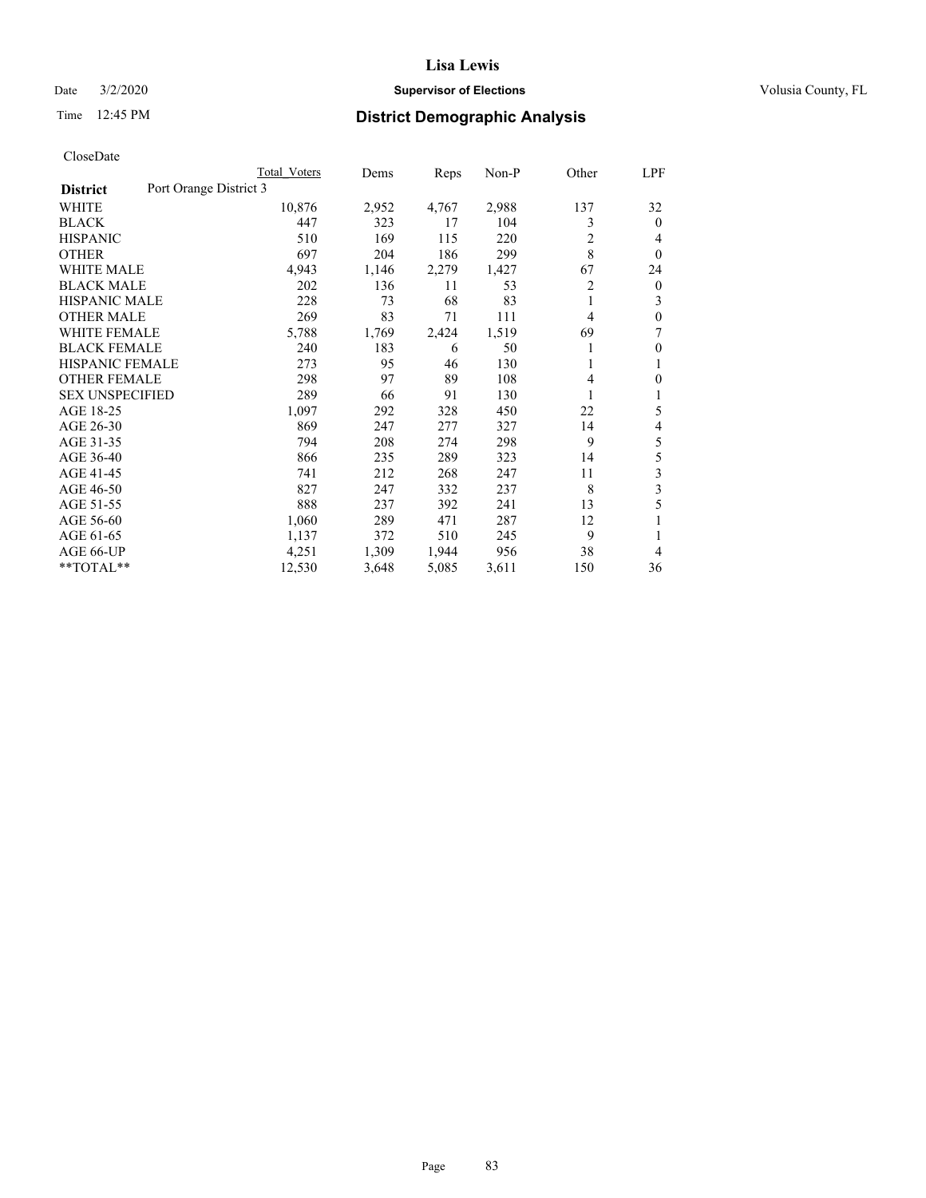# Lisa Lewis

Date 3/2/2020 **Supervisor of Elections** Volusia County, FL

Time 12:45 PM **District Demographic Analysis**

CloseDate

| | Total Voters | Dems | Reps | Non-P | Other | LPF |
|---|---|---|---|---|---|---|
| **District** Port Orange District 3 | | | | | | |
| WHITE | 10,876 | 2,952 | 4,767 | 2,988 | 137 | 32 |
| BLACK | 447 | 323 | 17 | 104 | 3 | 0 |
| HISPANIC | 510 | 169 | 115 | 220 | 2 | 4 |
| OTHER | 697 | 204 | 186 | 299 | 8 | 0 |
| WHITE MALE | 4,943 | 1,146 | 2,279 | 1,427 | 67 | 24 |
| BLACK MALE | 202 | 136 | 11 | 53 | 2 | 0 |
| HISPANIC MALE | 228 | 73 | 68 | 83 | 1 | 3 |
| OTHER MALE | 269 | 83 | 71 | 111 | 4 | 0 |
| WHITE FEMALE | 5,788 | 1,769 | 2,424 | 1,519 | 69 | 7 |
| BLACK FEMALE | 240 | 183 | 6 | 50 | 1 | 0 |
| HISPANIC FEMALE | 273 | 95 | 46 | 130 | 1 | 1 |
| OTHER FEMALE | 298 | 97 | 89 | 108 | 4 | 0 |
| SEX UNSPECIFIED | 289 | 66 | 91 | 130 | 1 | 1 |
| AGE 18-25 | 1,097 | 292 | 328 | 450 | 22 | 5 |
| AGE 26-30 | 869 | 247 | 277 | 327 | 14 | 4 |
| AGE 31-35 | 794 | 208 | 274 | 298 | 9 | 5 |
| AGE 36-40 | 866 | 235 | 289 | 323 | 14 | 5 |
| AGE 41-45 | 741 | 212 | 268 | 247 | 11 | 3 |
| AGE 46-50 | 827 | 247 | 332 | 237 | 8 | 3 |
| AGE 51-55 | 888 | 237 | 392 | 241 | 13 | 5 |
| AGE 56-60 | 1,060 | 289 | 471 | 287 | 12 | 1 |
| AGE 61-65 | 1,137 | 372 | 510 | 245 | 9 | 1 |
| AGE 66-UP | 4,251 | 1,309 | 1,944 | 956 | 38 | 4 |
| **TOTAL** | 12,530 | 3,648 | 5,085 | 3,611 | 150 | 36 |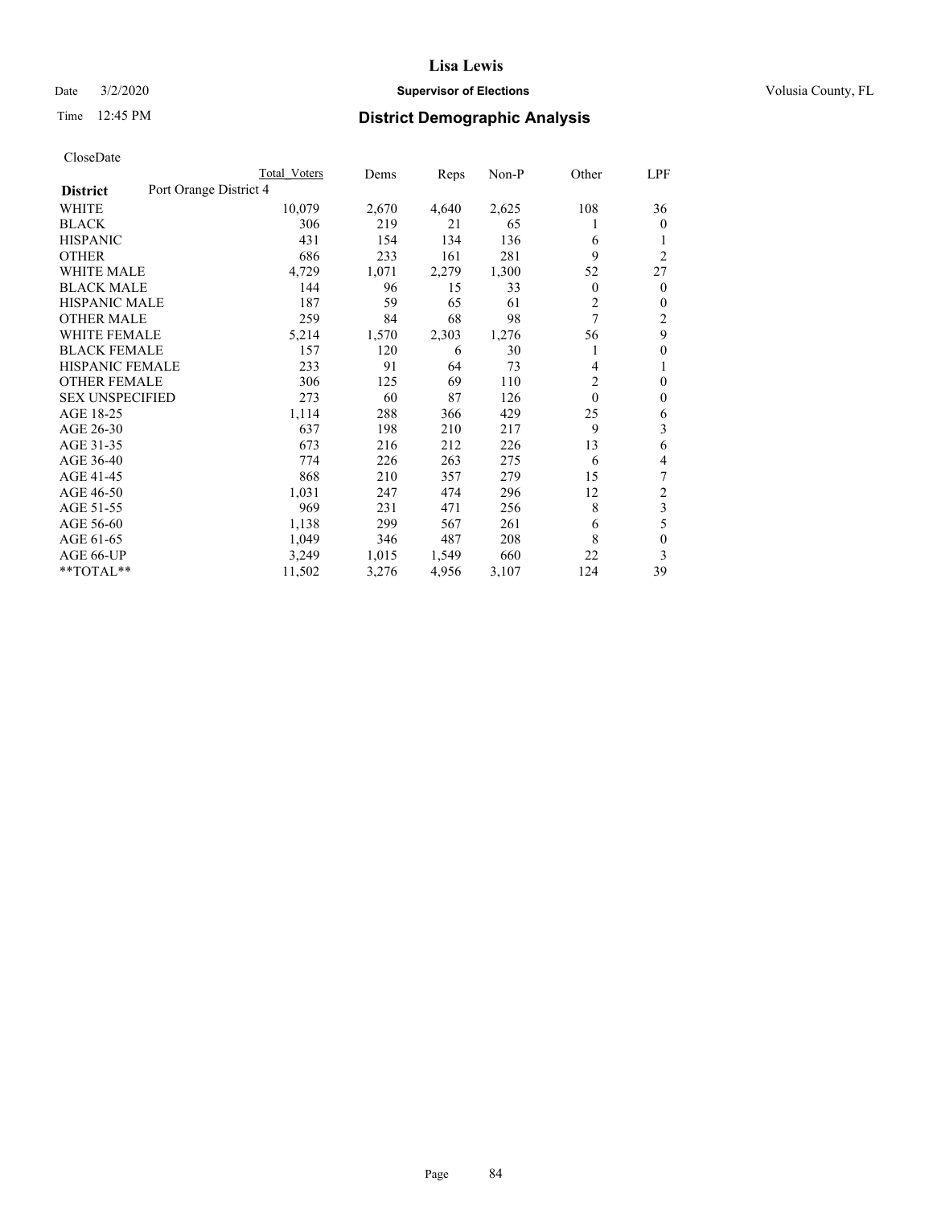**Lisa Lewis**

Date 3/2/2020 **Supervisor of Elections** Volusia County, FL

Time 12:45 PM **District Demographic Analysis**

CloseDate

| | Total Voters | Dems | Reps | Non-P | Other | LPF |
|---|---|---|---|---|---|---|
| **District** Port Orange District 4 | | | | | | |
| WHITE | 10,079 | 2,670 | 4,640 | 2,625 | 108 | 36 |
| BLACK | 306 | 219 | 21 | 65 | 1 | 0 |
| HISPANIC | 431 | 154 | 134 | 136 | 6 | 1 |
| OTHER | 686 | 233 | 161 | 281 | 9 | 2 |
| WHITE MALE | 4,729 | 1,071 | 2,279 | 1,300 | 52 | 27 |
| BLACK MALE | 144 | 96 | 15 | 33 | 0 | 0 |
| HISPANIC MALE | 187 | 59 | 65 | 61 | 2 | 0 |
| OTHER MALE | 259 | 84 | 68 | 98 | 7 | 2 |
| WHITE FEMALE | 5,214 | 1,570 | 2,303 | 1,276 | 56 | 9 |
| BLACK FEMALE | 157 | 120 | 6 | 30 | 1 | 0 |
| HISPANIC FEMALE | 233 | 91 | 64 | 73 | 4 | 1 |
| OTHER FEMALE | 306 | 125 | 69 | 110 | 2 | 0 |
| SEX UNSPECIFIED | 273 | 60 | 87 | 126 | 0 | 0 |
| AGE 18-25 | 1,114 | 288 | 366 | 429 | 25 | 6 |
| AGE 26-30 | 637 | 198 | 210 | 217 | 9 | 3 |
| AGE 31-35 | 673 | 216 | 212 | 226 | 13 | 6 |
| AGE 36-40 | 774 | 226 | 263 | 275 | 6 | 4 |
| AGE 41-45 | 868 | 210 | 357 | 279 | 15 | 7 |
| AGE 46-50 | 1,031 | 247 | 474 | 296 | 12 | 2 |
| AGE 51-55 | 969 | 231 | 471 | 256 | 8 | 3 |
| AGE 56-60 | 1,138 | 299 | 567 | 261 | 6 | 5 |
| AGE 61-65 | 1,049 | 346 | 487 | 208 | 8 | 0 |
| AGE 66-UP | 3,249 | 1,015 | 1,549 | 660 | 22 | 3 |
| **TOTAL** | 11,502 | 3,276 | 4,956 | 3,107 | 124 | 39 |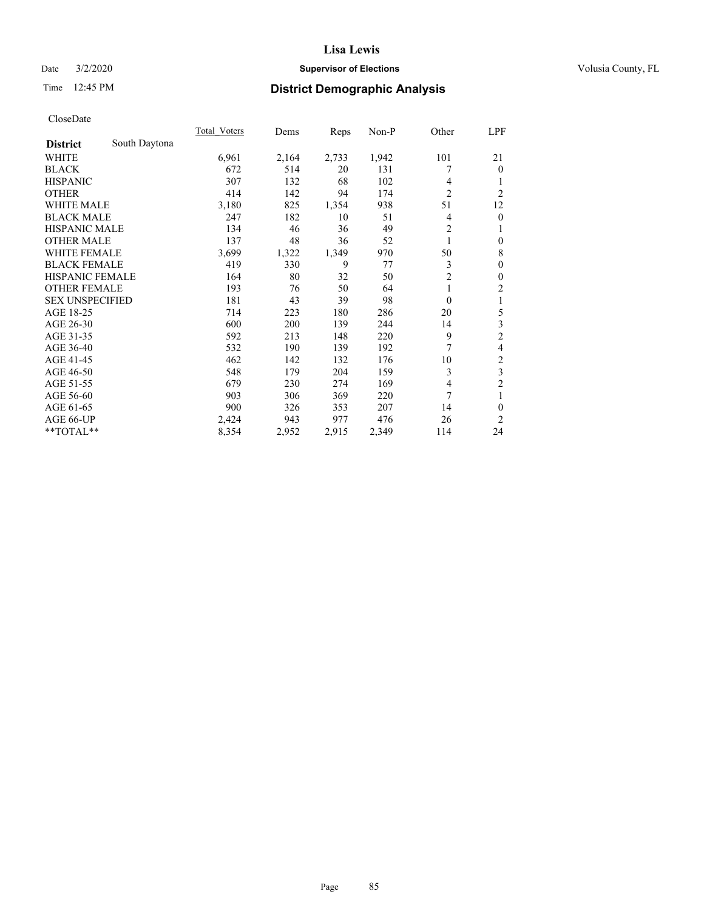# Lisa Lewis

Date 3/2/2020 **Supervisor of Elections** Volusia County, FL

Time 12:45 PM **District Demographic Analysis**

CloseDate

| **District** South Daytona | Total_Voters | Dems | Reps | Non-P | Other | LPF |
|---|---|---|---|---|---|---|
| WHITE | 6,961 | 2,164 | 2,733 | 1,942 | 101 | 21 |
| BLACK | 672 | 514 | 20 | 131 | 7 | 0 |
| HISPANIC | 307 | 132 | 68 | 102 | 4 | 1 |
| OTHER | 414 | 142 | 94 | 174 | 2 | 2 |
| WHITE MALE | 3,180 | 825 | 1,354 | 938 | 51 | 12 |
| BLACK MALE | 247 | 182 | 10 | 51 | 4 | 0 |
| HISPANIC MALE | 134 | 46 | 36 | 49 | 2 | 1 |
| OTHER MALE | 137 | 48 | 36 | 52 | 1 | 0 |
| WHITE FEMALE | 3,699 | 1,322 | 1,349 | 970 | 50 | 8 |
| BLACK FEMALE | 419 | 330 | 9 | 77 | 3 | 0 |
| HISPANIC FEMALE | 164 | 80 | 32 | 50 | 2 | 0 |
| OTHER FEMALE | 193 | 76 | 50 | 64 | 1 | 2 |
| SEX UNSPECIFIED | 181 | 43 | 39 | 98 | 0 | 1 |
| AGE 18-25 | 714 | 223 | 180 | 286 | 20 | 5 |
| AGE 26-30 | 600 | 200 | 139 | 244 | 14 | 3 |
| AGE 31-35 | 592 | 213 | 148 | 220 | 9 | 2 |
| AGE 36-40 | 532 | 190 | 139 | 192 | 7 | 4 |
| AGE 41-45 | 462 | 142 | 132 | 176 | 10 | 2 |
| AGE 46-50 | 548 | 179 | 204 | 159 | 3 | 3 |
| AGE 51-55 | 679 | 230 | 274 | 169 | 4 | 2 |
| AGE 56-60 | 903 | 306 | 369 | 220 | 7 | 1 |
| AGE 61-65 | 900 | 326 | 353 | 207 | 14 | 0 |
| AGE 66-UP | 2,424 | 943 | 977 | 476 | 26 | 2 |
| **TOTAL** | 8,354 | 2,952 | 2,915 | 2,349 | 114 | 24 |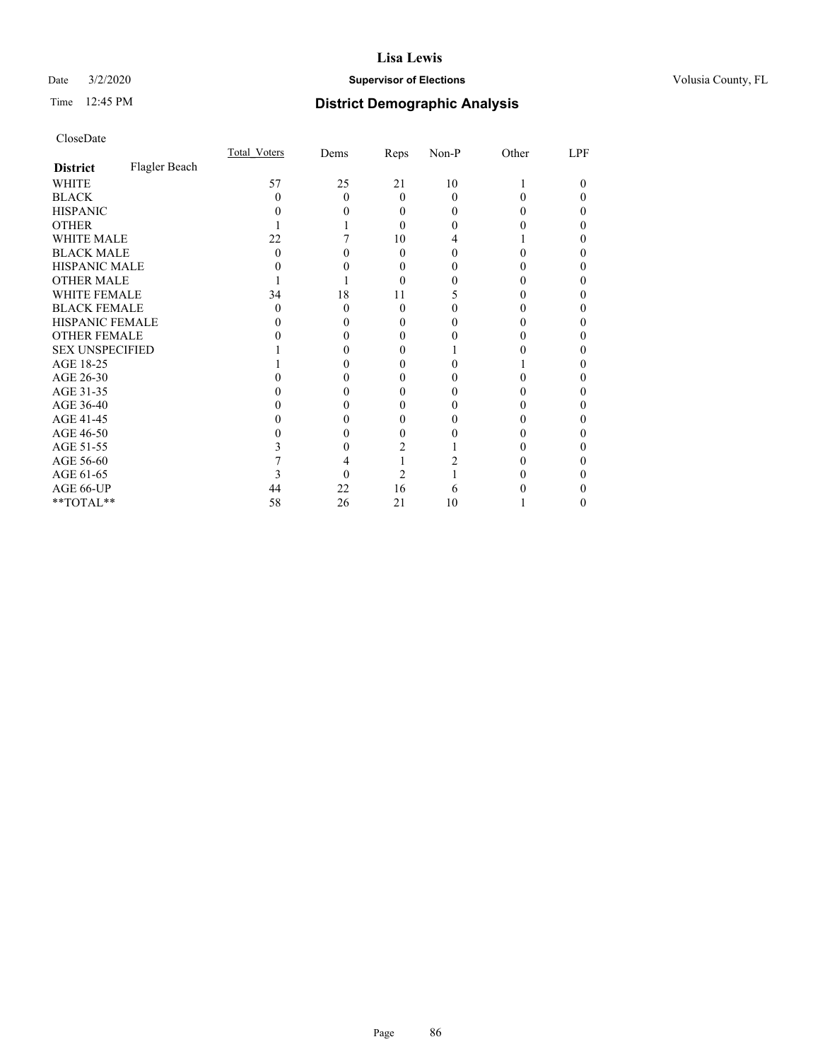# Lisa Lewis

Date 3/2/2020 **Supervisor of Elections** Volusia County, FL

Time 12:45 PM **District Demographic Analysis**

CloseDate

| | Total_Voters | Dems | Reps | Non-P | Other | LPF |
|---|---|---|---|---|---|---|
| **District** Flagler Beach | | | | | | |
| WHITE | 57 | 25 | 21 | 10 | 1 | 0 |
| BLACK | 0 | 0 | 0 | 0 | 0 | 0 |
| HISPANIC | 0 | 0 | 0 | 0 | 0 | 0 |
| OTHER | 1 | 1 | 0 | 0 | 0 | 0 |
| WHITE MALE | 22 | 7 | 10 | 4 | 1 | 0 |
| BLACK MALE | 0 | 0 | 0 | 0 | 0 | 0 |
| HISPANIC MALE | 0 | 0 | 0 | 0 | 0 | 0 |
| OTHER MALE | 1 | 1 | 0 | 0 | 0 | 0 |
| WHITE FEMALE | 34 | 18 | 11 | 5 | 0 | 0 |
| BLACK FEMALE | 0 | 0 | 0 | 0 | 0 | 0 |
| HISPANIC FEMALE | 0 | 0 | 0 | 0 | 0 | 0 |
| OTHER FEMALE | 0 | 0 | 0 | 0 | 0 | 0 |
| SEX UNSPECIFIED | 1 | 0 | 0 | 1 | 0 | 0 |
| AGE 18-25 | 1 | 0 | 0 | 0 | 1 | 0 |
| AGE 26-30 | 0 | 0 | 0 | 0 | 0 | 0 |
| AGE 31-35 | 0 | 0 | 0 | 0 | 0 | 0 |
| AGE 36-40 | 0 | 0 | 0 | 0 | 0 | 0 |
| AGE 41-45 | 0 | 0 | 0 | 0 | 0 | 0 |
| AGE 46-50 | 0 | 0 | 0 | 0 | 0 | 0 |
| AGE 51-55 | 3 | 0 | 2 | 1 | 0 | 0 |
| AGE 56-60 | 7 | 4 | 1 | 2 | 0 | 0 |
| AGE 61-65 | 3 | 0 | 2 | 1 | 0 | 0 |
| AGE 66-UP | 44 | 22 | 16 | 6 | 0 | 0 |
| **TOTAL** | 58 | 26 | 21 | 10 | 1 | 0 |